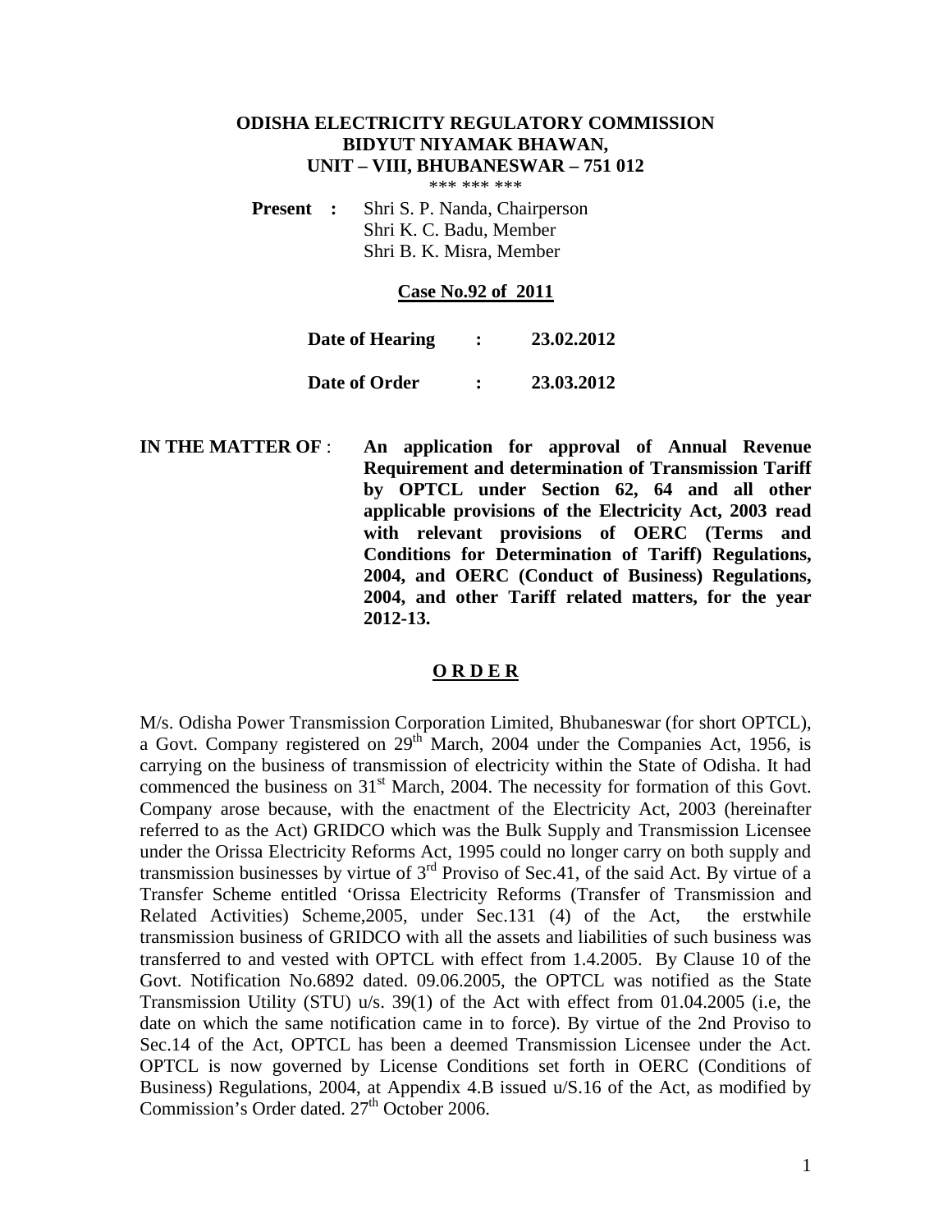# ODISHA ELECTRICITY REGULATORY COMMISSION
## BIDYUT NIYAMAK BHAWAN,
## UNIT – VIII, BHUBANESWAR – 751 012

\*\*\* \*\*\* \*\*\*

**Present :** Shri S. P. Nanda, Chairperson
Shri K. C. Badu, Member
Shri B. K. Misra, Member

**Case No.92 of 2011**

**Date of Hearing : 23.02.2012**

**Date of Order : 23.03.2012**

**IN THE MATTER OF** : **An application for approval of Annual Revenue Requirement and determination of Transmission Tariff by OPTCL under Section 62, 64 and all other applicable provisions of the Electricity Act, 2003 read with relevant provisions of OERC (Terms and Conditions for Determination of Tariff) Regulations, 2004, and OERC (Conduct of Business) Regulations, 2004, and other Tariff related matters, for the year 2012-13.**

## O R D E R

M/s. Odisha Power Transmission Corporation Limited, Bhubaneswar (for short OPTCL), a Govt. Company registered on 29th March, 2004 under the Companies Act, 1956, is carrying on the business of transmission of electricity within the State of Odisha. It had commenced the business on 31st March, 2004. The necessity for formation of this Govt. Company arose because, with the enactment of the Electricity Act, 2003 (hereinafter referred to as the Act) GRIDCO which was the Bulk Supply and Transmission Licensee under the Orissa Electricity Reforms Act, 1995 could no longer carry on both supply and transmission businesses by virtue of 3rd Proviso of Sec.41, of the said Act. By virtue of a Transfer Scheme entitled 'Orissa Electricity Reforms (Transfer of Transmission and Related Activities) Scheme,2005, under Sec.131 (4) of the Act, the erstwhile transmission business of GRIDCO with all the assets and liabilities of such business was transferred to and vested with OPTCL with effect from 1.4.2005. By Clause 10 of the Govt. Notification No.6892 dated. 09.06.2005, the OPTCL was notified as the State Transmission Utility (STU) u/s. 39(1) of the Act with effect from 01.04.2005 (i.e, the date on which the same notification came in to force). By virtue of the 2nd Proviso to Sec.14 of the Act, OPTCL has been a deemed Transmission Licensee under the Act. OPTCL is now governed by License Conditions set forth in OERC (Conditions of Business) Regulations, 2004, at Appendix 4.B issued u/S.16 of the Act, as modified by Commission's Order dated. 27th October 2006.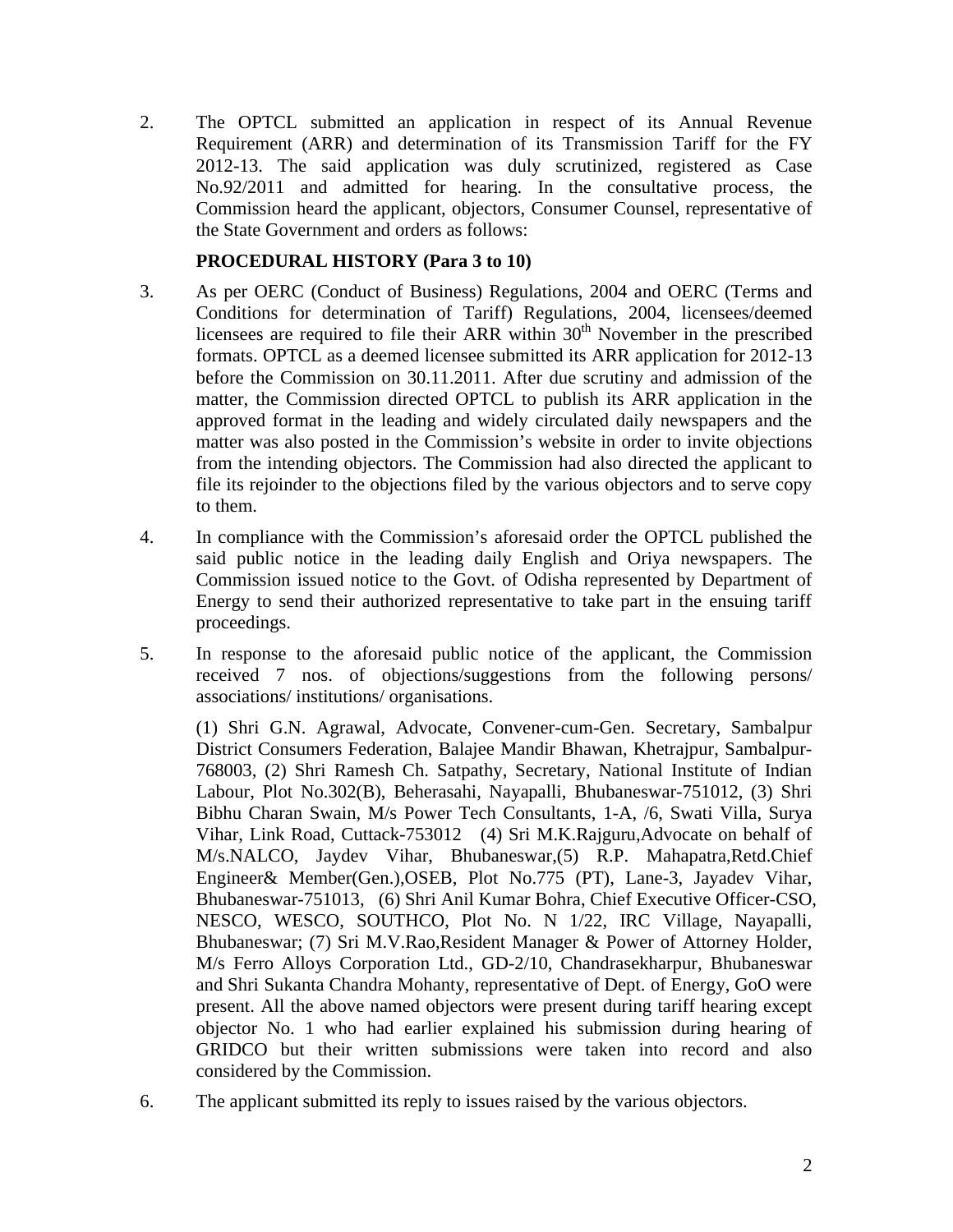2. The OPTCL submitted an application in respect of its Annual Revenue Requirement (ARR) and determination of its Transmission Tariff for the FY 2012-13. The said application was duly scrutinized, registered as Case No.92/2011 and admitted for hearing. In the consultative process, the Commission heard the applicant, objectors, Consumer Counsel, representative of the State Government and orders as follows:

**PROCEDURAL HISTORY (Para 3 to 10)**

3. As per OERC (Conduct of Business) Regulations, 2004 and OERC (Terms and Conditions for determination of Tariff) Regulations, 2004, licensees/deemed licensees are required to file their ARR within 30th November in the prescribed formats. OPTCL as a deemed licensee submitted its ARR application for 2012-13 before the Commission on 30.11.2011. After due scrutiny and admission of the matter, the Commission directed OPTCL to publish its ARR application in the approved format in the leading and widely circulated daily newspapers and the matter was also posted in the Commission's website in order to invite objections from the intending objectors. The Commission had also directed the applicant to file its rejoinder to the objections filed by the various objectors and to serve copy to them.

4. In compliance with the Commission's aforesaid order the OPTCL published the said public notice in the leading daily English and Oriya newspapers. The Commission issued notice to the Govt. of Odisha represented by Department of Energy to send their authorized representative to take part in the ensuing tariff proceedings.

5. In response to the aforesaid public notice of the applicant, the Commission received 7 nos. of objections/suggestions from the following persons/ associations/ institutions/ organisations.

   (1) Shri G.N. Agrawal, Advocate, Convener-cum-Gen. Secretary, Sambalpur District Consumers Federation, Balajee Mandir Bhawan, Khetrajpur, Sambalpur-768003, (2) Shri Ramesh Ch. Satpathy, Secretary, National Institute of Indian Labour, Plot No.302(B), Beherasahi, Nayapalli, Bhubaneswar-751012, (3) Shri Bibhu Charan Swain, M/s Power Tech Consultants, 1-A, /6, Swati Villa, Surya Vihar, Link Road, Cuttack-753012 (4) Sri M.K.Rajguru,Advocate on behalf of M/s.NALCO, Jaydev Vihar, Bhubaneswar,(5) R.P. Mahapatra,Retd.Chief Engineer& Member(Gen.),OSEB, Plot No.775 (PT), Lane-3, Jayadev Vihar, Bhubaneswar-751013, (6) Shri Anil Kumar Bohra, Chief Executive Officer-CSO, NESCO, WESCO, SOUTHCO, Plot No. N 1/22, IRC Village, Nayapalli, Bhubaneswar; (7) Sri M.V.Rao,Resident Manager & Power of Attorney Holder, M/s Ferro Alloys Corporation Ltd., GD-2/10, Chandrasekharpur, Bhubaneswar and Shri Sukanta Chandra Mohanty, representative of Dept. of Energy, GoO were present. All the above named objectors were present during tariff hearing except objector No. 1 who had earlier explained his submission during hearing of GRIDCO but their written submissions were taken into record and also considered by the Commission.

6. The applicant submitted its reply to issues raised by the various objectors.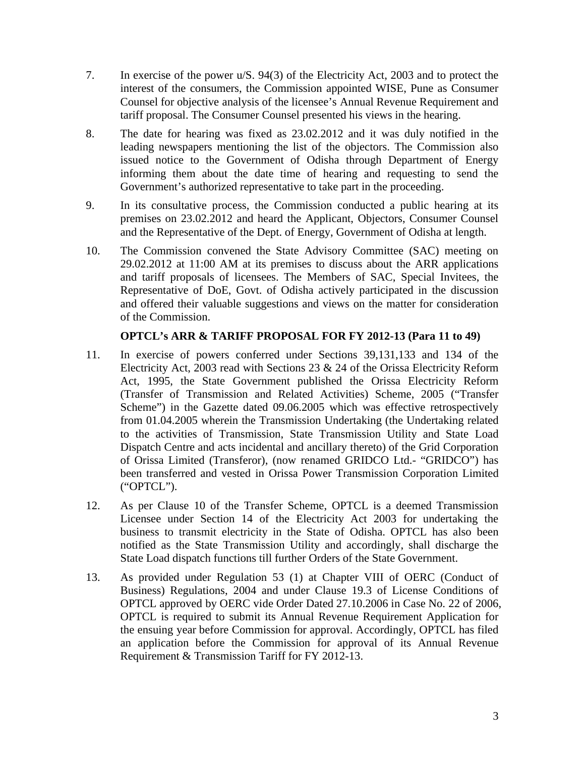7. In exercise of the power u/S. 94(3) of the Electricity Act, 2003 and to protect the interest of the consumers, the Commission appointed WISE, Pune as Consumer Counsel for objective analysis of the licensee's Annual Revenue Requirement and tariff proposal. The Consumer Counsel presented his views in the hearing.

8. The date for hearing was fixed as 23.02.2012 and it was duly notified in the leading newspapers mentioning the list of the objectors. The Commission also issued notice to the Government of Odisha through Department of Energy informing them about the date time of hearing and requesting to send the Government's authorized representative to take part in the proceeding.

9. In its consultative process, the Commission conducted a public hearing at its premises on 23.02.2012 and heard the Applicant, Objectors, Consumer Counsel and the Representative of the Dept. of Energy, Government of Odisha at length.

10. The Commission convened the State Advisory Committee (SAC) meeting on 29.02.2012 at 11:00 AM at its premises to discuss about the ARR applications and tariff proposals of licensees. The Members of SAC, Special Invitees, the Representative of DoE, Govt. of Odisha actively participated in the discussion and offered their valuable suggestions and views on the matter for consideration of the Commission.

**OPTCL's ARR & TARIFF PROPOSAL FOR FY 2012-13 (Para 11 to 49)**

11. In exercise of powers conferred under Sections 39,131,133 and 134 of the Electricity Act, 2003 read with Sections 23 & 24 of the Orissa Electricity Reform Act, 1995, the State Government published the Orissa Electricity Reform (Transfer of Transmission and Related Activities) Scheme, 2005 ("Transfer Scheme") in the Gazette dated 09.06.2005 which was effective retrospectively from 01.04.2005 wherein the Transmission Undertaking (the Undertaking related to the activities of Transmission, State Transmission Utility and State Load Dispatch Centre and acts incidental and ancillary thereto) of the Grid Corporation of Orissa Limited (Transferor), (now renamed GRIDCO Ltd.- "GRIDCO") has been transferred and vested in Orissa Power Transmission Corporation Limited ("OPTCL").

12. As per Clause 10 of the Transfer Scheme, OPTCL is a deemed Transmission Licensee under Section 14 of the Electricity Act 2003 for undertaking the business to transmit electricity in the State of Odisha. OPTCL has also been notified as the State Transmission Utility and accordingly, shall discharge the State Load dispatch functions till further Orders of the State Government.

13. As provided under Regulation 53 (1) at Chapter VIII of OERC (Conduct of Business) Regulations, 2004 and under Clause 19.3 of License Conditions of OPTCL approved by OERC vide Order Dated 27.10.2006 in Case No. 22 of 2006, OPTCL is required to submit its Annual Revenue Requirement Application for the ensuing year before Commission for approval. Accordingly, OPTCL has filed an application before the Commission for approval of its Annual Revenue Requirement & Transmission Tariff for FY 2012-13.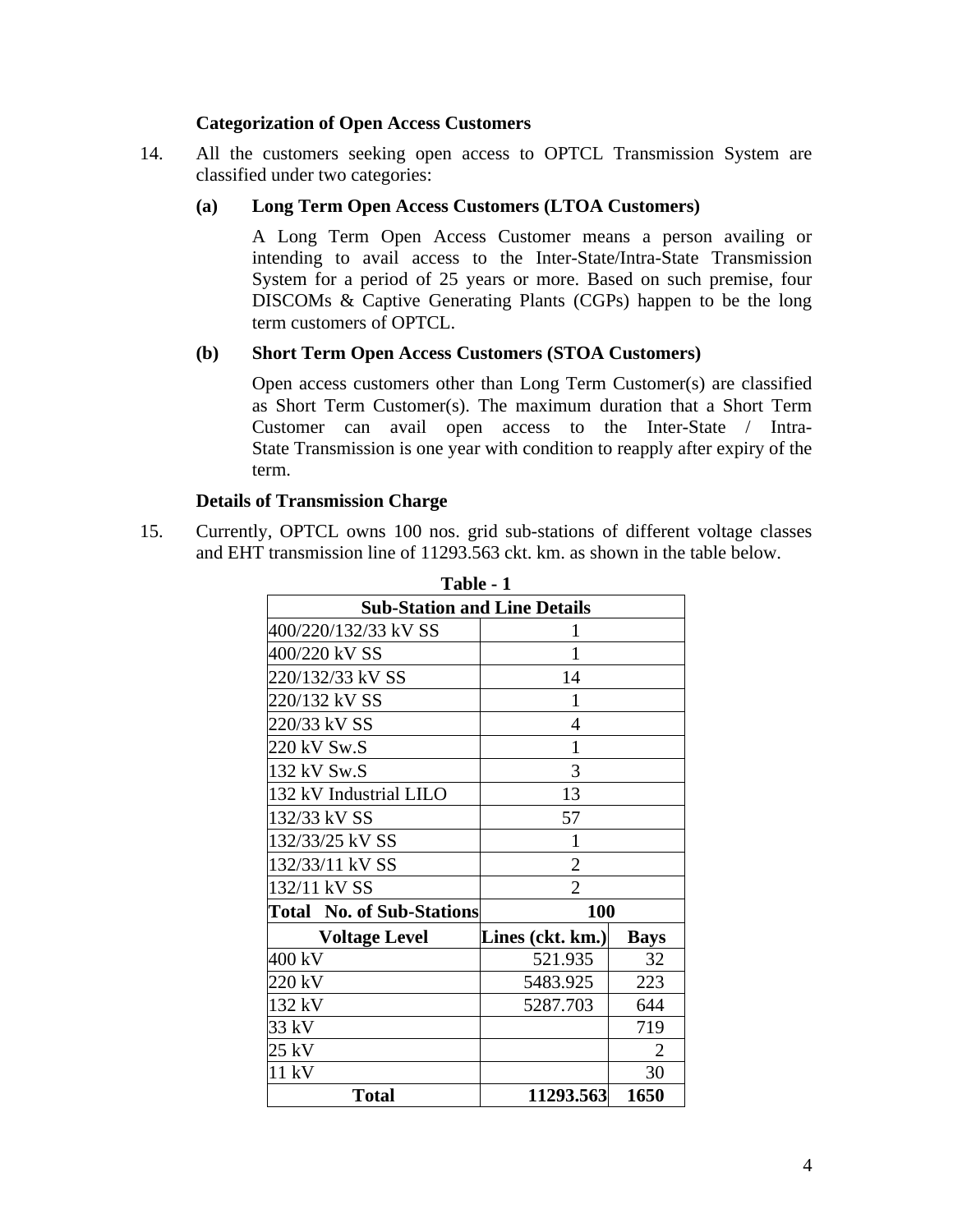**Categorization of Open Access Customers**

14. All the customers seeking open access to OPTCL Transmission System are classified under two categories:

**(a) Long Term Open Access Customers (LTOA Customers)**

A Long Term Open Access Customer means a person availing or intending to avail access to the Inter-State/Intra-State Transmission System for a period of 25 years or more. Based on such premise, four DISCOMs & Captive Generating Plants (CGPs) happen to be the long term customers of OPTCL.

**(b) Short Term Open Access Customers (STOA Customers)**

Open access customers other than Long Term Customer(s) are classified as Short Term Customer(s). The maximum duration that a Short Term Customer can avail open access to the Inter-State / Intra-State Transmission is one year with condition to reapply after expiry of the term.

**Details of Transmission Charge**

15. Currently, OPTCL owns 100 nos. grid sub-stations of different voltage classes and EHT transmission line of 11293.563 ckt. km. as shown in the table below.

**Table - 1**

| **Sub-Station and Line Details** | | |
|---|---|---|
| 400/220/132/33 kV SS | 1 | |
| 400/220 kV SS | 1 | |
| 220/132/33 kV SS | 14 | |
| 220/132 kV SS | 1 | |
| 220/33 kV SS | 4 | |
| 220 kV Sw.S | 1 | |
| 132 kV Sw.S | 3 | |
| 132 kV Industrial LILO | 13 | |
| 132/33 kV SS | 57 | |
| 132/33/25 kV SS | 1 | |
| 132/33/11 kV SS | 2 | |
| 132/11 kV SS | 2 | |
| **Total No. of Sub-Stations** | **100** | |
| **Voltage Level** | **Lines (ckt. km.)** | **Bays** |
| 400 kV | 521.935 | 32 |
| 220 kV | 5483.925 | 223 |
| 132 kV | 5287.703 | 644 |
| 33 kV | | 719 |
| 25 kV | | 2 |
| 11 kV | | 30 |
| **Total** | **11293.563** | **1650** |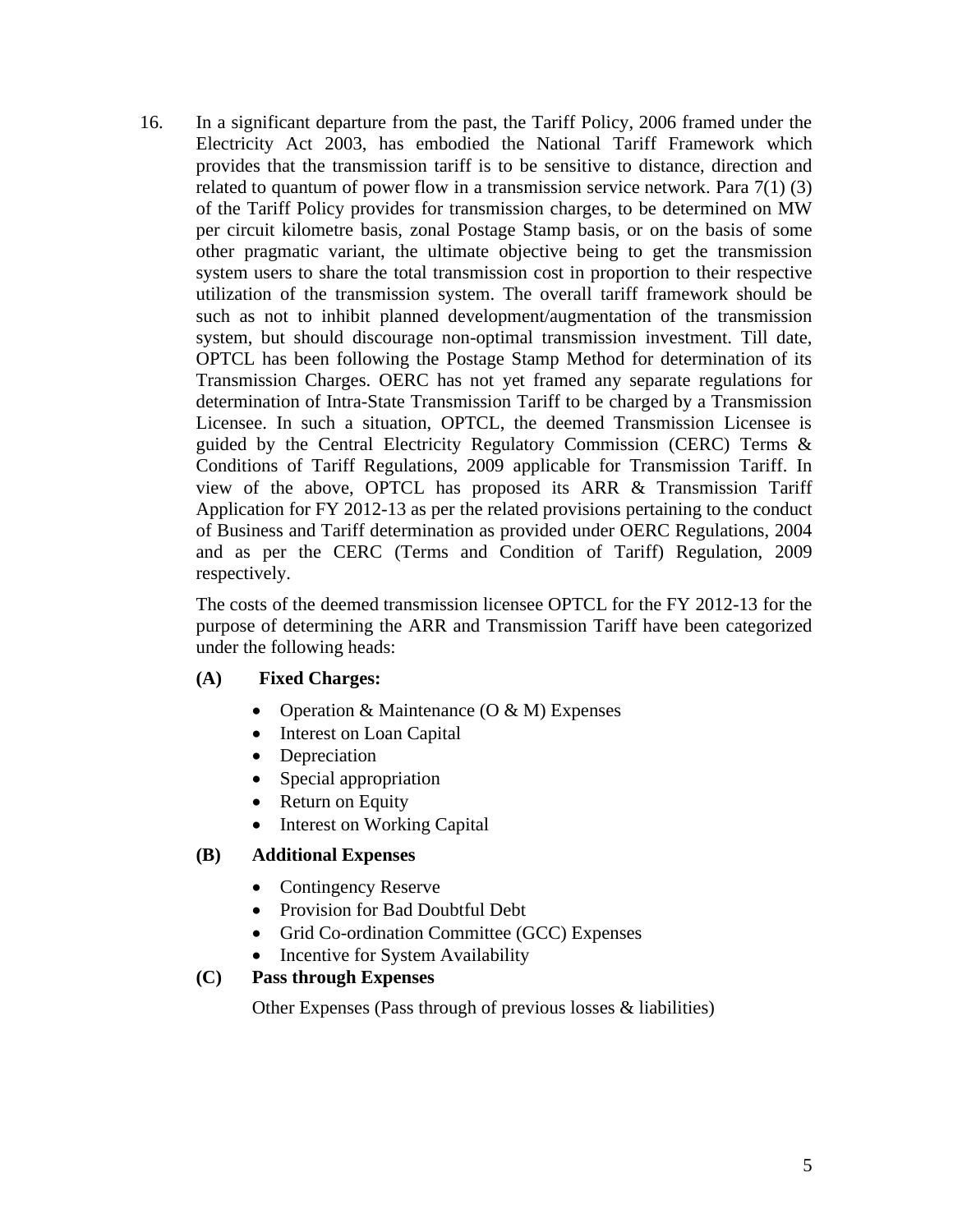16. In a significant departure from the past, the Tariff Policy, 2006 framed under the Electricity Act 2003, has embodied the National Tariff Framework which provides that the transmission tariff is to be sensitive to distance, direction and related to quantum of power flow in a transmission service network. Para 7(1) (3) of the Tariff Policy provides for transmission charges, to be determined on MW per circuit kilometre basis, zonal Postage Stamp basis, or on the basis of some other pragmatic variant, the ultimate objective being to get the transmission system users to share the total transmission cost in proportion to their respective utilization of the transmission system. The overall tariff framework should be such as not to inhibit planned development/augmentation of the transmission system, but should discourage non-optimal transmission investment. Till date, OPTCL has been following the Postage Stamp Method for determination of its Transmission Charges. OERC has not yet framed any separate regulations for determination of Intra-State Transmission Tariff to be charged by a Transmission Licensee. In such a situation, OPTCL, the deemed Transmission Licensee is guided by the Central Electricity Regulatory Commission (CERC) Terms & Conditions of Tariff Regulations, 2009 applicable for Transmission Tariff. In view of the above, OPTCL has proposed its ARR & Transmission Tariff Application for FY 2012-13 as per the related provisions pertaining to the conduct of Business and Tariff determination as provided under OERC Regulations, 2004 and as per the CERC (Terms and Condition of Tariff) Regulation, 2009 respectively.

    The costs of the deemed transmission licensee OPTCL for the FY 2012-13 for the purpose of determining the ARR and Transmission Tariff have been categorized under the following heads:

    **(A) Fixed Charges:**

    - Operation & Maintenance (O & M) Expenses
    - Interest on Loan Capital
    - Depreciation
    - Special appropriation
    - Return on Equity
    - Interest on Working Capital

    **(B) Additional Expenses**

    - Contingency Reserve
    - Provision for Bad Doubtful Debt
    - Grid Co-ordination Committee (GCC) Expenses
    - Incentive for System Availability

    **(C) Pass through Expenses**

    Other Expenses (Pass through of previous losses & liabilities)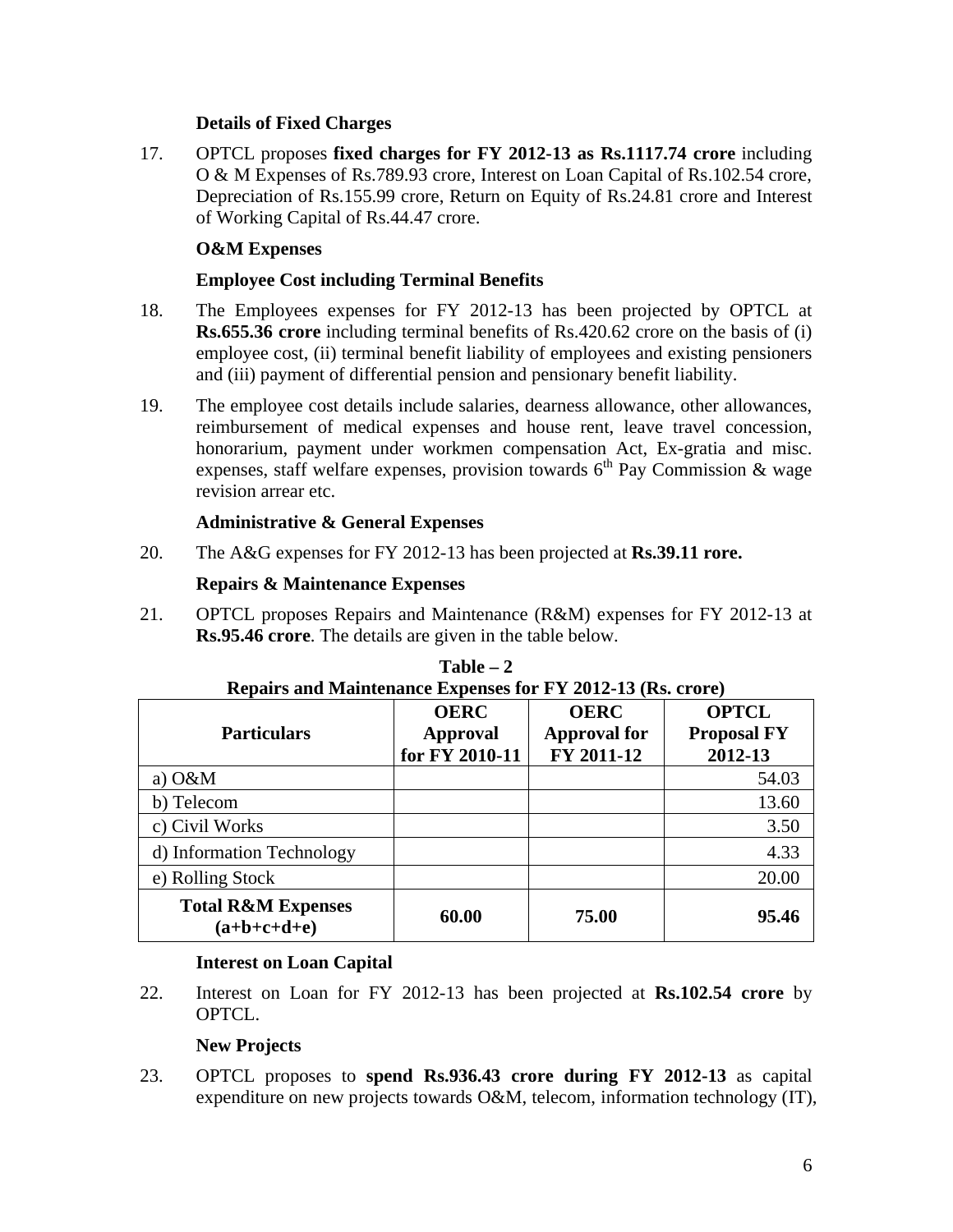### Details of Fixed Charges

17. OPTCL proposes **fixed charges for FY 2012-13 as Rs.1117.74 crore** including O & M Expenses of Rs.789.93 crore, Interest on Loan Capital of Rs.102.54 crore, Depreciation of Rs.155.99 crore, Return on Equity of Rs.24.81 crore and Interest of Working Capital of Rs.44.47 crore.

### O&M Expenses

### Employee Cost including Terminal Benefits

18. The Employees expenses for FY 2012-13 has been projected by OPTCL at **Rs.655.36 crore** including terminal benefits of Rs.420.62 crore on the basis of (i) employee cost, (ii) terminal benefit liability of employees and existing pensioners and (iii) payment of differential pension and pensionary benefit liability.

19. The employee cost details include salaries, dearness allowance, other allowances, reimbursement of medical expenses and house rent, leave travel concession, honorarium, payment under workmen compensation Act, Ex-gratia and misc. expenses, staff welfare expenses, provision towards 6th Pay Commission & wage revision arrear etc.

### Administrative & General Expenses

20. The A&G expenses for FY 2012-13 has been projected at **Rs.39.11 rore.**

### Repairs & Maintenance Expenses

21. OPTCL proposes Repairs and Maintenance (R&M) expenses for FY 2012-13 at **Rs.95.46 crore**. The details are given in the table below.

**Table – 2**
**Repairs and Maintenance Expenses for FY 2012-13 (Rs. crore)**

| Particulars | OERC Approval for FY 2010-11 | OERC Approval for FY 2011-12 | OPTCL Proposal FY 2012-13 |
|---|---|---|---|
| a) O&M | | | 54.03 |
| b) Telecom | | | 13.60 |
| c) Civil Works | | | 3.50 |
| d) Information Technology | | | 4.33 |
| e) Rolling Stock | | | 20.00 |
| **Total R&M Expenses (a+b+c+d+e)** | **60.00** | **75.00** | **95.46** |

### Interest on Loan Capital

22. Interest on Loan for FY 2012-13 has been projected at **Rs.102.54 crore** by OPTCL.

### New Projects

23. OPTCL proposes to **spend Rs.936.43 crore during FY 2012-13** as capital expenditure on new projects towards O&M, telecom, information technology (IT),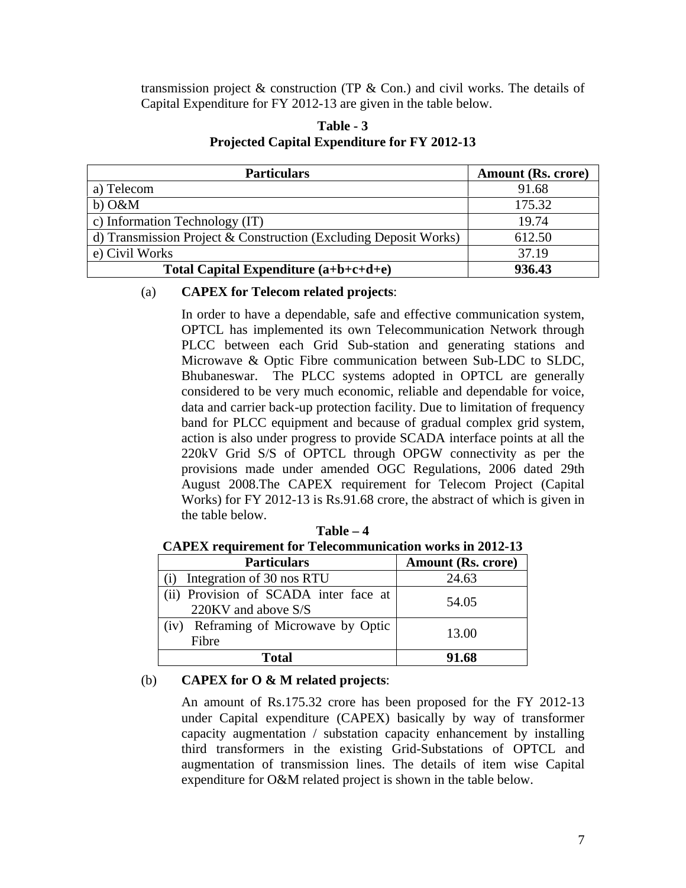transmission project & construction (TP & Con.) and civil works. The details of Capital Expenditure for FY 2012-13 are given in the table below.

**Table - 3**
**Projected Capital Expenditure for FY 2012-13**

| Particulars | Amount (Rs. crore) |
|---|---|
| a) Telecom | 91.68 |
| b) O&M | 175.32 |
| c) Information Technology (IT) | 19.74 |
| d) Transmission Project & Construction (Excluding Deposit Works) | 612.50 |
| e) Civil Works | 37.19 |
| **Total Capital Expenditure (a+b+c+d+e)** | **936.43** |

(a) **CAPEX for Telecom related projects**:

In order to have a dependable, safe and effective communication system, OPTCL has implemented its own Telecommunication Network through PLCC between each Grid Sub-station and generating stations and Microwave & Optic Fibre communication between Sub-LDC to SLDC, Bhubaneswar. The PLCC systems adopted in OPTCL are generally considered to be very much economic, reliable and dependable for voice, data and carrier back-up protection facility. Due to limitation of frequency band for PLCC equipment and because of gradual complex grid system, action is also under progress to provide SCADA interface points at all the 220kV Grid S/S of OPTCL through OPGW connectivity as per the provisions made under amended OGC Regulations, 2006 dated 29th August 2008.The CAPEX requirement for Telecom Project (Capital Works) for FY 2012-13 is Rs.91.68 crore, the abstract of which is given in the table below.

**Table – 4**
**CAPEX requirement for Telecommunication works in 2012-13**

| Particulars | Amount (Rs. crore) |
|---|---|
| (i) Integration of 30 nos RTU | 24.63 |
| (ii) Provision of SCADA inter face at 220KV and above S/S | 54.05 |
| (iv) Reframing of Microwave by Optic Fibre | 13.00 |
| **Total** | **91.68** |

(b) **CAPEX for O & M related projects**:

An amount of Rs.175.32 crore has been proposed for the FY 2012-13 under Capital expenditure (CAPEX) basically by way of transformer capacity augmentation / substation capacity enhancement by installing third transformers in the existing Grid-Substations of OPTCL and augmentation of transmission lines. The details of item wise Capital expenditure for O&M related project is shown in the table below.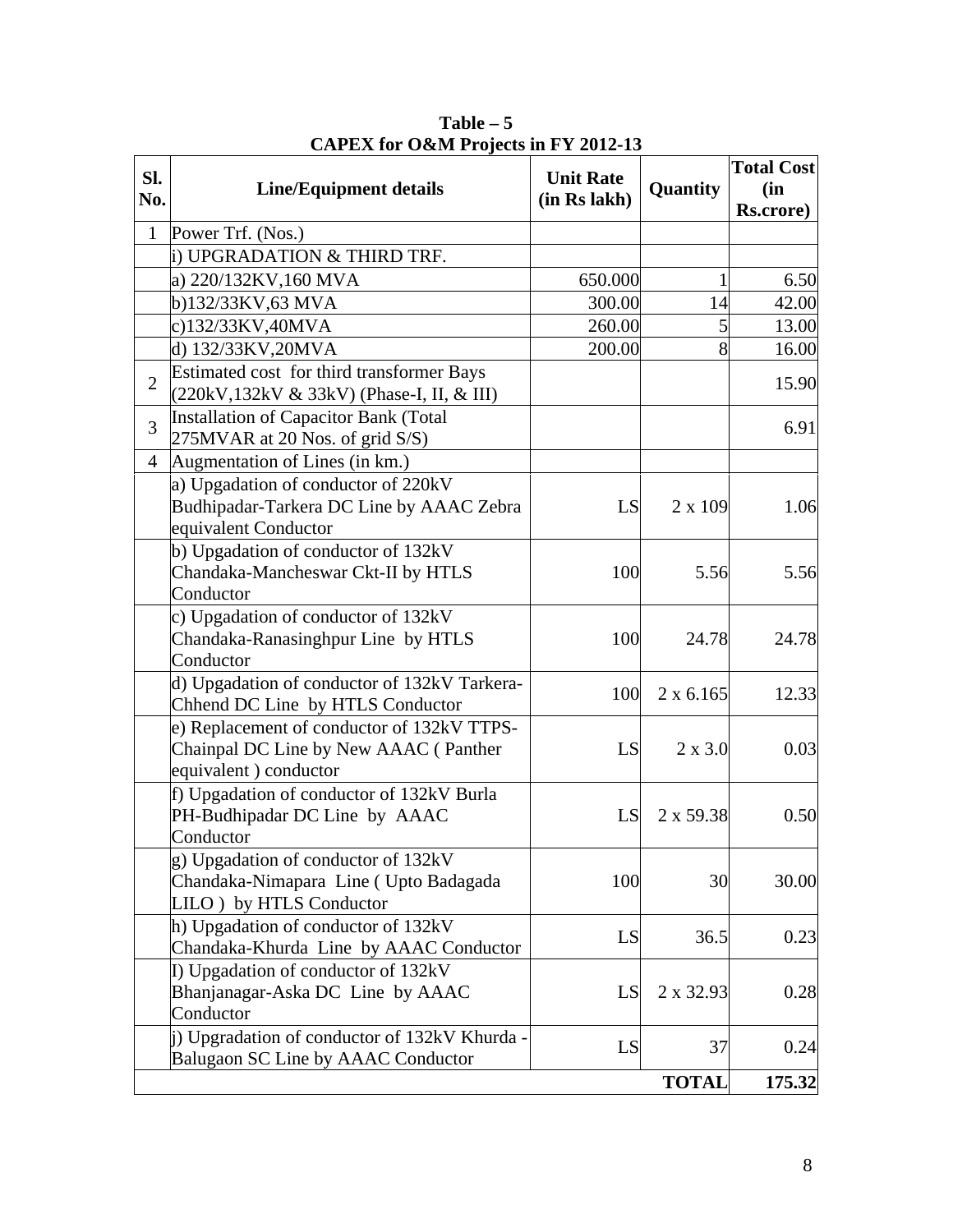**Table – 5**
**CAPEX for O&M Projects in FY 2012-13**

| Sl. No. | Line/Equipment details | Unit Rate (in Rs lakh) | Quantity | Total Cost (in Rs.crore) |
|---|---|---|---|---|
| 1 | Power Trf. (Nos.) | | | |
| | i) UPGRADATION & THIRD TRF. | | | |
| | a) 220/132KV,160 MVA | 650.000 | 1 | 6.50 |
| | b)132/33KV,63 MVA | 300.00 | 14 | 42.00 |
| | c)132/33KV,40MVA | 260.00 | 5 | 13.00 |
| | d) 132/33KV,20MVA | 200.00 | 8 | 16.00 |
| 2 | Estimated cost for third transformer Bays (220kV,132kV & 33kV) (Phase-I, II, & III) | | | 15.90 |
| 3 | Installation of Capacitor Bank (Total 275MVAR at 20 Nos. of grid S/S) | | | 6.91 |
| 4 | Augmentation of Lines (in km.) | | | |
| | a) Upgadation of conductor of 220kV Budhipadar-Tarkera DC Line by AAAC Zebra equivalent Conductor | LS | 2 x 109 | 1.06 |
| | b) Upgadation of conductor of 132kV Chandaka-Mancheswar Ckt-II by HTLS Conductor | 100 | 5.56 | 5.56 |
| | c) Upgadation of conductor of 132kV Chandaka-Ranasinghpur Line by HTLS Conductor | 100 | 24.78 | 24.78 |
| | d) Upgadation of conductor of 132kV Tarkera-Chhend DC Line by HTLS Conductor | 100 | 2 x 6.165 | 12.33 |
| | e) Replacement of conductor of 132kV TTPS-Chainpal DC Line by New AAAC ( Panther equivalent ) conductor | LS | 2 x 3.0 | 0.03 |
| | f) Upgadation of conductor of 132kV Burla PH-Budhipadar DC Line by AAAC Conductor | LS | 2 x 59.38 | 0.50 |
| | g) Upgadation of conductor of 132kV Chandaka-Nimapara Line ( Upto Badagada LILO ) by HTLS Conductor | 100 | 30 | 30.00 |
| | h) Upgadation of conductor of 132kV Chandaka-Khurda Line by AAAC Conductor | LS | 36.5 | 0.23 |
| | I) Upgadation of conductor of 132kV Bhanjanagar-Aska DC Line by AAAC Conductor | LS | 2 x 32.93 | 0.28 |
| | j) Upgradation of conductor of 132kV Khurda - Balugaon SC Line by AAAC Conductor | LS | 37 | 0.24 |
| | | | **TOTAL** | **175.32** |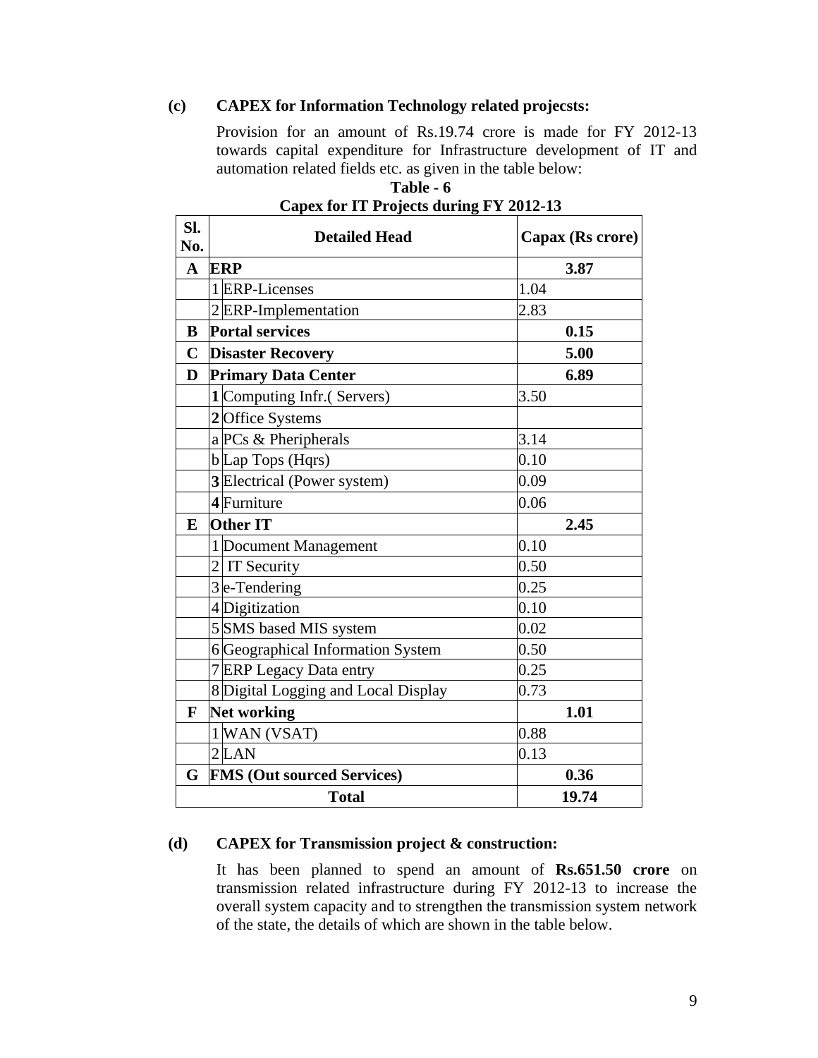**(c) CAPEX for Information Technology related projecsts:**

Provision for an amount of Rs.19.74 crore is made for FY 2012-13 towards capital expenditure for Infrastructure development of IT and automation related fields etc. as given in the table below:

**Table - 6**
**Capex for IT Projects during FY 2012-13**

| Sl. No. | | Detailed Head | Capax (Rs crore) |
|---|---|---|---|
| **A** | **ERP** | | **3.87** |
| | 1 | ERP-Licenses | 1.04 |
| | 2 | ERP-Implementation | 2.83 |
| **B** | **Portal services** | | **0.15** |
| **C** | **Disaster Recovery** | | **5.00** |
| **D** | **Primary Data Center** | | **6.89** |
| | **1** | Computing Infr.( Servers) | 3.50 |
| | **2** | Office Systems | |
| | a | PCs & Pheripherals | 3.14 |
| | b | Lap Tops (Hqrs) | 0.10 |
| | **3** | Electrical (Power system) | 0.09 |
| | **4** | Furniture | 0.06 |
| **E** | **Other IT** | | **2.45** |
| | 1 | Document Management | 0.10 |
| | 2 | IT Security | 0.50 |
| | 3 | e-Tendering | 0.25 |
| | 4 | Digitization | 0.10 |
| | 5 | SMS based MIS system | 0.02 |
| | 6 | Geographical Information System | 0.50 |
| | 7 | ERP Legacy Data entry | 0.25 |
| | 8 | Digital Logging and Local Display | 0.73 |
| **F** | **Net working** | | **1.01** |
| | 1 | WAN (VSAT) | 0.88 |
| | 2 | LAN | 0.13 |
| **G** | **FMS (Out sourced Services)** | | **0.36** |
| **Total** | | | **19.74** |

**(d) CAPEX for Transmission project & construction:**

It has been planned to spend an amount of **Rs.651.50 crore** on transmission related infrastructure during FY 2012-13 to increase the overall system capacity and to strengthen the transmission system network of the state, the details of which are shown in the table below.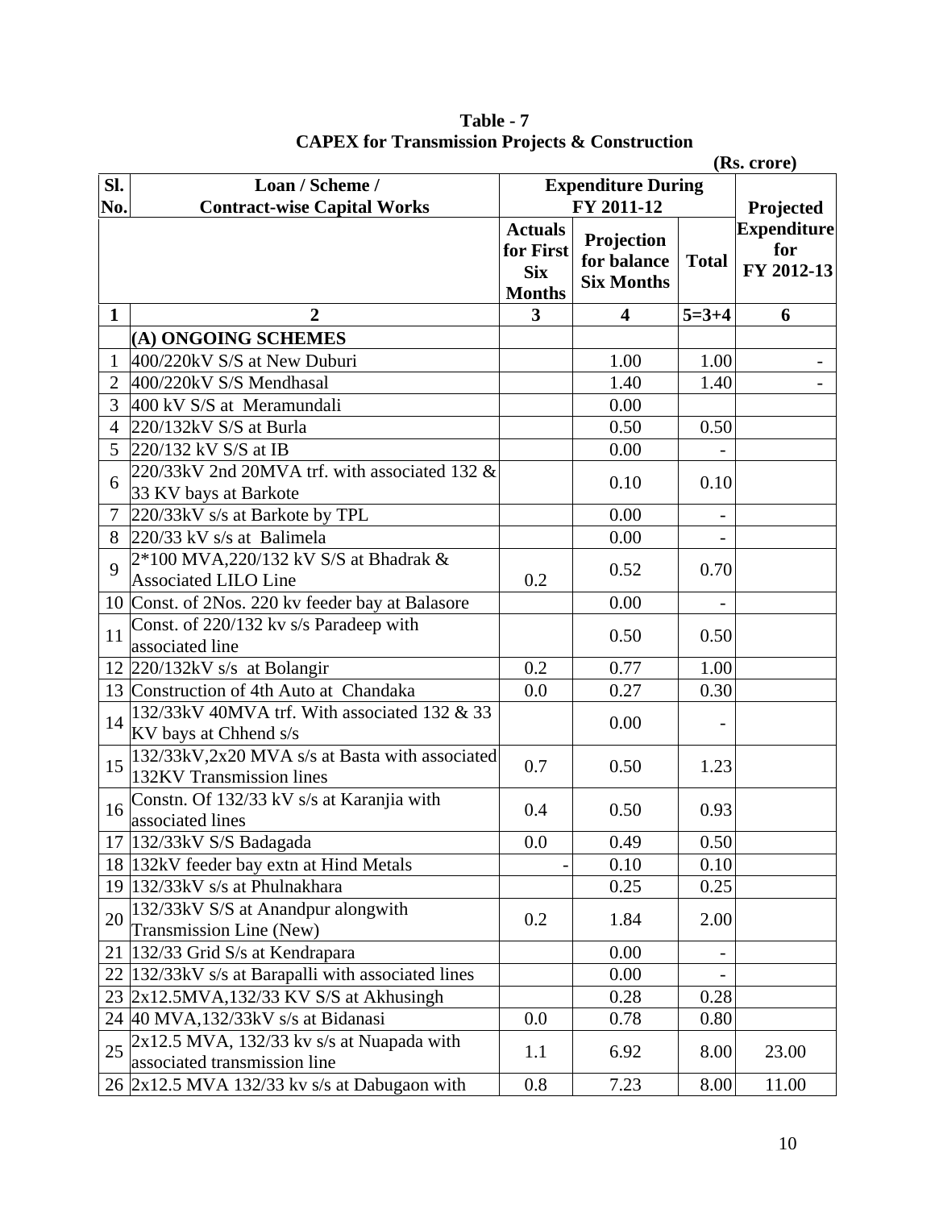**Table - 7**
**CAPEX for Transmission Projects & Construction**

(Rs. crore)

| Sl. No. | Loan / Scheme / Contract-wise Capital Works | Expenditure During FY 2011-12 | | | Projected Expenditure for FY 2012-13 |
|---|---|---|---|---|---|
| | | Actuals for First Six Months | Projection for balance Six Months | Total | |
| 1 | 2 | 3 | 4 | 5=3+4 | 6 |
| | **(A) ONGOING SCHEMES** | | | | |
| 1 | 400/220kV S/S at New Duburi | | 1.00 | 1.00 | - |
| 2 | 400/220kV S/S Mendhasal | | 1.40 | 1.40 | - |
| 3 | 400 kV S/S at Meramundali | | 0.00 | | |
| 4 | 220/132kV S/S at Burla | | 0.50 | 0.50 | |
| 5 | 220/132 kV S/S at IB | | 0.00 | - | |
| 6 | 220/33kV 2nd 20MVA trf. with associated 132 & 33 KV bays at Barkote | | 0.10 | 0.10 | |
| 7 | 220/33kV s/s at Barkote by TPL | | 0.00 | - | |
| 8 | 220/33 kV s/s at Balimela | | 0.00 | - | |
| 9 | 2*100 MVA,220/132 kV S/S at Bhadrak & Associated LILO Line | 0.2 | 0.52 | 0.70 | |
| 10 | Const. of 2Nos. 220 kv feeder bay at Balasore | | 0.00 | - | |
| 11 | Const. of 220/132 kv s/s Paradeep with associated line | | 0.50 | 0.50 | |
| 12 | 220/132kV s/s at Bolangir | 0.2 | 0.77 | 1.00 | |
| 13 | Construction of 4th Auto at Chandaka | 0.0 | 0.27 | 0.30 | |
| 14 | 132/33kV 40MVA trf. With associated 132 & 33 KV bays at Chhend s/s | | 0.00 | - | |
| 15 | 132/33kV,2x20 MVA s/s at Basta with associated 132KV Transmission lines | 0.7 | 0.50 | 1.23 | |
| 16 | Constn. Of 132/33 kV s/s at Karanjia with associated lines | 0.4 | 0.50 | 0.93 | |
| 17 | 132/33kV S/S Badagada | 0.0 | 0.49 | 0.50 | |
| 18 | 132kV feeder bay extn at Hind Metals | - | 0.10 | 0.10 | |
| 19 | 132/33kV s/s at Phulnakhara | | 0.25 | 0.25 | |
| 20 | 132/33kV S/S at Anandpur alongwith Transmission Line (New) | 0.2 | 1.84 | 2.00 | |
| 21 | 132/33 Grid S/s at Kendrapara | | 0.00 | - | |
| 22 | 132/33kV s/s at Barapalli with associated lines | | 0.00 | - | |
| 23 | 2x12.5MVA,132/33 KV S/S at Akhusingh | | 0.28 | 0.28 | |
| 24 | 40 MVA,132/33kV s/s at Bidanasi | 0.0 | 0.78 | 0.80 | |
| 25 | 2x12.5 MVA, 132/33 kv s/s at Nuapada with associated transmission line | 1.1 | 6.92 | 8.00 | 23.00 |
| 26 | 2x12.5 MVA 132/33 kv s/s at Dabugaon with | 0.8 | 7.23 | 8.00 | 11.00 |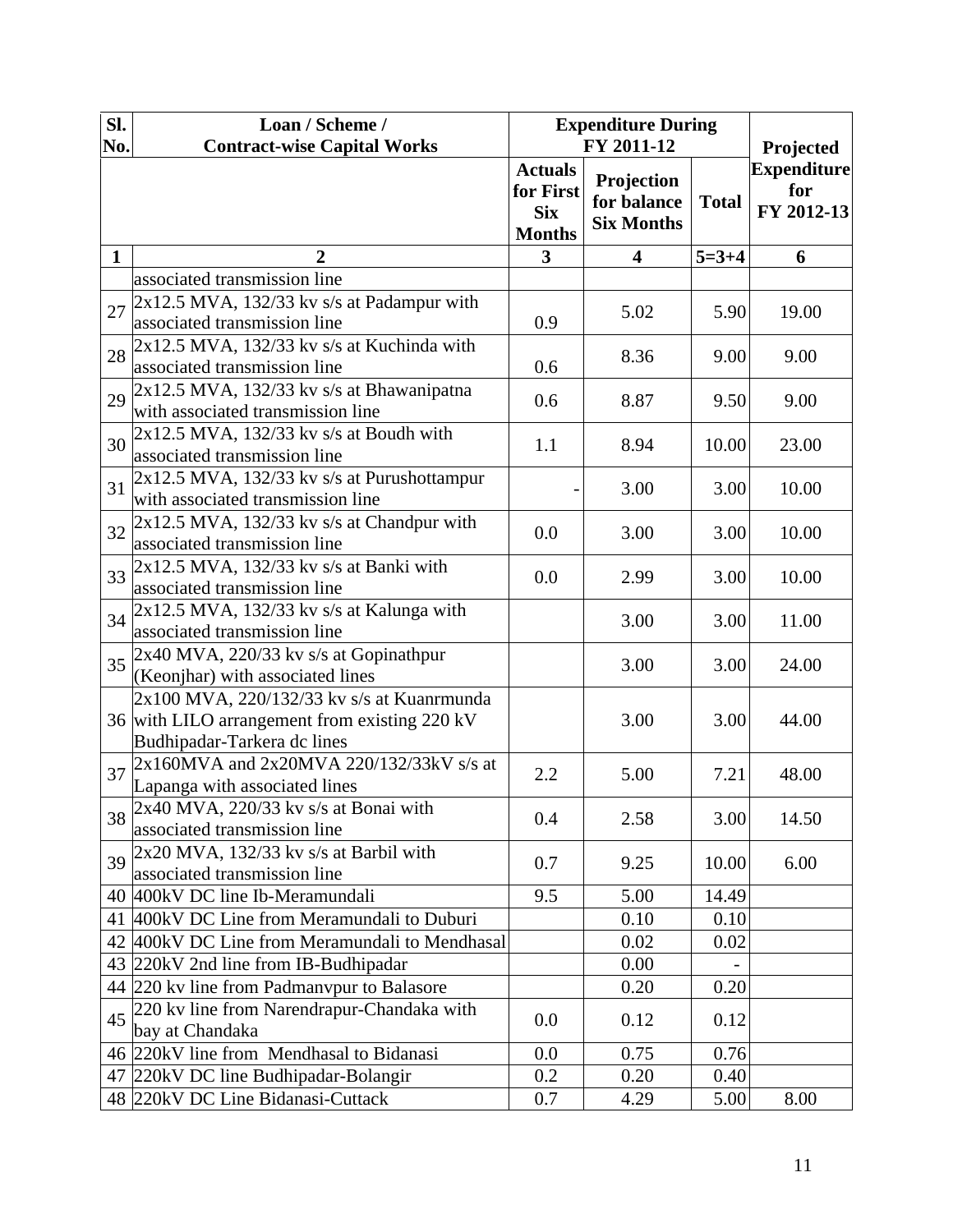| Sl. No. | Loan / Scheme / Contract-wise Capital Works | Expenditure During FY 2011-12 | | | Projected Expenditure for FY 2012-13 |
|---|---|---|---|---|---|
| | | Actuals for First Six Months | Projection for balance Six Months | Total | |
| 1 | 2 | 3 | 4 | 5=3+4 | 6 |
| | associated transmission line | | | | |
| 27 | 2x12.5 MVA, 132/33 kv s/s at Padampur with associated transmission line | 0.9 | 5.02 | 5.90 | 19.00 |
| 28 | 2x12.5 MVA, 132/33 kv s/s at Kuchinda with associated transmission line | 0.6 | 8.36 | 9.00 | 9.00 |
| 29 | 2x12.5 MVA, 132/33 kv s/s at Bhawanipatna with associated transmission line | 0.6 | 8.87 | 9.50 | 9.00 |
| 30 | 2x12.5 MVA, 132/33 kv s/s at Boudh with associated transmission line | 1.1 | 8.94 | 10.00 | 23.00 |
| 31 | 2x12.5 MVA, 132/33 kv s/s at Purushottampur with associated transmission line | - | 3.00 | 3.00 | 10.00 |
| 32 | 2x12.5 MVA, 132/33 kv s/s at Chandpur with associated transmission line | 0.0 | 3.00 | 3.00 | 10.00 |
| 33 | 2x12.5 MVA, 132/33 kv s/s at Banki with associated transmission line | 0.0 | 2.99 | 3.00 | 10.00 |
| 34 | 2x12.5 MVA, 132/33 kv s/s at Kalunga with associated transmission line | | 3.00 | 3.00 | 11.00 |
| 35 | 2x40 MVA, 220/33 kv s/s at Gopinathpur (Keonjhar) with associated lines | | 3.00 | 3.00 | 24.00 |
| 36 | 2x100 MVA, 220/132/33 kv s/s at Kuanrmunda with LILO arrangement from existing 220 kV Budhipadar-Tarkera dc lines | | 3.00 | 3.00 | 44.00 |
| 37 | 2x160MVA and 2x20MVA 220/132/33kV s/s at Lapanga with associated lines | 2.2 | 5.00 | 7.21 | 48.00 |
| 38 | 2x40 MVA, 220/33 kv s/s at Bonai with associated transmission line | 0.4 | 2.58 | 3.00 | 14.50 |
| 39 | 2x20 MVA, 132/33 kv s/s at Barbil with associated transmission line | 0.7 | 9.25 | 10.00 | 6.00 |
| 40 | 400kV DC line Ib-Meramundali | 9.5 | 5.00 | 14.49 | |
| 41 | 400kV DC Line from Meramundali to Duburi | | 0.10 | 0.10 | |
| 42 | 400kV DC Line from Meramundali to Mendhasal | | 0.02 | 0.02 | |
| 43 | 220kV 2nd line from IB-Budhipadar | | 0.00 | - | |
| 44 | 220 kv line from Padmanvpur to Balasore | | 0.20 | 0.20 | |
| 45 | 220 kv line from Narendrapur-Chandaka with bay at Chandaka | 0.0 | 0.12 | 0.12 | |
| 46 | 220kV line from Mendhasal to Bidanasi | 0.0 | 0.75 | 0.76 | |
| 47 | 220kV DC line Budhipadar-Bolangir | 0.2 | 0.20 | 0.40 | |
| 48 | 220kV DC Line Bidanasi-Cuttack | 0.7 | 4.29 | 5.00 | 8.00 |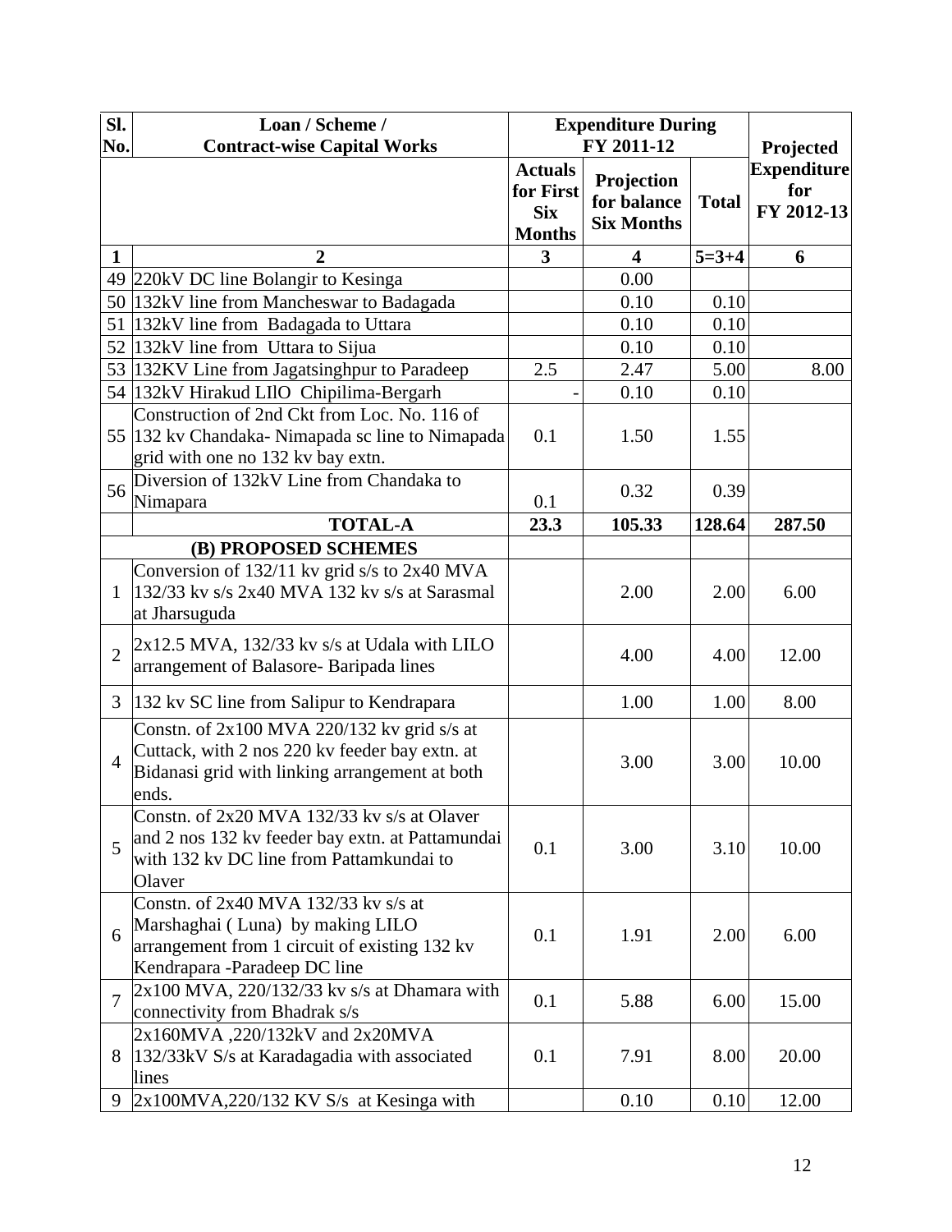| Sl. No. | Loan / Scheme / Contract-wise Capital Works | Expenditure During FY 2011-12 | | | Projected Expenditure for FY 2012-13 |
|---|---|---|---|---|---|
| | | Actuals for First Six Months | Projection for balance Six Months | Total | |
| **1** | **2** | **3** | **4** | **5=3+4** | **6** |
| 49 | 220kV DC line Bolangir to Kesinga | | 0.00 | | |
| 50 | 132kV line from Mancheswar to Badagada | | 0.10 | 0.10 | |
| 51 | 132kV line from Badagada to Uttara | | 0.10 | 0.10 | |
| 52 | 132kV line from Uttara to Sijua | | 0.10 | 0.10 | |
| 53 | 132KV Line from Jagatsinghpur to Paradeep | 2.5 | 2.47 | 5.00 | 8.00 |
| 54 | 132kV Hirakud LIlO Chipilima-Bergarh | - | 0.10 | 0.10 | |
| 55 | Construction of 2nd Ckt from Loc. No. 116 of 132 kv Chandaka- Nimapada sc line to Nimapada grid with one no 132 kv bay extn. | 0.1 | 1.50 | 1.55 | |
| 56 | Diversion of 132kV Line from Chandaka to Nimapara | 0.1 | 0.32 | 0.39 | |
| | **TOTAL-A** | **23.3** | **105.33** | **128.64** | **287.50** |
| | **(B) PROPOSED SCHEMES** | | | | |
| 1 | Conversion of 132/11 kv grid s/s to 2x40 MVA 132/33 kv s/s 2x40 MVA 132 kv s/s at Sarasmal at Jharsuguda | | 2.00 | 2.00 | 6.00 |
| 2 | 2x12.5 MVA, 132/33 kv s/s at Udala with LILO arrangement of Balasore- Baripada lines | | 4.00 | 4.00 | 12.00 |
| 3 | 132 kv SC line from Salipur to Kendrapara | | 1.00 | 1.00 | 8.00 |
| 4 | Constn. of 2x100 MVA 220/132 kv grid s/s at Cuttack, with 2 nos 220 kv feeder bay extn. at Bidanasi grid with linking arrangement at both ends. | | 3.00 | 3.00 | 10.00 |
| 5 | Constn. of 2x20 MVA 132/33 kv s/s at Olaver and 2 nos 132 kv feeder bay extn. at Pattamundai with 132 kv DC line from Pattamkundai to Olaver | 0.1 | 3.00 | 3.10 | 10.00 |
| 6 | Constn. of 2x40 MVA 132/33 kv s/s at Marshaghai ( Luna) by making LILO arrangement from 1 circuit of existing 132 kv Kendrapara -Paradeep DC line | 0.1 | 1.91 | 2.00 | 6.00 |
| 7 | 2x100 MVA, 220/132/33 kv s/s at Dhamara with connectivity from Bhadrak s/s | 0.1 | 5.88 | 6.00 | 15.00 |
| 8 | 2x160MVA ,220/132kV and 2x20MVA 132/33kV S/s at Karadagadia with associated lines | 0.1 | 7.91 | 8.00 | 20.00 |
| 9 | 2x100MVA,220/132 KV S/s at Kesinga with | | 0.10 | 0.10 | 12.00 |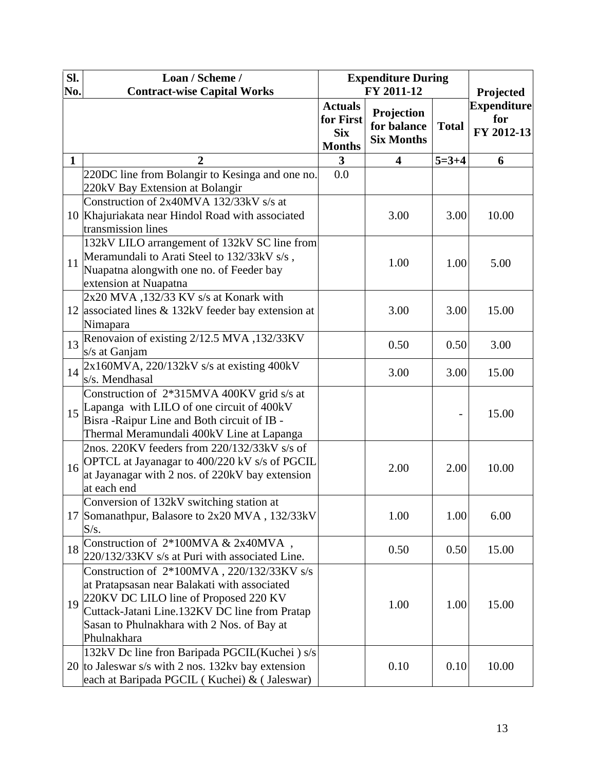| Sl. No. | Loan / Scheme / Contract-wise Capital Works | Expenditure During FY 2011-12 | | | Projected Expenditure for FY 2012-13 |
|---|---|---|---|---|---|
| | | Actuals for First Six Months | Projection for balance Six Months | Total | |
| 1 | 2 | 3 | 4 | 5=3+4 | 6 |
| | 220DC line from Bolangir to Kesinga and one no. 220kV Bay Extension at Bolangir | 0.0 | | | |
| 10 | Construction of 2x40MVA 132/33kV s/s at Khajuriakata near Hindol Road with associated transmission lines | | 3.00 | 3.00 | 10.00 |
| 11 | 132kV LILO arrangement of 132kV SC line from Meramundali to Arati Steel to 132/33kV s/s , Nuapatna alongwith one no. of Feeder bay extension at Nuapatna | | 1.00 | 1.00 | 5.00 |
| 12 | 2x20 MVA ,132/33 KV s/s at Konark with associated lines & 132kV feeder bay extension at Nimapara | | 3.00 | 3.00 | 15.00 |
| 13 | Renovaion of existing 2/12.5 MVA ,132/33KV s/s at Ganjam | | 0.50 | 0.50 | 3.00 |
| 14 | 2x160MVA, 220/132kV s/s at existing 400kV s/s. Mendhasal | | 3.00 | 3.00 | 15.00 |
| 15 | Construction of 2*315MVA 400KV grid s/s at Lapanga with LILO of one circuit of 400kV Bisra -Raipur Line and Both circuit of IB - Thermal Meramundali 400kV Line at Lapanga | | | - | 15.00 |
| 16 | 2nos. 220KV feeders from 220/132/33kV s/s of OPTCL at Jayanagar to 400/220 kV s/s of PGCIL at Jayanagar with 2 nos. of 220kV bay extension at each end | | 2.00 | 2.00 | 10.00 |
| 17 | Conversion of 132kV switching station at Somanathpur, Balasore to 2x20 MVA , 132/33kV S/s. | | 1.00 | 1.00 | 6.00 |
| 18 | Construction of 2*100MVA & 2x40MVA , 220/132/33KV s/s at Puri with associated Line. | | 0.50 | 0.50 | 15.00 |
| 19 | Construction of 2*100MVA , 220/132/33KV s/s at Pratapsasan near Balakati with associated 220KV DC LILO line of Proposed 220 KV Cuttack-Jatani Line.132KV DC line from Pratap Sasan to Phulnakhara with 2 Nos. of Bay at Phulnakhara | | 1.00 | 1.00 | 15.00 |
| 20 | 132kV Dc line fron Baripada PGCIL(Kuchei ) s/s to Jaleswar s/s with 2 nos. 132kv bay extension each at Baripada PGCIL ( Kuchei) & ( Jaleswar) | | 0.10 | 0.10 | 10.00 |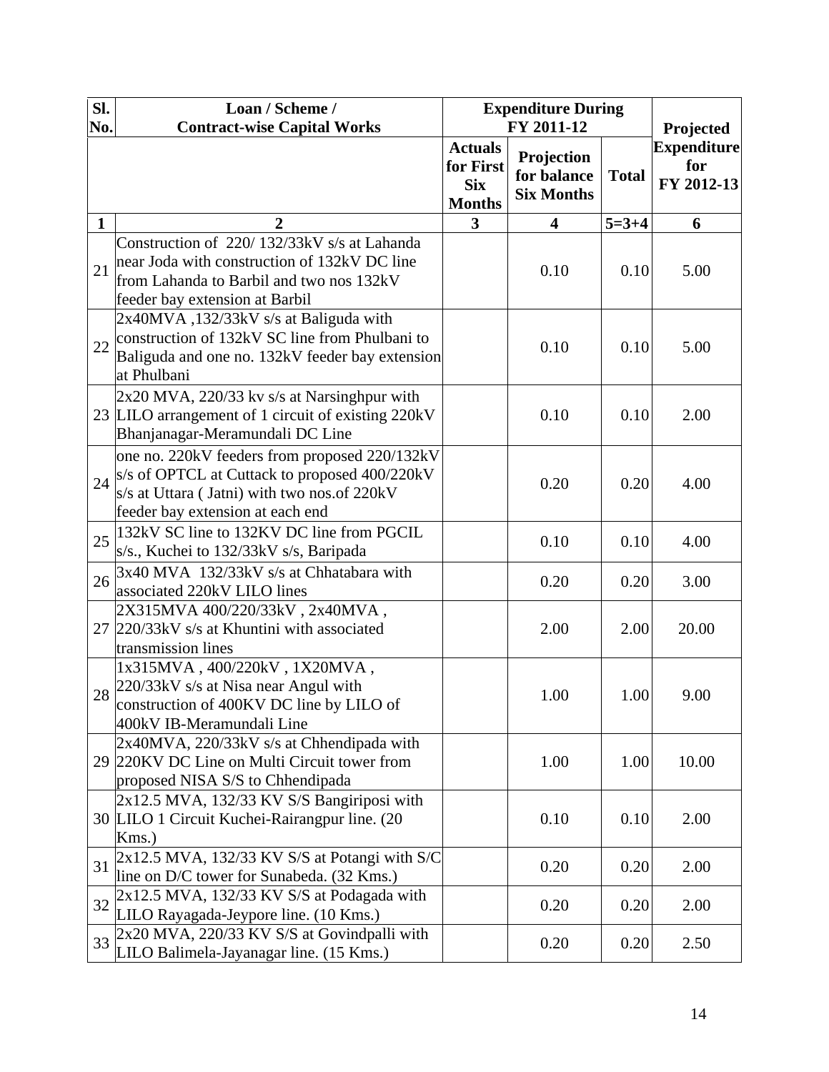| Sl. No. | Loan / Scheme / Contract-wise Capital Works | Expenditure During FY 2011-12 | | | Projected Expenditure for FY 2012-13 |
|---|---|---|---|---|---|
| | | Actuals for First Six Months | Projection for balance Six Months | Total | |
| 1 | 2 | 3 | 4 | 5=3+4 | 6 |
| 21 | Construction of 220/ 132/33kV s/s at Lahanda near Joda with construction of 132kV DC line from Lahanda to Barbil and two nos 132kV feeder bay extension at Barbil | | 0.10 | 0.10 | 5.00 |
| 22 | 2x40MVA ,132/33kV s/s at Baliguda with construction of 132kV SC line from Phulbani to Baliguda and one no. 132kV feeder bay extension at Phulbani | | 0.10 | 0.10 | 5.00 |
| 23 | 2x20 MVA, 220/33 kv s/s at Narsinghpur with LILO arrangement of 1 circuit of existing 220kV Bhanjanagar-Meramundali DC Line | | 0.10 | 0.10 | 2.00 |
| 24 | one no. 220kV feeders from proposed 220/132kV s/s of OPTCL at Cuttack to proposed 400/220kV s/s at Uttara ( Jatni) with two nos.of 220kV feeder bay extension at each end | | 0.20 | 0.20 | 4.00 |
| 25 | 132kV SC line to 132KV DC line from PGCIL s/s., Kuchei to 132/33kV s/s, Baripada | | 0.10 | 0.10 | 4.00 |
| 26 | 3x40 MVA 132/33kV s/s at Chhatabara with associated 220kV LILO lines | | 0.20 | 0.20 | 3.00 |
| 27 | 2X315MVA 400/220/33kV , 2x40MVA , 220/33kV s/s at Khuntini with associated transmission lines | | 2.00 | 2.00 | 20.00 |
| 28 | 1x315MVA , 400/220kV , 1X20MVA , 220/33kV s/s at Nisa near Angul with construction of 400KV DC line by LILO of 400kV IB-Meramundali Line | | 1.00 | 1.00 | 9.00 |
| 29 | 2x40MVA, 220/33kV s/s at Chhendipada with 220KV DC Line on Multi Circuit tower from proposed NISA S/S to Chhendipada | | 1.00 | 1.00 | 10.00 |
| 30 | 2x12.5 MVA, 132/33 KV S/S Bangiriposi with LILO 1 Circuit Kuchei-Rairangpur line. (20 Kms.) | | 0.10 | 0.10 | 2.00 |
| 31 | 2x12.5 MVA, 132/33 KV S/S at Potangi with S/C line on D/C tower for Sunabeda. (32 Kms.) | | 0.20 | 0.20 | 2.00 |
| 32 | 2x12.5 MVA, 132/33 KV S/S at Podagada with LILO Rayagada-Jeypore line. (10 Kms.) | | 0.20 | 0.20 | 2.00 |
| 33 | 2x20 MVA, 220/33 KV S/S at Govindpalli with LILO Balimela-Jayanagar line. (15 Kms.) | | 0.20 | 0.20 | 2.50 |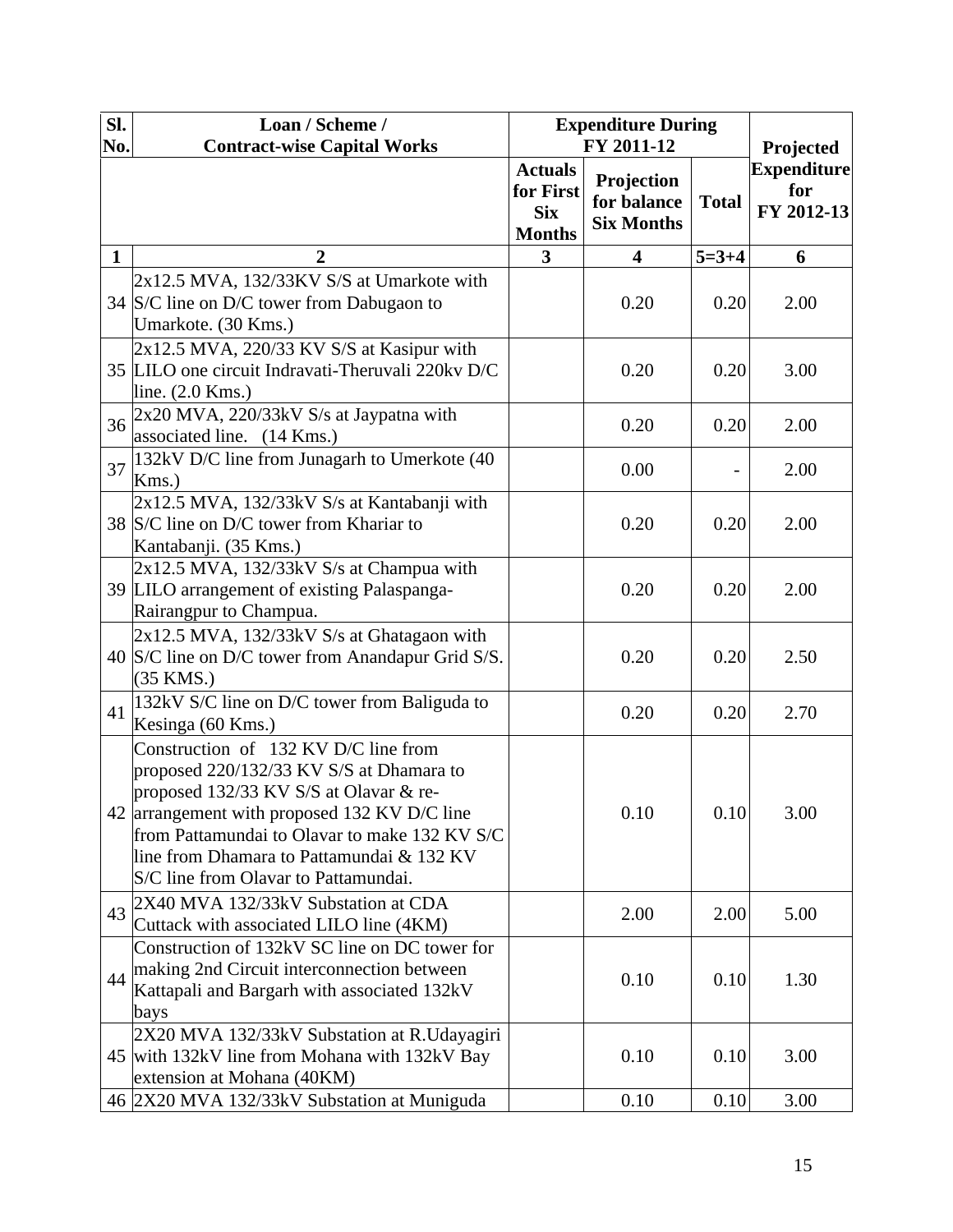| Sl. No. | Loan / Scheme / Contract-wise Capital Works | Expenditure During FY 2011-12 | | | Projected Expenditure for FY 2012-13 |
|---|---|---|---|---|---|
| | | Actuals for First Six Months | Projection for balance Six Months | Total | |
| 1 | 2 | 3 | 4 | 5=3+4 | 6 |
| 34 | 2x12.5 MVA, 132/33KV S/S at Umarkote with S/C line on D/C tower from Dabugaon to Umarkote. (30 Kms.) | | 0.20 | 0.20 | 2.00 |
| 35 | 2x12.5 MVA, 220/33 KV S/S at Kasipur with LILO one circuit Indravati-Theruvali 220kv D/C line. (2.0 Kms.) | | 0.20 | 0.20 | 3.00 |
| 36 | 2x20 MVA, 220/33kV S/s at Jaypatna with associated line. (14 Kms.) | | 0.20 | 0.20 | 2.00 |
| 37 | 132kV D/C line from Junagarh to Umerkote (40 Kms.) | | 0.00 | - | 2.00 |
| 38 | 2x12.5 MVA, 132/33kV S/s at Kantabanji with S/C line on D/C tower from Khariar to Kantabanji. (35 Kms.) | | 0.20 | 0.20 | 2.00 |
| 39 | 2x12.5 MVA, 132/33kV S/s at Champua with LILO arrangement of existing Palaspanga-Rairangpur to Champua. | | 0.20 | 0.20 | 2.00 |
| 40 | 2x12.5 MVA, 132/33kV S/s at Ghatagaon with S/C line on D/C tower from Anandapur Grid S/S. (35 KMS.) | | 0.20 | 0.20 | 2.50 |
| 41 | 132kV S/C line on D/C tower from Baliguda to Kesinga (60 Kms.) | | 0.20 | 0.20 | 2.70 |
| 42 | Construction of 132 KV D/C line from proposed 220/132/33 KV S/S at Dhamara to proposed 132/33 KV S/S at Olavar & re-arrangement with proposed 132 KV D/C line from Pattamundai to Olavar to make 132 KV S/C line from Dhamara to Pattamundai & 132 KV S/C line from Olavar to Pattamundai. | | 0.10 | 0.10 | 3.00 |
| 43 | 2X40 MVA 132/33kV Substation at CDA Cuttack with associated LILO line (4KM) | | 2.00 | 2.00 | 5.00 |
| 44 | Construction of 132kV SC line on DC tower for making 2nd Circuit interconnection between Kattapali and Bargarh with associated 132kV bays | | 0.10 | 0.10 | 1.30 |
| 45 | 2X20 MVA 132/33kV Substation at R.Udayagiri with 132kV line from Mohana with 132kV Bay extension at Mohana (40KM) | | 0.10 | 0.10 | 3.00 |
| 46 | 2X20 MVA 132/33kV Substation at Muniguda | | 0.10 | 0.10 | 3.00 |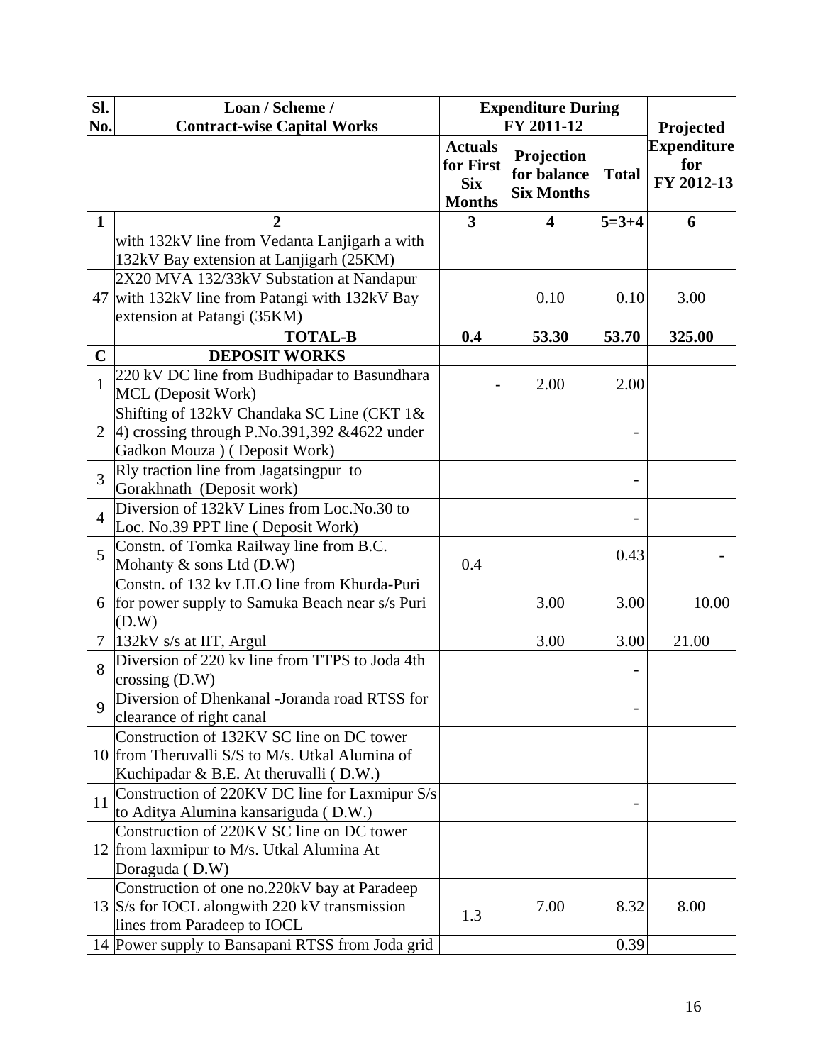| Sl. No. | Loan / Scheme / Contract-wise Capital Works | Expenditure During FY 2011-12 | | | Projected Expenditure for FY 2012-13 |
|---|---|---|---|---|---|
| | | Actuals for First Six Months | Projection for balance Six Months | Total | |
| 1 | 2 | 3 | 4 | 5=3+4 | 6 |
| | with 132kV line from Vedanta Lanjigarh a with 132kV Bay extension at Lanjigarh (25KM) | | | | |
| 47 | 2X20 MVA 132/33kV Substation at Nandapur with 132kV line from Patangi with 132kV Bay extension at Patangi (35KM) | | 0.10 | 0.10 | 3.00 |
| | **TOTAL-B** | **0.4** | **53.30** | **53.70** | **325.00** |
| **C** | **DEPOSIT WORKS** | | | | |
| 1 | 220 kV DC line from Budhipadar to Basundhara MCL (Deposit Work) | - | 2.00 | 2.00 | |
| 2 | Shifting of 132kV Chandaka SC Line (CKT 1& 4) crossing through P.No.391,392 &4622 under Gadkon Mouza ) ( Deposit Work) | | | - | |
| 3 | Rly traction line from Jagatsingpur to Gorakhnath (Deposit work) | | | - | |
| 4 | Diversion of 132kV Lines from Loc.No.30 to Loc. No.39 PPT line ( Deposit Work) | | | - | |
| 5 | Constn. of Tomka Railway line from B.C. Mohanty & sons Ltd (D.W) | 0.4 | | 0.43 | - |
| 6 | Constn. of 132 kv LILO line from Khurda-Puri for power supply to Samuka Beach near s/s Puri (D.W) | | 3.00 | 3.00 | 10.00 |
| 7 | 132kV s/s at IIT, Argul | | 3.00 | 3.00 | 21.00 |
| 8 | Diversion of 220 kv line from TTPS to Joda 4th crossing (D.W) | | | - | |
| 9 | Diversion of Dhenkanal -Joranda road RTSS for clearance of right canal | | | - | |
| 10 | Construction of 132KV SC line on DC tower from Theruvalli S/S to M/s. Utkal Alumina of Kuchipadar & B.E. At theruvalli ( D.W.) | | | | |
| 11 | Construction of 220KV DC line for Laxmipur S/s to Aditya Alumina kansariguda ( D.W.) | | | - | |
| 12 | Construction of 220KV SC line on DC tower from laxmipur to M/s. Utkal Alumina At Doraguda ( D.W) | | | | |
| 13 | Construction of one no.220kV bay at Paradeep S/s for IOCL alongwith 220 kV transmission lines from Paradeep to IOCL | 1.3 | 7.00 | 8.32 | 8.00 |
| 14 | Power supply to Bansapani RTSS from Joda grid | | | 0.39 | |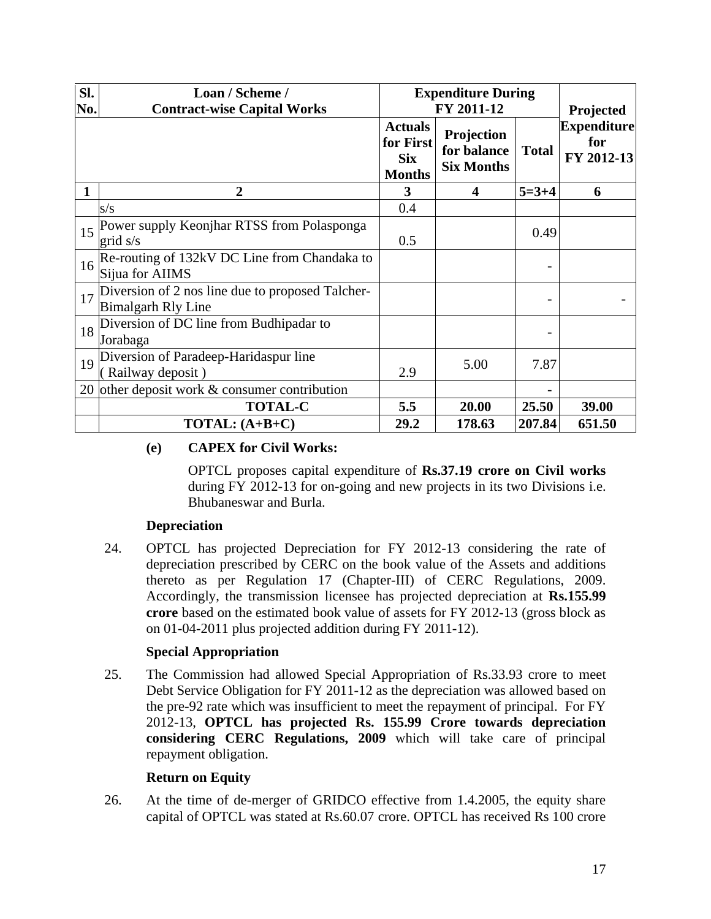| Sl. No. | Loan / Scheme / Contract-wise Capital Works | Expenditure During FY 2011-12 | | | Projected Expenditure for FY 2012-13 |
|---|---|---|---|---|---|
| | | Actuals for First Six Months | Projection for balance Six Months | Total | |
| 1 | 2 | 3 | 4 | 5=3+4 | 6 |
| | s/s | 0.4 | | | |
| 15 | Power supply Keonjhar RTSS from Polasponga grid s/s | 0.5 | | 0.49 | |
| 16 | Re-routing of 132kV DC Line from Chandaka to Sijua for AIIMS | | | - | |
| 17 | Diversion of 2 nos line due to proposed Talcher-Bimalgarh Rly Line | | | - | - |
| 18 | Diversion of DC line from Budhipadar to Jorabaga | | | - | |
| 19 | Diversion of Paradeep-Haridaspur line ( Railway deposit ) | 2.9 | 5.00 | 7.87 | |
| 20 | other deposit work & consumer contribution | | | - | |
| | **TOTAL-C** | **5.5** | **20.00** | **25.50** | **39.00** |
| | **TOTAL: (A+B+C)** | **29.2** | **178.63** | **207.84** | **651.50** |

**(e) CAPEX for Civil Works:**

OPTCL proposes capital expenditure of **Rs.37.19 crore on Civil works** during FY 2012-13 for on-going and new projects in its two Divisions i.e. Bhubaneswar and Burla.

**Depreciation**

24. OPTCL has projected Depreciation for FY 2012-13 considering the rate of depreciation prescribed by CERC on the book value of the Assets and additions thereto as per Regulation 17 (Chapter-III) of CERC Regulations, 2009. Accordingly, the transmission licensee has projected depreciation at **Rs.155.99 crore** based on the estimated book value of assets for FY 2012-13 (gross block as on 01-04-2011 plus projected addition during FY 2011-12).

**Special Appropriation**

25. The Commission had allowed Special Appropriation of Rs.33.93 crore to meet Debt Service Obligation for FY 2011-12 as the depreciation was allowed based on the pre-92 rate which was insufficient to meet the repayment of principal. For FY 2012-13, **OPTCL has projected Rs. 155.99 Crore towards depreciation considering CERC Regulations, 2009** which will take care of principal repayment obligation.

**Return on Equity**

26. At the time of de-merger of GRIDCO effective from 1.4.2005, the equity share capital of OPTCL was stated at Rs.60.07 crore. OPTCL has received Rs 100 crore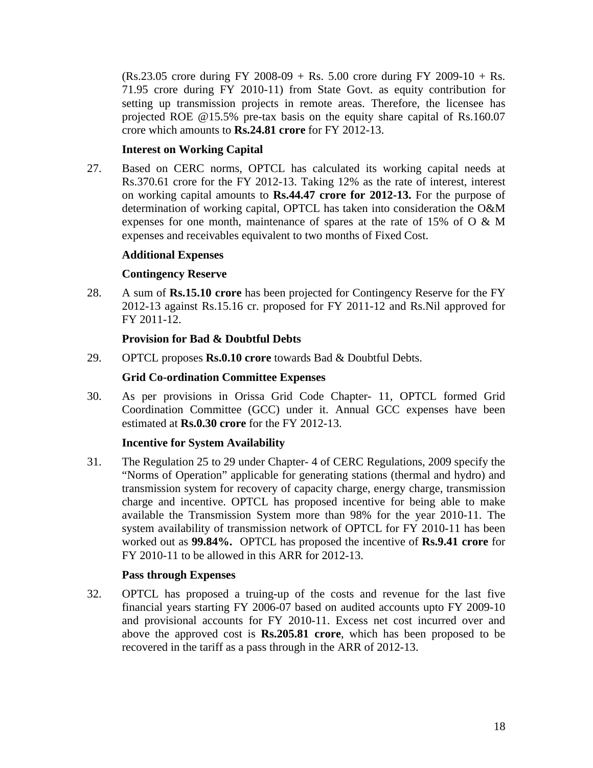(Rs.23.05 crore during FY 2008-09 + Rs. 5.00 crore during FY 2009-10 + Rs. 71.95 crore during FY 2010-11) from State Govt. as equity contribution for setting up transmission projects in remote areas. Therefore, the licensee has projected ROE @15.5% pre-tax basis on the equity share capital of Rs.160.07 crore which amounts to **Rs.24.81 crore** for FY 2012-13.

**Interest on Working Capital**

27. Based on CERC norms, OPTCL has calculated its working capital needs at Rs.370.61 crore for the FY 2012-13. Taking 12% as the rate of interest, interest on working capital amounts to **Rs.44.47 crore for 2012-13.** For the purpose of determination of working capital, OPTCL has taken into consideration the O&M expenses for one month, maintenance of spares at the rate of 15% of O & M expenses and receivables equivalent to two months of Fixed Cost.

**Additional Expenses**

**Contingency Reserve**

28. A sum of **Rs.15.10 crore** has been projected for Contingency Reserve for the FY 2012-13 against Rs.15.16 cr. proposed for FY 2011-12 and Rs.Nil approved for FY 2011-12.

**Provision for Bad & Doubtful Debts**

29. OPTCL proposes **Rs.0.10 crore** towards Bad & Doubtful Debts.

**Grid Co-ordination Committee Expenses**

30. As per provisions in Orissa Grid Code Chapter- 11, OPTCL formed Grid Coordination Committee (GCC) under it. Annual GCC expenses have been estimated at **Rs.0.30 crore** for the FY 2012-13.

**Incentive for System Availability**

31. The Regulation 25 to 29 under Chapter- 4 of CERC Regulations, 2009 specify the "Norms of Operation" applicable for generating stations (thermal and hydro) and transmission system for recovery of capacity charge, energy charge, transmission charge and incentive. OPTCL has proposed incentive for being able to make available the Transmission System more than 98% for the year 2010-11. The system availability of transmission network of OPTCL for FY 2010-11 has been worked out as **99.84%.** OPTCL has proposed the incentive of **Rs.9.41 crore** for FY 2010-11 to be allowed in this ARR for 2012-13.

**Pass through Expenses**

32. OPTCL has proposed a truing-up of the costs and revenue for the last five financial years starting FY 2006-07 based on audited accounts upto FY 2009-10 and provisional accounts for FY 2010-11. Excess net cost incurred over and above the approved cost is **Rs.205.81 crore**, which has been proposed to be recovered in the tariff as a pass through in the ARR of 2012-13.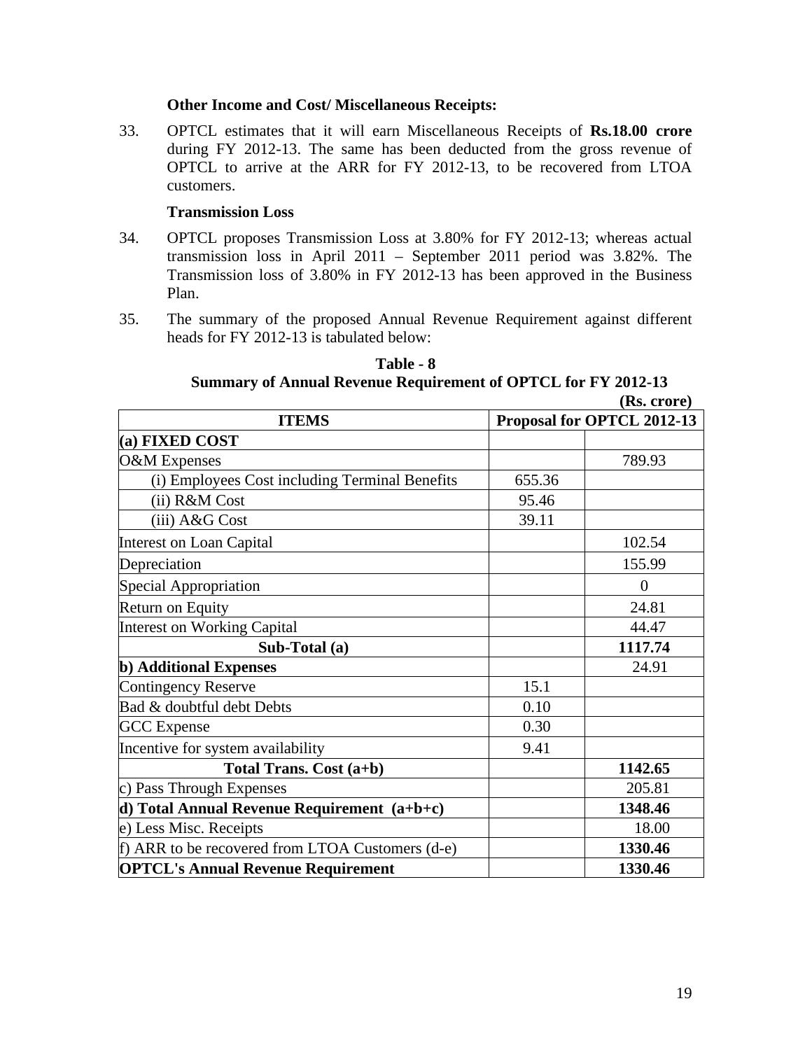**Other Income and Cost/ Miscellaneous Receipts:**

33. OPTCL estimates that it will earn Miscellaneous Receipts of **Rs.18.00 crore** during FY 2012-13. The same has been deducted from the gross revenue of OPTCL to arrive at the ARR for FY 2012-13, to be recovered from LTOA customers.

**Transmission Loss**

34. OPTCL proposes Transmission Loss at 3.80% for FY 2012-13; whereas actual transmission loss in April 2011 – September 2011 period was 3.82%. The Transmission loss of 3.80% in FY 2012-13 has been approved in the Business Plan.

35. The summary of the proposed Annual Revenue Requirement against different heads for FY 2012-13 is tabulated below:

**Table - 8**
**Summary of Annual Revenue Requirement of OPTCL for FY 2012-13**

**(Rs. crore)**

| **ITEMS** | **Proposal for OPTCL 2012-13** | |
|---|---|---|
| **(a) FIXED COST** | | |
| O&M Expenses | | 789.93 |
| (i) Employees Cost including Terminal Benefits | 655.36 | |
| (ii) R&M Cost | 95.46 | |
| (iii) A&G Cost | 39.11 | |
| Interest on Loan Capital | | 102.54 |
| Depreciation | | 155.99 |
| Special Appropriation | | 0 |
| Return on Equity | | 24.81 |
| Interest on Working Capital | | 44.47 |
| **Sub-Total (a)** | | **1117.74** |
| **b) Additional Expenses** | | 24.91 |
| Contingency Reserve | 15.1 | |
| Bad & doubtful debt Debts | 0.10 | |
| GCC Expense | 0.30 | |
| Incentive for system availability | 9.41 | |
| **Total Trans. Cost (a+b)** | | **1142.65** |
| c) Pass Through Expenses | | 205.81 |
| **d) Total Annual Revenue Requirement (a+b+c)** | | **1348.46** |
| e) Less Misc. Receipts | | 18.00 |
| f) ARR to be recovered from LTOA Customers (d-e) | | **1330.46** |
| **OPTCL's Annual Revenue Requirement** | | **1330.46** |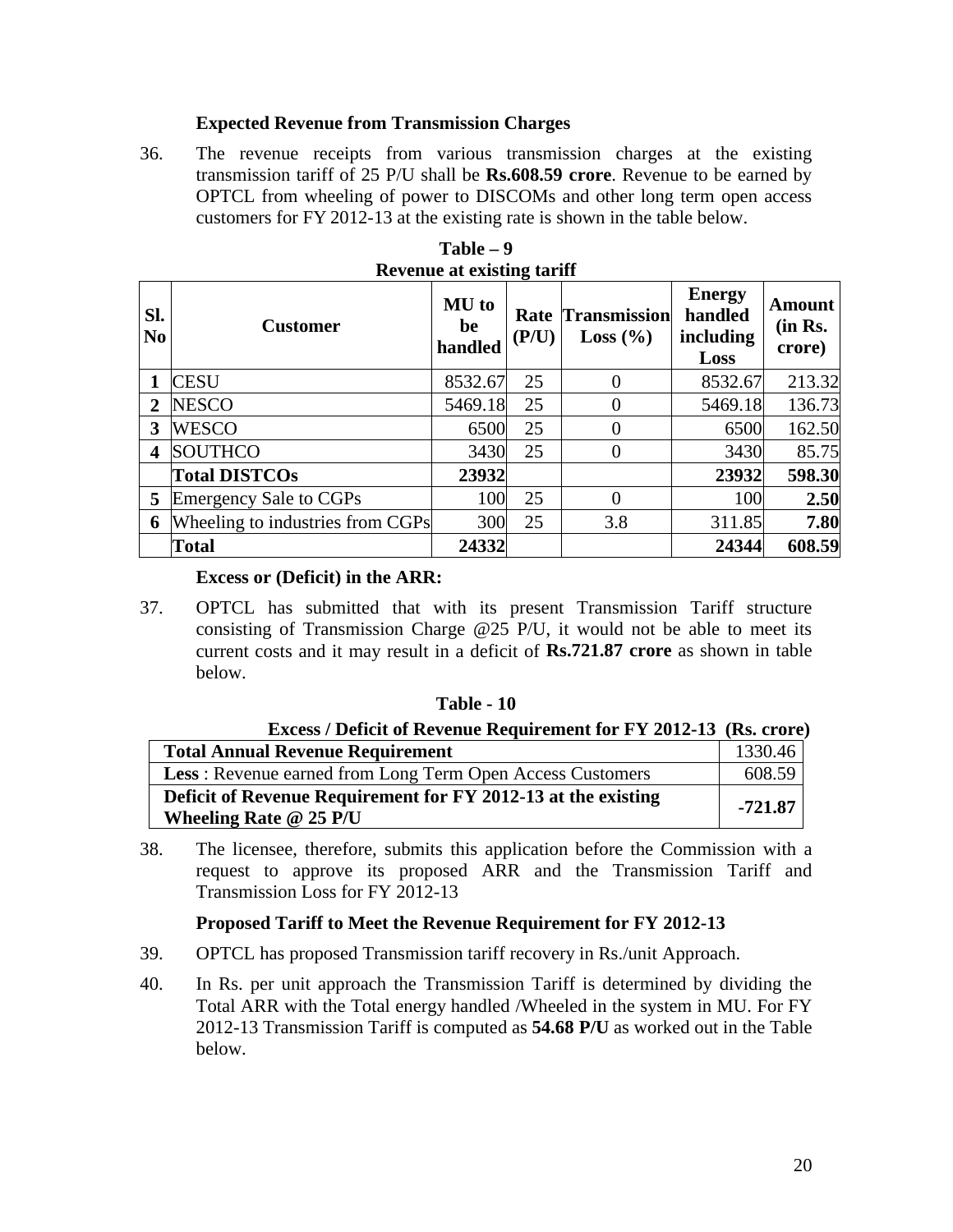**Expected Revenue from Transmission Charges**

36. The revenue receipts from various transmission charges at the existing transmission tariff of 25 P/U shall be **Rs.608.59 crore**. Revenue to be earned by OPTCL from wheeling of power to DISCOMs and other long term open access customers for FY 2012-13 at the existing rate is shown in the table below.

**Table – 9**
**Revenue at existing tariff**

| Sl. No | Customer | MU to be handled | Rate (P/U) | Transmission Loss (%) | Energy handled including Loss | Amount (in Rs. crore) |
|---|---|---|---|---|---|---|
| **1** | CESU | 8532.67 | 25 | 0 | 8532.67 | 213.32 |
| **2** | NESCO | 5469.18 | 25 | 0 | 5469.18 | 136.73 |
| **3** | WESCO | 6500 | 25 | 0 | 6500 | 162.50 |
| **4** | SOUTHCO | 3430 | 25 | 0 | 3430 | 85.75 |
| | **Total DISTCOs** | **23932** | | | **23932** | **598.30** |
| **5** | Emergency Sale to CGPs | 100 | 25 | 0 | 100 | **2.50** |
| **6** | Wheeling to industries from CGPs | 300 | 25 | 3.8 | 311.85 | **7.80** |
| | **Total** | **24332** | | | **24344** | **608.59** |

**Excess or (Deficit) in the ARR:**

37. OPTCL has submitted that with its present Transmission Tariff structure consisting of Transmission Charge @25 P/U, it would not be able to meet its current costs and it may result in a deficit of **Rs.721.87 crore** as shown in table below.

**Table - 10**
**Excess / Deficit of Revenue Requirement for FY 2012-13 (Rs. crore)**

| | |
|---|---|
| **Total Annual Revenue Requirement** | 1330.46 |
| **Less** : Revenue earned from Long Term Open Access Customers | 608.59 |
| **Deficit of Revenue Requirement for FY 2012-13 at the existing Wheeling Rate @ 25 P/U** | **-721.87** |

38. The licensee, therefore, submits this application before the Commission with a request to approve its proposed ARR and the Transmission Tariff and Transmission Loss for FY 2012-13

**Proposed Tariff to Meet the Revenue Requirement for FY 2012-13**

39. OPTCL has proposed Transmission tariff recovery in Rs./unit Approach.

40. In Rs. per unit approach the Transmission Tariff is determined by dividing the Total ARR with the Total energy handled /Wheeled in the system in MU. For FY 2012-13 Transmission Tariff is computed as **54.68 P/U** as worked out in the Table below.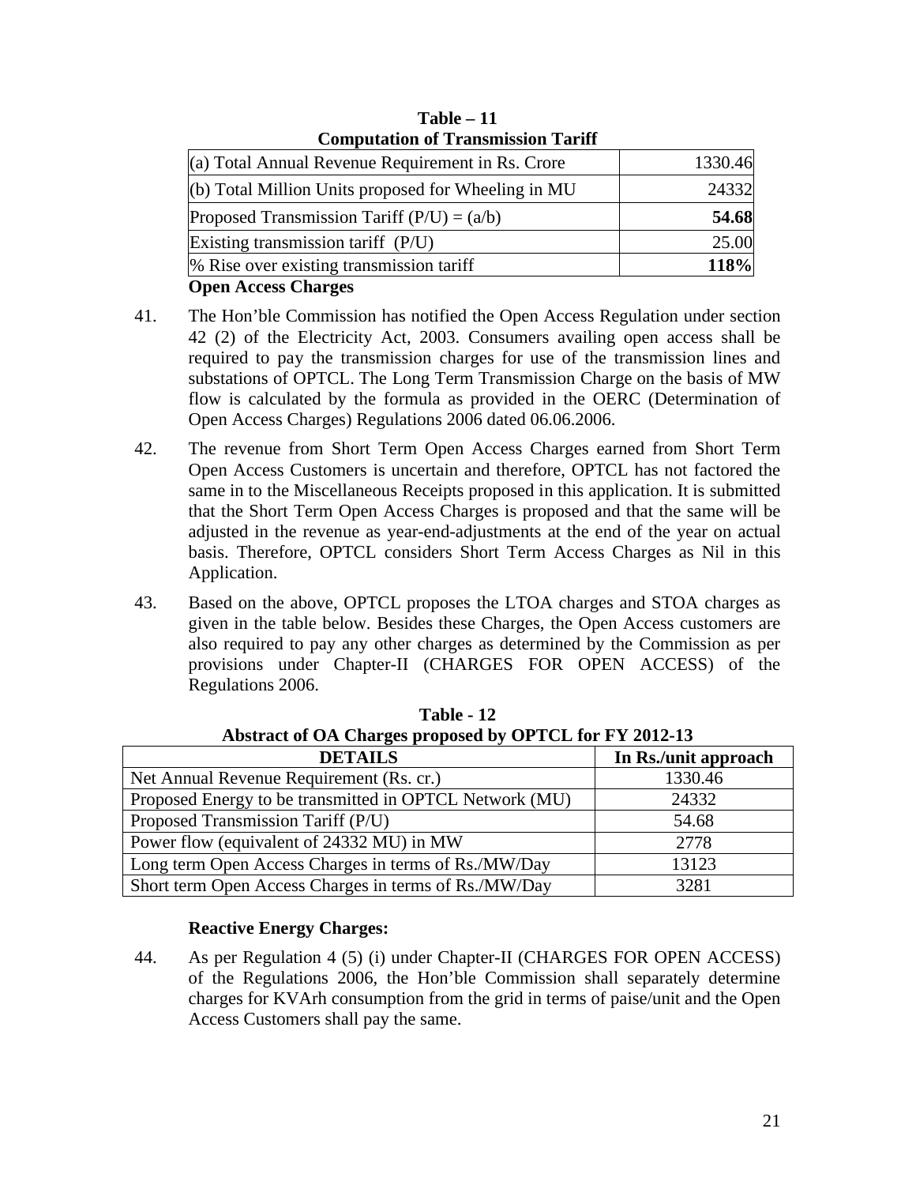**Table – 11**
**Computation of Transmission Tariff**

| | |
|---|---|
| (a) Total Annual Revenue Requirement in Rs. Crore | 1330.46 |
| (b) Total Million Units proposed for Wheeling in MU | 24332 |
| Proposed Transmission Tariff (P/U) = (a/b) | **54.68** |
| Existing transmission tariff (P/U) | 25.00 |
| % Rise over existing transmission tariff | **118%** |

**Open Access Charges**

41. The Hon'ble Commission has notified the Open Access Regulation under section 42 (2) of the Electricity Act, 2003. Consumers availing open access shall be required to pay the transmission charges for use of the transmission lines and substations of OPTCL. The Long Term Transmission Charge on the basis of MW flow is calculated by the formula as provided in the OERC (Determination of Open Access Charges) Regulations 2006 dated 06.06.2006.

42. The revenue from Short Term Open Access Charges earned from Short Term Open Access Customers is uncertain and therefore, OPTCL has not factored the same in to the Miscellaneous Receipts proposed in this application. It is submitted that the Short Term Open Access Charges is proposed and that the same will be adjusted in the revenue as year-end-adjustments at the end of the year on actual basis. Therefore, OPTCL considers Short Term Access Charges as Nil in this Application.

43. Based on the above, OPTCL proposes the LTOA charges and STOA charges as given in the table below. Besides these Charges, the Open Access customers are also required to pay any other charges as determined by the Commission as per provisions under Chapter-II (CHARGES FOR OPEN ACCESS) of the Regulations 2006.

**Table - 12**
**Abstract of OA Charges proposed by OPTCL for FY 2012-13**

| DETAILS | In Rs./unit approach |
|---|---|
| Net Annual Revenue Requirement (Rs. cr.) | 1330.46 |
| Proposed Energy to be transmitted in OPTCL Network (MU) | 24332 |
| Proposed Transmission Tariff (P/U) | 54.68 |
| Power flow (equivalent of 24332 MU) in MW | 2778 |
| Long term Open Access Charges in terms of Rs./MW/Day | 13123 |
| Short term Open Access Charges in terms of Rs./MW/Day | 3281 |

**Reactive Energy Charges:**

44. As per Regulation 4 (5) (i) under Chapter-II (CHARGES FOR OPEN ACCESS) of the Regulations 2006, the Hon'ble Commission shall separately determine charges for KVArh consumption from the grid in terms of paise/unit and the Open Access Customers shall pay the same.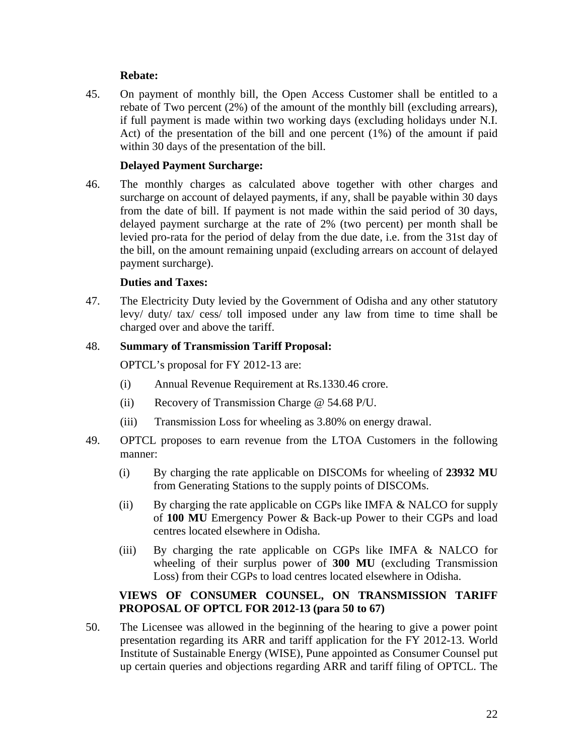**Rebate:**

45. On payment of monthly bill, the Open Access Customer shall be entitled to a rebate of Two percent (2%) of the amount of the monthly bill (excluding arrears), if full payment is made within two working days (excluding holidays under N.I. Act) of the presentation of the bill and one percent (1%) of the amount if paid within 30 days of the presentation of the bill.

**Delayed Payment Surcharge:**

46. The monthly charges as calculated above together with other charges and surcharge on account of delayed payments, if any, shall be payable within 30 days from the date of bill. If payment is not made within the said period of 30 days, delayed payment surcharge at the rate of 2% (two percent) per month shall be levied pro-rata for the period of delay from the due date, i.e. from the 31st day of the bill, on the amount remaining unpaid (excluding arrears on account of delayed payment surcharge).

**Duties and Taxes:**

47. The Electricity Duty levied by the Government of Odisha and any other statutory levy/ duty/ tax/ cess/ toll imposed under any law from time to time shall be charged over and above the tariff.

48. **Summary of Transmission Tariff Proposal:**

OPTCL's proposal for FY 2012-13 are:

(i) Annual Revenue Requirement at Rs.1330.46 crore.

(ii) Recovery of Transmission Charge @ 54.68 P/U.

(iii) Transmission Loss for wheeling as 3.80% on energy drawal.

49. OPTCL proposes to earn revenue from the LTOA Customers in the following manner:

(i) By charging the rate applicable on DISCOMs for wheeling of **23932 MU** from Generating Stations to the supply points of DISCOMs.

(ii) By charging the rate applicable on CGPs like IMFA & NALCO for supply of **100 MU** Emergency Power & Back-up Power to their CGPs and load centres located elsewhere in Odisha.

(iii) By charging the rate applicable on CGPs like IMFA & NALCO for wheeling of their surplus power of **300 MU** (excluding Transmission Loss) from their CGPs to load centres located elsewhere in Odisha.

**VIEWS OF CONSUMER COUNSEL, ON TRANSMISSION TARIFF PROPOSAL OF OPTCL FOR 2012-13 (para 50 to 67)**

50. The Licensee was allowed in the beginning of the hearing to give a power point presentation regarding its ARR and tariff application for the FY 2012-13. World Institute of Sustainable Energy (WISE), Pune appointed as Consumer Counsel put up certain queries and objections regarding ARR and tariff filing of OPTCL. The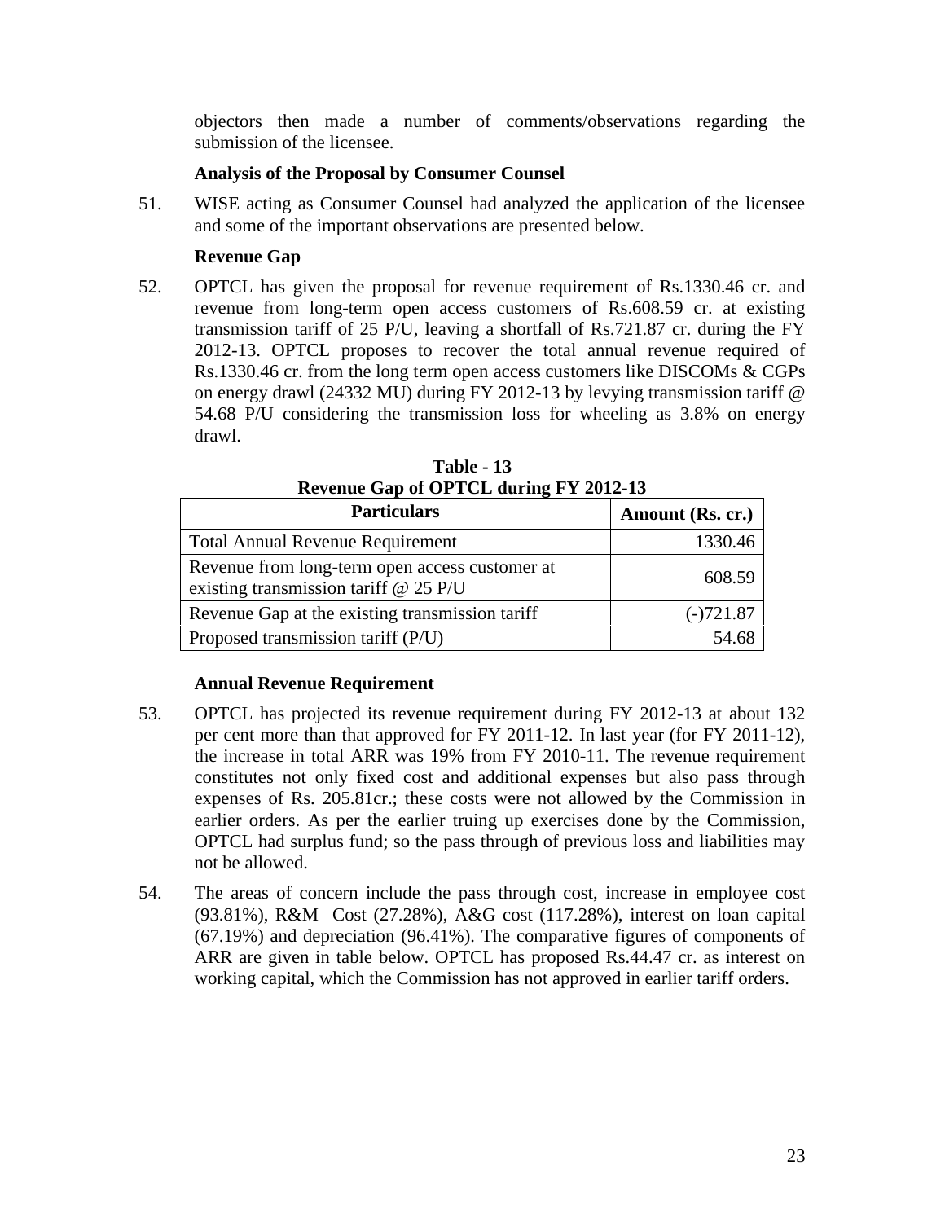objectors then made a number of comments/observations regarding the submission of the licensee.

### Analysis of the Proposal by Consumer Counsel

51. WISE acting as Consumer Counsel had analyzed the application of the licensee and some of the important observations are presented below.

### Revenue Gap

52. OPTCL has given the proposal for revenue requirement of Rs.1330.46 cr. and revenue from long-term open access customers of Rs.608.59 cr. at existing transmission tariff of 25 P/U, leaving a shortfall of Rs.721.87 cr. during the FY 2012-13. OPTCL proposes to recover the total annual revenue required of Rs.1330.46 cr. from the long term open access customers like DISCOMs & CGPs on energy drawl (24332 MU) during FY 2012-13 by levying transmission tariff @ 54.68 P/U considering the transmission loss for wheeling as 3.8% on energy drawl.

**Table - 13**
**Revenue Gap of OPTCL during FY 2012-13**

| Particulars | Amount (Rs. cr.) |
|---|---|
| Total Annual Revenue Requirement | 1330.46 |
| Revenue from long-term open access customer at existing transmission tariff @ 25 P/U | 608.59 |
| Revenue Gap at the existing transmission tariff | (-)721.87 |
| Proposed transmission tariff (P/U) | 54.68 |

### Annual Revenue Requirement

53. OPTCL has projected its revenue requirement during FY 2012-13 at about 132 per cent more than that approved for FY 2011-12. In last year (for FY 2011-12), the increase in total ARR was 19% from FY 2010-11. The revenue requirement constitutes not only fixed cost and additional expenses but also pass through expenses of Rs. 205.81cr.; these costs were not allowed by the Commission in earlier orders. As per the earlier truing up exercises done by the Commission, OPTCL had surplus fund; so the pass through of previous loss and liabilities may not be allowed.

54. The areas of concern include the pass through cost, increase in employee cost (93.81%), R&M Cost (27.28%), A&G cost (117.28%), interest on loan capital (67.19%) and depreciation (96.41%). The comparative figures of components of ARR are given in table below. OPTCL has proposed Rs.44.47 cr. as interest on working capital, which the Commission has not approved in earlier tariff orders.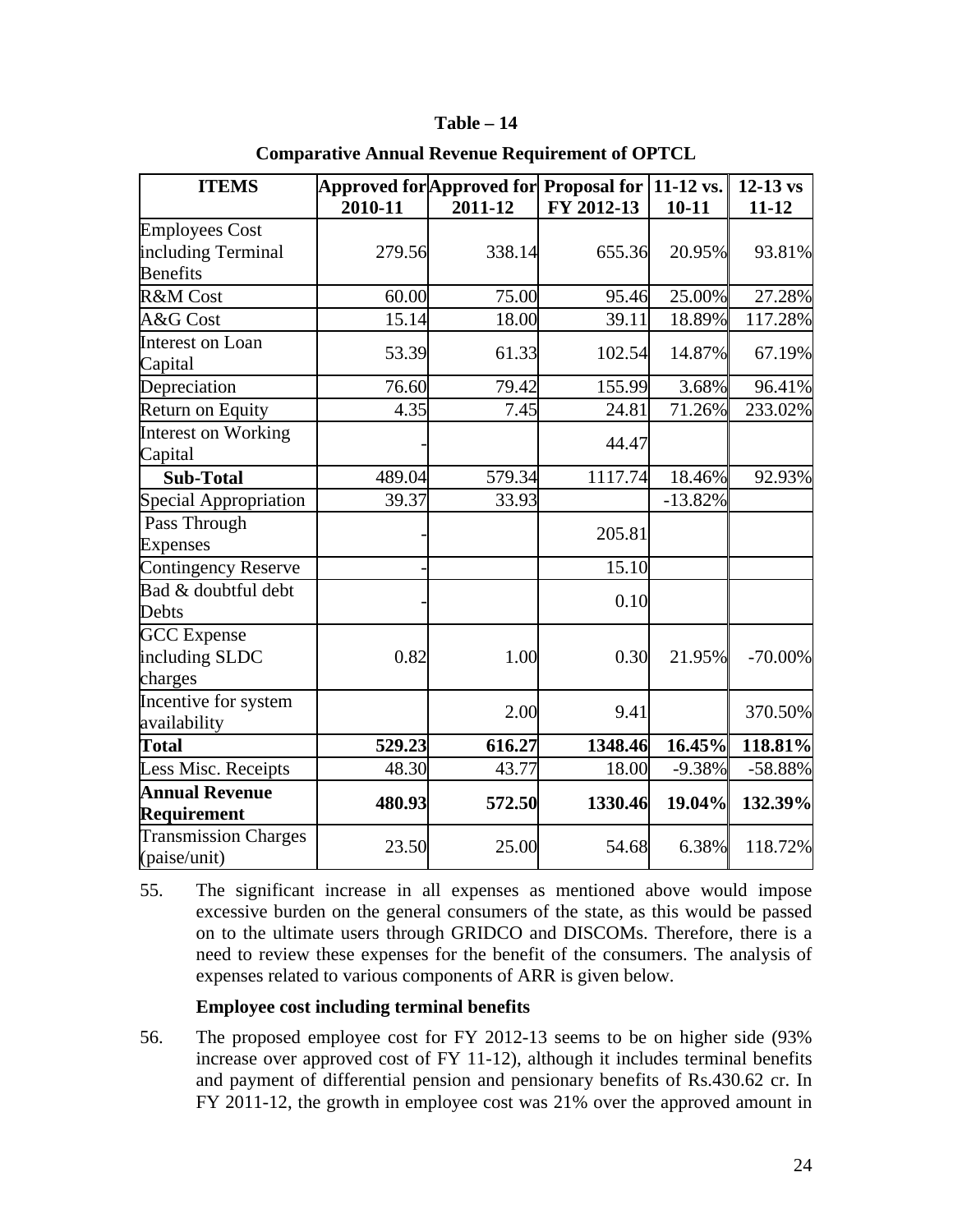**Table – 14**

**Comparative Annual Revenue Requirement of OPTCL**

| ITEMS | Approved for 2010-11 | Approved for 2011-12 | Proposal for FY 2012-13 | 11-12 vs. 10-11 | 12-13 vs 11-12 |
|---|---|---|---|---|---|
| Employees Cost including Terminal Benefits | 279.56 | 338.14 | 655.36 | 20.95% | 93.81% |
| R&M Cost | 60.00 | 75.00 | 95.46 | 25.00% | 27.28% |
| A&G Cost | 15.14 | 18.00 | 39.11 | 18.89% | 117.28% |
| Interest on Loan Capital | 53.39 | 61.33 | 102.54 | 14.87% | 67.19% |
| Depreciation | 76.60 | 79.42 | 155.99 | 3.68% | 96.41% |
| Return on Equity | 4.35 | 7.45 | 24.81 | 71.26% | 233.02% |
| Interest on Working Capital | - | | 44.47 | | |
| **Sub-Total** | 489.04 | 579.34 | 1117.74 | 18.46% | 92.93% |
| Special Appropriation | 39.37 | 33.93 | | -13.82% | |
| Pass Through Expenses | - | | 205.81 | | |
| Contingency Reserve | - | | 15.10 | | |
| Bad & doubtful debt Debts | - | | 0.10 | | |
| GCC Expense including SLDC charges | 0.82 | 1.00 | 0.30 | 21.95% | -70.00% |
| Incentive for system availability | | 2.00 | 9.41 | | 370.50% |
| **Total** | **529.23** | **616.27** | **1348.46** | **16.45%** | **118.81%** |
| Less Misc. Receipts | 48.30 | 43.77 | 18.00 | -9.38% | -58.88% |
| **Annual Revenue Requirement** | **480.93** | **572.50** | **1330.46** | **19.04%** | **132.39%** |
| Transmission Charges (paise/unit) | 23.50 | 25.00 | 54.68 | 6.38% | 118.72% |

55. The significant increase in all expenses as mentioned above would impose excessive burden on the general consumers of the state, as this would be passed on to the ultimate users through GRIDCO and DISCOMs. Therefore, there is a need to review these expenses for the benefit of the consumers. The analysis of expenses related to various components of ARR is given below.

**Employee cost including terminal benefits**

56. The proposed employee cost for FY 2012-13 seems to be on higher side (93% increase over approved cost of FY 11-12), although it includes terminal benefits and payment of differential pension and pensionary benefits of Rs.430.62 cr. In FY 2011-12, the growth in employee cost was 21% over the approved amount in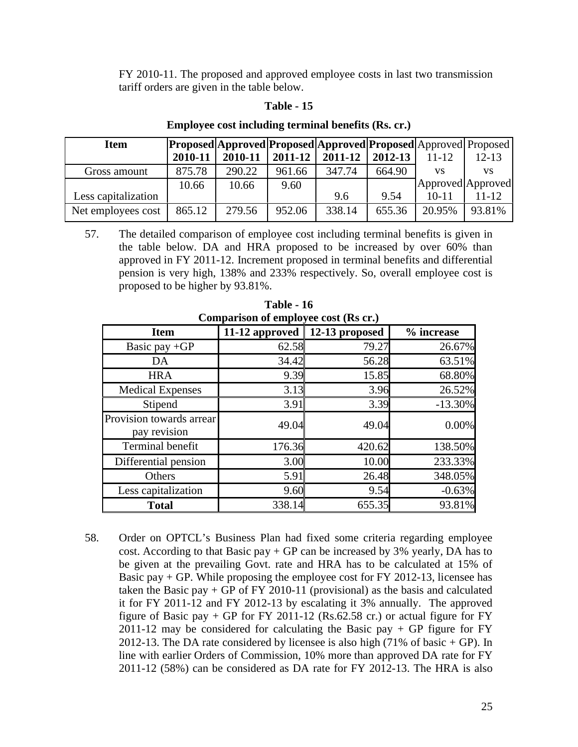FY 2010-11. The proposed and approved employee costs in last two transmission tariff orders are given in the table below.

**Table - 15**

**Employee cost including terminal benefits (Rs. cr.)**

| Item | Proposed 2010-11 | Approved 2010-11 | Proposed 2011-12 | Approved 2011-12 | Proposed 2012-13 | Approved 11-12 vs Approved 10-11 | Proposed 12-13 vs Approved 11-12 |
|---|---|---|---|---|---|---|---|
| Gross amount | 875.78 | 290.22 | 961.66 | 347.74 | 664.90 | | |
| Less capitalization | 10.66 | 10.66 | 9.60 | 9.6 | 9.54 | | |
| Net employees cost | 865.12 | 279.56 | 952.06 | 338.14 | 655.36 | 20.95% | 93.81% |

57. The detailed comparison of employee cost including terminal benefits is given in the table below. DA and HRA proposed to be increased by over 60% than approved in FY 2011-12. Increment proposed in terminal benefits and differential pension is very high, 138% and 233% respectively. So, overall employee cost is proposed to be higher by 93.81%.

**Table - 16**

**Comparison of employee cost (Rs cr.)**

| Item | 11-12 approved | 12-13 proposed | % increase |
|---|---|---|---|
| Basic pay +GP | 62.58 | 79.27 | 26.67% |
| DA | 34.42 | 56.28 | 63.51% |
| HRA | 9.39 | 15.85 | 68.80% |
| Medical Expenses | 3.13 | 3.96 | 26.52% |
| Stipend | 3.91 | 3.39 | -13.30% |
| Provision towards arrear pay revision | 49.04 | 49.04 | 0.00% |
| Terminal benefit | 176.36 | 420.62 | 138.50% |
| Differential pension | 3.00 | 10.00 | 233.33% |
| Others | 5.91 | 26.48 | 348.05% |
| Less capitalization | 9.60 | 9.54 | -0.63% |
| **Total** | 338.14 | 655.35 | 93.81% |

58. Order on OPTCL's Business Plan had fixed some criteria regarding employee cost. According to that Basic pay + GP can be increased by 3% yearly, DA has to be given at the prevailing Govt. rate and HRA has to be calculated at 15% of Basic pay + GP. While proposing the employee cost for FY 2012-13, licensee has taken the Basic pay + GP of FY 2010-11 (provisional) as the basis and calculated it for FY 2011-12 and FY 2012-13 by escalating it 3% annually. The approved figure of Basic pay + GP for FY 2011-12 (Rs.62.58 cr.) or actual figure for FY 2011-12 may be considered for calculating the Basic pay + GP figure for FY 2012-13. The DA rate considered by licensee is also high (71% of basic + GP). In line with earlier Orders of Commission, 10% more than approved DA rate for FY 2011-12 (58%) can be considered as DA rate for FY 2012-13. The HRA is also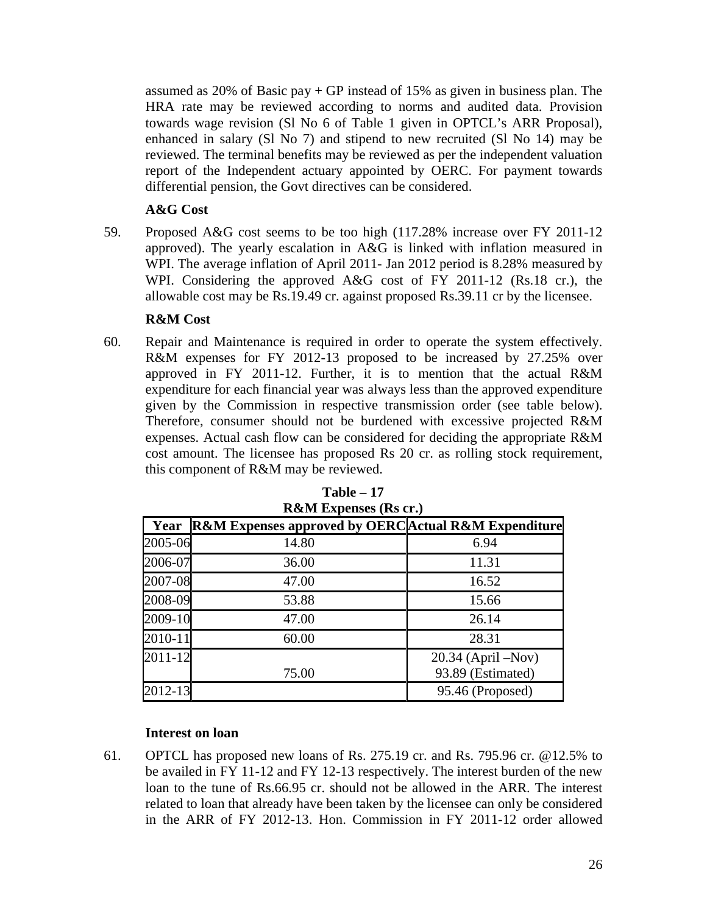assumed as 20% of Basic pay + GP instead of 15% as given in business plan. The HRA rate may be reviewed according to norms and audited data. Provision towards wage revision (Sl No 6 of Table 1 given in OPTCL's ARR Proposal), enhanced in salary (Sl No 7) and stipend to new recruited (Sl No 14) may be reviewed. The terminal benefits may be reviewed as per the independent valuation report of the Independent actuary appointed by OERC. For payment towards differential pension, the Govt directives can be considered.

**A&G Cost**

59. Proposed A&G cost seems to be too high (117.28% increase over FY 2011-12 approved). The yearly escalation in A&G is linked with inflation measured in WPI. The average inflation of April 2011- Jan 2012 period is 8.28% measured by WPI. Considering the approved A&G cost of FY 2011-12 (Rs.18 cr.), the allowable cost may be Rs.19.49 cr. against proposed Rs.39.11 cr by the licensee.

**R&M Cost**

60. Repair and Maintenance is required in order to operate the system effectively. R&M expenses for FY 2012-13 proposed to be increased by 27.25% over approved in FY 2011-12. Further, it is to mention that the actual R&M expenditure for each financial year was always less than the approved expenditure given by the Commission in respective transmission order (see table below). Therefore, consumer should not be burdened with excessive projected R&M expenses. Actual cash flow can be considered for deciding the appropriate R&M cost amount. The licensee has proposed Rs 20 cr. as rolling stock requirement, this component of R&M may be reviewed.

**Table – 17**
**R&M Expenses (Rs cr.)**

| Year | R&M Expenses approved by OERC | Actual R&M Expenditure |
|---|---|---|
| 2005-06 | 14.80 | 6.94 |
| 2006-07 | 36.00 | 11.31 |
| 2007-08 | 47.00 | 16.52 |
| 2008-09 | 53.88 | 15.66 |
| 2009-10 | 47.00 | 26.14 |
| 2010-11 | 60.00 | 28.31 |
| 2011-12 | 75.00 | 20.34 (April –Nov)<br>93.89 (Estimated) |
| 2012-13 | | 95.46 (Proposed) |

**Interest on loan**

61. OPTCL has proposed new loans of Rs. 275.19 cr. and Rs. 795.96 cr. @12.5% to be availed in FY 11-12 and FY 12-13 respectively. The interest burden of the new loan to the tune of Rs.66.95 cr. should not be allowed in the ARR. The interest related to loan that already have been taken by the licensee can only be considered in the ARR of FY 2012-13. Hon. Commission in FY 2011-12 order allowed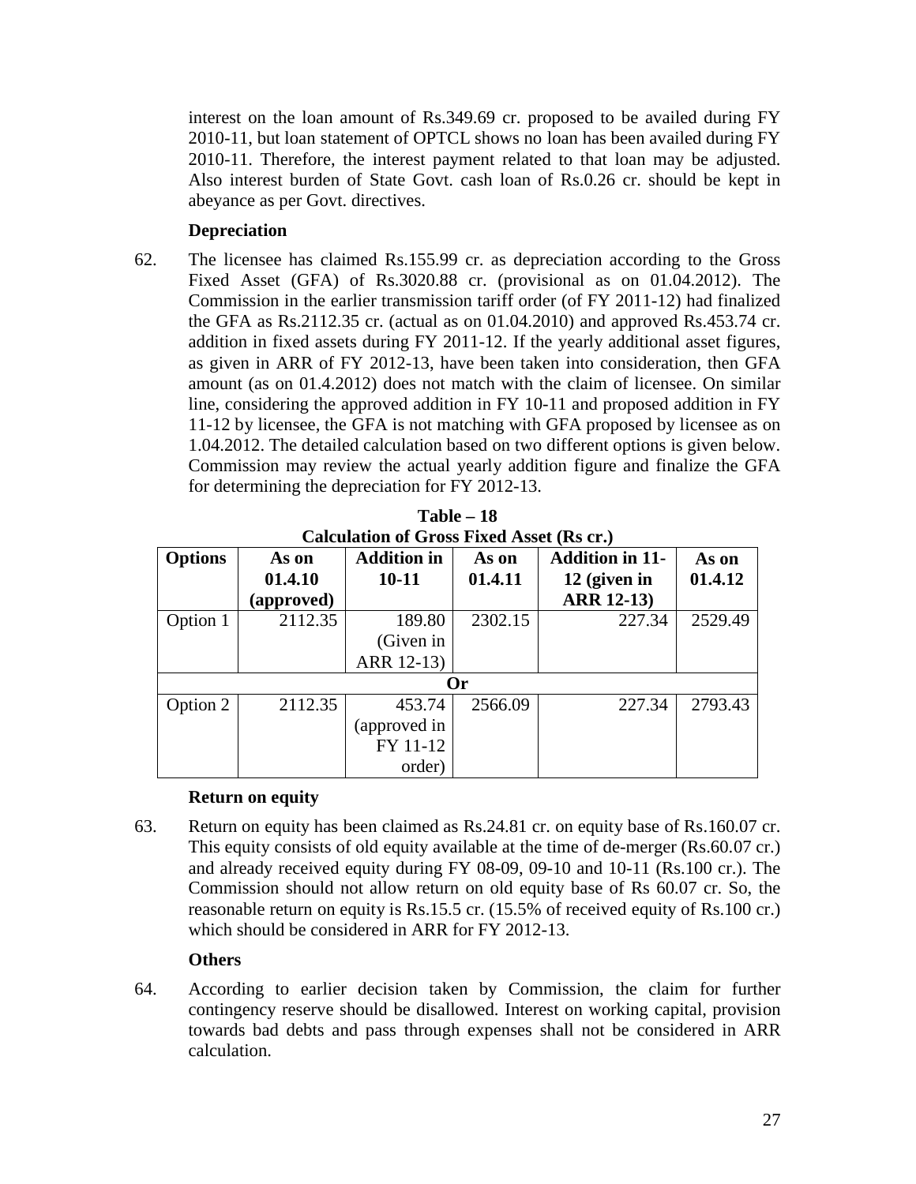interest on the loan amount of Rs.349.69 cr. proposed to be availed during FY 2010-11, but loan statement of OPTCL shows no loan has been availed during FY 2010-11. Therefore, the interest payment related to that loan may be adjusted. Also interest burden of State Govt. cash loan of Rs.0.26 cr. should be kept in abeyance as per Govt. directives.

**Depreciation**

62. The licensee has claimed Rs.155.99 cr. as depreciation according to the Gross Fixed Asset (GFA) of Rs.3020.88 cr. (provisional as on 01.04.2012). The Commission in the earlier transmission tariff order (of FY 2011-12) had finalized the GFA as Rs.2112.35 cr. (actual as on 01.04.2010) and approved Rs.453.74 cr. addition in fixed assets during FY 2011-12. If the yearly additional asset figures, as given in ARR of FY 2012-13, have been taken into consideration, then GFA amount (as on 01.4.2012) does not match with the claim of licensee. On similar line, considering the approved addition in FY 10-11 and proposed addition in FY 11-12 by licensee, the GFA is not matching with GFA proposed by licensee as on 1.04.2012. The detailed calculation based on two different options is given below. Commission may review the actual yearly addition figure and finalize the GFA for determining the depreciation for FY 2012-13.

**Table – 18**
**Calculation of Gross Fixed Asset (Rs cr.)**

| Options | As on 01.4.10 (approved) | Addition in 10-11 | As on 01.4.11 | Addition in 11-12 (given in ARR 12-13) | As on 01.4.12 |
|---|---|---|---|---|---|
| Option 1 | 2112.35 | 189.80 (Given in ARR 12-13) | 2302.15 | 227.34 | 2529.49 |
| **Or** | | | | | |
| Option 2 | 2112.35 | 453.74 (approved in FY 11-12 order) | 2566.09 | 227.34 | 2793.43 |

**Return on equity**

63. Return on equity has been claimed as Rs.24.81 cr. on equity base of Rs.160.07 cr. This equity consists of old equity available at the time of de-merger (Rs.60.07 cr.) and already received equity during FY 08-09, 09-10 and 10-11 (Rs.100 cr.). The Commission should not allow return on old equity base of Rs 60.07 cr. So, the reasonable return on equity is Rs.15.5 cr. (15.5% of received equity of Rs.100 cr.) which should be considered in ARR for FY 2012-13.

**Others**

64. According to earlier decision taken by Commission, the claim for further contingency reserve should be disallowed. Interest on working capital, provision towards bad debts and pass through expenses shall not be considered in ARR calculation.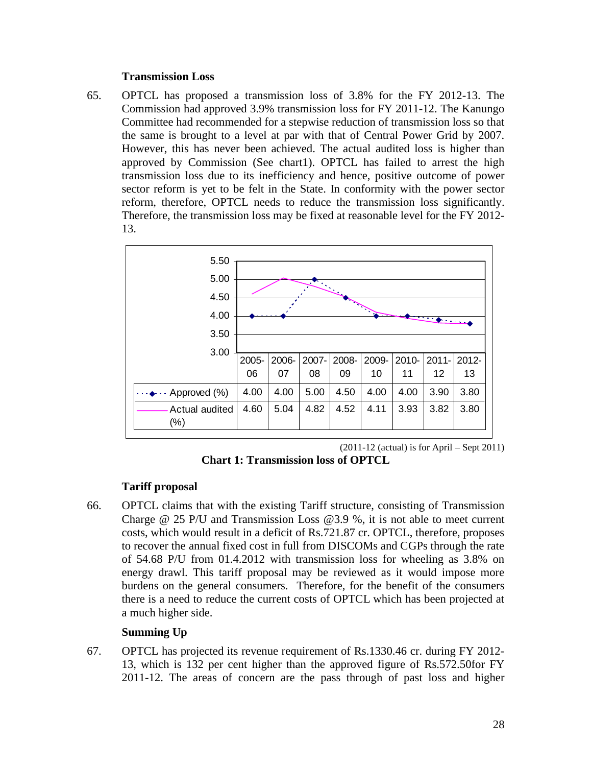### Transmission Loss

65. OPTCL has proposed a transmission loss of 3.8% for the FY 2012-13. The Commission had approved 3.9% transmission loss for FY 2011-12. The Kanungo Committee had recommended for a stepwise reduction of transmission loss so that the same is brought to a level at par with that of Central Power Grid by 2007. However, this has never been achieved. The actual audited loss is higher than approved by Commission (See chart1). OPTCL has failed to arrest the high transmission loss due to its inefficiency and hence, positive outcome of power sector reform is yet to be felt in the State. In conformity with the power sector reform, therefore, OPTCL needs to reduce the transmission loss significantly. Therefore, the transmission loss may be fixed at reasonable level for the FY 2012-13.

| | 2005-06 | 2006-07 | 2007-08 | 2008-09 | 2009-10 | 2010-11 | 2011-12 | 2012-13 |
|---|---|---|---|---|---|---|---|---|
| Approved (%) | 4.00 | 4.00 | 5.00 | 4.50 | 4.00 | 4.00 | 3.90 | 3.80 |
| Actual audited (%) | 4.60 | 5.04 | 4.82 | 4.52 | 4.11 | 3.93 | 3.82 | 3.80 |

(2011-12 (actual) is for April – Sept 2011)

**Chart 1: Transmission loss of OPTCL**

### Tariff proposal

66. OPTCL claims that with the existing Tariff structure, consisting of Transmission Charge @ 25 P/U and Transmission Loss @3.9 %, it is not able to meet current costs, which would result in a deficit of Rs.721.87 cr. OPTCL, therefore, proposes to recover the annual fixed cost in full from DISCOMs and CGPs through the rate of 54.68 P/U from 01.4.2012 with transmission loss for wheeling as 3.8% on energy drawl. This tariff proposal may be reviewed as it would impose more burdens on the general consumers. Therefore, for the benefit of the consumers there is a need to reduce the current costs of OPTCL which has been projected at a much higher side.

### Summing Up

67. OPTCL has projected its revenue requirement of Rs.1330.46 cr. during FY 2012-13, which is 132 per cent higher than the approved figure of Rs.572.50for FY 2011-12. The areas of concern are the pass through of past loss and higher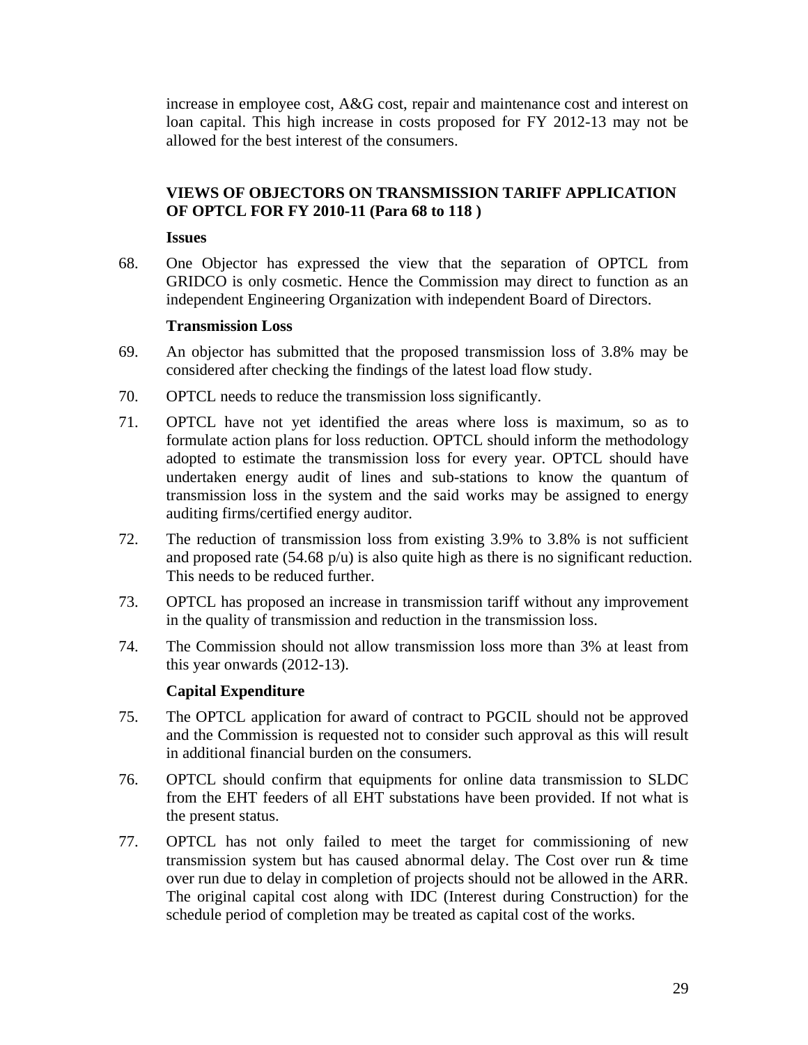increase in employee cost, A&G cost, repair and maintenance cost and interest on loan capital. This high increase in costs proposed for FY 2012-13 may not be allowed for the best interest of the consumers.

## VIEWS OF OBJECTORS ON TRANSMISSION TARIFF APPLICATION OF OPTCL FOR FY 2010-11 (Para 68 to 118 )

### Issues

68. One Objector has expressed the view that the separation of OPTCL from GRIDCO is only cosmetic. Hence the Commission may direct to function as an independent Engineering Organization with independent Board of Directors.

### Transmission Loss

69. An objector has submitted that the proposed transmission loss of 3.8% may be considered after checking the findings of the latest load flow study.

70. OPTCL needs to reduce the transmission loss significantly.

71. OPTCL have not yet identified the areas where loss is maximum, so as to formulate action plans for loss reduction. OPTCL should inform the methodology adopted to estimate the transmission loss for every year. OPTCL should have undertaken energy audit of lines and sub-stations to know the quantum of transmission loss in the system and the said works may be assigned to energy auditing firms/certified energy auditor.

72. The reduction of transmission loss from existing 3.9% to 3.8% is not sufficient and proposed rate (54.68 p/u) is also quite high as there is no significant reduction. This needs to be reduced further.

73. OPTCL has proposed an increase in transmission tariff without any improvement in the quality of transmission and reduction in the transmission loss.

74. The Commission should not allow transmission loss more than 3% at least from this year onwards (2012-13).

### Capital Expenditure

75. The OPTCL application for award of contract to PGCIL should not be approved and the Commission is requested not to consider such approval as this will result in additional financial burden on the consumers.

76. OPTCL should confirm that equipments for online data transmission to SLDC from the EHT feeders of all EHT substations have been provided. If not what is the present status.

77. OPTCL has not only failed to meet the target for commissioning of new transmission system but has caused abnormal delay. The Cost over run & time over run due to delay in completion of projects should not be allowed in the ARR. The original capital cost along with IDC (Interest during Construction) for the schedule period of completion may be treated as capital cost of the works.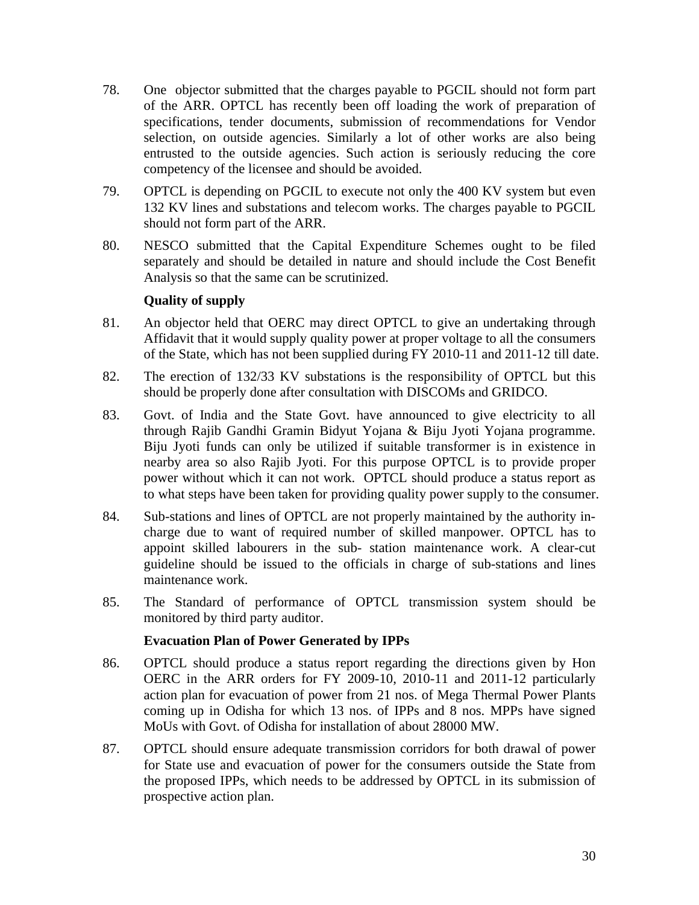78. One objector submitted that the charges payable to PGCIL should not form part of the ARR. OPTCL has recently been off loading the work of preparation of specifications, tender documents, submission of recommendations for Vendor selection, on outside agencies. Similarly a lot of other works are also being entrusted to the outside agencies. Such action is seriously reducing the core competency of the licensee and should be avoided.

79. OPTCL is depending on PGCIL to execute not only the 400 KV system but even 132 KV lines and substations and telecom works. The charges payable to PGCIL should not form part of the ARR.

80. NESCO submitted that the Capital Expenditure Schemes ought to be filed separately and should be detailed in nature and should include the Cost Benefit Analysis so that the same can be scrutinized.

**Quality of supply**

81. An objector held that OERC may direct OPTCL to give an undertaking through Affidavit that it would supply quality power at proper voltage to all the consumers of the State, which has not been supplied during FY 2010-11 and 2011-12 till date.

82. The erection of 132/33 KV substations is the responsibility of OPTCL but this should be properly done after consultation with DISCOMs and GRIDCO.

83. Govt. of India and the State Govt. have announced to give electricity to all through Rajib Gandhi Gramin Bidyut Yojana & Biju Jyoti Yojana programme. Biju Jyoti funds can only be utilized if suitable transformer is in existence in nearby area so also Rajib Jyoti. For this purpose OPTCL is to provide proper power without which it can not work. OPTCL should produce a status report as to what steps have been taken for providing quality power supply to the consumer.

84. Sub-stations and lines of OPTCL are not properly maintained by the authority in-charge due to want of required number of skilled manpower. OPTCL has to appoint skilled labourers in the sub- station maintenance work. A clear-cut guideline should be issued to the officials in charge of sub-stations and lines maintenance work.

85. The Standard of performance of OPTCL transmission system should be monitored by third party auditor.

**Evacuation Plan of Power Generated by IPPs**

86. OPTCL should produce a status report regarding the directions given by Hon OERC in the ARR orders for FY 2009-10, 2010-11 and 2011-12 particularly action plan for evacuation of power from 21 nos. of Mega Thermal Power Plants coming up in Odisha for which 13 nos. of IPPs and 8 nos. MPPs have signed MoUs with Govt. of Odisha for installation of about 28000 MW.

87. OPTCL should ensure adequate transmission corridors for both drawal of power for State use and evacuation of power for the consumers outside the State from the proposed IPPs, which needs to be addressed by OPTCL in its submission of prospective action plan.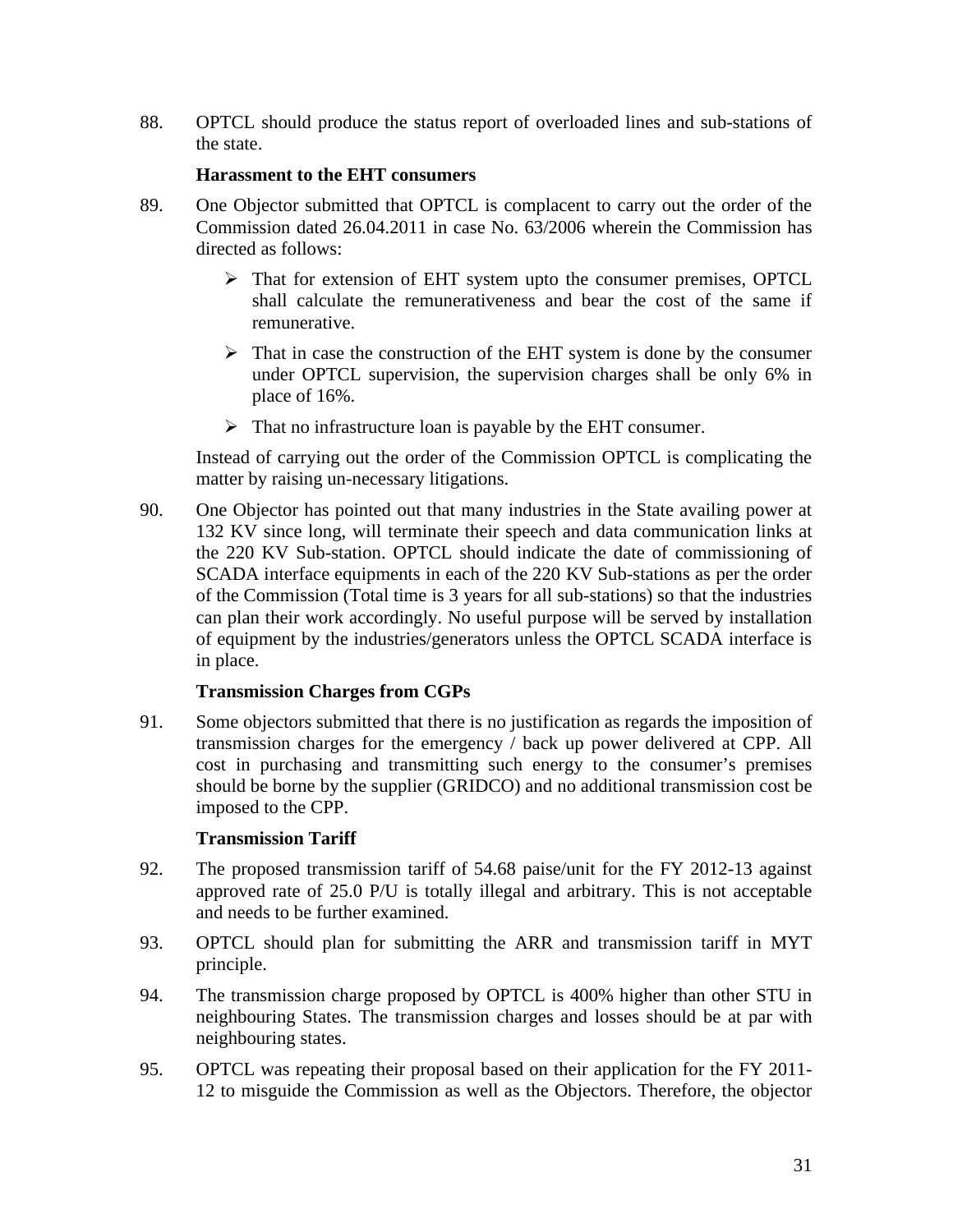88. OPTCL should produce the status report of overloaded lines and sub-stations of the state.

**Harassment to the EHT consumers**

89. One Objector submitted that OPTCL is complacent to carry out the order of the Commission dated 26.04.2011 in case No. 63/2006 wherein the Commission has directed as follows:

    - That for extension of EHT system upto the consumer premises, OPTCL shall calculate the remunerativeness and bear the cost of the same if remunerative.
    - That in case the construction of the EHT system is done by the consumer under OPTCL supervision, the supervision charges shall be only 6% in place of 16%.
    - That no infrastructure loan is payable by the EHT consumer.

    Instead of carrying out the order of the Commission OPTCL is complicating the matter by raising un-necessary litigations.

90. One Objector has pointed out that many industries in the State availing power at 132 KV since long, will terminate their speech and data communication links at the 220 KV Sub-station. OPTCL should indicate the date of commissioning of SCADA interface equipments in each of the 220 KV Sub-stations as per the order of the Commission (Total time is 3 years for all sub-stations) so that the industries can plan their work accordingly. No useful purpose will be served by installation of equipment by the industries/generators unless the OPTCL SCADA interface is in place.

**Transmission Charges from CGPs**

91. Some objectors submitted that there is no justification as regards the imposition of transmission charges for the emergency / back up power delivered at CPP. All cost in purchasing and transmitting such energy to the consumer's premises should be borne by the supplier (GRIDCO) and no additional transmission cost be imposed to the CPP.

**Transmission Tariff**

92. The proposed transmission tariff of 54.68 paise/unit for the FY 2012-13 against approved rate of 25.0 P/U is totally illegal and arbitrary. This is not acceptable and needs to be further examined.

93. OPTCL should plan for submitting the ARR and transmission tariff in MYT principle.

94. The transmission charge proposed by OPTCL is 400% higher than other STU in neighbouring States. The transmission charges and losses should be at par with neighbouring states.

95. OPTCL was repeating their proposal based on their application for the FY 2011-12 to misguide the Commission as well as the Objectors. Therefore, the objector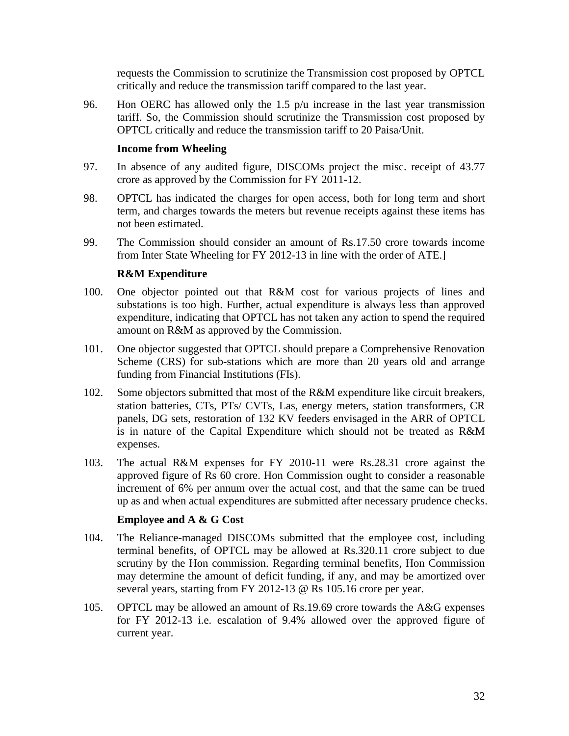requests the Commission to scrutinize the Transmission cost proposed by OPTCL critically and reduce the transmission tariff compared to the last year.

96. Hon OERC has allowed only the 1.5 p/u increase in the last year transmission tariff. So, the Commission should scrutinize the Transmission cost proposed by OPTCL critically and reduce the transmission tariff to 20 Paisa/Unit.

**Income from Wheeling**

97. In absence of any audited figure, DISCOMs project the misc. receipt of 43.77 crore as approved by the Commission for FY 2011-12.

98. OPTCL has indicated the charges for open access, both for long term and short term, and charges towards the meters but revenue receipts against these items has not been estimated.

99. The Commission should consider an amount of Rs.17.50 crore towards income from Inter State Wheeling for FY 2012-13 in line with the order of ATE.]

**R&M Expenditure**

100. One objector pointed out that R&M cost for various projects of lines and substations is too high. Further, actual expenditure is always less than approved expenditure, indicating that OPTCL has not taken any action to spend the required amount on R&M as approved by the Commission.

101. One objector suggested that OPTCL should prepare a Comprehensive Renovation Scheme (CRS) for sub-stations which are more than 20 years old and arrange funding from Financial Institutions (FIs).

102. Some objectors submitted that most of the R&M expenditure like circuit breakers, station batteries, CTs, PTs/ CVTs, Las, energy meters, station transformers, CR panels, DG sets, restoration of 132 KV feeders envisaged in the ARR of OPTCL is in nature of the Capital Expenditure which should not be treated as R&M expenses.

103. The actual R&M expenses for FY 2010-11 were Rs.28.31 crore against the approved figure of Rs 60 crore. Hon Commission ought to consider a reasonable increment of 6% per annum over the actual cost, and that the same can be trued up as and when actual expenditures are submitted after necessary prudence checks.

**Employee and A & G Cost**

104. The Reliance-managed DISCOMs submitted that the employee cost, including terminal benefits, of OPTCL may be allowed at Rs.320.11 crore subject to due scrutiny by the Hon commission. Regarding terminal benefits, Hon Commission may determine the amount of deficit funding, if any, and may be amortized over several years, starting from FY 2012-13 @ Rs 105.16 crore per year.

105. OPTCL may be allowed an amount of Rs.19.69 crore towards the A&G expenses for FY 2012-13 i.e. escalation of 9.4% allowed over the approved figure of current year.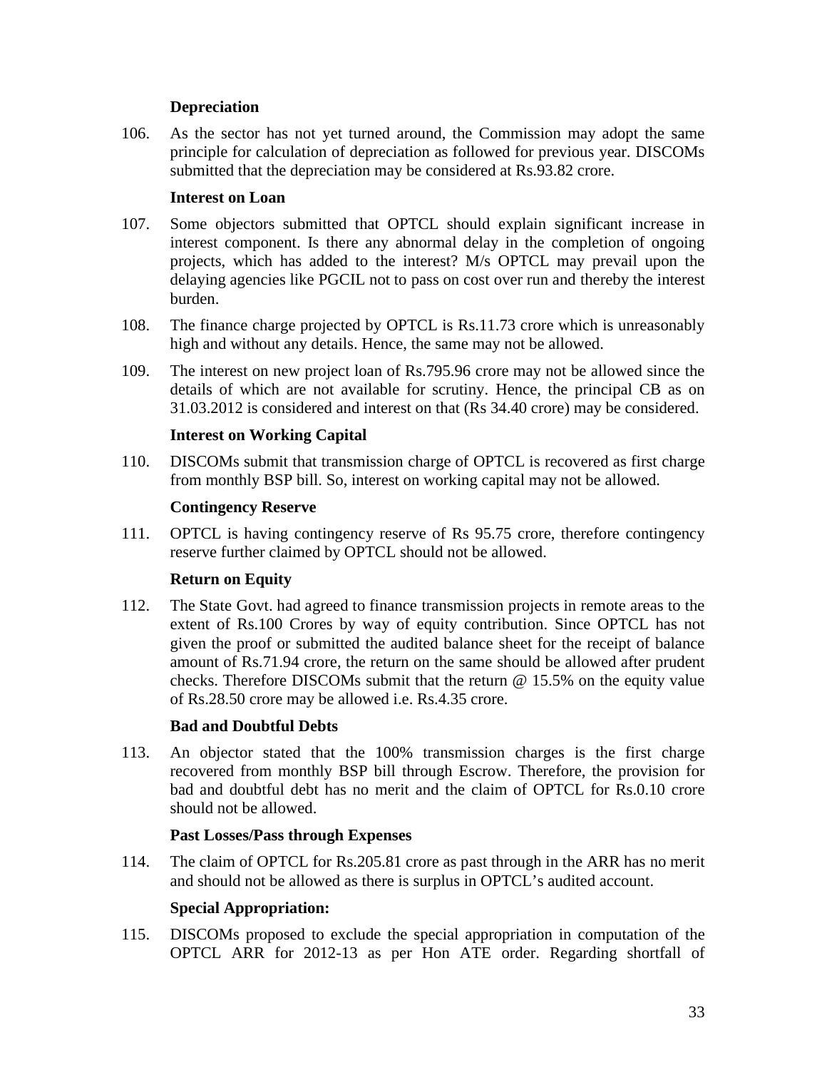**Depreciation**

106. As the sector has not yet turned around, the Commission may adopt the same principle for calculation of depreciation as followed for previous year. DISCOMs submitted that the depreciation may be considered at Rs.93.82 crore.

**Interest on Loan**

107. Some objectors submitted that OPTCL should explain significant increase in interest component. Is there any abnormal delay in the completion of ongoing projects, which has added to the interest? M/s OPTCL may prevail upon the delaying agencies like PGCIL not to pass on cost over run and thereby the interest burden.

108. The finance charge projected by OPTCL is Rs.11.73 crore which is unreasonably high and without any details. Hence, the same may not be allowed.

109. The interest on new project loan of Rs.795.96 crore may not be allowed since the details of which are not available for scrutiny. Hence, the principal CB as on 31.03.2012 is considered and interest on that (Rs 34.40 crore) may be considered.

**Interest on Working Capital**

110. DISCOMs submit that transmission charge of OPTCL is recovered as first charge from monthly BSP bill. So, interest on working capital may not be allowed.

**Contingency Reserve**

111. OPTCL is having contingency reserve of Rs 95.75 crore, therefore contingency reserve further claimed by OPTCL should not be allowed.

**Return on Equity**

112. The State Govt. had agreed to finance transmission projects in remote areas to the extent of Rs.100 Crores by way of equity contribution. Since OPTCL has not given the proof or submitted the audited balance sheet for the receipt of balance amount of Rs.71.94 crore, the return on the same should be allowed after prudent checks. Therefore DISCOMs submit that the return @ 15.5% on the equity value of Rs.28.50 crore may be allowed i.e. Rs.4.35 crore.

**Bad and Doubtful Debts**

113. An objector stated that the 100% transmission charges is the first charge recovered from monthly BSP bill through Escrow. Therefore, the provision for bad and doubtful debt has no merit and the claim of OPTCL for Rs.0.10 crore should not be allowed.

**Past Losses/Pass through Expenses**

114. The claim of OPTCL for Rs.205.81 crore as past through in the ARR has no merit and should not be allowed as there is surplus in OPTCL's audited account.

**Special Appropriation:**

115. DISCOMs proposed to exclude the special appropriation in computation of the OPTCL ARR for 2012-13 as per Hon ATE order. Regarding shortfall of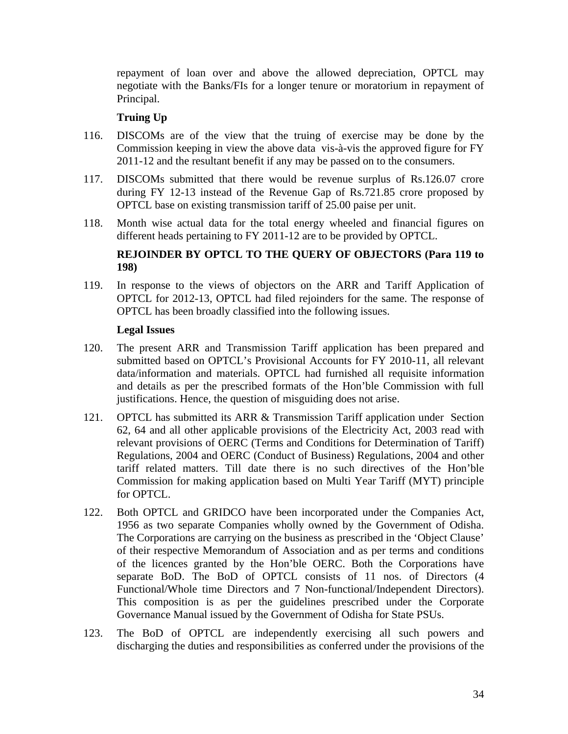repayment of loan over and above the allowed depreciation, OPTCL may negotiate with the Banks/FIs for a longer tenure or moratorium in repayment of Principal.

**Truing Up**

116. DISCOMs are of the view that the truing of exercise may be done by the Commission keeping in view the above data vis-à-vis the approved figure for FY 2011-12 and the resultant benefit if any may be passed on to the consumers.

117. DISCOMs submitted that there would be revenue surplus of Rs.126.07 crore during FY 12-13 instead of the Revenue Gap of Rs.721.85 crore proposed by OPTCL base on existing transmission tariff of 25.00 paise per unit.

118. Month wise actual data for the total energy wheeled and financial figures on different heads pertaining to FY 2011-12 are to be provided by OPTCL.

**REJOINDER BY OPTCL TO THE QUERY OF OBJECTORS (Para 119 to 198)**

119. In response to the views of objectors on the ARR and Tariff Application of OPTCL for 2012-13, OPTCL had filed rejoinders for the same. The response of OPTCL has been broadly classified into the following issues.

**Legal Issues**

120. The present ARR and Transmission Tariff application has been prepared and submitted based on OPTCL's Provisional Accounts for FY 2010-11, all relevant data/information and materials. OPTCL had furnished all requisite information and details as per the prescribed formats of the Hon'ble Commission with full justifications. Hence, the question of misguiding does not arise.

121. OPTCL has submitted its ARR & Transmission Tariff application under Section 62, 64 and all other applicable provisions of the Electricity Act, 2003 read with relevant provisions of OERC (Terms and Conditions for Determination of Tariff) Regulations, 2004 and OERC (Conduct of Business) Regulations, 2004 and other tariff related matters. Till date there is no such directives of the Hon'ble Commission for making application based on Multi Year Tariff (MYT) principle for OPTCL.

122. Both OPTCL and GRIDCO have been incorporated under the Companies Act, 1956 as two separate Companies wholly owned by the Government of Odisha. The Corporations are carrying on the business as prescribed in the 'Object Clause' of their respective Memorandum of Association and as per terms and conditions of the licences granted by the Hon'ble OERC. Both the Corporations have separate BoD. The BoD of OPTCL consists of 11 nos. of Directors (4 Functional/Whole time Directors and 7 Non-functional/Independent Directors). This composition is as per the guidelines prescribed under the Corporate Governance Manual issued by the Government of Odisha for State PSUs.

123. The BoD of OPTCL are independently exercising all such powers and discharging the duties and responsibilities as conferred under the provisions of the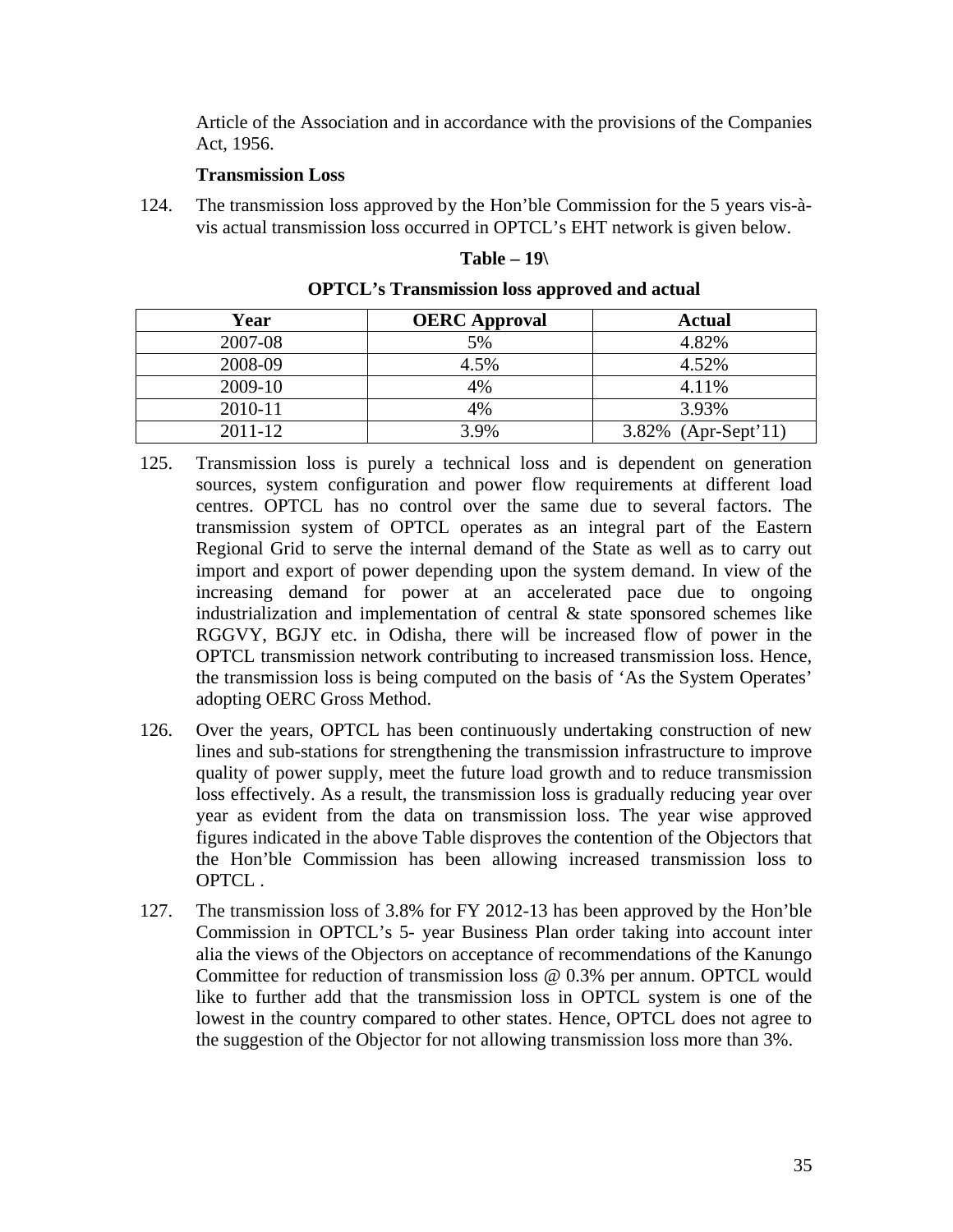Article of the Association and in accordance with the provisions of the Companies Act, 1956.

**Transmission Loss**

124. The transmission loss approved by the Hon'ble Commission for the 5 years vis-à-vis actual transmission loss occurred in OPTCL's EHT network is given below.

**Table – 19\**

**OPTCL's Transmission loss approved and actual**

| Year | OERC Approval | Actual |
|---|---|---|
| 2007-08 | 5% | 4.82% |
| 2008-09 | 4.5% | 4.52% |
| 2009-10 | 4% | 4.11% |
| 2010-11 | 4% | 3.93% |
| 2011-12 | 3.9% | 3.82% (Apr-Sept'11) |

125. Transmission loss is purely a technical loss and is dependent on generation sources, system configuration and power flow requirements at different load centres. OPTCL has no control over the same due to several factors. The transmission system of OPTCL operates as an integral part of the Eastern Regional Grid to serve the internal demand of the State as well as to carry out import and export of power depending upon the system demand. In view of the increasing demand for power at an accelerated pace due to ongoing industrialization and implementation of central & state sponsored schemes like RGGVY, BGJY etc. in Odisha, there will be increased flow of power in the OPTCL transmission network contributing to increased transmission loss. Hence, the transmission loss is being computed on the basis of 'As the System Operates' adopting OERC Gross Method.

126. Over the years, OPTCL has been continuously undertaking construction of new lines and sub-stations for strengthening the transmission infrastructure to improve quality of power supply, meet the future load growth and to reduce transmission loss effectively. As a result, the transmission loss is gradually reducing year over year as evident from the data on transmission loss. The year wise approved figures indicated in the above Table disproves the contention of the Objectors that the Hon'ble Commission has been allowing increased transmission loss to OPTCL .

127. The transmission loss of 3.8% for FY 2012-13 has been approved by the Hon'ble Commission in OPTCL's 5- year Business Plan order taking into account inter alia the views of the Objectors on acceptance of recommendations of the Kanungo Committee for reduction of transmission loss @ 0.3% per annum. OPTCL would like to further add that the transmission loss in OPTCL system is one of the lowest in the country compared to other states. Hence, OPTCL does not agree to the suggestion of the Objector for not allowing transmission loss more than 3%.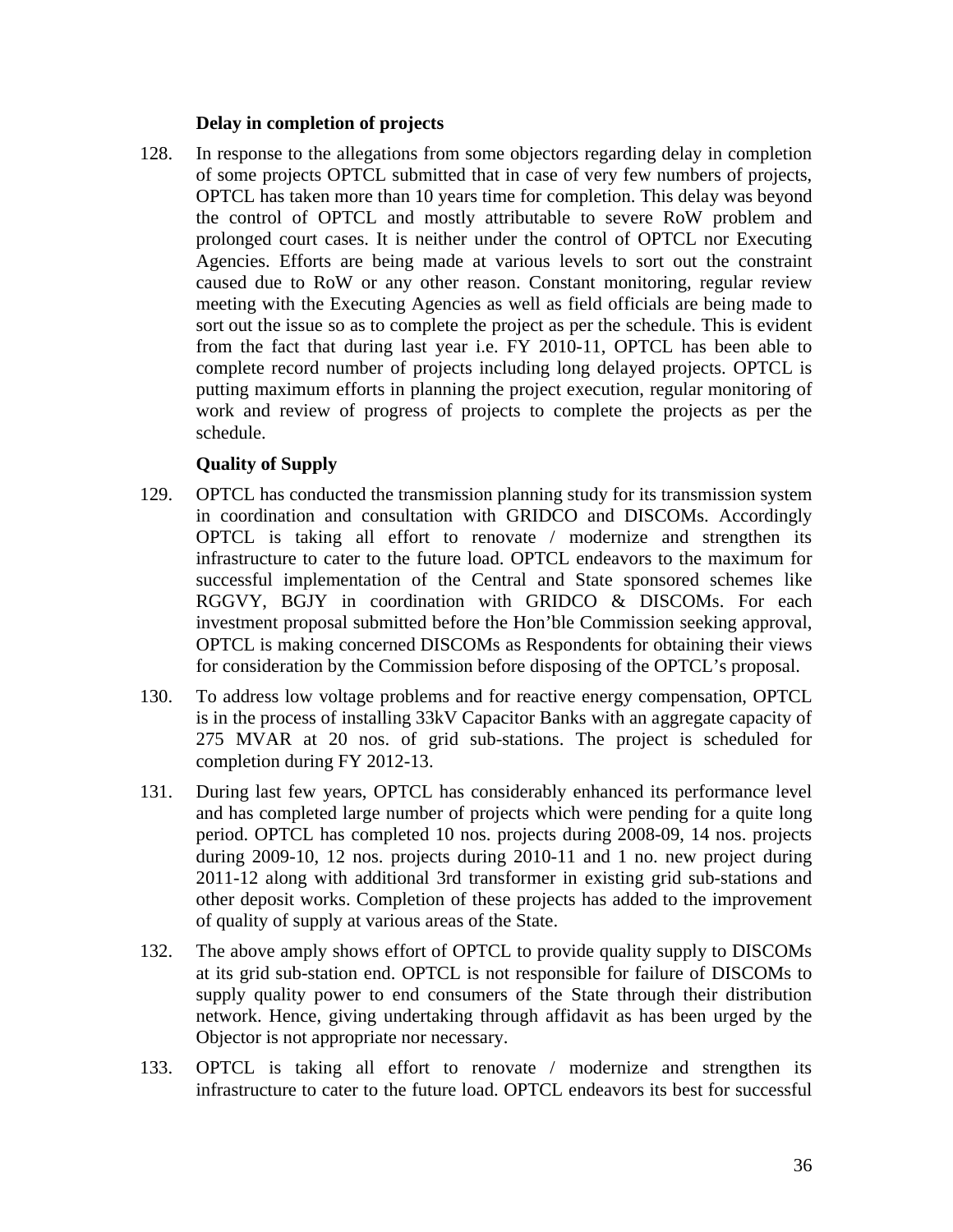**Delay in completion of projects**

128. In response to the allegations from some objectors regarding delay in completion of some projects OPTCL submitted that in case of very few numbers of projects, OPTCL has taken more than 10 years time for completion. This delay was beyond the control of OPTCL and mostly attributable to severe RoW problem and prolonged court cases. It is neither under the control of OPTCL nor Executing Agencies. Efforts are being made at various levels to sort out the constraint caused due to RoW or any other reason. Constant monitoring, regular review meeting with the Executing Agencies as well as field officials are being made to sort out the issue so as to complete the project as per the schedule. This is evident from the fact that during last year i.e. FY 2010-11, OPTCL has been able to complete record number of projects including long delayed projects. OPTCL is putting maximum efforts in planning the project execution, regular monitoring of work and review of progress of projects to complete the projects as per the schedule.

**Quality of Supply**

129. OPTCL has conducted the transmission planning study for its transmission system in coordination and consultation with GRIDCO and DISCOMs. Accordingly OPTCL is taking all effort to renovate / modernize and strengthen its infrastructure to cater to the future load. OPTCL endeavors to the maximum for successful implementation of the Central and State sponsored schemes like RGGVY, BGJY in coordination with GRIDCO & DISCOMs. For each investment proposal submitted before the Hon'ble Commission seeking approval, OPTCL is making concerned DISCOMs as Respondents for obtaining their views for consideration by the Commission before disposing of the OPTCL's proposal.

130. To address low voltage problems and for reactive energy compensation, OPTCL is in the process of installing 33kV Capacitor Banks with an aggregate capacity of 275 MVAR at 20 nos. of grid sub-stations. The project is scheduled for completion during FY 2012-13.

131. During last few years, OPTCL has considerably enhanced its performance level and has completed large number of projects which were pending for a quite long period. OPTCL has completed 10 nos. projects during 2008-09, 14 nos. projects during 2009-10, 12 nos. projects during 2010-11 and 1 no. new project during 2011-12 along with additional 3rd transformer in existing grid sub-stations and other deposit works. Completion of these projects has added to the improvement of quality of supply at various areas of the State.

132. The above amply shows effort of OPTCL to provide quality supply to DISCOMs at its grid sub-station end. OPTCL is not responsible for failure of DISCOMs to supply quality power to end consumers of the State through their distribution network. Hence, giving undertaking through affidavit as has been urged by the Objector is not appropriate nor necessary.

133. OPTCL is taking all effort to renovate / modernize and strengthen its infrastructure to cater to the future load. OPTCL endeavors its best for successful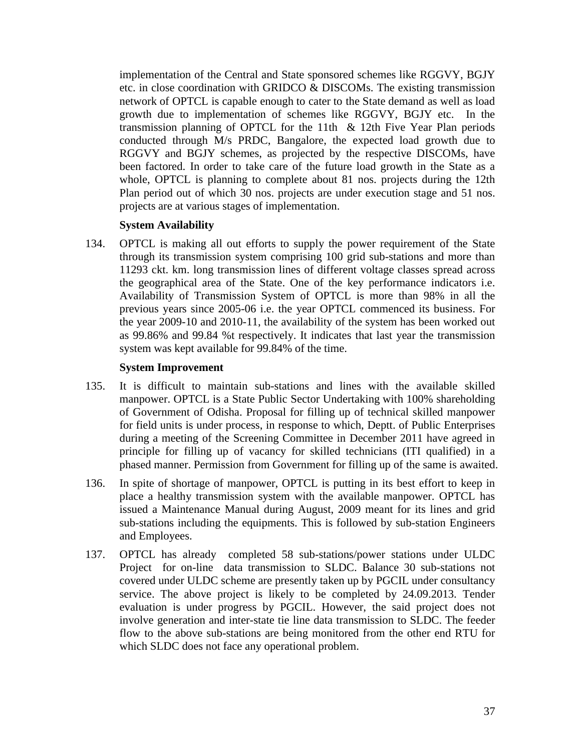implementation of the Central and State sponsored schemes like RGGVY, BGJY etc. in close coordination with GRIDCO & DISCOMs. The existing transmission network of OPTCL is capable enough to cater to the State demand as well as load growth due to implementation of schemes like RGGVY, BGJY etc. In the transmission planning of OPTCL for the 11th & 12th Five Year Plan periods conducted through M/s PRDC, Bangalore, the expected load growth due to RGGVY and BGJY schemes, as projected by the respective DISCOMs, have been factored. In order to take care of the future load growth in the State as a whole, OPTCL is planning to complete about 81 nos. projects during the 12th Plan period out of which 30 nos. projects are under execution stage and 51 nos. projects are at various stages of implementation.

**System Availability**

134. OPTCL is making all out efforts to supply the power requirement of the State through its transmission system comprising 100 grid sub-stations and more than 11293 ckt. km. long transmission lines of different voltage classes spread across the geographical area of the State. One of the key performance indicators i.e. Availability of Transmission System of OPTCL is more than 98% in all the previous years since 2005-06 i.e. the year OPTCL commenced its business. For the year 2009-10 and 2010-11, the availability of the system has been worked out as 99.86% and 99.84 %t respectively. It indicates that last year the transmission system was kept available for 99.84% of the time.

**System Improvement**

135. It is difficult to maintain sub-stations and lines with the available skilled manpower. OPTCL is a State Public Sector Undertaking with 100% shareholding of Government of Odisha. Proposal for filling up of technical skilled manpower for field units is under process, in response to which, Deptt. of Public Enterprises during a meeting of the Screening Committee in December 2011 have agreed in principle for filling up of vacancy for skilled technicians (ITI qualified) in a phased manner. Permission from Government for filling up of the same is awaited.

136. In spite of shortage of manpower, OPTCL is putting in its best effort to keep in place a healthy transmission system with the available manpower. OPTCL has issued a Maintenance Manual during August, 2009 meant for its lines and grid sub-stations including the equipments. This is followed by sub-station Engineers and Employees.

137. OPTCL has already completed 58 sub-stations/power stations under ULDC Project for on-line data transmission to SLDC. Balance 30 sub-stations not covered under ULDC scheme are presently taken up by PGCIL under consultancy service. The above project is likely to be completed by 24.09.2013. Tender evaluation is under progress by PGCIL. However, the said project does not involve generation and inter-state tie line data transmission to SLDC. The feeder flow to the above sub-stations are being monitored from the other end RTU for which SLDC does not face any operational problem.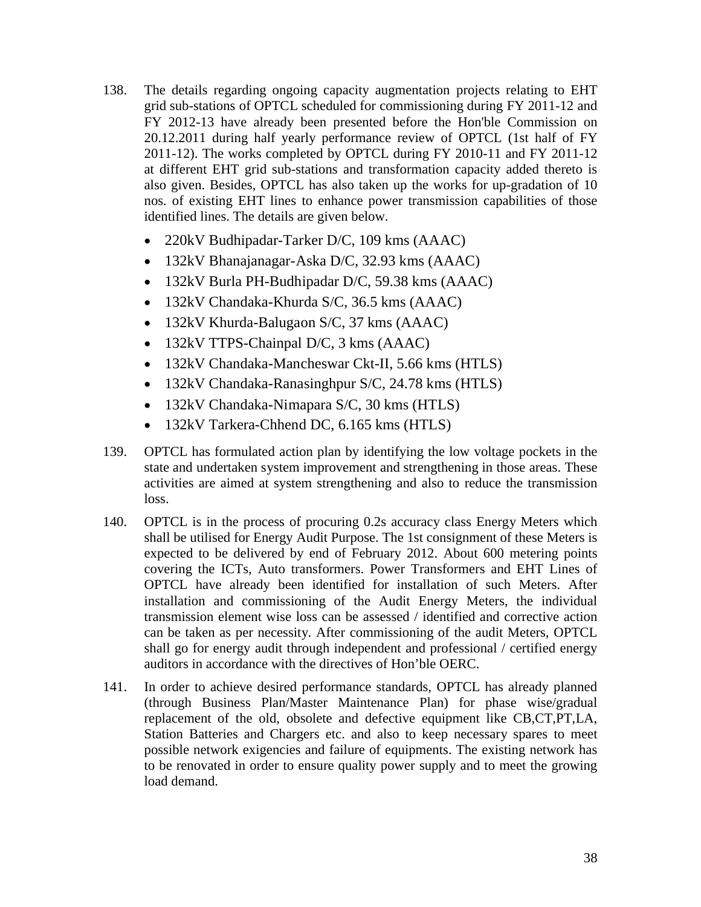138. The details regarding ongoing capacity augmentation projects relating to EHT grid sub-stations of OPTCL scheduled for commissioning during FY 2011-12 and FY 2012-13 have already been presented before the Hon'ble Commission on 20.12.2011 during half yearly performance review of OPTCL (1st half of FY 2011-12). The works completed by OPTCL during FY 2010-11 and FY 2011-12 at different EHT grid sub-stations and transformation capacity added thereto is also given. Besides, OPTCL has also taken up the works for up-gradation of 10 nos. of existing EHT lines to enhance power transmission capabilities of those identified lines. The details are given below.

   - 220kV Budhipadar-Tarker D/C, 109 kms (AAAC)
   - 132kV Bhanajanagar-Aska D/C, 32.93 kms (AAAC)
   - 132kV Burla PH-Budhipadar D/C, 59.38 kms (AAAC)
   - 132kV Chandaka-Khurda S/C, 36.5 kms (AAAC)
   - 132kV Khurda-Balugaon S/C, 37 kms (AAAC)
   - 132kV TTPS-Chainpal D/C, 3 kms (AAAC)
   - 132kV Chandaka-Mancheswar Ckt-II, 5.66 kms (HTLS)
   - 132kV Chandaka-Ranasinghpur S/C, 24.78 kms (HTLS)
   - 132kV Chandaka-Nimapara S/C, 30 kms (HTLS)
   - 132kV Tarkera-Chhend DC, 6.165 kms (HTLS)

139. OPTCL has formulated action plan by identifying the low voltage pockets in the state and undertaken system improvement and strengthening in those areas. These activities are aimed at system strengthening and also to reduce the transmission loss.

140. OPTCL is in the process of procuring 0.2s accuracy class Energy Meters which shall be utilised for Energy Audit Purpose. The 1st consignment of these Meters is expected to be delivered by end of February 2012. About 600 metering points covering the ICTs, Auto transformers. Power Transformers and EHT Lines of OPTCL have already been identified for installation of such Meters. After installation and commissioning of the Audit Energy Meters, the individual transmission element wise loss can be assessed / identified and corrective action can be taken as per necessity. After commissioning of the audit Meters, OPTCL shall go for energy audit through independent and professional / certified energy auditors in accordance with the directives of Hon'ble OERC.

141. In order to achieve desired performance standards, OPTCL has already planned (through Business Plan/Master Maintenance Plan) for phase wise/gradual replacement of the old, obsolete and defective equipment like CB,CT,PT,LA, Station Batteries and Chargers etc. and also to keep necessary spares to meet possible network exigencies and failure of equipments. The existing network has to be renovated in order to ensure quality power supply and to meet the growing load demand.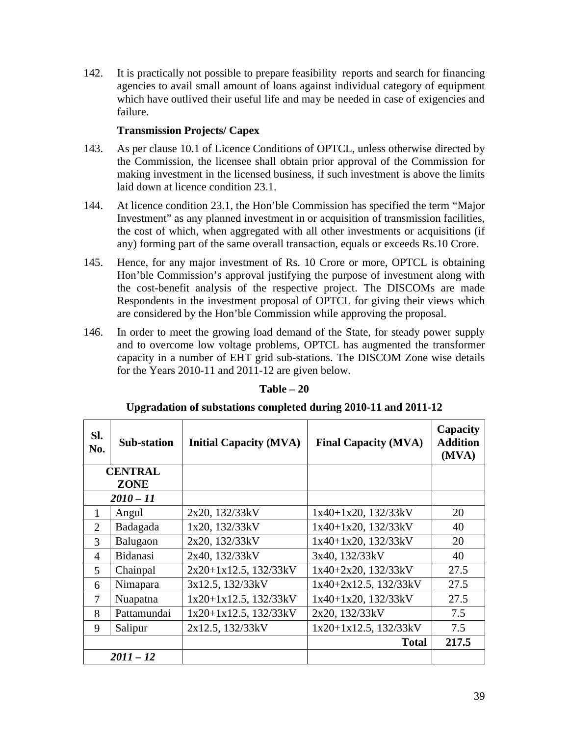142. It is practically not possible to prepare feasibility reports and search for financing agencies to avail small amount of loans against individual category of equipment which have outlived their useful life and may be needed in case of exigencies and failure.

**Transmission Projects/ Capex**

143. As per clause 10.1 of Licence Conditions of OPTCL, unless otherwise directed by the Commission, the licensee shall obtain prior approval of the Commission for making investment in the licensed business, if such investment is above the limits laid down at licence condition 23.1.

144. At licence condition 23.1, the Hon'ble Commission has specified the term "Major Investment" as any planned investment in or acquisition of transmission facilities, the cost of which, when aggregated with all other investments or acquisitions (if any) forming part of the same overall transaction, equals or exceeds Rs.10 Crore.

145. Hence, for any major investment of Rs. 10 Crore or more, OPTCL is obtaining Hon'ble Commission's approval justifying the purpose of investment along with the cost-benefit analysis of the respective project. The DISCOMs are made Respondents in the investment proposal of OPTCL for giving their views which are considered by the Hon'ble Commission while approving the proposal.

146. In order to meet the growing load demand of the State, for steady power supply and to overcome low voltage problems, OPTCL has augmented the transformer capacity in a number of EHT grid sub-stations. The DISCOM Zone wise details for the Years 2010-11 and 2011-12 are given below.

**Table – 20**

**Upgradation of substations completed during 2010-11 and 2011-12**

| Sl. No. | Sub-station | Initial Capacity (MVA) | Final Capacity (MVA) | Capacity Addition (MVA) |
|---|---|---|---|---|
| **CENTRAL ZONE** | | | | |
| ***2010 – 11*** | | | | |
| 1 | Angul | 2x20, 132/33kV | 1x40+1x20, 132/33kV | 20 |
| 2 | Badagada | 1x20, 132/33kV | 1x40+1x20, 132/33kV | 40 |
| 3 | Balugaon | 2x20, 132/33kV | 1x40+1x20, 132/33kV | 20 |
| 4 | Bidanasi | 2x40, 132/33kV | 3x40, 132/33kV | 40 |
| 5 | Chainpal | 2x20+1x12.5, 132/33kV | 1x40+2x20, 132/33kV | 27.5 |
| 6 | Nimapara | 3x12.5, 132/33kV | 1x40+2x12.5, 132/33kV | 27.5 |
| 7 | Nuapatna | 1x20+1x12.5, 132/33kV | 1x40+1x20, 132/33kV | 27.5 |
| 8 | Pattamundai | 1x20+1x12.5, 132/33kV | 2x20, 132/33kV | 7.5 |
| 9 | Salipur | 2x12.5, 132/33kV | 1x20+1x12.5, 132/33kV | 7.5 |
| | | | **Total** | **217.5** |
| ***2011 – 12*** | | | | |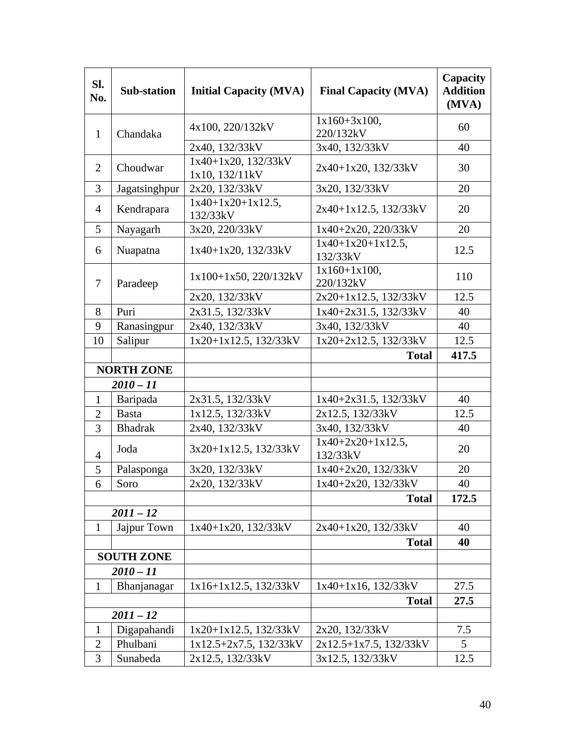| Sl. No. | Sub-station | Initial Capacity (MVA) | Final Capacity (MVA) | Capacity Addition (MVA) |
|---|---|---|---|---|
| 1 | Chandaka | 4x100, 220/132kV | 1x160+3x100, 220/132kV | 60 |
| | | 2x40, 132/33kV | 3x40, 132/33kV | 40 |
| 2 | Choudwar | 1x40+1x20, 132/33kV 1x10, 132/11kV | 2x40+1x20, 132/33kV | 30 |
| 3 | Jagatsinghpur | 2x20, 132/33kV | 3x20, 132/33kV | 20 |
| 4 | Kendrapara | 1x40+1x20+1x12.5, 132/33kV | 2x40+1x12.5, 132/33kV | 20 |
| 5 | Nayagarh | 3x20, 220/33kV | 1x40+2x20, 220/33kV | 20 |
| 6 | Nuapatna | 1x40+1x20, 132/33kV | 1x40+1x20+1x12.5, 132/33kV | 12.5 |
| 7 | Paradeep | 1x100+1x50, 220/132kV | 1x160+1x100, 220/132kV | 110 |
| | | 2x20, 132/33kV | 2x20+1x12.5, 132/33kV | 12.5 |
| 8 | Puri | 2x31.5, 132/33kV | 1x40+2x31.5, 132/33kV | 40 |
| 9 | Ranasingpur | 2x40, 132/33kV | 3x40, 132/33kV | 40 |
| 10 | Salipur | 1x20+1x12.5, 132/33kV | 1x20+2x12.5, 132/33kV | 12.5 |
| | | | **Total** | **417.5** |
| **NORTH ZONE** | | | | |
| ***2010 – 11*** | | | | |
| 1 | Baripada | 2x31.5, 132/33kV | 1x40+2x31.5, 132/33kV | 40 |
| 2 | Basta | 1x12.5, 132/33kV | 2x12.5, 132/33kV | 12.5 |
| 3 | Bhadrak | 2x40, 132/33kV | 3x40, 132/33kV | 40 |
| 4 | Joda | 3x20+1x12.5, 132/33kV | 1x40+2x20+1x12.5, 132/33kV | 20 |
| 5 | Palasponga | 3x20, 132/33kV | 1x40+2x20, 132/33kV | 20 |
| 6 | Soro | 2x20, 132/33kV | 1x40+2x20, 132/33kV | 40 |
| | | | **Total** | **172.5** |
| ***2011 – 12*** | | | | |
| 1 | Jajpur Town | 1x40+1x20, 132/33kV | 2x40+1x20, 132/33kV | 40 |
| | | | **Total** | **40** |
| **SOUTH ZONE** | | | | |
| ***2010 – 11*** | | | | |
| 1 | Bhanjanagar | 1x16+1x12.5, 132/33kV | 1x40+1x16, 132/33kV | 27.5 |
| | | | **Total** | **27.5** |
| ***2011 – 12*** | | | | |
| 1 | Digapahandi | 1x20+1x12.5, 132/33kV | 2x20, 132/33kV | 7.5 |
| 2 | Phulbani | 1x12.5+2x7.5, 132/33kV | 2x12.5+1x7.5, 132/33kV | 5 |
| 3 | Sunabeda | 2x12.5, 132/33kV | 3x12.5, 132/33kV | 12.5 |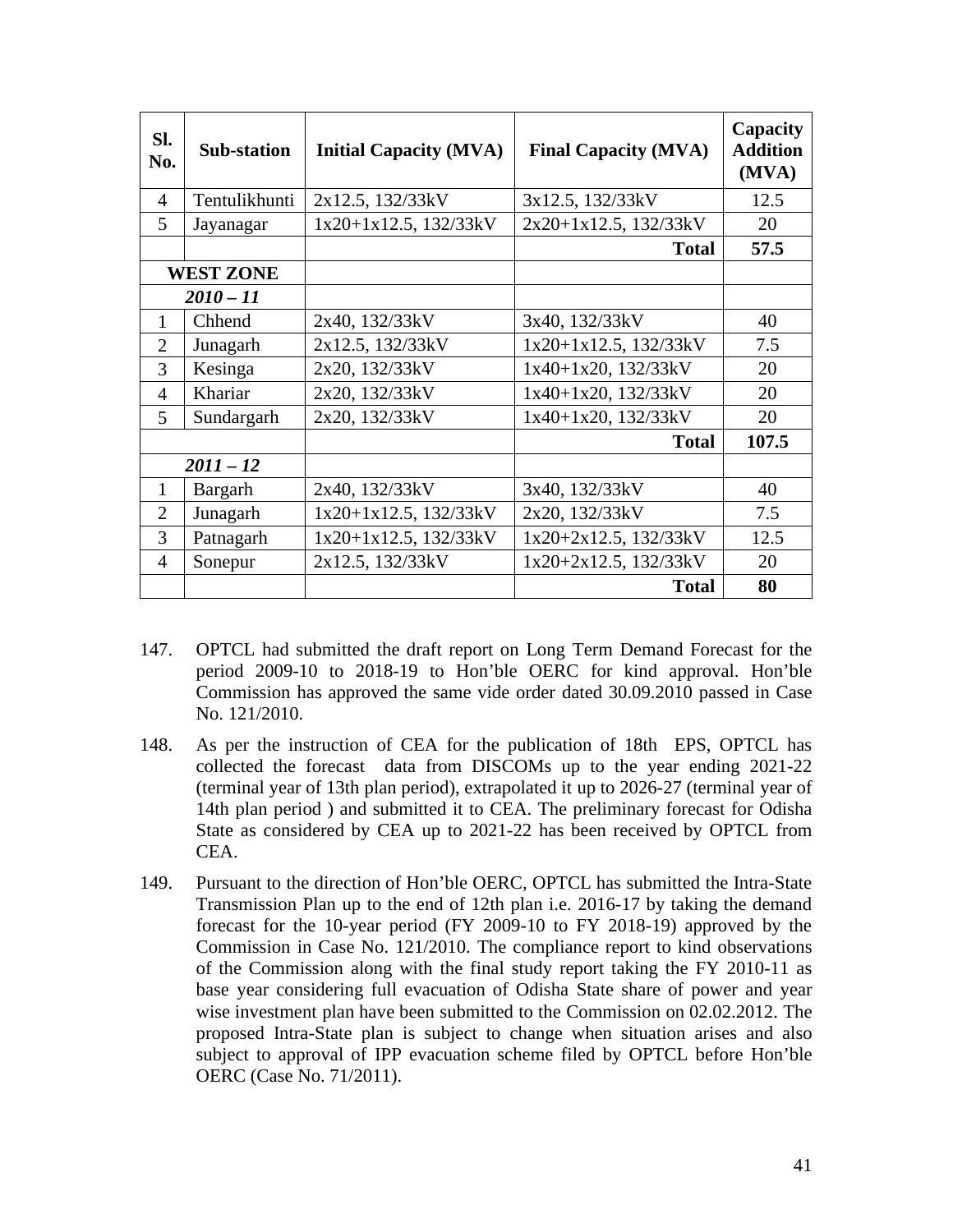| Sl. No. | Sub-station | Initial Capacity (MVA) | Final Capacity (MVA) | Capacity Addition (MVA) |
|---|---|---|---|---|
| 4 | Tentulikhunti | 2x12.5, 132/33kV | 3x12.5, 132/33kV | 12.5 |
| 5 | Jayanagar | 1x20+1x12.5, 132/33kV | 2x20+1x12.5, 132/33kV | 20 |
| | | | **Total** | **57.5** |
| **WEST ZONE** | | | | |
| ***2010 – 11*** | | | | |
| 1 | Chhend | 2x40, 132/33kV | 3x40, 132/33kV | 40 |
| 2 | Junagarh | 2x12.5, 132/33kV | 1x20+1x12.5, 132/33kV | 7.5 |
| 3 | Kesinga | 2x20, 132/33kV | 1x40+1x20, 132/33kV | 20 |
| 4 | Khariar | 2x20, 132/33kV | 1x40+1x20, 132/33kV | 20 |
| 5 | Sundargarh | 2x20, 132/33kV | 1x40+1x20, 132/33kV | 20 |
| | | | **Total** | **107.5** |
| ***2011 – 12*** | | | | |
| 1 | Bargarh | 2x40, 132/33kV | 3x40, 132/33kV | 40 |
| 2 | Junagarh | 1x20+1x12.5, 132/33kV | 2x20, 132/33kV | 7.5 |
| 3 | Patnagarh | 1x20+1x12.5, 132/33kV | 1x20+2x12.5, 132/33kV | 12.5 |
| 4 | Sonepur | 2x12.5, 132/33kV | 1x20+2x12.5, 132/33kV | 20 |
| | | | **Total** | **80** |

147. OPTCL had submitted the draft report on Long Term Demand Forecast for the period 2009-10 to 2018-19 to Hon'ble OERC for kind approval. Hon'ble Commission has approved the same vide order dated 30.09.2010 passed in Case No. 121/2010.

148. As per the instruction of CEA for the publication of 18th EPS, OPTCL has collected the forecast data from DISCOMs up to the year ending 2021-22 (terminal year of 13th plan period), extrapolated it up to 2026-27 (terminal year of 14th plan period ) and submitted it to CEA. The preliminary forecast for Odisha State as considered by CEA up to 2021-22 has been received by OPTCL from CEA.

149. Pursuant to the direction of Hon'ble OERC, OPTCL has submitted the Intra-State Transmission Plan up to the end of 12th plan i.e. 2016-17 by taking the demand forecast for the 10-year period (FY 2009-10 to FY 2018-19) approved by the Commission in Case No. 121/2010. The compliance report to kind observations of the Commission along with the final study report taking the FY 2010-11 as base year considering full evacuation of Odisha State share of power and year wise investment plan have been submitted to the Commission on 02.02.2012. The proposed Intra-State plan is subject to change when situation arises and also subject to approval of IPP evacuation scheme filed by OPTCL before Hon'ble OERC (Case No. 71/2011).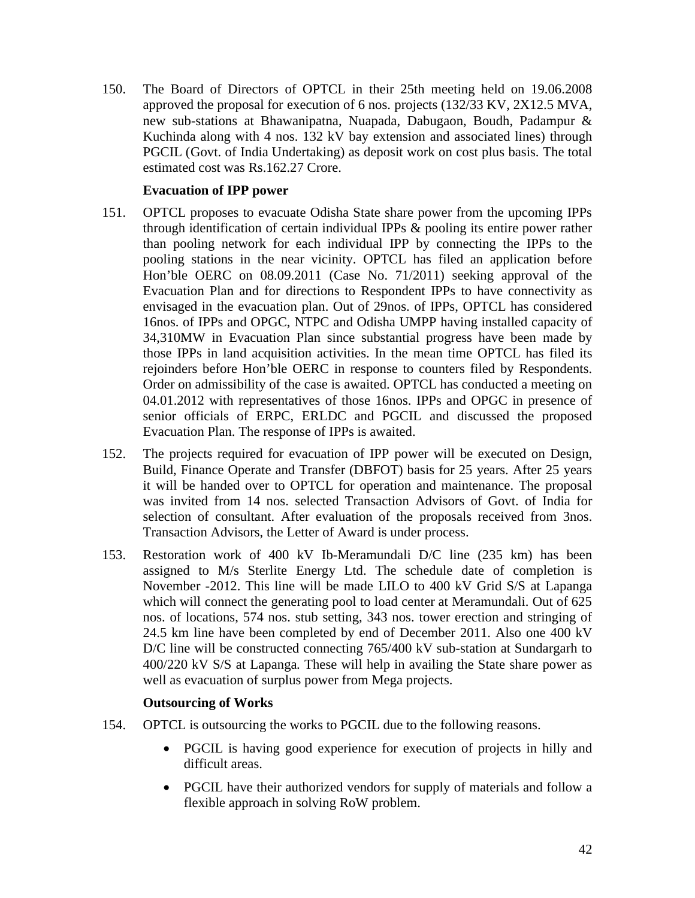150. The Board of Directors of OPTCL in their 25th meeting held on 19.06.2008 approved the proposal for execution of 6 nos. projects (132/33 KV, 2X12.5 MVA, new sub-stations at Bhawanipatna, Nuapada, Dabugaon, Boudh, Padampur & Kuchinda along with 4 nos. 132 kV bay extension and associated lines) through PGCIL (Govt. of India Undertaking) as deposit work on cost plus basis. The total estimated cost was Rs.162.27 Crore.

**Evacuation of IPP power**

151. OPTCL proposes to evacuate Odisha State share power from the upcoming IPPs through identification of certain individual IPPs & pooling its entire power rather than pooling network for each individual IPP by connecting the IPPs to the pooling stations in the near vicinity. OPTCL has filed an application before Hon'ble OERC on 08.09.2011 (Case No. 71/2011) seeking approval of the Evacuation Plan and for directions to Respondent IPPs to have connectivity as envisaged in the evacuation plan. Out of 29nos. of IPPs, OPTCL has considered 16nos. of IPPs and OPGC, NTPC and Odisha UMPP having installed capacity of 34,310MW in Evacuation Plan since substantial progress have been made by those IPPs in land acquisition activities. In the mean time OPTCL has filed its rejoinders before Hon'ble OERC in response to counters filed by Respondents. Order on admissibility of the case is awaited. OPTCL has conducted a meeting on 04.01.2012 with representatives of those 16nos. IPPs and OPGC in presence of senior officials of ERPC, ERLDC and PGCIL and discussed the proposed Evacuation Plan. The response of IPPs is awaited.

152. The projects required for evacuation of IPP power will be executed on Design, Build, Finance Operate and Transfer (DBFOT) basis for 25 years. After 25 years it will be handed over to OPTCL for operation and maintenance. The proposal was invited from 14 nos. selected Transaction Advisors of Govt. of India for selection of consultant. After evaluation of the proposals received from 3nos. Transaction Advisors, the Letter of Award is under process.

153. Restoration work of 400 kV Ib-Meramundali D/C line (235 km) has been assigned to M/s Sterlite Energy Ltd. The schedule date of completion is November -2012. This line will be made LILO to 400 kV Grid S/S at Lapanga which will connect the generating pool to load center at Meramundali. Out of 625 nos. of locations, 574 nos. stub setting, 343 nos. tower erection and stringing of 24.5 km line have been completed by end of December 2011. Also one 400 kV D/C line will be constructed connecting 765/400 kV sub-station at Sundargarh to 400/220 kV S/S at Lapanga. These will help in availing the State share power as well as evacuation of surplus power from Mega projects.

**Outsourcing of Works**

154. OPTCL is outsourcing the works to PGCIL due to the following reasons.

- PGCIL is having good experience for execution of projects in hilly and difficult areas.
- PGCIL have their authorized vendors for supply of materials and follow a flexible approach in solving RoW problem.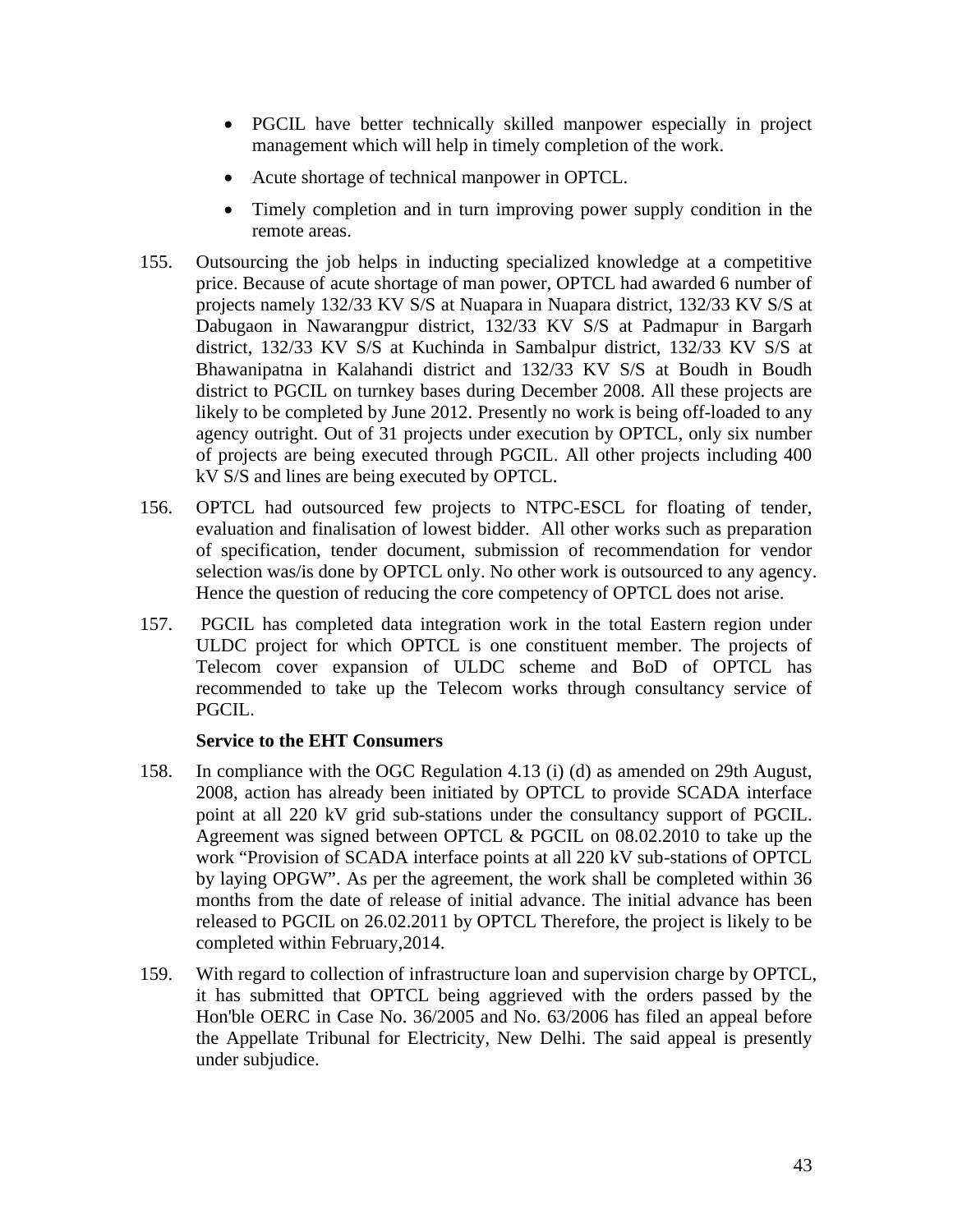- PGCIL have better technically skilled manpower especially in project management which will help in timely completion of the work.
- Acute shortage of technical manpower in OPTCL.
- Timely completion and in turn improving power supply condition in the remote areas.

155. Outsourcing the job helps in inducting specialized knowledge at a competitive price. Because of acute shortage of man power, OPTCL had awarded 6 number of projects namely 132/33 KV S/S at Nuapara in Nuapara district, 132/33 KV S/S at Dabugaon in Nawarangpur district, 132/33 KV S/S at Padmapur in Bargarh district, 132/33 KV S/S at Kuchinda in Sambalpur district, 132/33 KV S/S at Bhawanipatna in Kalahandi district and 132/33 KV S/S at Boudh in Boudh district to PGCIL on turnkey bases during December 2008. All these projects are likely to be completed by June 2012. Presently no work is being off-loaded to any agency outright. Out of 31 projects under execution by OPTCL, only six number of projects are being executed through PGCIL. All other projects including 400 kV S/S and lines are being executed by OPTCL.

156. OPTCL had outsourced few projects to NTPC-ESCL for floating of tender, evaluation and finalisation of lowest bidder. All other works such as preparation of specification, tender document, submission of recommendation for vendor selection was/is done by OPTCL only. No other work is outsourced to any agency. Hence the question of reducing the core competency of OPTCL does not arise.

157. PGCIL has completed data integration work in the total Eastern region under ULDC project for which OPTCL is one constituent member. The projects of Telecom cover expansion of ULDC scheme and BoD of OPTCL has recommended to take up the Telecom works through consultancy service of PGCIL.

**Service to the EHT Consumers**

158. In compliance with the OGC Regulation 4.13 (i) (d) as amended on 29th August, 2008, action has already been initiated by OPTCL to provide SCADA interface point at all 220 kV grid sub-stations under the consultancy support of PGCIL. Agreement was signed between OPTCL & PGCIL on 08.02.2010 to take up the work "Provision of SCADA interface points at all 220 kV sub-stations of OPTCL by laying OPGW". As per the agreement, the work shall be completed within 36 months from the date of release of initial advance. The initial advance has been released to PGCIL on 26.02.2011 by OPTCL Therefore, the project is likely to be completed within February,2014.

159. With regard to collection of infrastructure loan and supervision charge by OPTCL, it has submitted that OPTCL being aggrieved with the orders passed by the Hon'ble OERC in Case No. 36/2005 and No. 63/2006 has filed an appeal before the Appellate Tribunal for Electricity, New Delhi. The said appeal is presently under subjudice.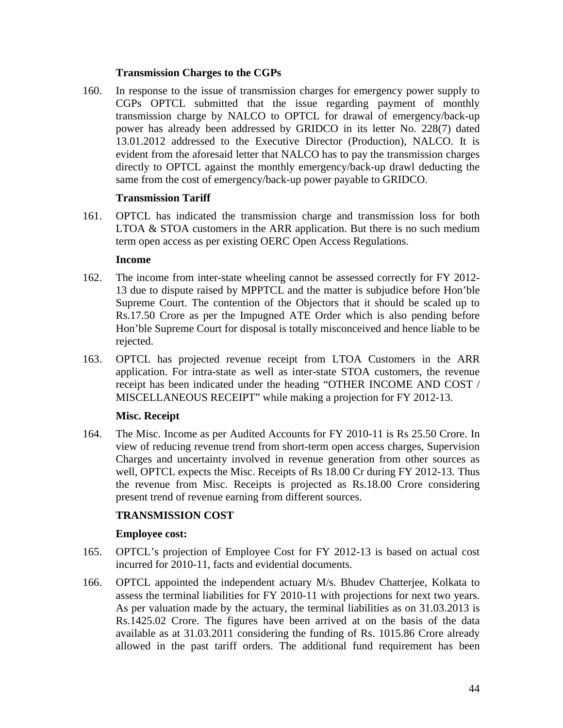### Transmission Charges to the CGPs

160. In response to the issue of transmission charges for emergency power supply to CGPs OPTCL submitted that the issue regarding payment of monthly transmission charge by NALCO to OPTCL for drawal of emergency/back-up power has already been addressed by GRIDCO in its letter No. 228(7) dated 13.01.2012 addressed to the Executive Director (Production), NALCO. It is evident from the aforesaid letter that NALCO has to pay the transmission charges directly to OPTCL against the monthly emergency/back-up drawl deducting the same from the cost of emergency/back-up power payable to GRIDCO.

### Transmission Tariff

161. OPTCL has indicated the transmission charge and transmission loss for both LTOA & STOA customers in the ARR application. But there is no such medium term open access as per existing OERC Open Access Regulations.

### Income

162. The income from inter-state wheeling cannot be assessed correctly for FY 2012-13 due to dispute raised by MPPTCL and the matter is subjudice before Hon'ble Supreme Court. The contention of the Objectors that it should be scaled up to Rs.17.50 Crore as per the Impugned ATE Order which is also pending before Hon'ble Supreme Court for disposal is totally misconceived and hence liable to be rejected.

163. OPTCL has projected revenue receipt from LTOA Customers in the ARR application. For intra-state as well as inter-state STOA customers, the revenue receipt has been indicated under the heading "OTHER INCOME AND COST / MISCELLANEOUS RECEIPT" while making a projection for FY 2012-13.

### Misc. Receipt

164. The Misc. Income as per Audited Accounts for FY 2010-11 is Rs 25.50 Crore. In view of reducing revenue trend from short-term open access charges, Supervision Charges and uncertainty involved in revenue generation from other sources as well, OPTCL expects the Misc. Receipts of Rs 18.00 Cr during FY 2012-13. Thus the revenue from Misc. Receipts is projected as Rs.18.00 Crore considering present trend of revenue earning from different sources.

## TRANSMISSION COST

### Employee cost:

165. OPTCL's projection of Employee Cost for FY 2012-13 is based on actual cost incurred for 2010-11, facts and evidential documents.

166. OPTCL appointed the independent actuary M/s. Bhudev Chatterjee, Kolkata to assess the terminal liabilities for FY 2010-11 with projections for next two years. As per valuation made by the actuary, the terminal liabilities as on 31.03.2013 is Rs.1425.02 Crore. The figures have been arrived at on the basis of the data available as at 31.03.2011 considering the funding of Rs. 1015.86 Crore already allowed in the past tariff orders. The additional fund requirement has been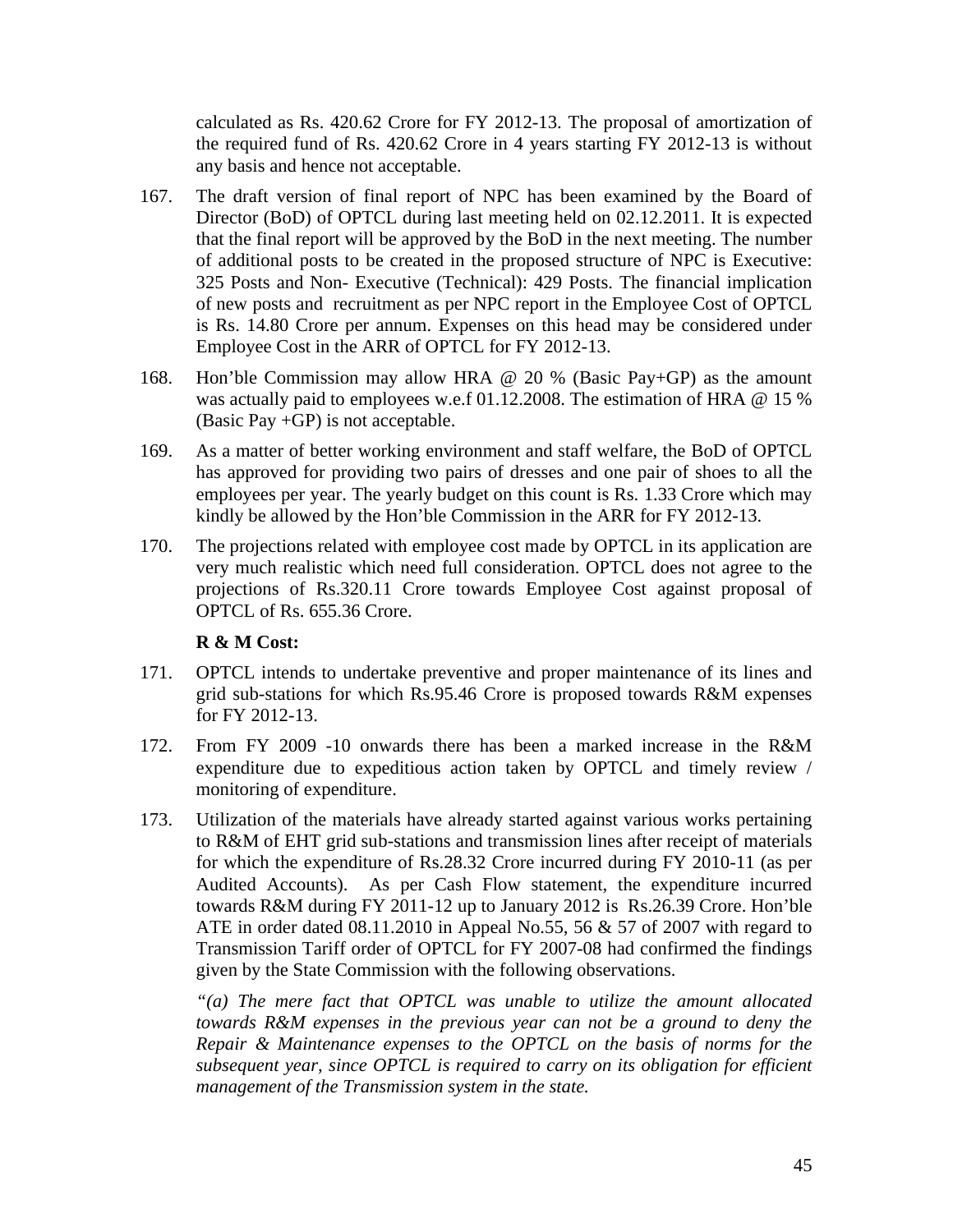calculated as Rs. 420.62 Crore for FY 2012-13. The proposal of amortization of the required fund of Rs. 420.62 Crore in 4 years starting FY 2012-13 is without any basis and hence not acceptable.

167. The draft version of final report of NPC has been examined by the Board of Director (BoD) of OPTCL during last meeting held on 02.12.2011. It is expected that the final report will be approved by the BoD in the next meeting. The number of additional posts to be created in the proposed structure of NPC is Executive: 325 Posts and Non- Executive (Technical): 429 Posts. The financial implication of new posts and recruitment as per NPC report in the Employee Cost of OPTCL is Rs. 14.80 Crore per annum. Expenses on this head may be considered under Employee Cost in the ARR of OPTCL for FY 2012-13.

168. Hon'ble Commission may allow HRA @ 20 % (Basic Pay+GP) as the amount was actually paid to employees w.e.f 01.12.2008. The estimation of HRA @ 15 % (Basic Pay +GP) is not acceptable.

169. As a matter of better working environment and staff welfare, the BoD of OPTCL has approved for providing two pairs of dresses and one pair of shoes to all the employees per year. The yearly budget on this count is Rs. 1.33 Crore which may kindly be allowed by the Hon'ble Commission in the ARR for FY 2012-13.

170. The projections related with employee cost made by OPTCL in its application are very much realistic which need full consideration. OPTCL does not agree to the projections of Rs.320.11 Crore towards Employee Cost against proposal of OPTCL of Rs. 655.36 Crore.

**R & M Cost:**

171. OPTCL intends to undertake preventive and proper maintenance of its lines and grid sub-stations for which Rs.95.46 Crore is proposed towards R&M expenses for FY 2012-13.

172. From FY 2009 -10 onwards there has been a marked increase in the R&M expenditure due to expeditious action taken by OPTCL and timely review / monitoring of expenditure.

173. Utilization of the materials have already started against various works pertaining to R&M of EHT grid sub-stations and transmission lines after receipt of materials for which the expenditure of Rs.28.32 Crore incurred during FY 2010-11 (as per Audited Accounts). As per Cash Flow statement, the expenditure incurred towards R&M during FY 2011-12 up to January 2012 is Rs.26.39 Crore. Hon'ble ATE in order dated 08.11.2010 in Appeal No.55, 56 & 57 of 2007 with regard to Transmission Tariff order of OPTCL for FY 2007-08 had confirmed the findings given by the State Commission with the following observations.

*"(a) The mere fact that OPTCL was unable to utilize the amount allocated towards R&M expenses in the previous year can not be a ground to deny the Repair & Maintenance expenses to the OPTCL on the basis of norms for the subsequent year, since OPTCL is required to carry on its obligation for efficient management of the Transmission system in the state.*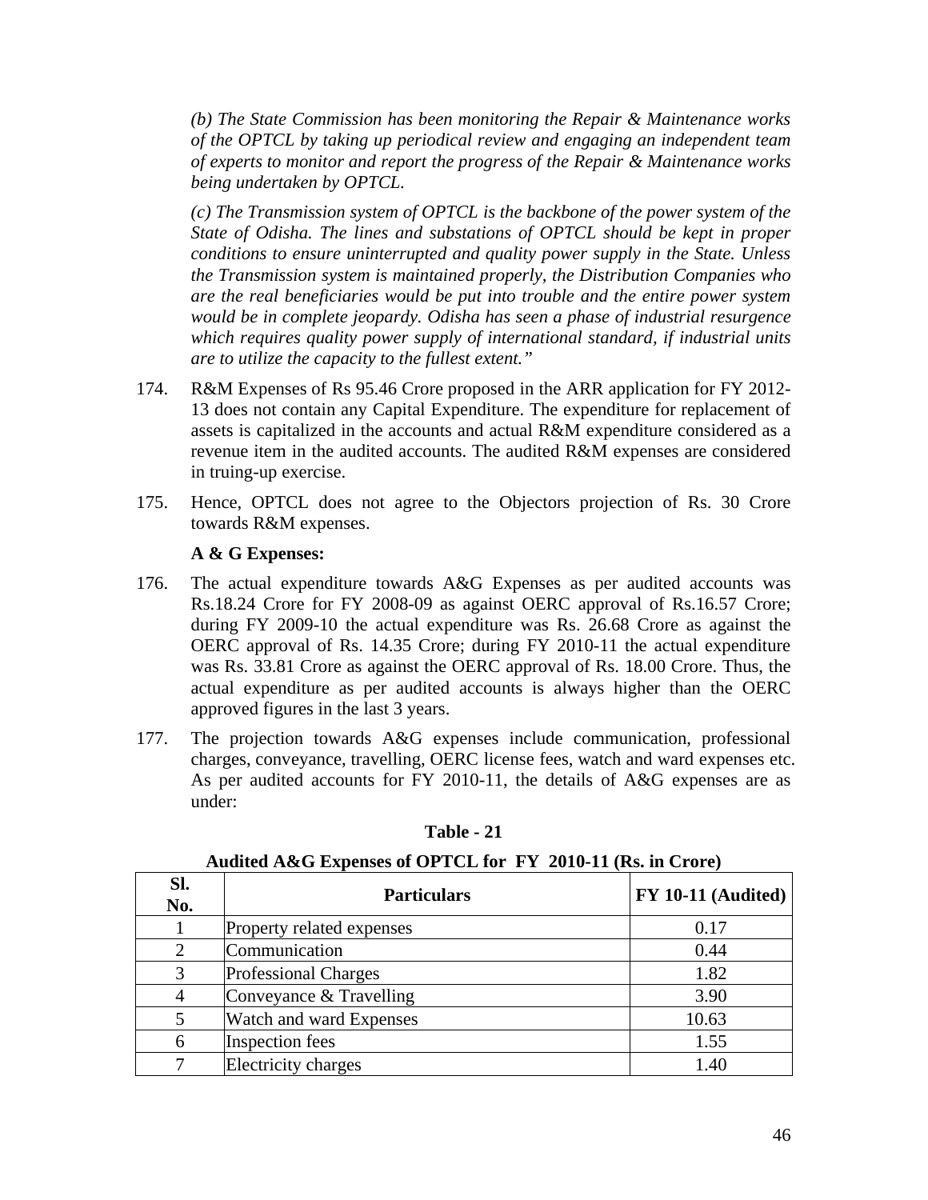*(b) The State Commission has been monitoring the Repair & Maintenance works of the OPTCL by taking up periodical review and engaging an independent team of experts to monitor and report the progress of the Repair & Maintenance works being undertaken by OPTCL.*

*(c) The Transmission system of OPTCL is the backbone of the power system of the State of Odisha. The lines and substations of OPTCL should be kept in proper conditions to ensure uninterrupted and quality power supply in the State. Unless the Transmission system is maintained properly, the Distribution Companies who are the real beneficiaries would be put into trouble and the entire power system would be in complete jeopardy. Odisha has seen a phase of industrial resurgence which requires quality power supply of international standard, if industrial units are to utilize the capacity to the fullest extent."*

174. R&M Expenses of Rs 95.46 Crore proposed in the ARR application for FY 2012-13 does not contain any Capital Expenditure. The expenditure for replacement of assets is capitalized in the accounts and actual R&M expenditure considered as a revenue item in the audited accounts. The audited R&M expenses are considered in truing-up exercise.

175. Hence, OPTCL does not agree to the Objectors projection of Rs. 30 Crore towards R&M expenses.

**A & G Expenses:**

176. The actual expenditure towards A&G Expenses as per audited accounts was Rs.18.24 Crore for FY 2008-09 as against OERC approval of Rs.16.57 Crore; during FY 2009-10 the actual expenditure was Rs. 26.68 Crore as against the OERC approval of Rs. 14.35 Crore; during FY 2010-11 the actual expenditure was Rs. 33.81 Crore as against the OERC approval of Rs. 18.00 Crore. Thus, the actual expenditure as per audited accounts is always higher than the OERC approved figures in the last 3 years.

177. The projection towards A&G expenses include communication, professional charges, conveyance, travelling, OERC license fees, watch and ward expenses etc. As per audited accounts for FY 2010-11, the details of A&G expenses are as under:

**Table - 21**

**Audited A&G Expenses of OPTCL for FY 2010-11 (Rs. in Crore)**

| Sl. No. | Particulars | FY 10-11 (Audited) |
|---|---|---|
| 1 | Property related expenses | 0.17 |
| 2 | Communication | 0.44 |
| 3 | Professional Charges | 1.82 |
| 4 | Conveyance & Travelling | 3.90 |
| 5 | Watch and ward Expenses | 10.63 |
| 6 | Inspection fees | 1.55 |
| 7 | Electricity charges | 1.40 |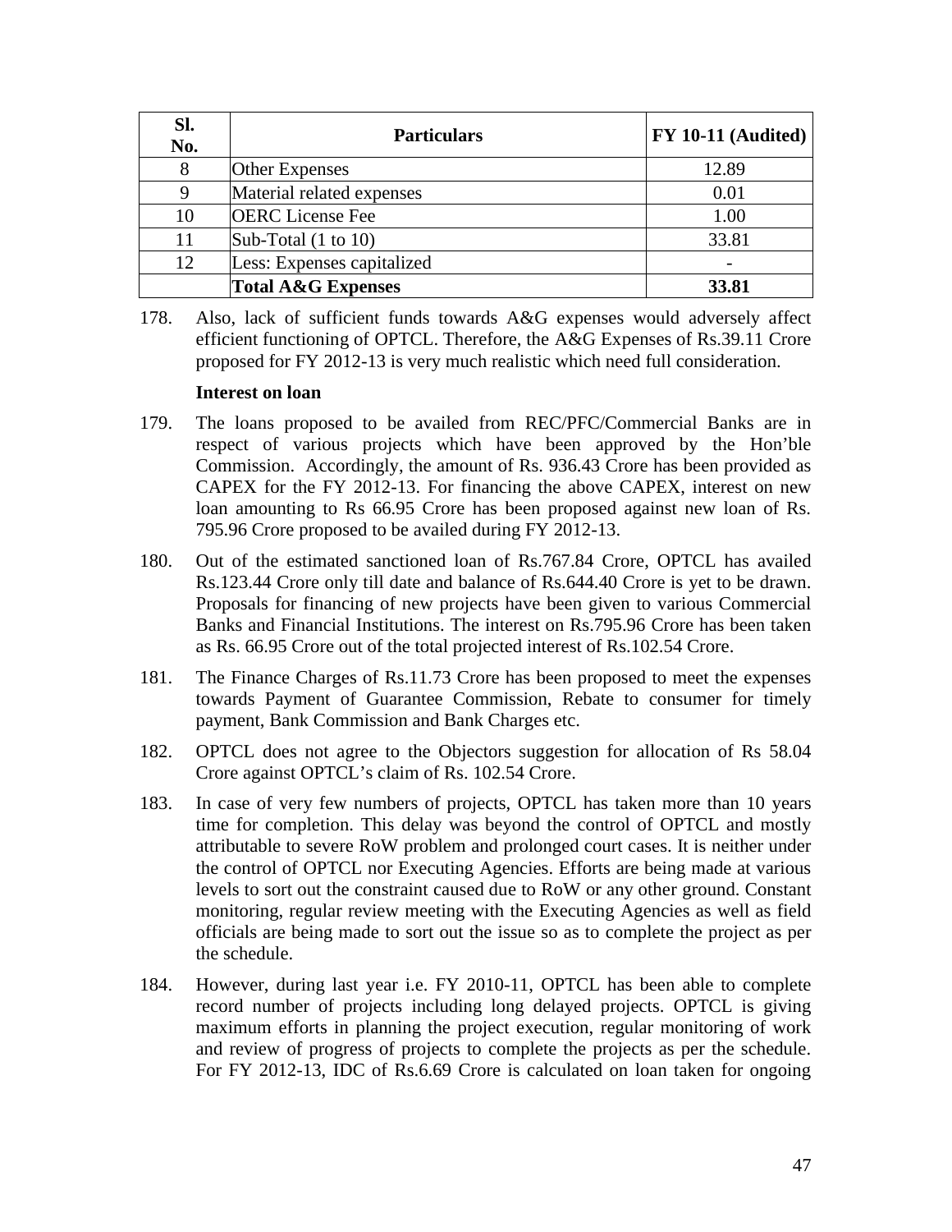| Sl. No. | Particulars | FY 10-11 (Audited) |
|---|---|---|
| 8 | Other Expenses | 12.89 |
| 9 | Material related expenses | 0.01 |
| 10 | OERC License Fee | 1.00 |
| 11 | Sub-Total (1 to 10) | 33.81 |
| 12 | Less: Expenses capitalized | - |
| | **Total A&G Expenses** | **33.81** |

178. Also, lack of sufficient funds towards A&G expenses would adversely affect efficient functioning of OPTCL. Therefore, the A&G Expenses of Rs.39.11 Crore proposed for FY 2012-13 is very much realistic which need full consideration.

**Interest on loan**

179. The loans proposed to be availed from REC/PFC/Commercial Banks are in respect of various projects which have been approved by the Hon'ble Commission. Accordingly, the amount of Rs. 936.43 Crore has been provided as CAPEX for the FY 2012-13. For financing the above CAPEX, interest on new loan amounting to Rs 66.95 Crore has been proposed against new loan of Rs. 795.96 Crore proposed to be availed during FY 2012-13.

180. Out of the estimated sanctioned loan of Rs.767.84 Crore, OPTCL has availed Rs.123.44 Crore only till date and balance of Rs.644.40 Crore is yet to be drawn. Proposals for financing of new projects have been given to various Commercial Banks and Financial Institutions. The interest on Rs.795.96 Crore has been taken as Rs. 66.95 Crore out of the total projected interest of Rs.102.54 Crore.

181. The Finance Charges of Rs.11.73 Crore has been proposed to meet the expenses towards Payment of Guarantee Commission, Rebate to consumer for timely payment, Bank Commission and Bank Charges etc.

182. OPTCL does not agree to the Objectors suggestion for allocation of Rs 58.04 Crore against OPTCL's claim of Rs. 102.54 Crore.

183. In case of very few numbers of projects, OPTCL has taken more than 10 years time for completion. This delay was beyond the control of OPTCL and mostly attributable to severe RoW problem and prolonged court cases. It is neither under the control of OPTCL nor Executing Agencies. Efforts are being made at various levels to sort out the constraint caused due to RoW or any other ground. Constant monitoring, regular review meeting with the Executing Agencies as well as field officials are being made to sort out the issue so as to complete the project as per the schedule.

184. However, during last year i.e. FY 2010-11, OPTCL has been able to complete record number of projects including long delayed projects. OPTCL is giving maximum efforts in planning the project execution, regular monitoring of work and review of progress of projects to complete the projects as per the schedule. For FY 2012-13, IDC of Rs.6.69 Crore is calculated on loan taken for ongoing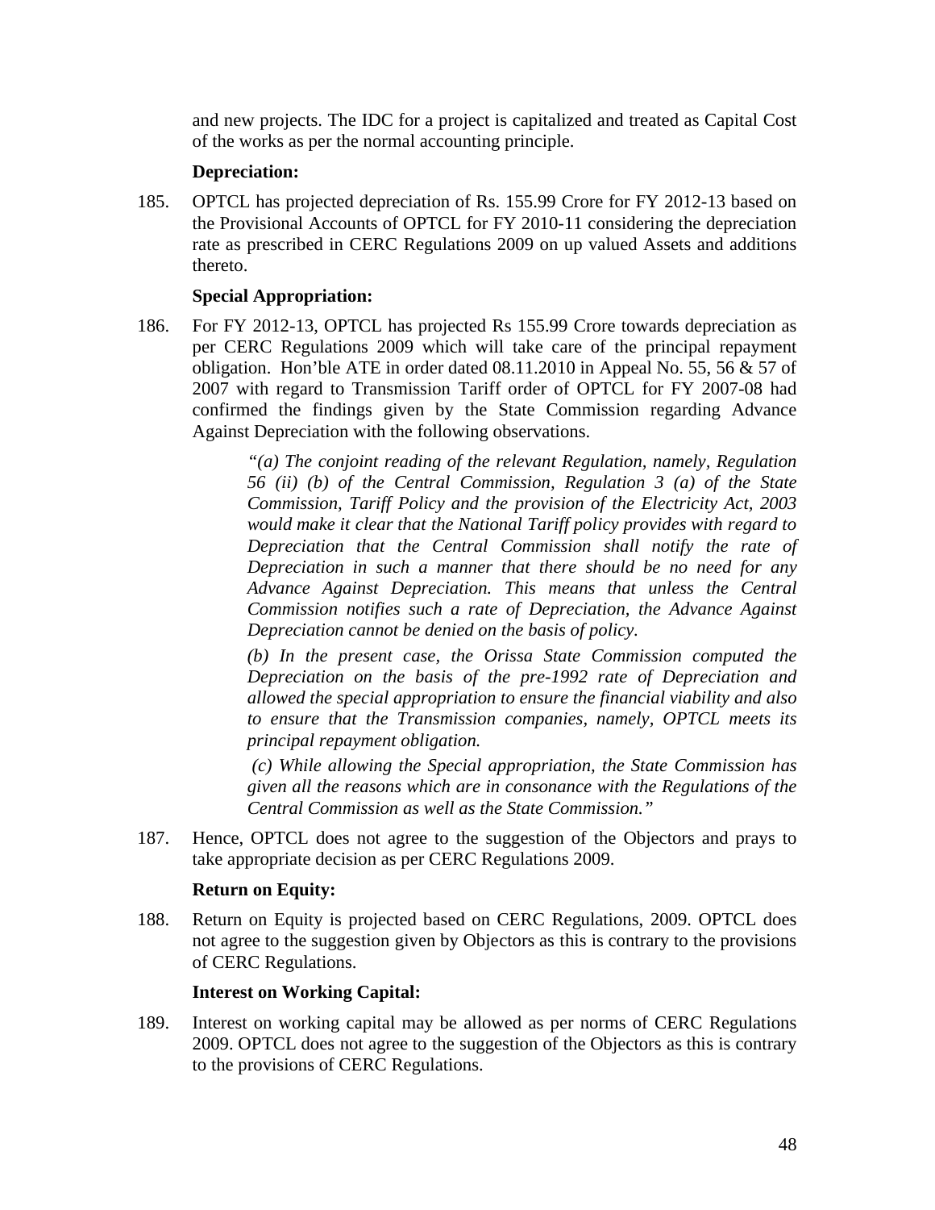and new projects. The IDC for a project is capitalized and treated as Capital Cost of the works as per the normal accounting principle.

**Depreciation:**

185. OPTCL has projected depreciation of Rs. 155.99 Crore for FY 2012-13 based on the Provisional Accounts of OPTCL for FY 2010-11 considering the depreciation rate as prescribed in CERC Regulations 2009 on up valued Assets and additions thereto.

**Special Appropriation:**

186. For FY 2012-13, OPTCL has projected Rs 155.99 Crore towards depreciation as per CERC Regulations 2009 which will take care of the principal repayment obligation. Hon'ble ATE in order dated 08.11.2010 in Appeal No. 55, 56 & 57 of 2007 with regard to Transmission Tariff order of OPTCL for FY 2007-08 had confirmed the findings given by the State Commission regarding Advance Against Depreciation with the following observations.

> *"(a) The conjoint reading of the relevant Regulation, namely, Regulation 56 (ii) (b) of the Central Commission, Regulation 3 (a) of the State Commission, Tariff Policy and the provision of the Electricity Act, 2003 would make it clear that the National Tariff policy provides with regard to Depreciation that the Central Commission shall notify the rate of Depreciation in such a manner that there should be no need for any Advance Against Depreciation. This means that unless the Central Commission notifies such a rate of Depreciation, the Advance Against Depreciation cannot be denied on the basis of policy.*
>
> *(b) In the present case, the Orissa State Commission computed the Depreciation on the basis of the pre-1992 rate of Depreciation and allowed the special appropriation to ensure the financial viability and also to ensure that the Transmission companies, namely, OPTCL meets its principal repayment obligation.*
>
> *(c) While allowing the Special appropriation, the State Commission has given all the reasons which are in consonance with the Regulations of the Central Commission as well as the State Commission."*

187. Hence, OPTCL does not agree to the suggestion of the Objectors and prays to take appropriate decision as per CERC Regulations 2009.

**Return on Equity:**

188. Return on Equity is projected based on CERC Regulations, 2009. OPTCL does not agree to the suggestion given by Objectors as this is contrary to the provisions of CERC Regulations.

**Interest on Working Capital:**

189. Interest on working capital may be allowed as per norms of CERC Regulations 2009. OPTCL does not agree to the suggestion of the Objectors as this is contrary to the provisions of CERC Regulations.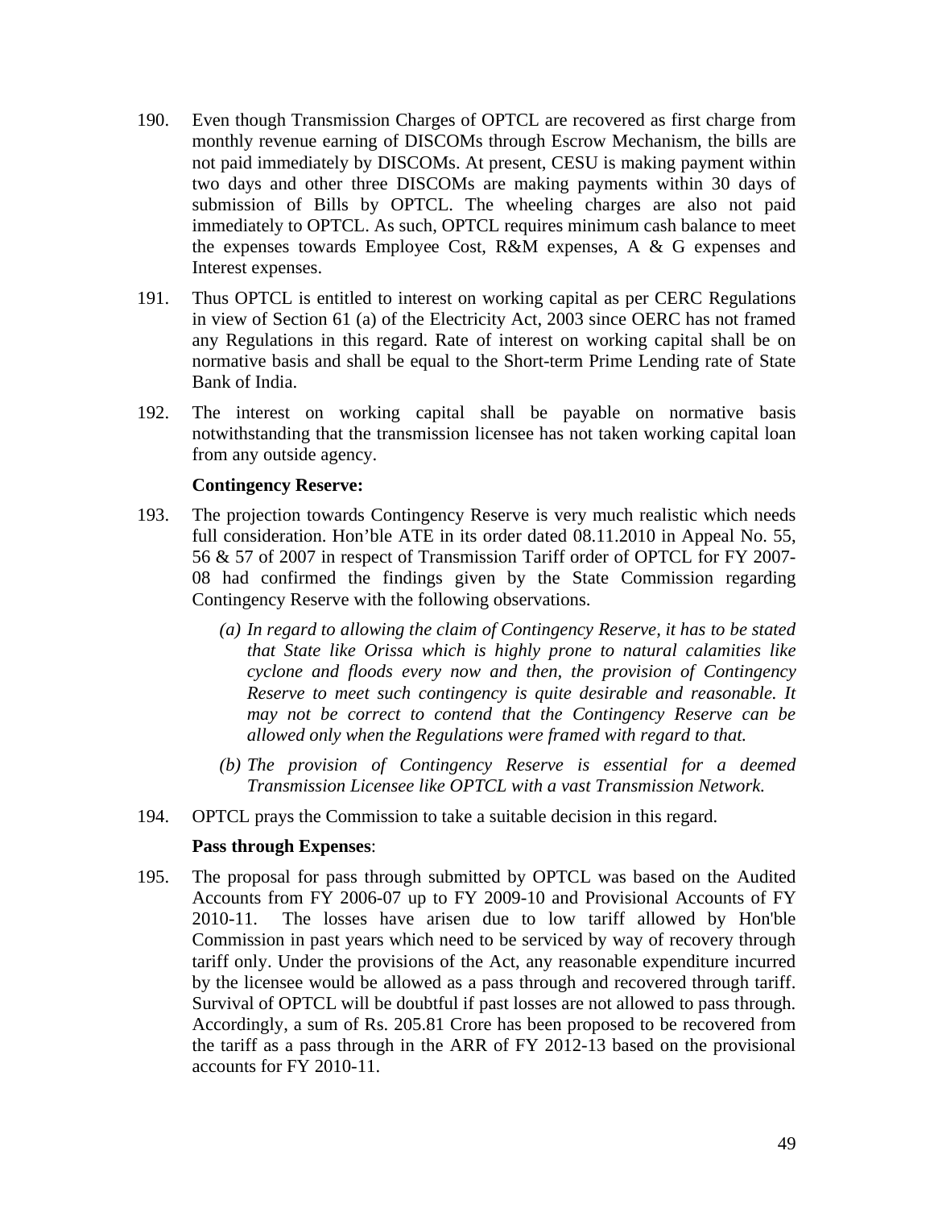190. Even though Transmission Charges of OPTCL are recovered as first charge from monthly revenue earning of DISCOMs through Escrow Mechanism, the bills are not paid immediately by DISCOMs. At present, CESU is making payment within two days and other three DISCOMs are making payments within 30 days of submission of Bills by OPTCL. The wheeling charges are also not paid immediately to OPTCL. As such, OPTCL requires minimum cash balance to meet the expenses towards Employee Cost, R&M expenses, A & G expenses and Interest expenses.

191. Thus OPTCL is entitled to interest on working capital as per CERC Regulations in view of Section 61 (a) of the Electricity Act, 2003 since OERC has not framed any Regulations in this regard. Rate of interest on working capital shall be on normative basis and shall be equal to the Short-term Prime Lending rate of State Bank of India.

192. The interest on working capital shall be payable on normative basis notwithstanding that the transmission licensee has not taken working capital loan from any outside agency.

**Contingency Reserve:**

193. The projection towards Contingency Reserve is very much realistic which needs full consideration. Hon'ble ATE in its order dated 08.11.2010 in Appeal No. 55, 56 & 57 of 2007 in respect of Transmission Tariff order of OPTCL for FY 2007-08 had confirmed the findings given by the State Commission regarding Contingency Reserve with the following observations.

   *(a) In regard to allowing the claim of Contingency Reserve, it has to be stated that State like Orissa which is highly prone to natural calamities like cyclone and floods every now and then, the provision of Contingency Reserve to meet such contingency is quite desirable and reasonable. It may not be correct to contend that the Contingency Reserve can be allowed only when the Regulations were framed with regard to that.*

   *(b) The provision of Contingency Reserve is essential for a deemed Transmission Licensee like OPTCL with a vast Transmission Network.*

194. OPTCL prays the Commission to take a suitable decision in this regard.

**Pass through Expenses**:

195. The proposal for pass through submitted by OPTCL was based on the Audited Accounts from FY 2006-07 up to FY 2009-10 and Provisional Accounts of FY 2010-11. The losses have arisen due to low tariff allowed by Hon'ble Commission in past years which need to be serviced by way of recovery through tariff only. Under the provisions of the Act, any reasonable expenditure incurred by the licensee would be allowed as a pass through and recovered through tariff. Survival of OPTCL will be doubtful if past losses are not allowed to pass through. Accordingly, a sum of Rs. 205.81 Crore has been proposed to be recovered from the tariff as a pass through in the ARR of FY 2012-13 based on the provisional accounts for FY 2010-11.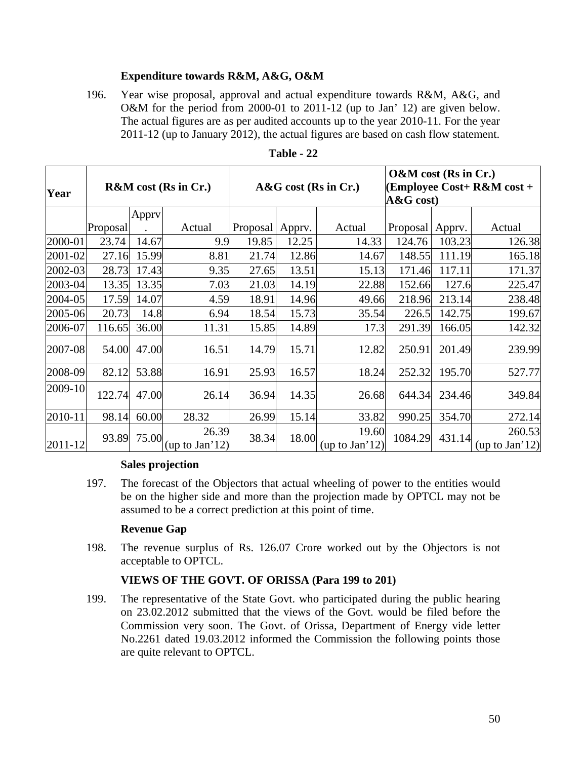**Expenditure towards R&M, A&G, O&M**

196. Year wise proposal, approval and actual expenditure towards R&M, A&G, and O&M for the period from 2000-01 to 2011-12 (up to Jan' 12) are given below. The actual figures are as per audited accounts up to the year 2010-11. For the year 2011-12 (up to January 2012), the actual figures are based on cash flow statement.

**Table - 22**

| Year | R&M cost (Rs in Cr.) | | | A&G cost (Rs in Cr.) | | | O&M cost (Rs in Cr.) (Employee Cost+ R&M cost + A&G cost) | | |
|---|---|---|---|---|---|---|---|---|---|
| | Proposal | Apprv. | Actual | Proposal | Apprv. | Actual | Proposal | Apprv. | Actual |
| 2000-01 | 23.74 | 14.67 | 9.9 | 19.85 | 12.25 | 14.33 | 124.76 | 103.23 | 126.38 |
| 2001-02 | 27.16 | 15.99 | 8.81 | 21.74 | 12.86 | 14.67 | 148.55 | 111.19 | 165.18 |
| 2002-03 | 28.73 | 17.43 | 9.35 | 27.65 | 13.51 | 15.13 | 171.46 | 117.11 | 171.37 |
| 2003-04 | 13.35 | 13.35 | 7.03 | 21.03 | 14.19 | 22.88 | 152.66 | 127.6 | 225.47 |
| 2004-05 | 17.59 | 14.07 | 4.59 | 18.91 | 14.96 | 49.66 | 218.96 | 213.14 | 238.48 |
| 2005-06 | 20.73 | 14.8 | 6.94 | 18.54 | 15.73 | 35.54 | 226.5 | 142.75 | 199.67 |
| 2006-07 | 116.65 | 36.00 | 11.31 | 15.85 | 14.89 | 17.3 | 291.39 | 166.05 | 142.32 |
| 2007-08 | 54.00 | 47.00 | 16.51 | 14.79 | 15.71 | 12.82 | 250.91 | 201.49 | 239.99 |
| 2008-09 | 82.12 | 53.88 | 16.91 | 25.93 | 16.57 | 18.24 | 252.32 | 195.70 | 527.77 |
| 2009-10 | 122.74 | 47.00 | 26.14 | 36.94 | 14.35 | 26.68 | 644.34 | 234.46 | 349.84 |
| 2010-11 | 98.14 | 60.00 | 28.32 | 26.99 | 15.14 | 33.82 | 990.25 | 354.70 | 272.14 |
| 2011-12 | 93.89 | 75.00 | 26.39 (up to Jan'12) | 38.34 | 18.00 | 19.60 (up to Jan'12) | 1084.29 | 431.14 | 260.53 (up to Jan'12) |

**Sales projection**

197. The forecast of the Objectors that actual wheeling of power to the entities would be on the higher side and more than the projection made by OPTCL may not be assumed to be a correct prediction at this point of time.

**Revenue Gap**

198. The revenue surplus of Rs. 126.07 Crore worked out by the Objectors is not acceptable to OPTCL.

**VIEWS OF THE GOVT. OF ORISSA (Para 199 to 201)**

199. The representative of the State Govt. who participated during the public hearing on 23.02.2012 submitted that the views of the Govt. would be filed before the Commission very soon. The Govt. of Orissa, Department of Energy vide letter No.2261 dated 19.03.2012 informed the Commission the following points those are quite relevant to OPTCL.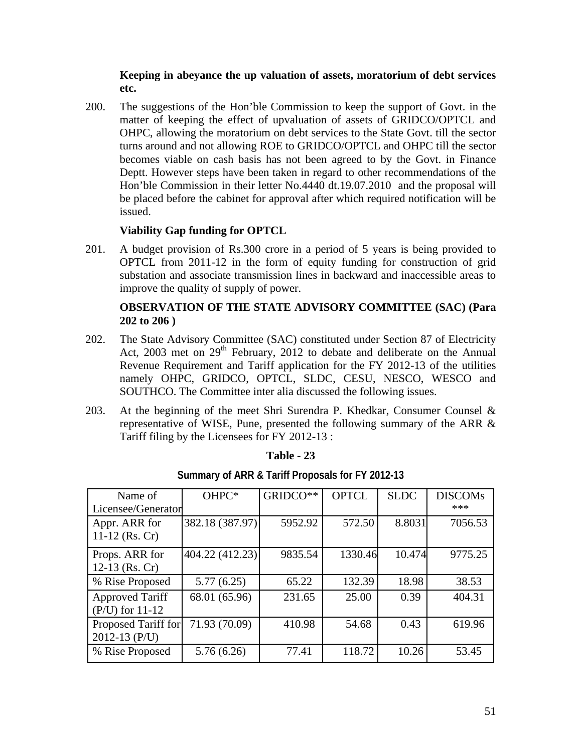**Keeping in abeyance the up valuation of assets, moratorium of debt services etc.**

200. The suggestions of the Hon'ble Commission to keep the support of Govt. in the matter of keeping the effect of upvaluation of assets of GRIDCO/OPTCL and OHPC, allowing the moratorium on debt services to the State Govt. till the sector turns around and not allowing ROE to GRIDCO/OPTCL and OHPC till the sector becomes viable on cash basis has not been agreed to by the Govt. in Finance Deptt. However steps have been taken in regard to other recommendations of the Hon'ble Commission in their letter No.4440 dt.19.07.2010 and the proposal will be placed before the cabinet for approval after which required notification will be issued.

**Viability Gap funding for OPTCL**

201. A budget provision of Rs.300 crore in a period of 5 years is being provided to OPTCL from 2011-12 in the form of equity funding for construction of grid substation and associate transmission lines in backward and inaccessible areas to improve the quality of supply of power.

**OBSERVATION OF THE STATE ADVISORY COMMITTEE (SAC) (Para 202 to 206 )**

202. The State Advisory Committee (SAC) constituted under Section 87 of Electricity Act, 2003 met on 29th February, 2012 to debate and deliberate on the Annual Revenue Requirement and Tariff application for the FY 2012-13 of the utilities namely OHPC, GRIDCO, OPTCL, SLDC, CESU, NESCO, WESCO and SOUTHCO. The Committee inter alia discussed the following issues.

203. At the beginning of the meet Shri Surendra P. Khedkar, Consumer Counsel & representative of WISE, Pune, presented the following summary of the ARR & Tariff filing by the Licensees for FY 2012-13 :

**Table - 23**

**Summary of ARR & Tariff Proposals for FY 2012-13**

| Name of Licensee/Generator | OHPC* | GRIDCO** | OPTCL | SLDC | DISCOMs *** |
|---|---|---|---|---|---|
| Appr. ARR for 11-12 (Rs. Cr) | 382.18 (387.97) | 5952.92 | 572.50 | 8.8031 | 7056.53 |
| Props. ARR for 12-13 (Rs. Cr) | 404.22 (412.23) | 9835.54 | 1330.46 | 10.474 | 9775.25 |
| % Rise Proposed | 5.77 (6.25) | 65.22 | 132.39 | 18.98 | 38.53 |
| Approved Tariff (P/U) for 11-12 | 68.01 (65.96) | 231.65 | 25.00 | 0.39 | 404.31 |
| Proposed Tariff for 2012-13 (P/U) | 71.93 (70.09) | 410.98 | 54.68 | 0.43 | 619.96 |
| % Rise Proposed | 5.76 (6.26) | 77.41 | 118.72 | 10.26 | 53.45 |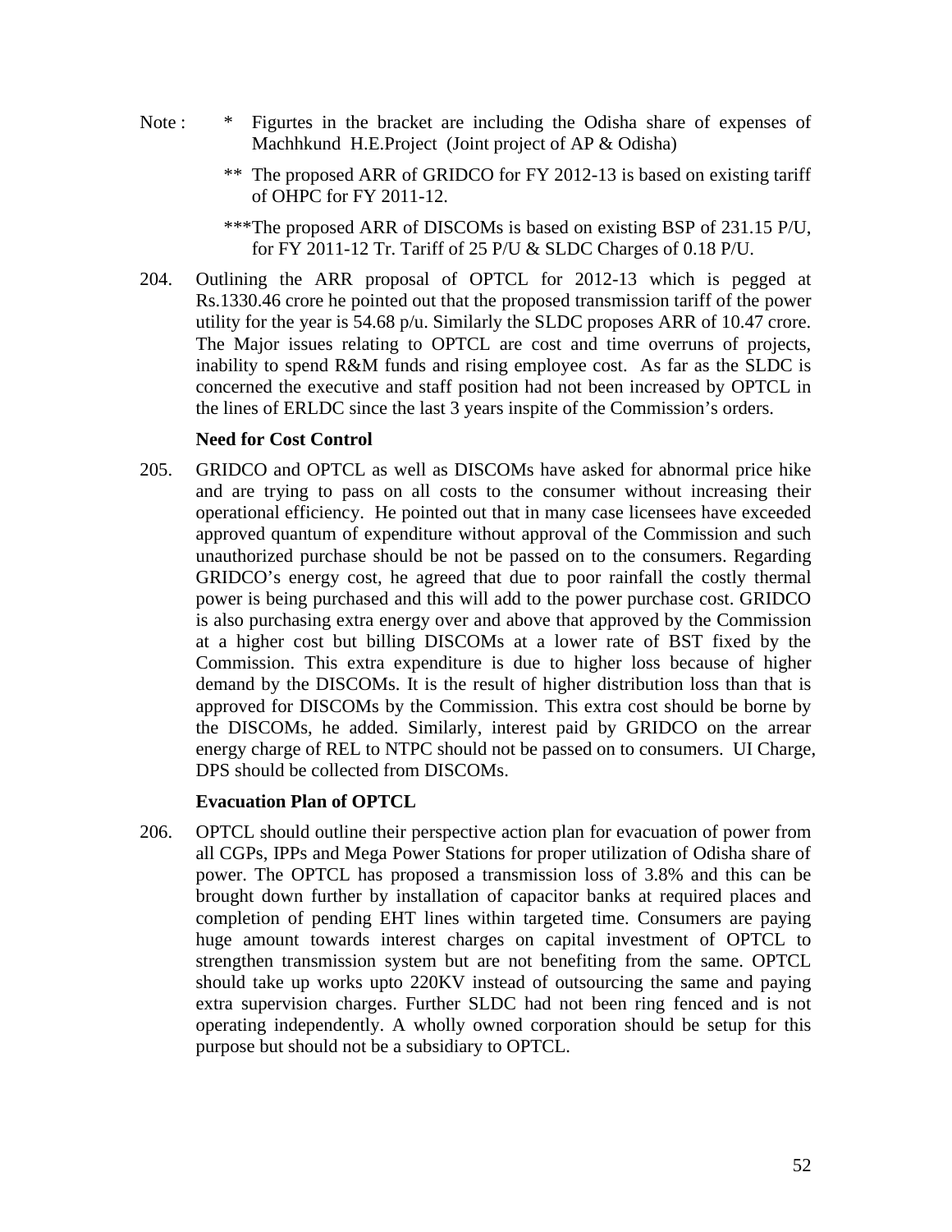Note : * Figurtes in the bracket are including the Odisha share of expenses of Machhkund H.E.Project (Joint project of AP & Odisha)

** The proposed ARR of GRIDCO for FY 2012-13 is based on existing tariff of OHPC for FY 2011-12.

***The proposed ARR of DISCOMs is based on existing BSP of 231.15 P/U, for FY 2011-12 Tr. Tariff of 25 P/U & SLDC Charges of 0.18 P/U.

204. Outlining the ARR proposal of OPTCL for 2012-13 which is pegged at Rs.1330.46 crore he pointed out that the proposed transmission tariff of the power utility for the year is 54.68 p/u. Similarly the SLDC proposes ARR of 10.47 crore. The Major issues relating to OPTCL are cost and time overruns of projects, inability to spend R&M funds and rising employee cost. As far as the SLDC is concerned the executive and staff position had not been increased by OPTCL in the lines of ERLDC since the last 3 years inspite of the Commission's orders.

**Need for Cost Control**

205. GRIDCO and OPTCL as well as DISCOMs have asked for abnormal price hike and are trying to pass on all costs to the consumer without increasing their operational efficiency. He pointed out that in many case licensees have exceeded approved quantum of expenditure without approval of the Commission and such unauthorized purchase should be not be passed on to the consumers. Regarding GRIDCO's energy cost, he agreed that due to poor rainfall the costly thermal power is being purchased and this will add to the power purchase cost. GRIDCO is also purchasing extra energy over and above that approved by the Commission at a higher cost but billing DISCOMs at a lower rate of BST fixed by the Commission. This extra expenditure is due to higher loss because of higher demand by the DISCOMs. It is the result of higher distribution loss than that is approved for DISCOMs by the Commission. This extra cost should be borne by the DISCOMs, he added. Similarly, interest paid by GRIDCO on the arrear energy charge of REL to NTPC should not be passed on to consumers. UI Charge, DPS should be collected from DISCOMs.

**Evacuation Plan of OPTCL**

206. OPTCL should outline their perspective action plan for evacuation of power from all CGPs, IPPs and Mega Power Stations for proper utilization of Odisha share of power. The OPTCL has proposed a transmission loss of 3.8% and this can be brought down further by installation of capacitor banks at required places and completion of pending EHT lines within targeted time. Consumers are paying huge amount towards interest charges on capital investment of OPTCL to strengthen transmission system but are not benefiting from the same. OPTCL should take up works upto 220KV instead of outsourcing the same and paying extra supervision charges. Further SLDC had not been ring fenced and is not operating independently. A wholly owned corporation should be setup for this purpose but should not be a subsidiary to OPTCL.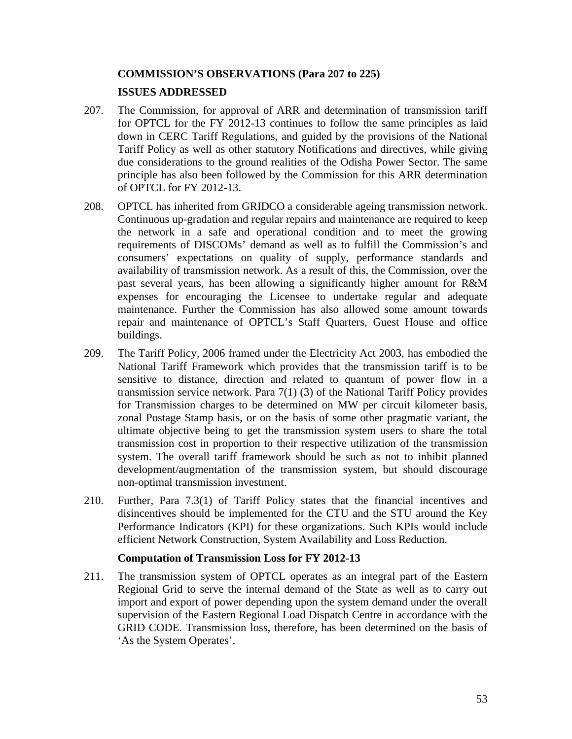**COMMISSION'S OBSERVATIONS (Para 207 to 225)**

**ISSUES ADDRESSED**

207. The Commission, for approval of ARR and determination of transmission tariff for OPTCL for the FY 2012-13 continues to follow the same principles as laid down in CERC Tariff Regulations, and guided by the provisions of the National Tariff Policy as well as other statutory Notifications and directives, while giving due considerations to the ground realities of the Odisha Power Sector. The same principle has also been followed by the Commission for this ARR determination of OPTCL for FY 2012-13.

208. OPTCL has inherited from GRIDCO a considerable ageing transmission network. Continuous up-gradation and regular repairs and maintenance are required to keep the network in a safe and operational condition and to meet the growing requirements of DISCOMs' demand as well as to fulfill the Commission's and consumers' expectations on quality of supply, performance standards and availability of transmission network. As a result of this, the Commission, over the past several years, has been allowing a significantly higher amount for R&M expenses for encouraging the Licensee to undertake regular and adequate maintenance. Further the Commission has also allowed some amount towards repair and maintenance of OPTCL's Staff Quarters, Guest House and office buildings.

209. The Tariff Policy, 2006 framed under the Electricity Act 2003, has embodied the National Tariff Framework which provides that the transmission tariff is to be sensitive to distance, direction and related to quantum of power flow in a transmission service network. Para 7(1) (3) of the National Tariff Policy provides for Transmission charges to be determined on MW per circuit kilometer basis, zonal Postage Stamp basis, or on the basis of some other pragmatic variant, the ultimate objective being to get the transmission system users to share the total transmission cost in proportion to their respective utilization of the transmission system. The overall tariff framework should be such as not to inhibit planned development/augmentation of the transmission system, but should discourage non-optimal transmission investment.

210. Further, Para 7.3(1) of Tariff Policy states that the financial incentives and disincentives should be implemented for the CTU and the STU around the Key Performance Indicators (KPI) for these organizations. Such KPIs would include efficient Network Construction, System Availability and Loss Reduction.

**Computation of Transmission Loss for FY 2012-13**

211. The transmission system of OPTCL operates as an integral part of the Eastern Regional Grid to serve the internal demand of the State as well as to carry out import and export of power depending upon the system demand under the overall supervision of the Eastern Regional Load Dispatch Centre in accordance with the GRID CODE. Transmission loss, therefore, has been determined on the basis of 'As the System Operates'.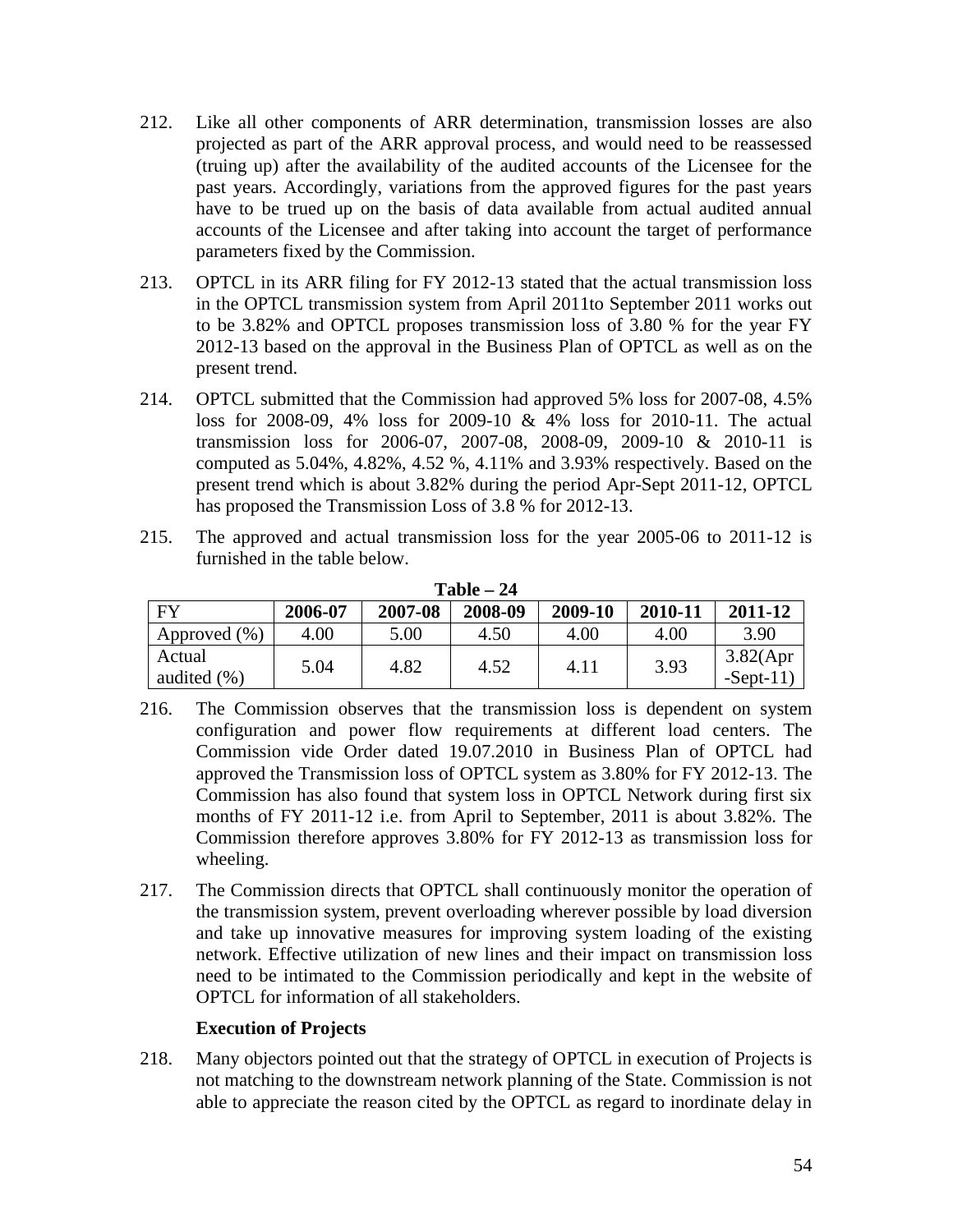212. Like all other components of ARR determination, transmission losses are also projected as part of the ARR approval process, and would need to be reassessed (truing up) after the availability of the audited accounts of the Licensee for the past years. Accordingly, variations from the approved figures for the past years have to be trued up on the basis of data available from actual audited annual accounts of the Licensee and after taking into account the target of performance parameters fixed by the Commission.

213. OPTCL in its ARR filing for FY 2012-13 stated that the actual transmission loss in the OPTCL transmission system from April 2011to September 2011 works out to be 3.82% and OPTCL proposes transmission loss of 3.80 % for the year FY 2012-13 based on the approval in the Business Plan of OPTCL as well as on the present trend.

214. OPTCL submitted that the Commission had approved 5% loss for 2007-08, 4.5% loss for 2008-09, 4% loss for 2009-10 & 4% loss for 2010-11. The actual transmission loss for 2006-07, 2007-08, 2008-09, 2009-10 & 2010-11 is computed as 5.04%, 4.82%, 4.52 %, 4.11% and 3.93% respectively. Based on the present trend which is about 3.82% during the period Apr-Sept 2011-12, OPTCL has proposed the Transmission Loss of 3.8 % for 2012-13.

215. The approved and actual transmission loss for the year 2005-06 to 2011-12 is furnished in the table below.

**Table – 24**

| FY | 2006-07 | 2007-08 | 2008-09 | 2009-10 | 2010-11 | 2011-12 |
|---|---|---|---|---|---|---|
| Approved (%) | 4.00 | 5.00 | 4.50 | 4.00 | 4.00 | 3.90 |
| Actual audited (%) | 5.04 | 4.82 | 4.52 | 4.11 | 3.93 | 3.82(Apr -Sept-11) |

216. The Commission observes that the transmission loss is dependent on system configuration and power flow requirements at different load centers. The Commission vide Order dated 19.07.2010 in Business Plan of OPTCL had approved the Transmission loss of OPTCL system as 3.80% for FY 2012-13. The Commission has also found that system loss in OPTCL Network during first six months of FY 2011-12 i.e. from April to September, 2011 is about 3.82%. The Commission therefore approves 3.80% for FY 2012-13 as transmission loss for wheeling.

217. The Commission directs that OPTCL shall continuously monitor the operation of the transmission system, prevent overloading wherever possible by load diversion and take up innovative measures for improving system loading of the existing network. Effective utilization of new lines and their impact on transmission loss need to be intimated to the Commission periodically and kept in the website of OPTCL for information of all stakeholders.

**Execution of Projects**

218. Many objectors pointed out that the strategy of OPTCL in execution of Projects is not matching to the downstream network planning of the State. Commission is not able to appreciate the reason cited by the OPTCL as regard to inordinate delay in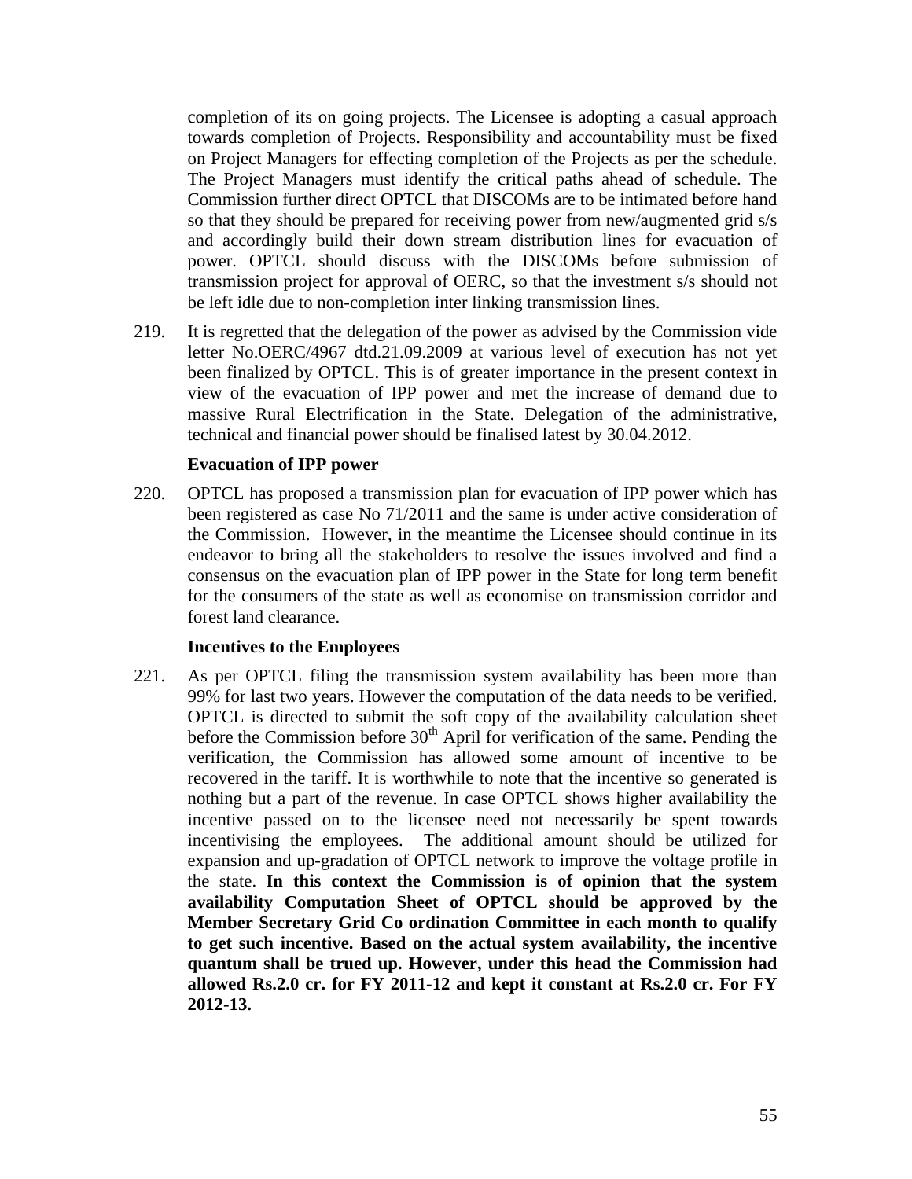completion of its on going projects. The Licensee is adopting a casual approach towards completion of Projects. Responsibility and accountability must be fixed on Project Managers for effecting completion of the Projects as per the schedule. The Project Managers must identify the critical paths ahead of schedule. The Commission further direct OPTCL that DISCOMs are to be intimated before hand so that they should be prepared for receiving power from new/augmented grid s/s and accordingly build their down stream distribution lines for evacuation of power. OPTCL should discuss with the DISCOMs before submission of transmission project for approval of OERC, so that the investment s/s should not be left idle due to non-completion inter linking transmission lines.

219. It is regretted that the delegation of the power as advised by the Commission vide letter No.OERC/4967 dtd.21.09.2009 at various level of execution has not yet been finalized by OPTCL. This is of greater importance in the present context in view of the evacuation of IPP power and met the increase of demand due to massive Rural Electrification in the State. Delegation of the administrative, technical and financial power should be finalised latest by 30.04.2012.

**Evacuation of IPP power**

220. OPTCL has proposed a transmission plan for evacuation of IPP power which has been registered as case No 71/2011 and the same is under active consideration of the Commission. However, in the meantime the Licensee should continue in its endeavor to bring all the stakeholders to resolve the issues involved and find a consensus on the evacuation plan of IPP power in the State for long term benefit for the consumers of the state as well as economise on transmission corridor and forest land clearance.

**Incentives to the Employees**

221. As per OPTCL filing the transmission system availability has been more than 99% for last two years. However the computation of the data needs to be verified. OPTCL is directed to submit the soft copy of the availability calculation sheet before the Commission before 30th April for verification of the same. Pending the verification, the Commission has allowed some amount of incentive to be recovered in the tariff. It is worthwhile to note that the incentive so generated is nothing but a part of the revenue. In case OPTCL shows higher availability the incentive passed on to the licensee need not necessarily be spent towards incentivising the employees. The additional amount should be utilized for expansion and up-gradation of OPTCL network to improve the voltage profile in the state. **In this context the Commission is of opinion that the system availability Computation Sheet of OPTCL should be approved by the Member Secretary Grid Co ordination Committee in each month to qualify to get such incentive. Based on the actual system availability, the incentive quantum shall be trued up. However, under this head the Commission had allowed Rs.2.0 cr. for FY 2011-12 and kept it constant at Rs.2.0 cr. For FY 2012-13.**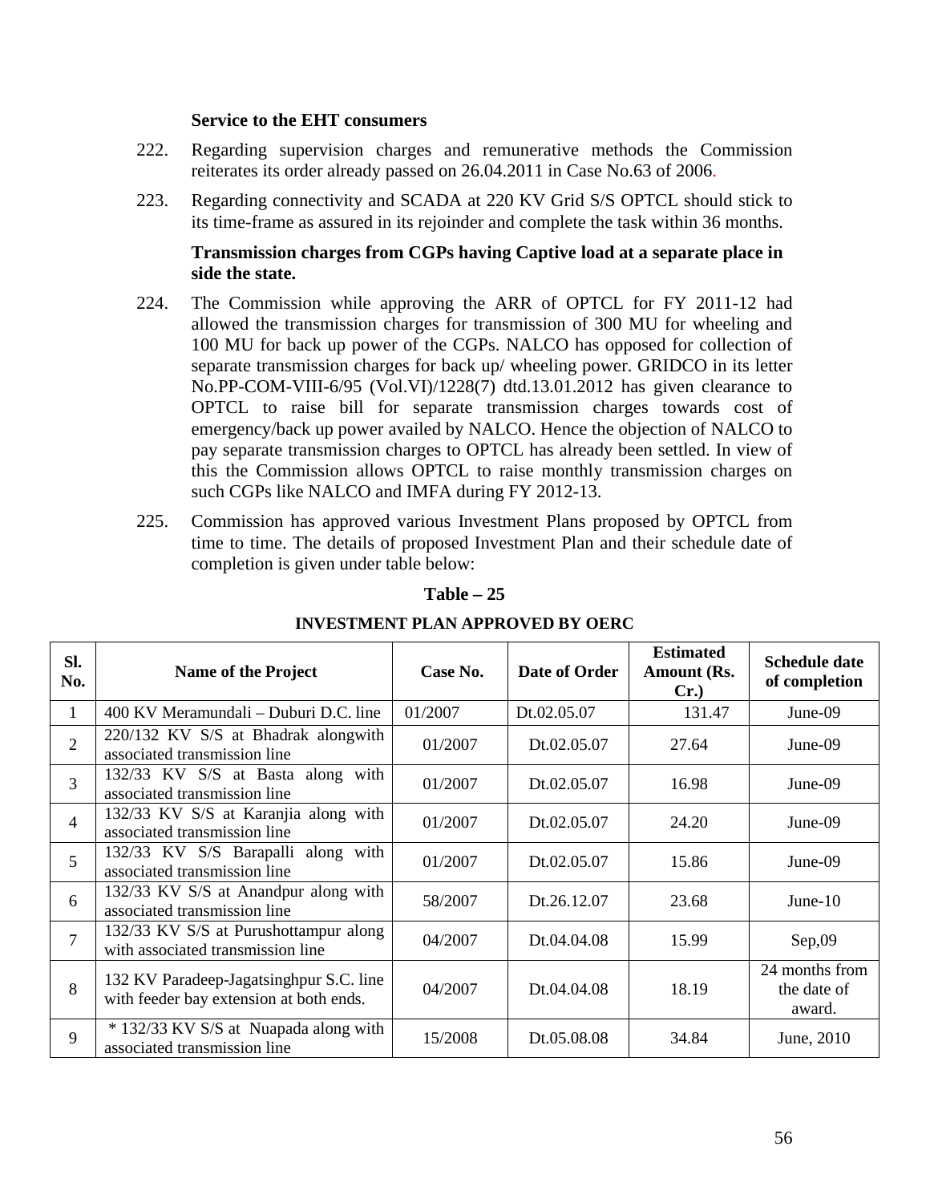**Service to the EHT consumers**

222. Regarding supervision charges and remunerative methods the Commission reiterates its order already passed on 26.04.2011 in Case No.63 of 2006.

223. Regarding connectivity and SCADA at 220 KV Grid S/S OPTCL should stick to its time-frame as assured in its rejoinder and complete the task within 36 months.

**Transmission charges from CGPs having Captive load at a separate place in side the state.**

224. The Commission while approving the ARR of OPTCL for FY 2011-12 had allowed the transmission charges for transmission of 300 MU for wheeling and 100 MU for back up power of the CGPs. NALCO has opposed for collection of separate transmission charges for back up/ wheeling power. GRIDCO in its letter No.PP-COM-VIII-6/95 (Vol.VI)/1228(7) dtd.13.01.2012 has given clearance to OPTCL to raise bill for separate transmission charges towards cost of emergency/back up power availed by NALCO. Hence the objection of NALCO to pay separate transmission charges to OPTCL has already been settled. In view of this the Commission allows OPTCL to raise monthly transmission charges on such CGPs like NALCO and IMFA during FY 2012-13.

225. Commission has approved various Investment Plans proposed by OPTCL from time to time. The details of proposed Investment Plan and their schedule date of completion is given under table below:

**Table – 25**

**INVESTMENT PLAN APPROVED BY OERC**

| Sl. No. | Name of the Project | Case No. | Date of Order | Estimated Amount (Rs. Cr.) | Schedule date of completion |
|---|---|---|---|---|---|
| 1 | 400 KV Meramundali – Duburi D.C. line | 01/2007 | Dt.02.05.07 | 131.47 | June-09 |
| 2 | 220/132 KV S/S at Bhadrak alongwith associated transmission line | 01/2007 | Dt.02.05.07 | 27.64 | June-09 |
| 3 | 132/33 KV S/S at Basta along with associated transmission line | 01/2007 | Dt.02.05.07 | 16.98 | June-09 |
| 4 | 132/33 KV S/S at Karanjia along with associated transmission line | 01/2007 | Dt.02.05.07 | 24.20 | June-09 |
| 5 | 132/33 KV S/S Barapalli along with associated transmission line | 01/2007 | Dt.02.05.07 | 15.86 | June-09 |
| 6 | 132/33 KV S/S at Anandpur along with associated transmission line | 58/2007 | Dt.26.12.07 | 23.68 | June-10 |
| 7 | 132/33 KV S/S at Purushottampur along with associated transmission line | 04/2007 | Dt.04.04.08 | 15.99 | Sep,09 |
| 8 | 132 KV Paradeep-Jagatsinghpur S.C. line with feeder bay extension at both ends. | 04/2007 | Dt.04.04.08 | 18.19 | 24 months from the date of award. |
| 9 | * 132/33 KV S/S at Nuapada along with associated transmission line | 15/2008 | Dt.05.08.08 | 34.84 | June, 2010 |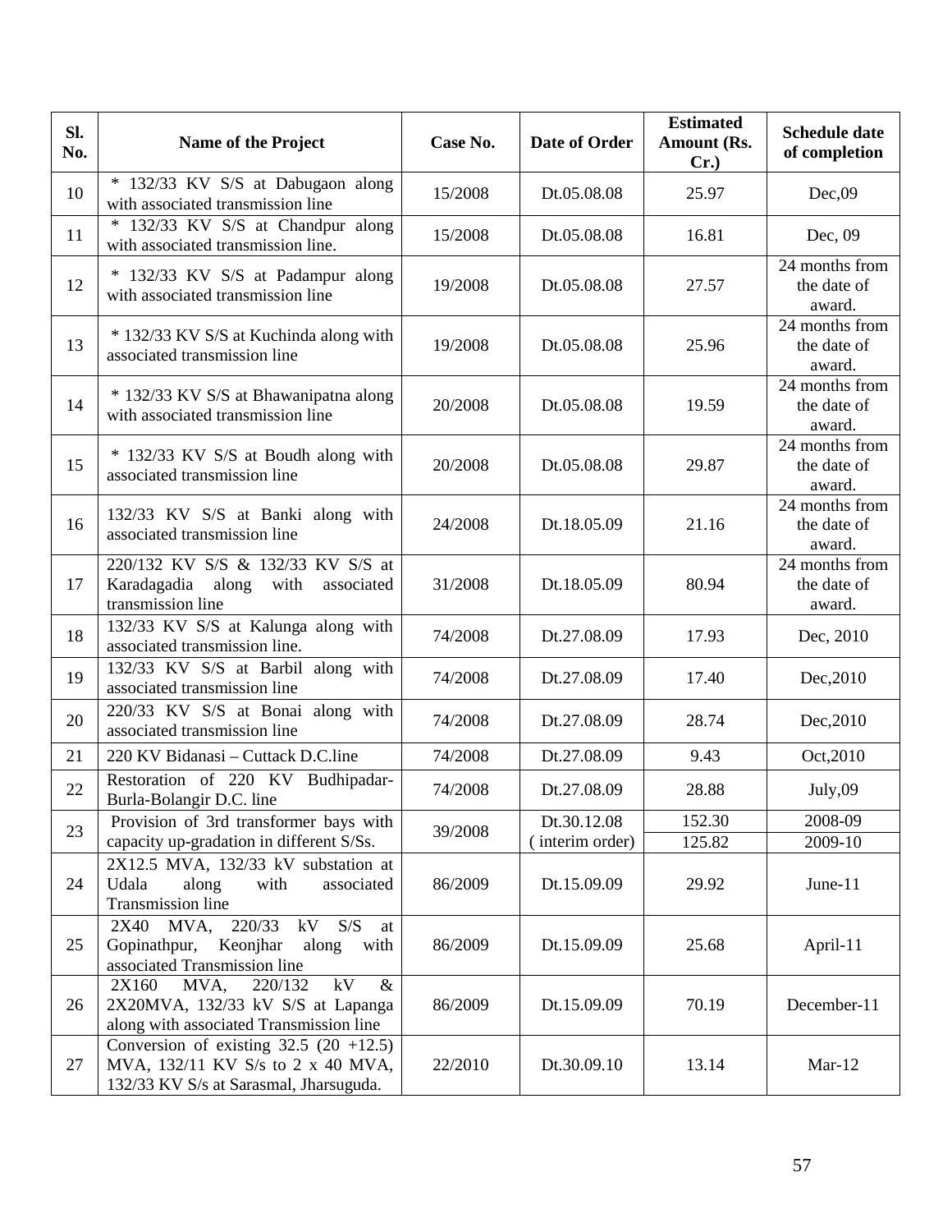| Sl. No. | Name of the Project | Case No. | Date of Order | Estimated Amount (Rs. Cr.) | Schedule date of completion |
|---|---|---|---|---|---|
| 10 | * 132/33 KV S/S at Dabugaon along with associated transmission line | 15/2008 | Dt.05.08.08 | 25.97 | Dec,09 |
| 11 | * 132/33 KV S/S at Chandpur along with associated transmission line. | 15/2008 | Dt.05.08.08 | 16.81 | Dec, 09 |
| 12 | * 132/33 KV S/S at Padampur along with associated transmission line | 19/2008 | Dt.05.08.08 | 27.57 | 24 months from the date of award. |
| 13 | * 132/33 KV S/S at Kuchinda along with associated transmission line | 19/2008 | Dt.05.08.08 | 25.96 | 24 months from the date of award. |
| 14 | * 132/33 KV S/S at Bhawanipatna along with associated transmission line | 20/2008 | Dt.05.08.08 | 19.59 | 24 months from the date of award. |
| 15 | * 132/33 KV S/S at Boudh along with associated transmission line | 20/2008 | Dt.05.08.08 | 29.87 | 24 months from the date of award. |
| 16 | 132/33 KV S/S at Banki along with associated transmission line | 24/2008 | Dt.18.05.09 | 21.16 | 24 months from the date of award. |
| 17 | 220/132 KV S/S & 132/33 KV S/S at Karadagadia along with associated transmission line | 31/2008 | Dt.18.05.09 | 80.94 | 24 months from the date of award. |
| 18 | 132/33 KV S/S at Kalunga along with associated transmission line. | 74/2008 | Dt.27.08.09 | 17.93 | Dec, 2010 |
| 19 | 132/33 KV S/S at Barbil along with associated transmission line | 74/2008 | Dt.27.08.09 | 17.40 | Dec,2010 |
| 20 | 220/33 KV S/S at Bonai along with associated transmission line | 74/2008 | Dt.27.08.09 | 28.74 | Dec,2010 |
| 21 | 220 KV Bidanasi – Cuttack D.C.line | 74/2008 | Dt.27.08.09 | 9.43 | Oct,2010 |
| 22 | Restoration of 220 KV Budhipadar-Burla-Bolangir D.C. line | 74/2008 | Dt.27.08.09 | 28.88 | July,09 |
| 23 | Provision of 3rd transformer bays with capacity up-gradation in different S/Ss. | 39/2008 | Dt.30.12.08 ( interim order) | 152.30<br>125.82 | 2008-09<br>2009-10 |
| 24 | 2X12.5 MVA, 132/33 kV substation at Udala along with associated Transmission line | 86/2009 | Dt.15.09.09 | 29.92 | June-11 |
| 25 | 2X40 MVA, 220/33 kV S/S at Gopinathpur, Keonjhar along with associated Transmission line | 86/2009 | Dt.15.09.09 | 25.68 | April-11 |
| 26 | 2X160 MVA, 220/132 kV & 2X20MVA, 132/33 kV S/S at Lapanga along with associated Transmission line | 86/2009 | Dt.15.09.09 | 70.19 | December-11 |
| 27 | Conversion of existing 32.5 (20 +12.5) MVA, 132/11 KV S/s to 2 x 40 MVA, 132/33 KV S/s at Sarasmal, Jharsuguda. | 22/2010 | Dt.30.09.10 | 13.14 | Mar-12 |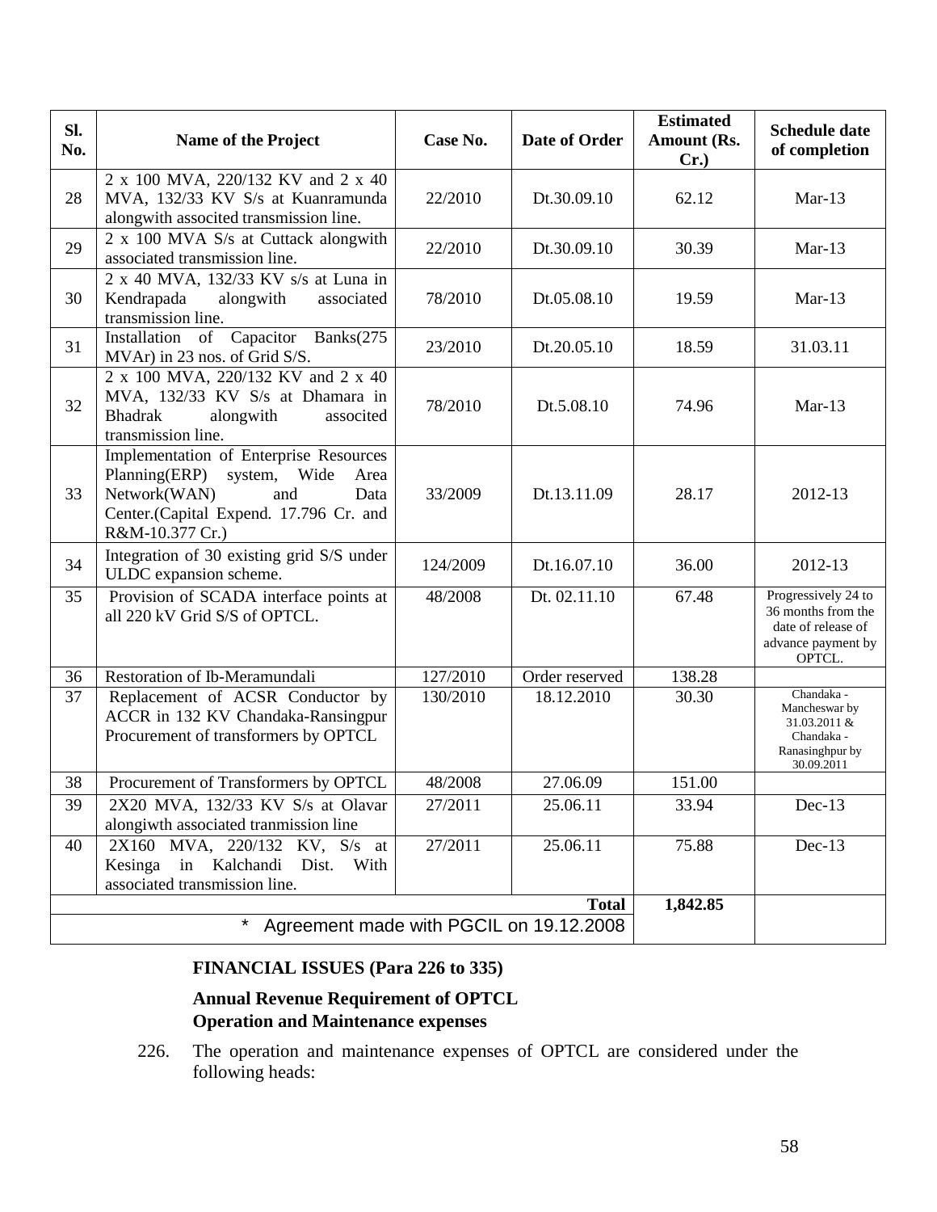| Sl. No. | Name of the Project | Case No. | Date of Order | Estimated Amount (Rs. Cr.) | Schedule date of completion |
|---|---|---|---|---|---|
| 28 | 2 x 100 MVA, 220/132 KV and 2 x 40 MVA, 132/33 KV S/s at Kuanramunda alongwith associted transmission line. | 22/2010 | Dt.30.09.10 | 62.12 | Mar-13 |
| 29 | 2 x 100 MVA S/s at Cuttack alongwith associated transmission line. | 22/2010 | Dt.30.09.10 | 30.39 | Mar-13 |
| 30 | 2 x 40 MVA, 132/33 KV s/s at Luna in Kendrapada alongwith associated transmission line. | 78/2010 | Dt.05.08.10 | 19.59 | Mar-13 |
| 31 | Installation of Capacitor Banks(275 MVAr) in 23 nos. of Grid S/S. | 23/2010 | Dt.20.05.10 | 18.59 | 31.03.11 |
| 32 | 2 x 100 MVA, 220/132 KV and 2 x 40 MVA, 132/33 KV S/s at Dhamara in Bhadrak alongwith associted transmission line. | 78/2010 | Dt.5.08.10 | 74.96 | Mar-13 |
| 33 | Implementation of Enterprise Resources Planning(ERP) system, Wide Area Network(WAN) and Data Center.(Capital Expend. 17.796 Cr. and R&M-10.377 Cr.) | 33/2009 | Dt.13.11.09 | 28.17 | 2012-13 |
| 34 | Integration of 30 existing grid S/S under ULDC expansion scheme. | 124/2009 | Dt.16.07.10 | 36.00 | 2012-13 |
| 35 | Provision of SCADA interface points at all 220 kV Grid S/S of OPTCL. | 48/2008 | Dt. 02.11.10 | 67.48 | Progressively 24 to 36 months from the date of release of advance payment by OPTCL. |
| 36 | Restoration of Ib-Meramundali | 127/2010 | Order reserved | 138.28 | |
| 37 | Replacement of ACSR Conductor by ACCR in 132 KV Chandaka-Ransingpur Procurement of transformers by OPTCL | 130/2010 | 18.12.2010 | 30.30 | Chandaka - Mancheswar by 31.03.2011 & Chandaka - Ranasinghpur by 30.09.2011 |
| 38 | Procurement of Transformers by OPTCL | 48/2008 | 27.06.09 | 151.00 | |
| 39 | 2X20 MVA, 132/33 KV S/s at Olavar alongiwth associated tranmission line | 27/2011 | 25.06.11 | 33.94 | Dec-13 |
| 40 | 2X160 MVA, 220/132 KV, S/s at Kesinga in Kalchandi Dist. With associated transmission line. | 27/2011 | 25.06.11 | 75.88 | Dec-13 |
| | | | **Total** | **1,842.85** | |
| | * Agreement made with PGCIL on 19.12.2008 | | | | |

**FINANCIAL ISSUES (Para 226 to 335)**

**Annual Revenue Requirement of OPTCL**
**Operation and Maintenance expenses**

226. The operation and maintenance expenses of OPTCL are considered under the following heads: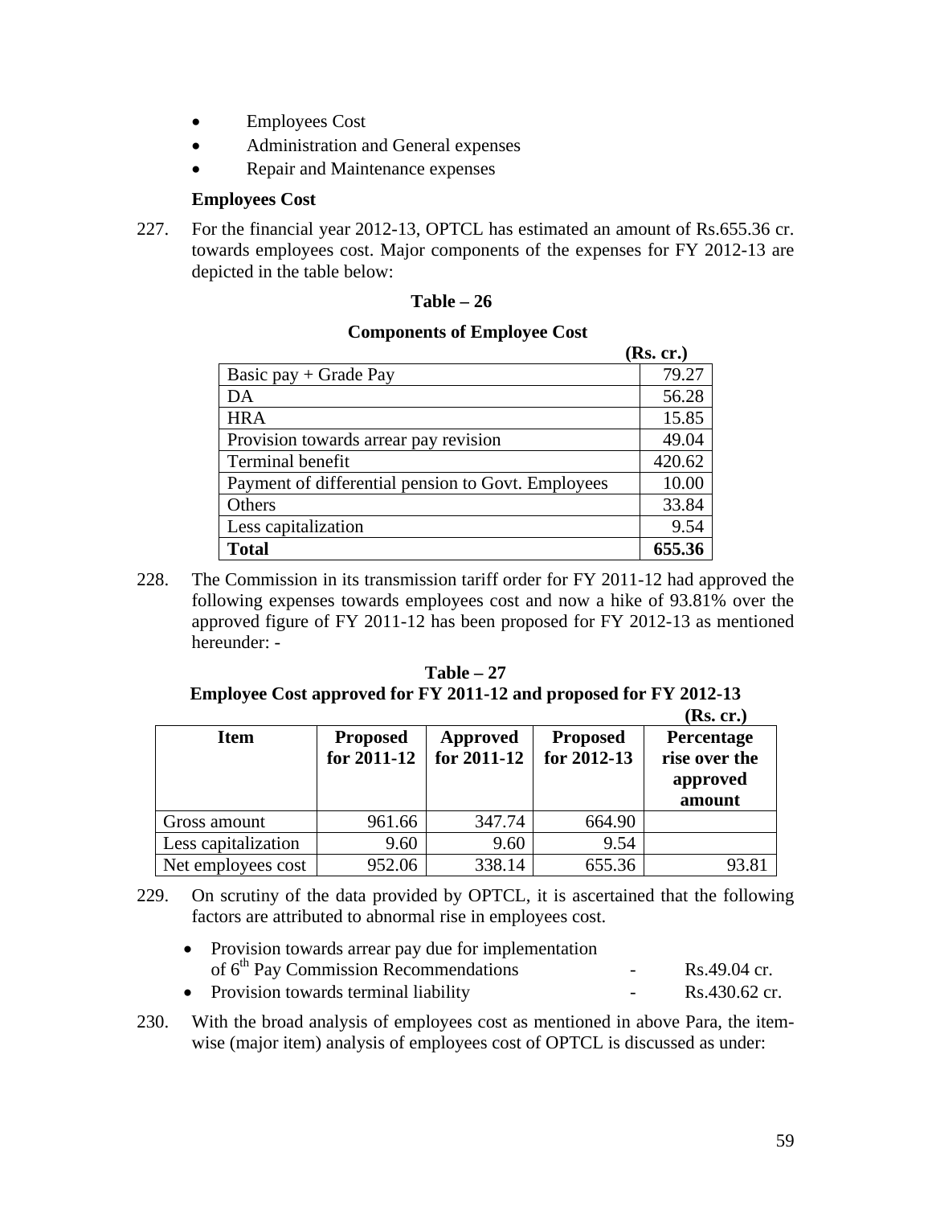- Employees Cost
- Administration and General expenses
- Repair and Maintenance expenses

**Employees Cost**

227. For the financial year 2012-13, OPTCL has estimated an amount of Rs.655.36 cr. towards employees cost. Major components of the expenses for FY 2012-13 are depicted in the table below:

**Table – 26**

**Components of Employee Cost**

| | (Rs. cr.) |
|---|---|
| Basic pay + Grade Pay | 79.27 |
| DA | 56.28 |
| HRA | 15.85 |
| Provision towards arrear pay revision | 49.04 |
| Terminal benefit | 420.62 |
| Payment of differential pension to Govt. Employees | 10.00 |
| Others | 33.84 |
| Less capitalization | 9.54 |
| **Total** | **655.36** |

228. The Commission in its transmission tariff order for FY 2011-12 had approved the following expenses towards employees cost and now a hike of 93.81% over the approved figure of FY 2011-12 has been proposed for FY 2012-13 as mentioned hereunder: -

**Table – 27**

**Employee Cost approved for FY 2011-12 and proposed for FY 2012-13**

(Rs. cr.)

| Item | Proposed for 2011-12 | Approved for 2011-12 | Proposed for 2012-13 | Percentage rise over the approved amount |
|---|---|---|---|---|
| Gross amount | 961.66 | 347.74 | 664.90 | |
| Less capitalization | 9.60 | 9.60 | 9.54 | |
| Net employees cost | 952.06 | 338.14 | 655.36 | 93.81 |

229. On scrutiny of the data provided by OPTCL, it is ascertained that the following factors are attributed to abnormal rise in employees cost.

- Provision towards arrear pay due for implementation of 6th Pay Commission Recommendations - Rs.49.04 cr.
- Provision towards terminal liability - Rs.430.62 cr.

230. With the broad analysis of employees cost as mentioned in above Para, the item-wise (major item) analysis of employees cost of OPTCL is discussed as under: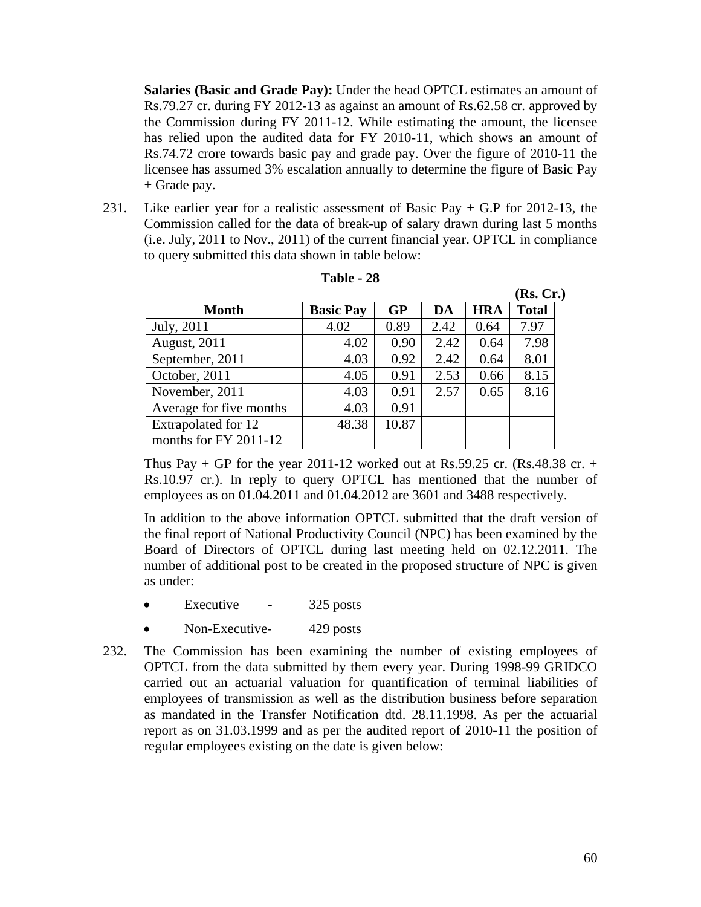**Salaries (Basic and Grade Pay):** Under the head OPTCL estimates an amount of Rs.79.27 cr. during FY 2012-13 as against an amount of Rs.62.58 cr. approved by the Commission during FY 2011-12. While estimating the amount, the licensee has relied upon the audited data for FY 2010-11, which shows an amount of Rs.74.72 crore towards basic pay and grade pay. Over the figure of 2010-11 the licensee has assumed 3% escalation annually to determine the figure of Basic Pay + Grade pay.

231. Like earlier year for a realistic assessment of Basic Pay + G.P for 2012-13, the Commission called for the data of break-up of salary drawn during last 5 months (i.e. July, 2011 to Nov., 2011) of the current financial year. OPTCL in compliance to query submitted this data shown in table below:

**Table - 28**

**(Rs. Cr.)**

| Month | Basic Pay | GP | DA | HRA | Total |
|---|---|---|---|---|---|
| July, 2011 | 4.02 | 0.89 | 2.42 | 0.64 | 7.97 |
| August, 2011 | 4.02 | 0.90 | 2.42 | 0.64 | 7.98 |
| September, 2011 | 4.03 | 0.92 | 2.42 | 0.64 | 8.01 |
| October, 2011 | 4.05 | 0.91 | 2.53 | 0.66 | 8.15 |
| November, 2011 | 4.03 | 0.91 | 2.57 | 0.65 | 8.16 |
| Average for five months | 4.03 | 0.91 | | | |
| Extrapolated for 12 months for FY 2011-12 | 48.38 | 10.87 | | | |

Thus Pay + GP for the year 2011-12 worked out at Rs.59.25 cr. (Rs.48.38 cr. + Rs.10.97 cr.). In reply to query OPTCL has mentioned that the number of employees as on 01.04.2011 and 01.04.2012 are 3601 and 3488 respectively.

In addition to the above information OPTCL submitted that the draft version of the final report of National Productivity Council (NPC) has been examined by the Board of Directors of OPTCL during last meeting held on 02.12.2011. The number of additional post to be created in the proposed structure of NPC is given as under:

- Executive - 325 posts
- Non-Executive- 429 posts

232. The Commission has been examining the number of existing employees of OPTCL from the data submitted by them every year. During 1998-99 GRIDCO carried out an actuarial valuation for quantification of terminal liabilities of employees of transmission as well as the distribution business before separation as mandated in the Transfer Notification dtd. 28.11.1998. As per the actuarial report as on 31.03.1999 and as per the audited report of 2010-11 the position of regular employees existing on the date is given below: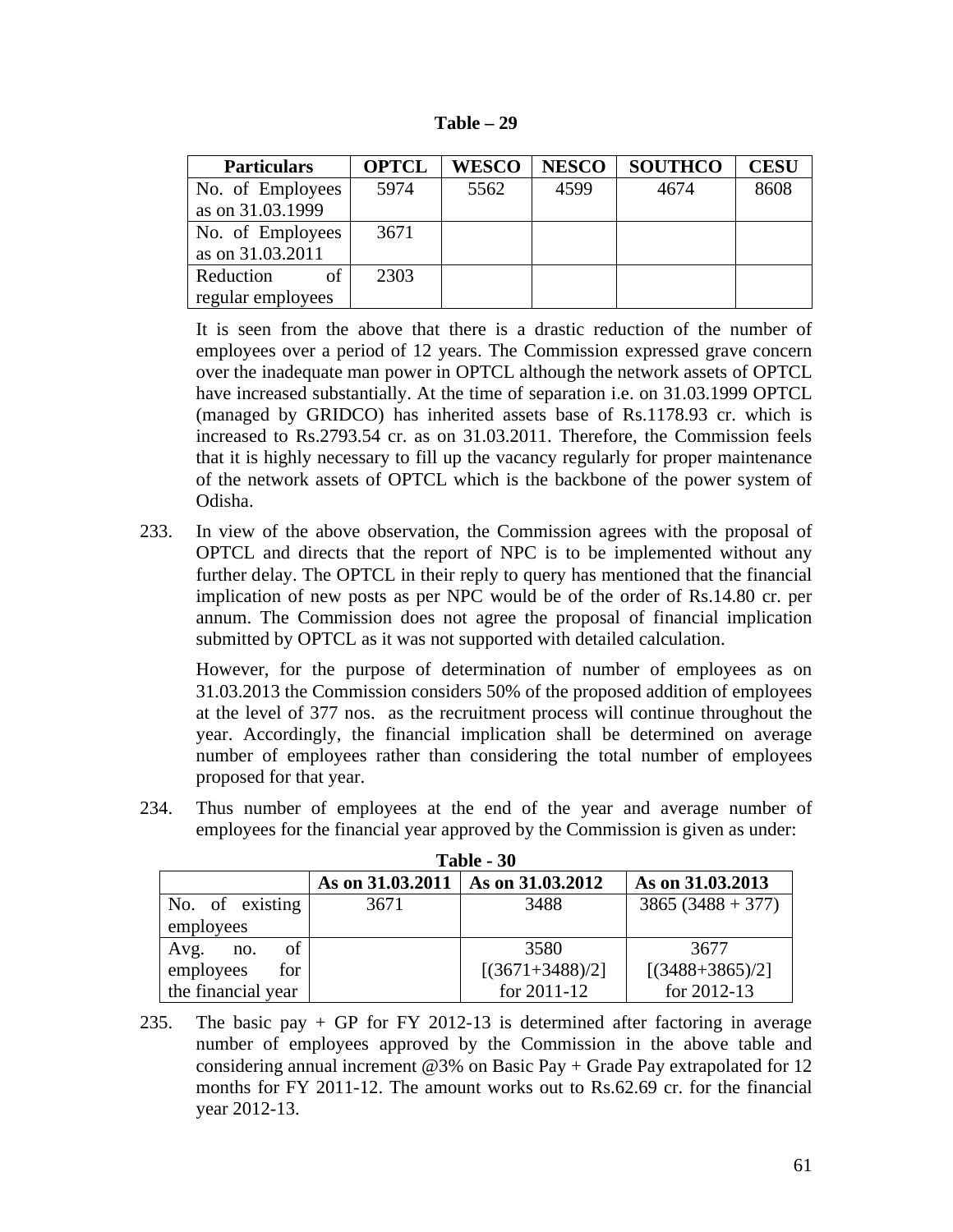**Table – 29**

| Particulars | OPTCL | WESCO | NESCO | SOUTHCO | CESU |
|---|---|---|---|---|---|
| No. of Employees as on 31.03.1999 | 5974 | 5562 | 4599 | 4674 | 8608 |
| No. of Employees as on 31.03.2011 | 3671 | | | | |
| Reduction of regular employees | 2303 | | | | |

It is seen from the above that there is a drastic reduction of the number of employees over a period of 12 years. The Commission expressed grave concern over the inadequate man power in OPTCL although the network assets of OPTCL have increased substantially. At the time of separation i.e. on 31.03.1999 OPTCL (managed by GRIDCO) has inherited assets base of Rs.1178.93 cr. which is increased to Rs.2793.54 cr. as on 31.03.2011. Therefore, the Commission feels that it is highly necessary to fill up the vacancy regularly for proper maintenance of the network assets of OPTCL which is the backbone of the power system of Odisha.

233. In view of the above observation, the Commission agrees with the proposal of OPTCL and directs that the report of NPC is to be implemented without any further delay. The OPTCL in their reply to query has mentioned that the financial implication of new posts as per NPC would be of the order of Rs.14.80 cr. per annum. The Commission does not agree the proposal of financial implication submitted by OPTCL as it was not supported with detailed calculation.

However, for the purpose of determination of number of employees as on 31.03.2013 the Commission considers 50% of the proposed addition of employees at the level of 377 nos. as the recruitment process will continue throughout the year. Accordingly, the financial implication shall be determined on average number of employees rather than considering the total number of employees proposed for that year.

234. Thus number of employees at the end of the year and average number of employees for the financial year approved by the Commission is given as under:

**Table - 30**

| | As on 31.03.2011 | As on 31.03.2012 | As on 31.03.2013 |
|---|---|---|---|
| No. of existing employees | 3671 | 3488 | 3865 (3488 + 377) |
| Avg. no. of employees for the financial year | | 3580 [(3671+3488)/2] for 2011-12 | 3677 [(3488+3865)/2] for 2012-13 |

235. The basic pay + GP for FY 2012-13 is determined after factoring in average number of employees approved by the Commission in the above table and considering annual increment @3% on Basic Pay + Grade Pay extrapolated for 12 months for FY 2011-12. The amount works out to Rs.62.69 cr. for the financial year 2012-13.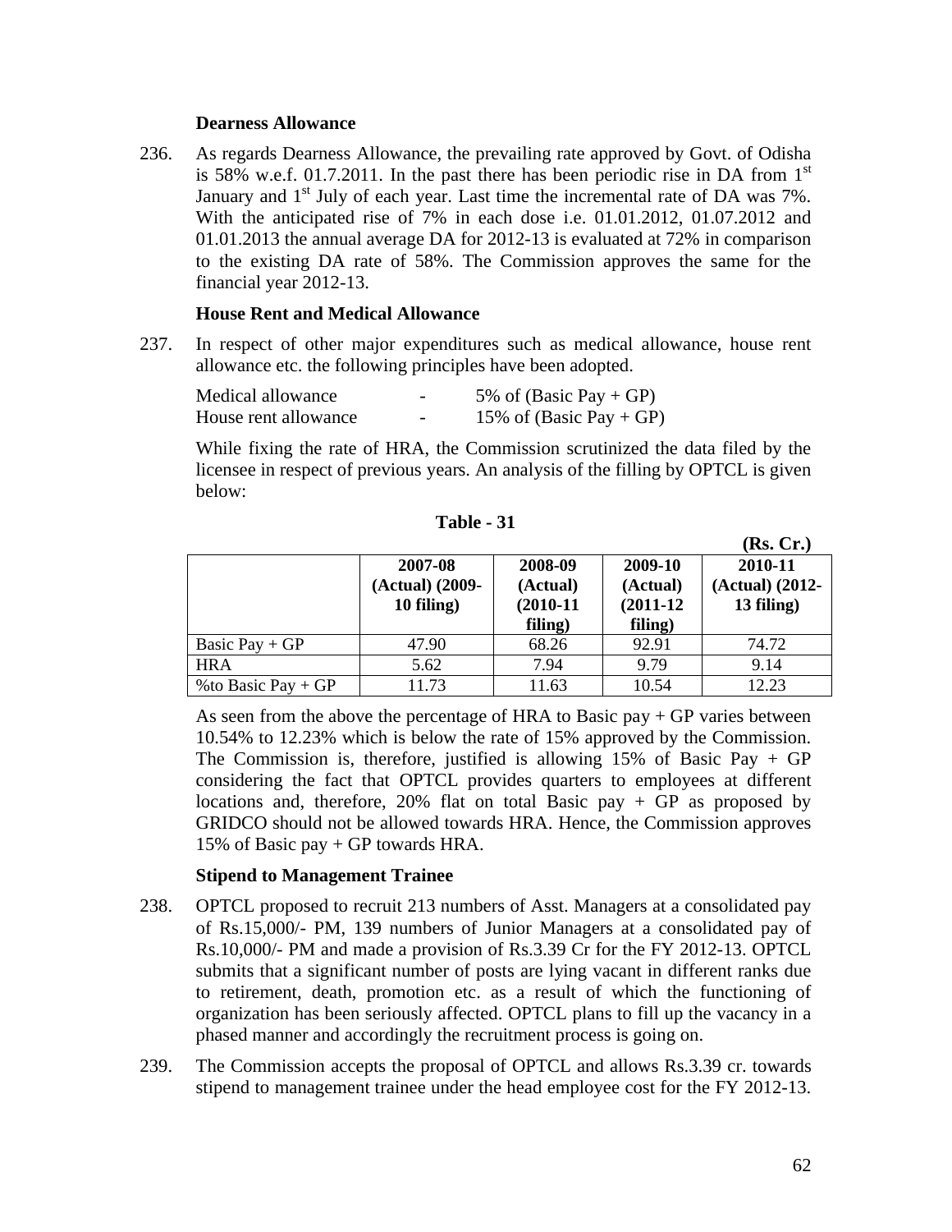### Dearness Allowance

236. As regards Dearness Allowance, the prevailing rate approved by Govt. of Odisha is 58% w.e.f. 01.7.2011. In the past there has been periodic rise in DA from 1st January and 1st July of each year. Last time the incremental rate of DA was 7%. With the anticipated rise of 7% in each dose i.e. 01.01.2012, 01.07.2012 and 01.01.2013 the annual average DA for 2012-13 is evaluated at 72% in comparison to the existing DA rate of 58%. The Commission approves the same for the financial year 2012-13.

### House Rent and Medical Allowance

237. In respect of other major expenditures such as medical allowance, house rent allowance etc. the following principles have been adopted.

| | | |
|---|---|---|
| Medical allowance | - | 5% of (Basic Pay + GP) |
| House rent allowance | - | 15% of (Basic Pay + GP) |

While fixing the rate of HRA, the Commission scrutinized the data filed by the licensee in respect of previous years. An analysis of the filling by OPTCL is given below:

**Table - 31**

**(Rs. Cr.)**

| | 2007-08 (Actual) (2009-10 filing) | 2008-09 (Actual) (2010-11 filing) | 2009-10 (Actual) (2011-12 filing) | 2010-11 (Actual) (2012-13 filing) |
|---|---|---|---|---|
| Basic Pay + GP | 47.90 | 68.26 | 92.91 | 74.72 |
| HRA | 5.62 | 7.94 | 9.79 | 9.14 |
| %to Basic Pay + GP | 11.73 | 11.63 | 10.54 | 12.23 |

As seen from the above the percentage of HRA to Basic pay + GP varies between 10.54% to 12.23% which is below the rate of 15% approved by the Commission. The Commission is, therefore, justified is allowing 15% of Basic Pay + GP considering the fact that OPTCL provides quarters to employees at different locations and, therefore, 20% flat on total Basic pay + GP as proposed by GRIDCO should not be allowed towards HRA. Hence, the Commission approves 15% of Basic pay + GP towards HRA.

### Stipend to Management Trainee

238. OPTCL proposed to recruit 213 numbers of Asst. Managers at a consolidated pay of Rs.15,000/- PM, 139 numbers of Junior Managers at a consolidated pay of Rs.10,000/- PM and made a provision of Rs.3.39 Cr for the FY 2012-13. OPTCL submits that a significant number of posts are lying vacant in different ranks due to retirement, death, promotion etc. as a result of which the functioning of organization has been seriously affected. OPTCL plans to fill up the vacancy in a phased manner and accordingly the recruitment process is going on.

239. The Commission accepts the proposal of OPTCL and allows Rs.3.39 cr. towards stipend to management trainee under the head employee cost for the FY 2012-13.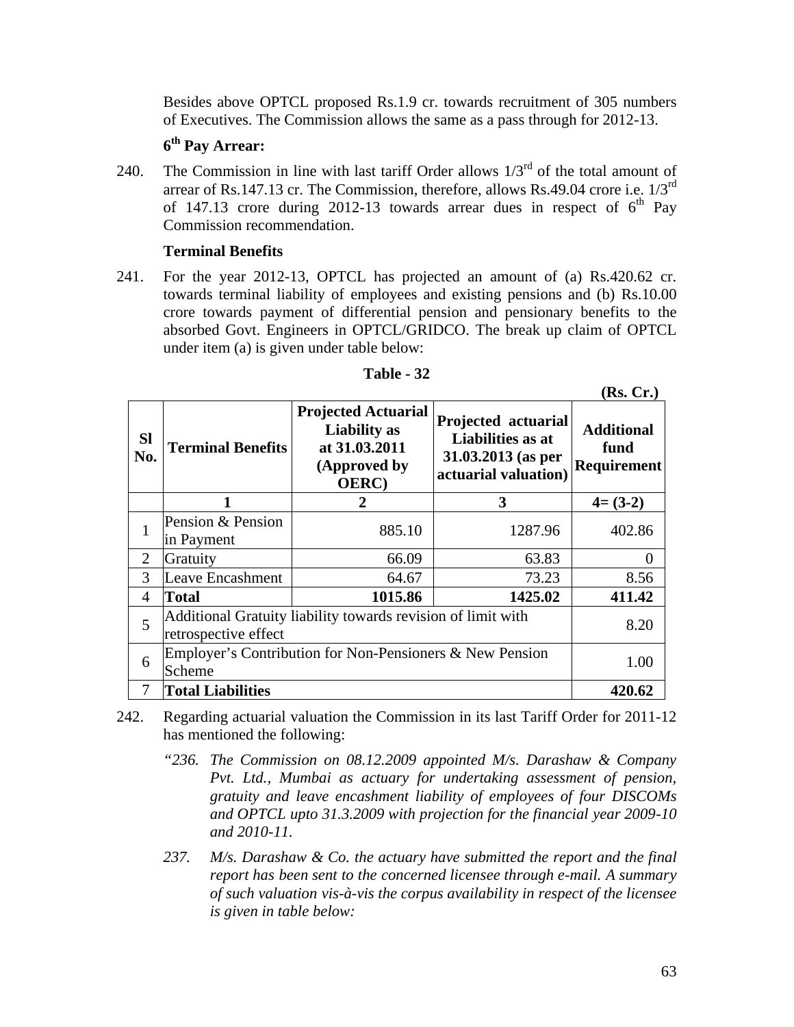Besides above OPTCL proposed Rs.1.9 cr. towards recruitment of 305 numbers of Executives. The Commission allows the same as a pass through for 2012-13.

**6th Pay Arrear:**

240. The Commission in line with last tariff Order allows 1/3rd of the total amount of arrear of Rs.147.13 cr. The Commission, therefore, allows Rs.49.04 crore i.e. 1/3rd of 147.13 crore during 2012-13 towards arrear dues in respect of 6th Pay Commission recommendation.

**Terminal Benefits**

241. For the year 2012-13, OPTCL has projected an amount of (a) Rs.420.62 cr. towards terminal liability of employees and existing pensions and (b) Rs.10.00 crore towards payment of differential pension and pensionary benefits to the absorbed Govt. Engineers in OPTCL/GRIDCO. The break up claim of OPTCL under item (a) is given under table below:

**Table - 32**

**(Rs. Cr.)**

| Sl No. | Terminal Benefits | Projected Actuarial Liability as at 31.03.2011 (Approved by OERC) | Projected actuarial Liabilities as at 31.03.2013 (as per actuarial valuation) | Additional fund Requirement |
|---|---|---|---|---|
| | 1 | 2 | 3 | 4= (3-2) |
| 1 | Pension & Pension in Payment | 885.10 | 1287.96 | 402.86 |
| 2 | Gratuity | 66.09 | 63.83 | 0 |
| 3 | Leave Encashment | 64.67 | 73.23 | 8.56 |
| 4 | **Total** | **1015.86** | **1425.02** | **411.42** |
| 5 | Additional Gratuity liability towards revision of limit with retrospective effect | | | 8.20 |
| 6 | Employer's Contribution for Non-Pensioners & New Pension Scheme | | | 1.00 |
| 7 | **Total Liabilities** | | | **420.62** |

242. Regarding actuarial valuation the Commission in its last Tariff Order for 2011-12 has mentioned the following:

*"236. The Commission on 08.12.2009 appointed M/s. Darashaw & Company Pvt. Ltd., Mumbai as actuary for undertaking assessment of pension, gratuity and leave encashment liability of employees of four DISCOMs and OPTCL upto 31.3.2009 with projection for the financial year 2009-10 and 2010-11.*

*237. M/s. Darashaw & Co. the actuary have submitted the report and the final report has been sent to the concerned licensee through e-mail. A summary of such valuation vis-à-vis the corpus availability in respect of the licensee is given in table below:*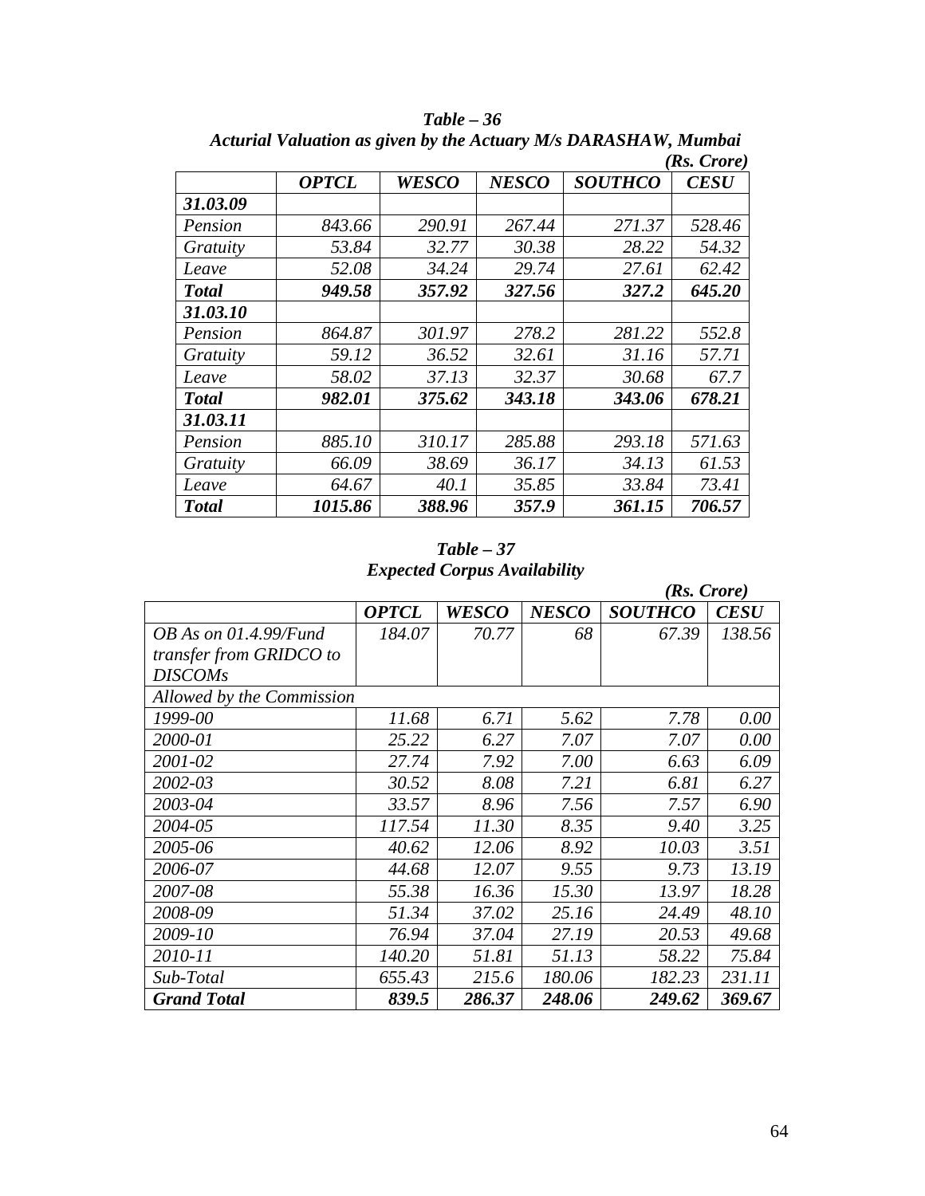***Table – 36***
***Acturial Valuation as given by the Actuary M/s DARASHAW, Mumbai***

*(Rs. Crore)*

| | ***OPTCL*** | ***WESCO*** | ***NESCO*** | ***SOUTHCO*** | ***CESU*** |
|---|---|---|---|---|---|
| ***31.03.09*** | | | | | |
| *Pension* | *843.66* | *290.91* | *267.44* | *271.37* | *528.46* |
| *Gratuity* | *53.84* | *32.77* | *30.38* | *28.22* | *54.32* |
| *Leave* | *52.08* | *34.24* | *29.74* | *27.61* | *62.42* |
| ***Total*** | ***949.58*** | ***357.92*** | ***327.56*** | ***327.2*** | ***645.20*** |
| ***31.03.10*** | | | | | |
| *Pension* | *864.87* | *301.97* | *278.2* | *281.22* | *552.8* |
| *Gratuity* | *59.12* | *36.52* | *32.61* | *31.16* | *57.71* |
| *Leave* | *58.02* | *37.13* | *32.37* | *30.68* | *67.7* |
| ***Total*** | ***982.01*** | ***375.62*** | ***343.18*** | ***343.06*** | ***678.21*** |
| ***31.03.11*** | | | | | |
| *Pension* | *885.10* | *310.17* | *285.88* | *293.18* | *571.63* |
| *Gratuity* | *66.09* | *38.69* | *36.17* | *34.13* | *61.53* |
| *Leave* | *64.67* | *40.1* | *35.85* | *33.84* | *73.41* |
| ***Total*** | ***1015.86*** | ***388.96*** | ***357.9*** | ***361.15*** | ***706.57*** |

***Table – 37***
***Expected Corpus Availability***

*(Rs. Crore)*

| | ***OPTCL*** | ***WESCO*** | ***NESCO*** | ***SOUTHCO*** | ***CESU*** |
|---|---|---|---|---|---|
| *OB As on 01.4.99/Fund transfer from GRIDCO to DISCOMs* | *184.07* | *70.77* | *68* | *67.39* | *138.56* |
| *Allowed by the Commission* | | | | | |
| *1999-00* | *11.68* | *6.71* | *5.62* | *7.78* | *0.00* |
| *2000-01* | *25.22* | *6.27* | *7.07* | *7.07* | *0.00* |
| *2001-02* | *27.74* | *7.92* | *7.00* | *6.63* | *6.09* |
| *2002-03* | *30.52* | *8.08* | *7.21* | *6.81* | *6.27* |
| *2003-04* | *33.57* | *8.96* | *7.56* | *7.57* | *6.90* |
| *2004-05* | *117.54* | *11.30* | *8.35* | *9.40* | *3.25* |
| *2005-06* | *40.62* | *12.06* | *8.92* | *10.03* | *3.51* |
| *2006-07* | *44.68* | *12.07* | *9.55* | *9.73* | *13.19* |
| *2007-08* | *55.38* | *16.36* | *15.30* | *13.97* | *18.28* |
| *2008-09* | *51.34* | *37.02* | *25.16* | *24.49* | *48.10* |
| *2009-10* | *76.94* | *37.04* | *27.19* | *20.53* | *49.68* |
| *2010-11* | *140.20* | *51.81* | *51.13* | *58.22* | *75.84* |
| *Sub-Total* | *655.43* | *215.6* | *180.06* | *182.23* | *231.11* |
| ***Grand Total*** | ***839.5*** | ***286.37*** | ***248.06*** | ***249.62*** | ***369.67*** |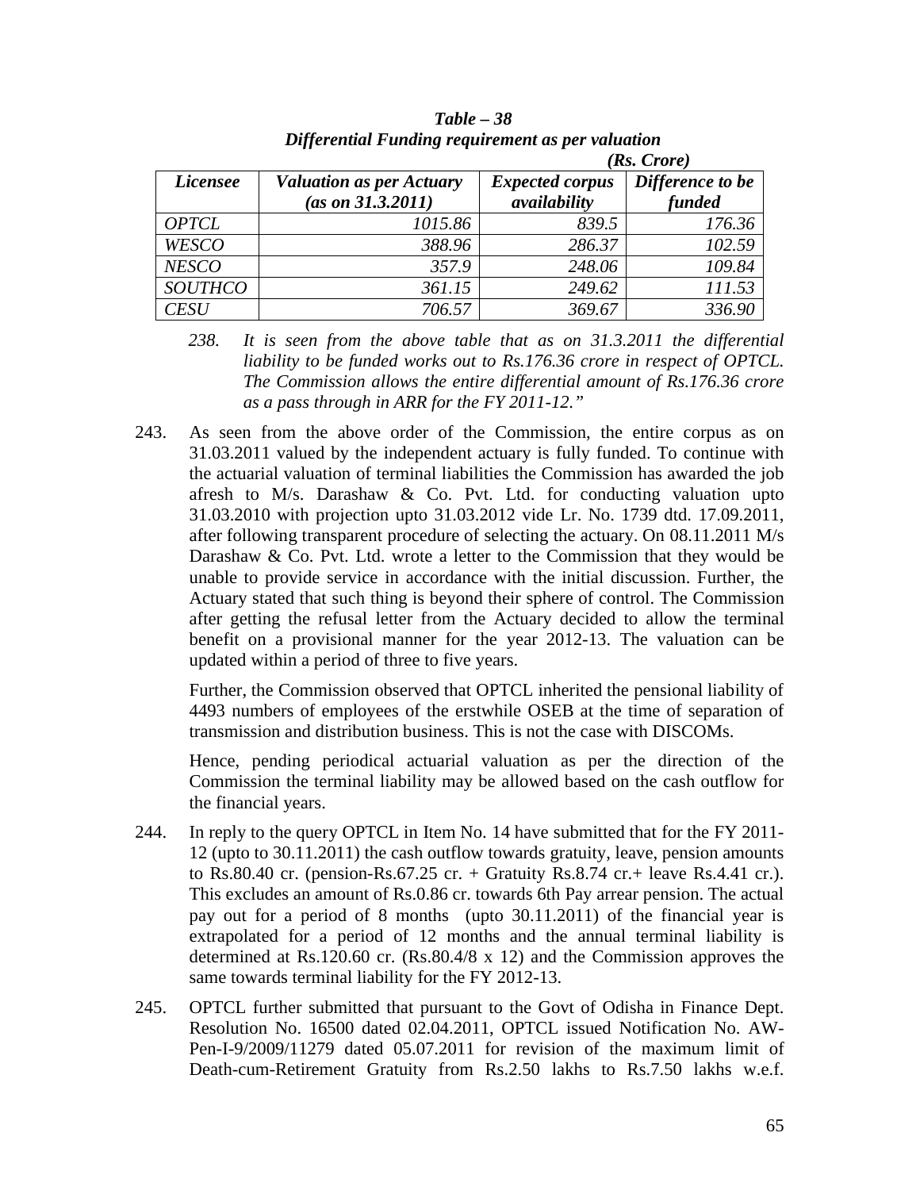*Table – 38*
*Differential Funding requirement as per valuation*

*(Rs. Crore)*

| *Licensee* | *Valuation as per Actuary (as on 31.3.2011)* | *Expected corpus availability* | *Difference to be funded* |
|---|---|---|---|
| *OPTCL* | *1015.86* | *839.5* | *176.36* |
| *WESCO* | *388.96* | *286.37* | *102.59* |
| *NESCO* | *357.9* | *248.06* | *109.84* |
| *SOUTHCO* | *361.15* | *249.62* | *111.53* |
| *CESU* | *706.57* | *369.67* | *336.90* |

*238. It is seen from the above table that as on 31.3.2011 the differential liability to be funded works out to Rs.176.36 crore in respect of OPTCL. The Commission allows the entire differential amount of Rs.176.36 crore as a pass through in ARR for the FY 2011-12."*

243. As seen from the above order of the Commission, the entire corpus as on 31.03.2011 valued by the independent actuary is fully funded. To continue with the actuarial valuation of terminal liabilities the Commission has awarded the job afresh to M/s. Darashaw & Co. Pvt. Ltd. for conducting valuation upto 31.03.2010 with projection upto 31.03.2012 vide Lr. No. 1739 dtd. 17.09.2011, after following transparent procedure of selecting the actuary. On 08.11.2011 M/s Darashaw & Co. Pvt. Ltd. wrote a letter to the Commission that they would be unable to provide service in accordance with the initial discussion. Further, the Actuary stated that such thing is beyond their sphere of control. The Commission after getting the refusal letter from the Actuary decided to allow the terminal benefit on a provisional manner for the year 2012-13. The valuation can be updated within a period of three to five years.

Further, the Commission observed that OPTCL inherited the pensional liability of 4493 numbers of employees of the erstwhile OSEB at the time of separation of transmission and distribution business. This is not the case with DISCOMs.

Hence, pending periodical actuarial valuation as per the direction of the Commission the terminal liability may be allowed based on the cash outflow for the financial years.

244. In reply to the query OPTCL in Item No. 14 have submitted that for the FY 2011-12 (upto to 30.11.2011) the cash outflow towards gratuity, leave, pension amounts to Rs.80.40 cr. (pension-Rs.67.25 cr. + Gratuity Rs.8.74 cr.+ leave Rs.4.41 cr.). This excludes an amount of Rs.0.86 cr. towards 6th Pay arrear pension. The actual pay out for a period of 8 months (upto 30.11.2011) of the financial year is extrapolated for a period of 12 months and the annual terminal liability is determined at Rs.120.60 cr. (Rs.80.4/8 x 12) and the Commission approves the same towards terminal liability for the FY 2012-13.

245. OPTCL further submitted that pursuant to the Govt of Odisha in Finance Dept. Resolution No. 16500 dated 02.04.2011, OPTCL issued Notification No. AW-Pen-I-9/2009/11279 dated 05.07.2011 for revision of the maximum limit of Death-cum-Retirement Gratuity from Rs.2.50 lakhs to Rs.7.50 lakhs w.e.f.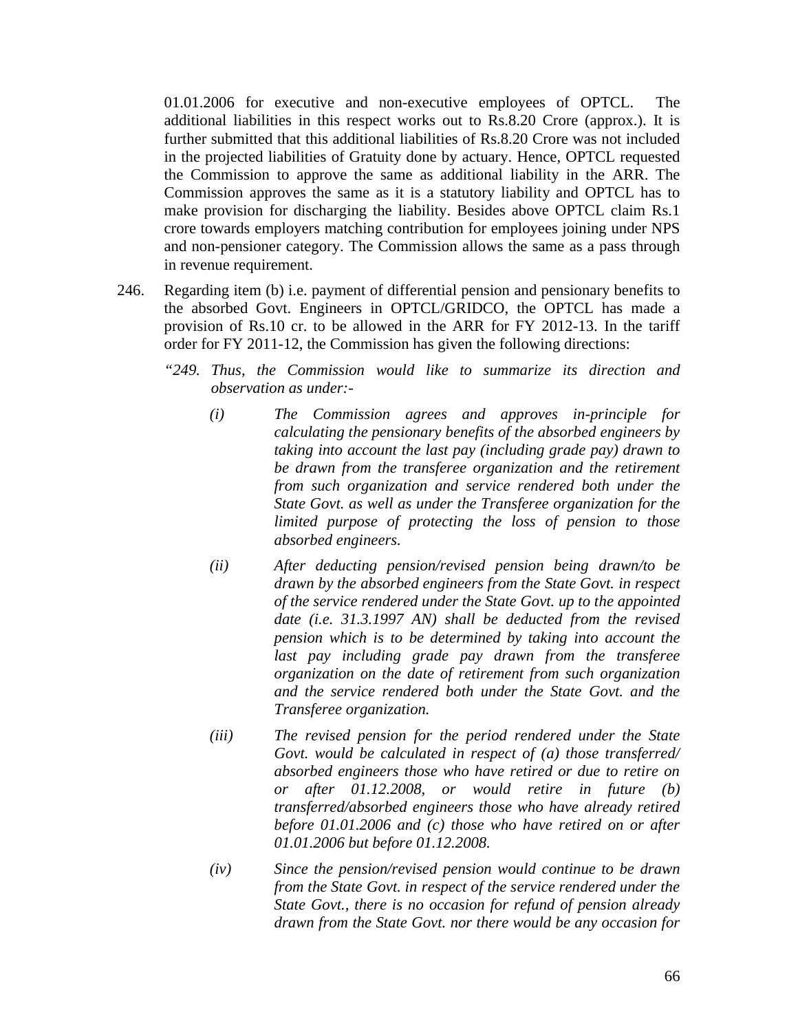01.01.2006 for executive and non-executive employees of OPTCL. The additional liabilities in this respect works out to Rs.8.20 Crore (approx.). It is further submitted that this additional liabilities of Rs.8.20 Crore was not included in the projected liabilities of Gratuity done by actuary. Hence, OPTCL requested the Commission to approve the same as additional liability in the ARR. The Commission approves the same as it is a statutory liability and OPTCL has to make provision for discharging the liability. Besides above OPTCL claim Rs.1 crore towards employers matching contribution for employees joining under NPS and non-pensioner category. The Commission allows the same as a pass through in revenue requirement.

246. Regarding item (b) i.e. payment of differential pension and pensionary benefits to the absorbed Govt. Engineers in OPTCL/GRIDCO, the OPTCL has made a provision of Rs.10 cr. to be allowed in the ARR for FY 2012-13. In the tariff order for FY 2011-12, the Commission has given the following directions:

*"249. Thus, the Commission would like to summarize its direction and observation as under:-*

*(i) The Commission agrees and approves in-principle for calculating the pensionary benefits of the absorbed engineers by taking into account the last pay (including grade pay) drawn to be drawn from the transferee organization and the retirement from such organization and service rendered both under the State Govt. as well as under the Transferee organization for the limited purpose of protecting the loss of pension to those absorbed engineers.*

*(ii) After deducting pension/revised pension being drawn/to be drawn by the absorbed engineers from the State Govt. in respect of the service rendered under the State Govt. up to the appointed date (i.e. 31.3.1997 AN) shall be deducted from the revised pension which is to be determined by taking into account the last pay including grade pay drawn from the transferee organization on the date of retirement from such organization and the service rendered both under the State Govt. and the Transferee organization.*

*(iii) The revised pension for the period rendered under the State Govt. would be calculated in respect of (a) those transferred/ absorbed engineers those who have retired or due to retire on or after 01.12.2008, or would retire in future (b) transferred/absorbed engineers those who have already retired before 01.01.2006 and (c) those who have retired on or after 01.01.2006 but before 01.12.2008.*

*(iv) Since the pension/revised pension would continue to be drawn from the State Govt. in respect of the service rendered under the State Govt., there is no occasion for refund of pension already drawn from the State Govt. nor there would be any occasion for*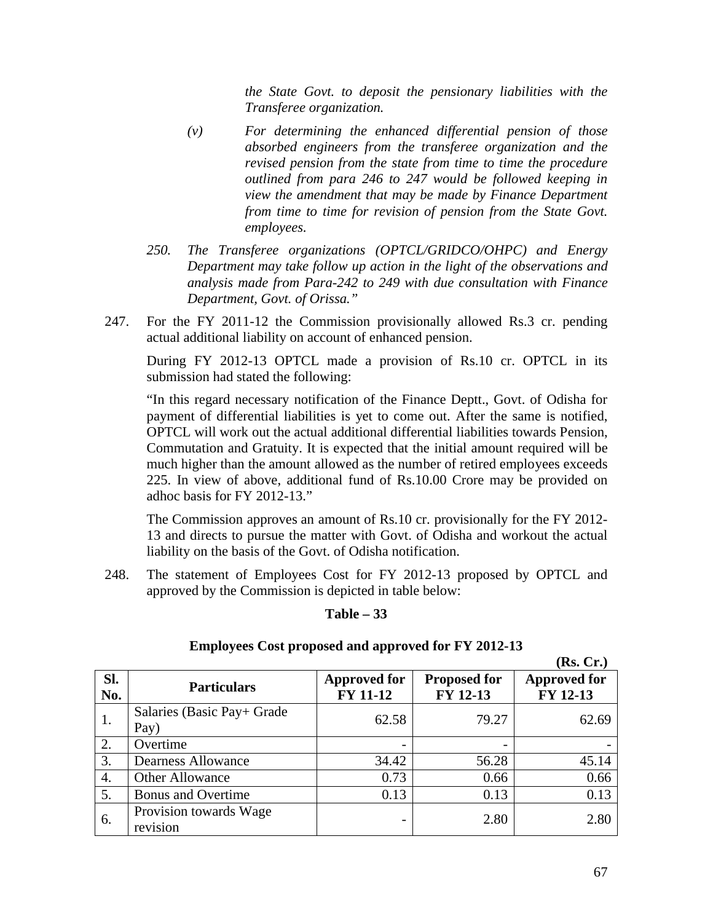*the State Govt. to deposit the pensionary liabilities with the Transferee organization.*

*(v) For determining the enhanced differential pension of those absorbed engineers from the transferee organization and the revised pension from the state from time to time the procedure outlined from para 246 to 247 would be followed keeping in view the amendment that may be made by Finance Department from time to time for revision of pension from the State Govt. employees.*

*250. The Transferee organizations (OPTCL/GRIDCO/OHPC) and Energy Department may take follow up action in the light of the observations and analysis made from Para-242 to 249 with due consultation with Finance Department, Govt. of Orissa."*

247. For the FY 2011-12 the Commission provisionally allowed Rs.3 cr. pending actual additional liability on account of enhanced pension.

During FY 2012-13 OPTCL made a provision of Rs.10 cr. OPTCL in its submission had stated the following:

"In this regard necessary notification of the Finance Deptt., Govt. of Odisha for payment of differential liabilities is yet to come out. After the same is notified, OPTCL will work out the actual additional differential liabilities towards Pension, Commutation and Gratuity. It is expected that the initial amount required will be much higher than the amount allowed as the number of retired employees exceeds 225. In view of above, additional fund of Rs.10.00 Crore may be provided on adhoc basis for FY 2012-13."

The Commission approves an amount of Rs.10 cr. provisionally for the FY 2012-13 and directs to pursue the matter with Govt. of Odisha and workout the actual liability on the basis of the Govt. of Odisha notification.

248. The statement of Employees Cost for FY 2012-13 proposed by OPTCL and approved by the Commission is depicted in table below:

**Table – 33**

**Employees Cost proposed and approved for FY 2012-13**

**(Rs. Cr.)**

| Sl. No. | Particulars | Approved for FY 11-12 | Proposed for FY 12-13 | Approved for FY 12-13 |
|---|---|---|---|---|
| 1. | Salaries (Basic Pay+ Grade Pay) | 62.58 | 79.27 | 62.69 |
| 2. | Overtime | - | - | - |
| 3. | Dearness Allowance | 34.42 | 56.28 | 45.14 |
| 4. | Other Allowance | 0.73 | 0.66 | 0.66 |
| 5. | Bonus and Overtime | 0.13 | 0.13 | 0.13 |
| 6. | Provision towards Wage revision | - | 2.80 | 2.80 |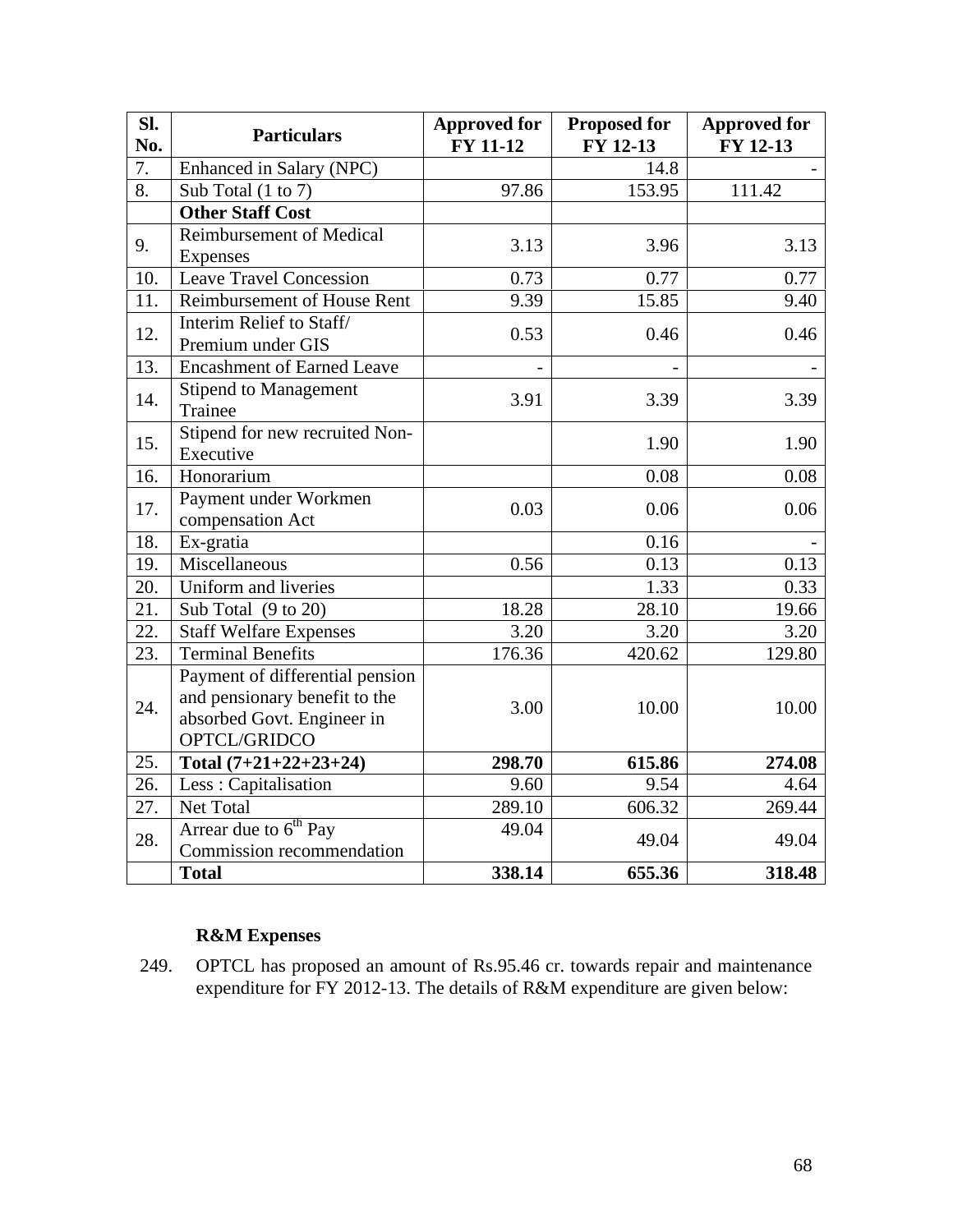| Sl. No. | Particulars | Approved for FY 11-12 | Proposed for FY 12-13 | Approved for FY 12-13 |
|---|---|---|---|---|
| 7. | Enhanced in Salary (NPC) | | 14.8 | - |
| 8. | Sub Total (1 to 7) | 97.86 | 153.95 | 111.42 |
| | **Other Staff Cost** | | | |
| 9. | Reimbursement of Medical Expenses | 3.13 | 3.96 | 3.13 |
| 10. | Leave Travel Concession | 0.73 | 0.77 | 0.77 |
| 11. | Reimbursement of House Rent | 9.39 | 15.85 | 9.40 |
| 12. | Interim Relief to Staff/ Premium under GIS | 0.53 | 0.46 | 0.46 |
| 13. | Encashment of Earned Leave | - | - | - |
| 14. | Stipend to Management Trainee | 3.91 | 3.39 | 3.39 |
| 15. | Stipend for new recruited Non-Executive | | 1.90 | 1.90 |
| 16. | Honorarium | | 0.08 | 0.08 |
| 17. | Payment under Workmen compensation Act | 0.03 | 0.06 | 0.06 |
| 18. | Ex-gratia | | 0.16 | - |
| 19. | Miscellaneous | 0.56 | 0.13 | 0.13 |
| 20. | Uniform and liveries | | 1.33 | 0.33 |
| 21. | Sub Total (9 to 20) | 18.28 | 28.10 | 19.66 |
| 22. | Staff Welfare Expenses | 3.20 | 3.20 | 3.20 |
| 23. | Terminal Benefits | 176.36 | 420.62 | 129.80 |
| 24. | Payment of differential pension and pensionary benefit to the absorbed Govt. Engineer in OPTCL/GRIDCO | 3.00 | 10.00 | 10.00 |
| 25. | **Total (7+21+22+23+24)** | **298.70** | **615.86** | **274.08** |
| 26. | Less : Capitalisation | 9.60 | 9.54 | 4.64 |
| 27. | Net Total | 289.10 | 606.32 | 269.44 |
| 28. | Arrear due to 6th Pay Commission recommendation | 49.04 | 49.04 | 49.04 |
| | **Total** | **338.14** | **655.36** | **318.48** |

**R&M Expenses**

249. OPTCL has proposed an amount of Rs.95.46 cr. towards repair and maintenance expenditure for FY 2012-13. The details of R&M expenditure are given below: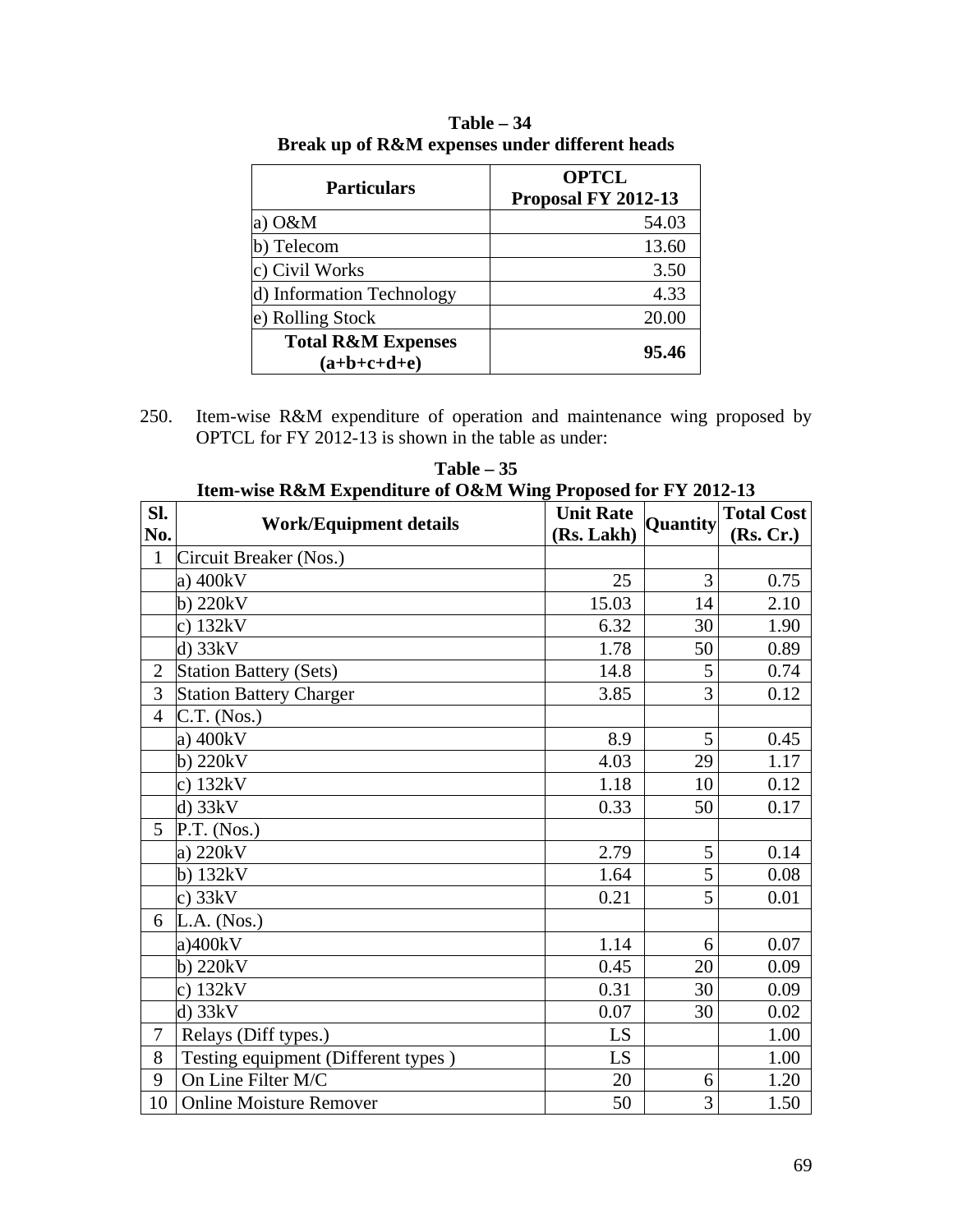**Table – 34**
**Break up of R&M expenses under different heads**

| Particulars | OPTCL Proposal FY 2012-13 |
|---|---|
| a) O&M | 54.03 |
| b) Telecom | 13.60 |
| c) Civil Works | 3.50 |
| d) Information Technology | 4.33 |
| e) Rolling Stock | 20.00 |
| **Total R&M Expenses (a+b+c+d+e)** | **95.46** |

250. Item-wise R&M expenditure of operation and maintenance wing proposed by OPTCL for FY 2012-13 is shown in the table as under:

**Table – 35**
**Item-wise R&M Expenditure of O&M Wing Proposed for FY 2012-13**

| Sl. No. | Work/Equipment details | Unit Rate (Rs. Lakh) | Quantity | Total Cost (Rs. Cr.) |
|---|---|---|---|---|
| 1 | Circuit Breaker (Nos.) | | | |
| | a) 400kV | 25 | 3 | 0.75 |
| | b) 220kV | 15.03 | 14 | 2.10 |
| | c) 132kV | 6.32 | 30 | 1.90 |
| | d) 33kV | 1.78 | 50 | 0.89 |
| 2 | Station Battery (Sets) | 14.8 | 5 | 0.74 |
| 3 | Station Battery Charger | 3.85 | 3 | 0.12 |
| 4 | C.T. (Nos.) | | | |
| | a) 400kV | 8.9 | 5 | 0.45 |
| | b) 220kV | 4.03 | 29 | 1.17 |
| | c) 132kV | 1.18 | 10 | 0.12 |
| | d) 33kV | 0.33 | 50 | 0.17 |
| 5 | P.T. (Nos.) | | | |
| | a) 220kV | 2.79 | 5 | 0.14 |
| | b) 132kV | 1.64 | 5 | 0.08 |
| | c) 33kV | 0.21 | 5 | 0.01 |
| 6 | L.A. (Nos.) | | | |
| | a)400kV | 1.14 | 6 | 0.07 |
| | b) 220kV | 0.45 | 20 | 0.09 |
| | c) 132kV | 0.31 | 30 | 0.09 |
| | d) 33kV | 0.07 | 30 | 0.02 |
| 7 | Relays (Diff types.) | LS | | 1.00 |
| 8 | Testing equipment (Different types ) | LS | | 1.00 |
| 9 | On Line Filter M/C | 20 | 6 | 1.20 |
| 10 | Online Moisture Remover | 50 | 3 | 1.50 |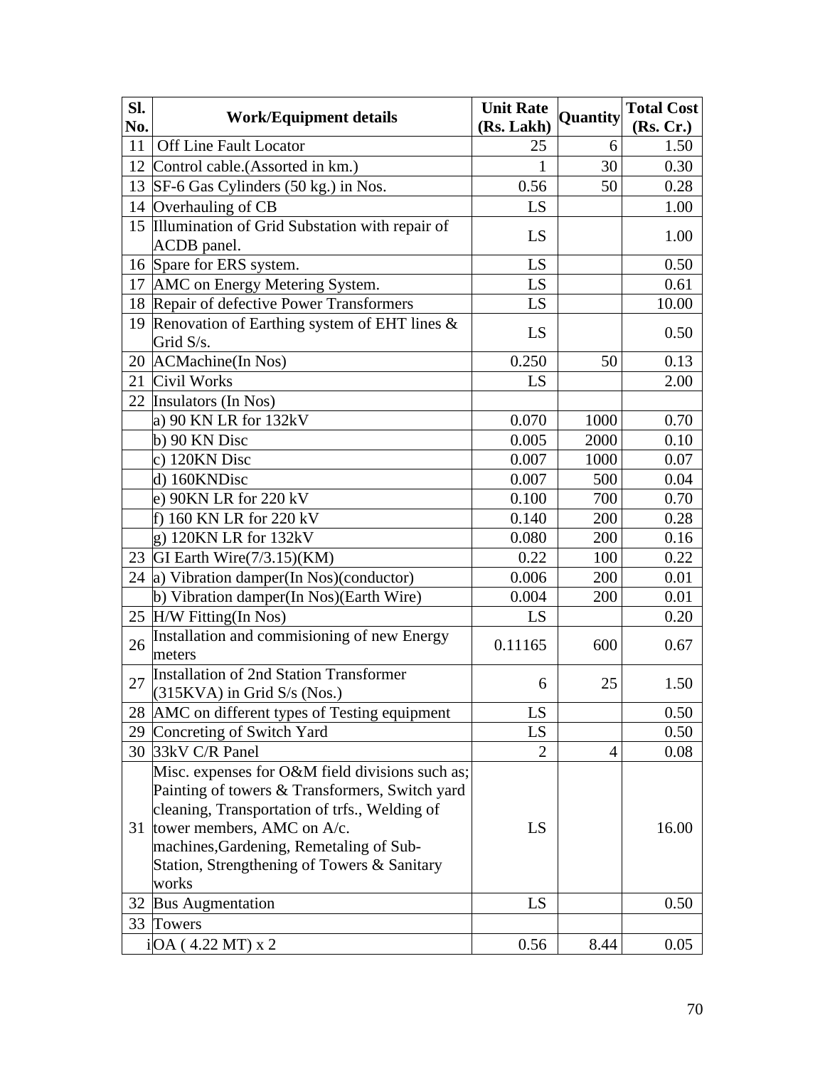| Sl. No. | Work/Equipment details | Unit Rate (Rs. Lakh) | Quantity | Total Cost (Rs. Cr.) |
|---|---|---|---|---|
| 11 | Off Line Fault Locator | 25 | 6 | 1.50 |
| 12 | Control cable.(Assorted in km.) | 1 | 30 | 0.30 |
| 13 | SF-6 Gas Cylinders (50 kg.) in Nos. | 0.56 | 50 | 0.28 |
| 14 | Overhauling of CB | LS | | 1.00 |
| 15 | Illumination of Grid Substation with repair of ACDB panel. | LS | | 1.00 |
| 16 | Spare for ERS system. | LS | | 0.50 |
| 17 | AMC on Energy Metering System. | LS | | 0.61 |
| 18 | Repair of defective Power Transformers | LS | | 10.00 |
| 19 | Renovation of Earthing system of EHT lines & Grid S/s. | LS | | 0.50 |
| 20 | ACMachine(In Nos) | 0.250 | 50 | 0.13 |
| 21 | Civil Works | LS | | 2.00 |
| 22 | Insulators (In Nos) | | | |
| | a) 90 KN LR for 132kV | 0.070 | 1000 | 0.70 |
| | b) 90 KN Disc | 0.005 | 2000 | 0.10 |
| | c) 120KN Disc | 0.007 | 1000 | 0.07 |
| | d) 160KNDisc | 0.007 | 500 | 0.04 |
| | e) 90KN LR for 220 kV | 0.100 | 700 | 0.70 |
| | f) 160 KN LR for 220 kV | 0.140 | 200 | 0.28 |
| | g) 120KN LR for 132kV | 0.080 | 200 | 0.16 |
| 23 | GI Earth Wire(7/3.15)(KM) | 0.22 | 100 | 0.22 |
| 24 | a) Vibration damper(In Nos)(conductor) | 0.006 | 200 | 0.01 |
| | b) Vibration damper(In Nos)(Earth Wire) | 0.004 | 200 | 0.01 |
| 25 | H/W Fitting(In Nos) | LS | | 0.20 |
| 26 | Installation and commisioning of new Energy meters | 0.11165 | 600 | 0.67 |
| 27 | Installation of 2nd Station Transformer (315KVA) in Grid S/s (Nos.) | 6 | 25 | 1.50 |
| 28 | AMC on different types of Testing equipment | LS | | 0.50 |
| 29 | Concreting of Switch Yard | LS | | 0.50 |
| 30 | 33kV C/R Panel | 2 | 4 | 0.08 |
| 31 | Misc. expenses for O&M field divisions such as; Painting of towers & Transformers, Switch yard cleaning, Transportation of trfs., Welding of tower members, AMC on A/c. machines,Gardening, Remetaling of Sub-Station, Strengthening of Towers & Sanitary works | LS | | 16.00 |
| 32 | Bus Augmentation | LS | | 0.50 |
| 33 | Towers | | | |
| i | OA ( 4.22 MT) x 2 | 0.56 | 8.44 | 0.05 |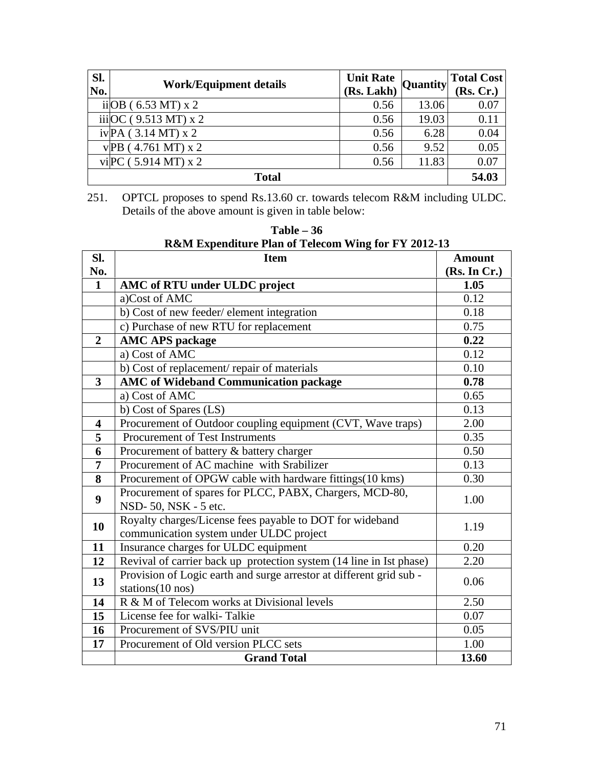| Sl. No. | Work/Equipment details | Unit Rate (Rs. Lakh) | Quantity | Total Cost (Rs. Cr.) |
|---|---|---|---|---|
| ii | OB ( 6.53 MT) x 2 | 0.56 | 13.06 | 0.07 |
| iii | OC ( 9.513 MT) x 2 | 0.56 | 19.03 | 0.11 |
| iv | PA ( 3.14 MT) x 2 | 0.56 | 6.28 | 0.04 |
| v | PB ( 4.761 MT) x 2 | 0.56 | 9.52 | 0.05 |
| vi | PC ( 5.914 MT) x 2 | 0.56 | 11.83 | 0.07 |
| | **Total** | | | **54.03** |

251. OPTCL proposes to spend Rs.13.60 cr. towards telecom R&M including ULDC. Details of the above amount is given in table below:

**Table – 36**
**R&M Expenditure Plan of Telecom Wing for FY 2012-13**

| Sl. No. | Item | Amount (Rs. In Cr.) |
|---|---|---|
| **1** | **AMC of RTU under ULDC project** | **1.05** |
| | a)Cost of AMC | 0.12 |
| | b) Cost of new feeder/ element integration | 0.18 |
| | c) Purchase of new RTU for replacement | 0.75 |
| **2** | **AMC APS package** | **0.22** |
| | a) Cost of AMC | 0.12 |
| | b) Cost of replacement/ repair of materials | 0.10 |
| **3** | **AMC of Wideband Communication package** | **0.78** |
| | a) Cost of AMC | 0.65 |
| | b) Cost of Spares (LS) | 0.13 |
| **4** | Procurement of Outdoor coupling equipment (CVT, Wave traps) | 2.00 |
| **5** | Procurement of Test Instruments | 0.35 |
| **6** | Procurement of battery & battery charger | 0.50 |
| **7** | Procurement of AC machine with Srabilizer | 0.13 |
| **8** | Procurement of OPGW cable with hardware fittings(10 kms) | 0.30 |
| **9** | Procurement of spares for PLCC, PABX, Chargers, MCD-80, NSD- 50, NSK - 5 etc. | 1.00 |
| **10** | Royalty charges/License fees payable to DOT for wideband communication system under ULDC project | 1.19 |
| **11** | Insurance charges for ULDC equipment | 0.20 |
| **12** | Revival of carrier back up protection system (14 line in Ist phase) | 2.20 |
| **13** | Provision of Logic earth and surge arrestor at different grid sub - stations(10 nos) | 0.06 |
| **14** | R & M of Telecom works at Divisional levels | 2.50 |
| **15** | License fee for walki- Talkie | 0.07 |
| **16** | Procurement of SVS/PIU unit | 0.05 |
| **17** | Procurement of Old version PLCC sets | 1.00 |
| | **Grand Total** | **13.60** |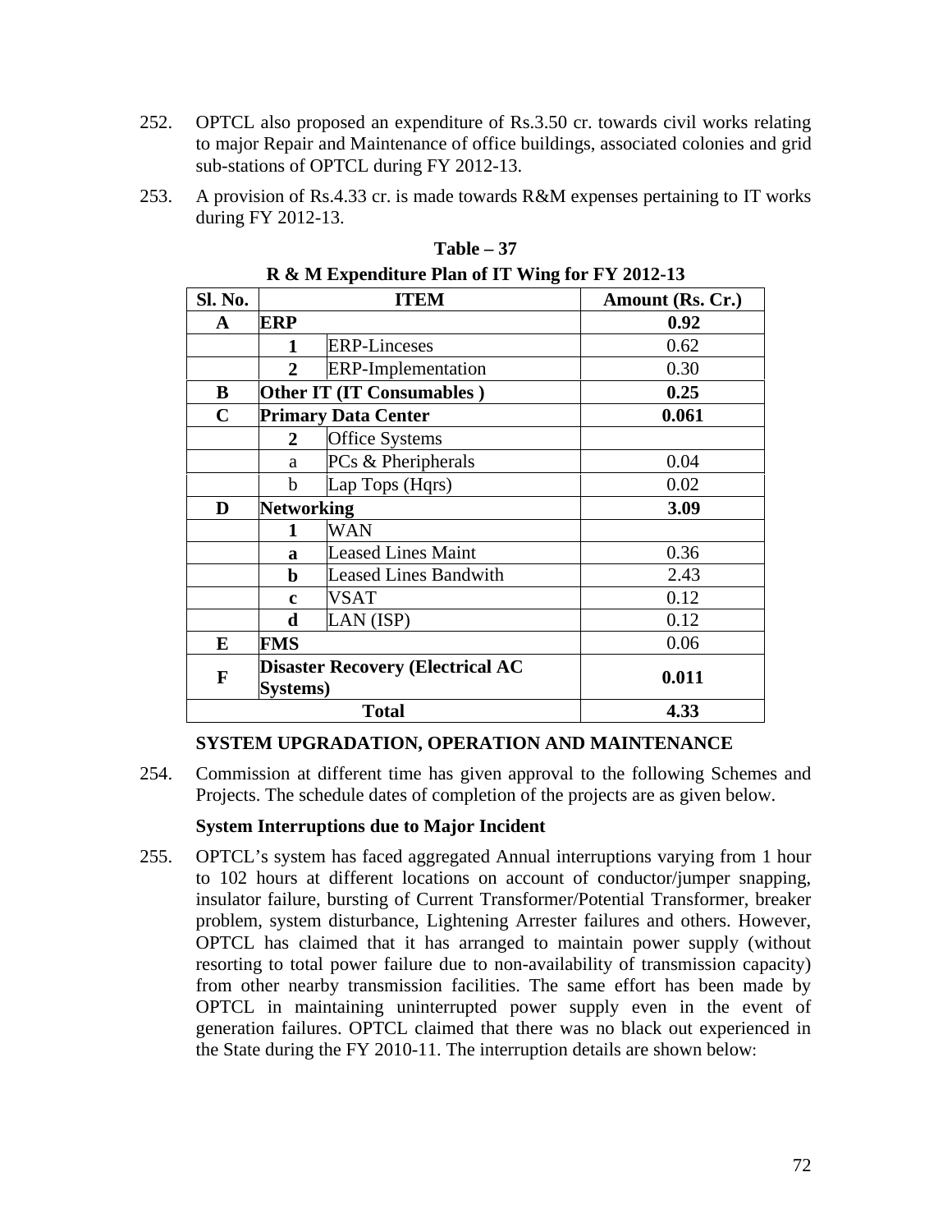252. OPTCL also proposed an expenditure of Rs.3.50 cr. towards civil works relating to major Repair and Maintenance of office buildings, associated colonies and grid sub-stations of OPTCL during FY 2012-13.

253. A provision of Rs.4.33 cr. is made towards R&M expenses pertaining to IT works during FY 2012-13.

**Table – 37**

**R & M Expenditure Plan of IT Wing for FY 2012-13**

| Sl. No. | ITEM | | Amount (Rs. Cr.) |
|---|---|---|---|
| **A** | **ERP** | | **0.92** |
| | **1** | ERP-Linceses | 0.62 |
| | **2** | ERP-Implementation | 0.30 |
| **B** | **Other IT (IT Consumables )** | | **0.25** |
| **C** | **Primary Data Center** | | **0.061** |
| | **2** | Office Systems | |
| | a | PCs & Pheripherals | 0.04 |
| | b | Lap Tops (Hqrs) | 0.02 |
| **D** | **Networking** | | **3.09** |
| | **1** | WAN | |
| | **a** | Leased Lines Maint | 0.36 |
| | **b** | Leased Lines Bandwith | 2.43 |
| | **c** | VSAT | 0.12 |
| | **d** | LAN (ISP) | 0.12 |
| **E** | **FMS** | | 0.06 |
| **F** | **Disaster Recovery (Electrical AC Systems)** | | **0.011** |
| **Total** | | | **4.33** |

**SYSTEM UPGRADATION, OPERATION AND MAINTENANCE**

254. Commission at different time has given approval to the following Schemes and Projects. The schedule dates of completion of the projects are as given below.

**System Interruptions due to Major Incident**

255. OPTCL's system has faced aggregated Annual interruptions varying from 1 hour to 102 hours at different locations on account of conductor/jumper snapping, insulator failure, bursting of Current Transformer/Potential Transformer, breaker problem, system disturbance, Lightening Arrester failures and others. However, OPTCL has claimed that it has arranged to maintain power supply (without resorting to total power failure due to non-availability of transmission capacity) from other nearby transmission facilities. The same effort has been made by OPTCL in maintaining uninterrupted power supply even in the event of generation failures. OPTCL claimed that there was no black out experienced in the State during the FY 2010-11. The interruption details are shown below: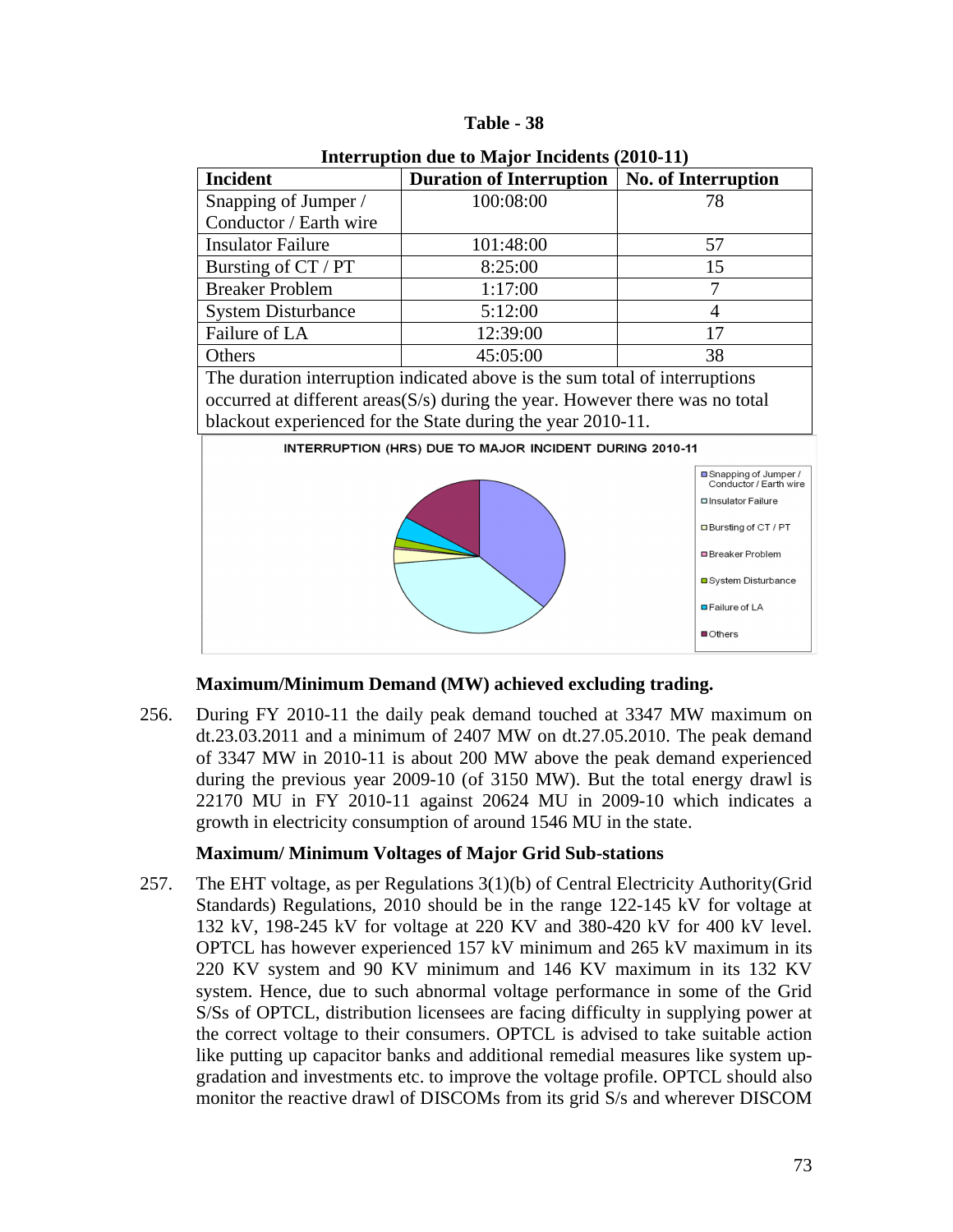**Table - 38**

**Interruption due to Major Incidents (2010-11)**

| Incident | Duration of Interruption | No. of Interruption |
|---|---|---|
| Snapping of Jumper / Conductor / Earth wire | 100:08:00 | 78 |
| Insulator Failure | 101:48:00 | 57 |
| Bursting of CT / PT | 8:25:00 | 15 |
| Breaker Problem | 1:17:00 | 7 |
| System Disturbance | 5:12:00 | 4 |
| Failure of LA | 12:39:00 | 17 |
| Others | 45:05:00 | 38 |
| The duration interruption indicated above is the sum total of interruptions occurred at different areas(S/s) during the year. However there was no total blackout experienced for the State during the year 2010-11. | | |

INTERRUPTION (HRS) DUE TO MAJOR INCIDENT DURING 2010-11

**Maximum/Minimum Demand (MW) achieved excluding trading.**

256. During FY 2010-11 the daily peak demand touched at 3347 MW maximum on dt.23.03.2011 and a minimum of 2407 MW on dt.27.05.2010. The peak demand of 3347 MW in 2010-11 is about 200 MW above the peak demand experienced during the previous year 2009-10 (of 3150 MW). But the total energy drawl is 22170 MU in FY 2010-11 against 20624 MU in 2009-10 which indicates a growth in electricity consumption of around 1546 MU in the state.

**Maximum/ Minimum Voltages of Major Grid Sub-stations**

257. The EHT voltage, as per Regulations 3(1)(b) of Central Electricity Authority(Grid Standards) Regulations, 2010 should be in the range 122-145 kV for voltage at 132 kV, 198-245 kV for voltage at 220 KV and 380-420 kV for 400 kV level. OPTCL has however experienced 157 kV minimum and 265 kV maximum in its 220 KV system and 90 KV minimum and 146 KV maximum in its 132 KV system. Hence, due to such abnormal voltage performance in some of the Grid S/Ss of OPTCL, distribution licensees are facing difficulty in supplying power at the correct voltage to their consumers. OPTCL is advised to take suitable action like putting up capacitor banks and additional remedial measures like system up-gradation and investments etc. to improve the voltage profile. OPTCL should also monitor the reactive drawl of DISCOMs from its grid S/s and wherever DISCOM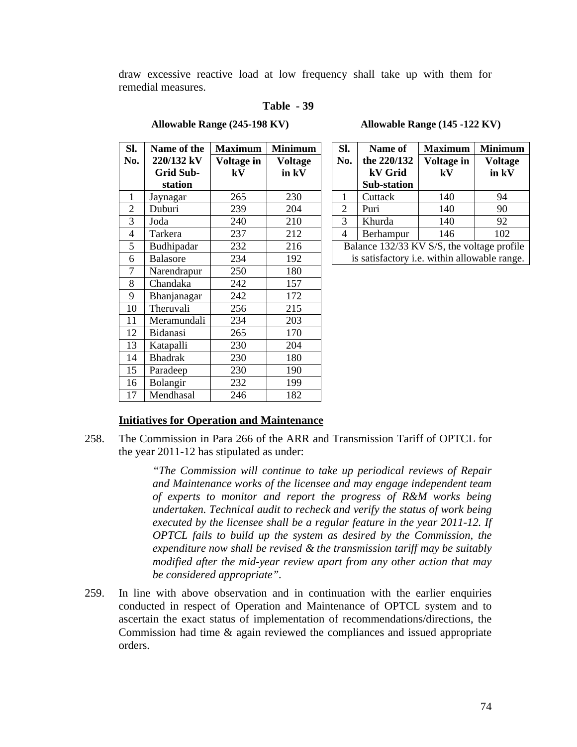draw excessive reactive load at low frequency shall take up with them for remedial measures.

**Table - 39**

**Allowable Range (245-198 KV)**

| Sl. No. | Name of the 220/132 kV Grid Sub-station | Maximum Voltage in kV | Minimum Voltage in kV |
|---|---|---|---|
| 1 | Jaynagar | 265 | 230 |
| 2 | Duburi | 239 | 204 |
| 3 | Joda | 240 | 210 |
| 4 | Tarkera | 237 | 212 |
| 5 | Budhipadar | 232 | 216 |
| 6 | Balasore | 234 | 192 |
| 7 | Narendrapur | 250 | 180 |
| 8 | Chandaka | 242 | 157 |
| 9 | Bhanjanagar | 242 | 172 |
| 10 | Theruvali | 256 | 215 |
| 11 | Meramundali | 234 | 203 |
| 12 | Bidanasi | 265 | 170 |
| 13 | Katapalli | 230 | 204 |
| 14 | Bhadrak | 230 | 180 |
| 15 | Paradeep | 230 | 190 |
| 16 | Bolangir | 232 | 199 |
| 17 | Mendhasal | 246 | 182 |

**Allowable Range (145 -122 KV)**

| Sl. No. | Name of the 220/132 kV Grid Sub-station | Maximum Voltage in kV | Minimum Voltage in kV |
|---|---|---|---|
| 1 | Cuttack | 140 | 94 |
| 2 | Puri | 140 | 90 |
| 3 | Khurda | 140 | 92 |
| 4 | Berhampur | 146 | 102 |
| Balance 132/33 KV S/S, the voltage profile is satisfactory i.e. within allowable range. | | | |

**Initiatives for Operation and Maintenance**

258. The Commission in Para 266 of the ARR and Transmission Tariff of OPTCL for the year 2011-12 has stipulated as under:

> *"The Commission will continue to take up periodical reviews of Repair and Maintenance works of the licensee and may engage independent team of experts to monitor and report the progress of R&M works being undertaken. Technical audit to recheck and verify the status of work being executed by the licensee shall be a regular feature in the year 2011-12. If OPTCL fails to build up the system as desired by the Commission, the expenditure now shall be revised & the transmission tariff may be suitably modified after the mid-year review apart from any other action that may be considered appropriate".*

259. In line with above observation and in continuation with the earlier enquiries conducted in respect of Operation and Maintenance of OPTCL system and to ascertain the exact status of implementation of recommendations/directions, the Commission had time & again reviewed the compliances and issued appropriate orders.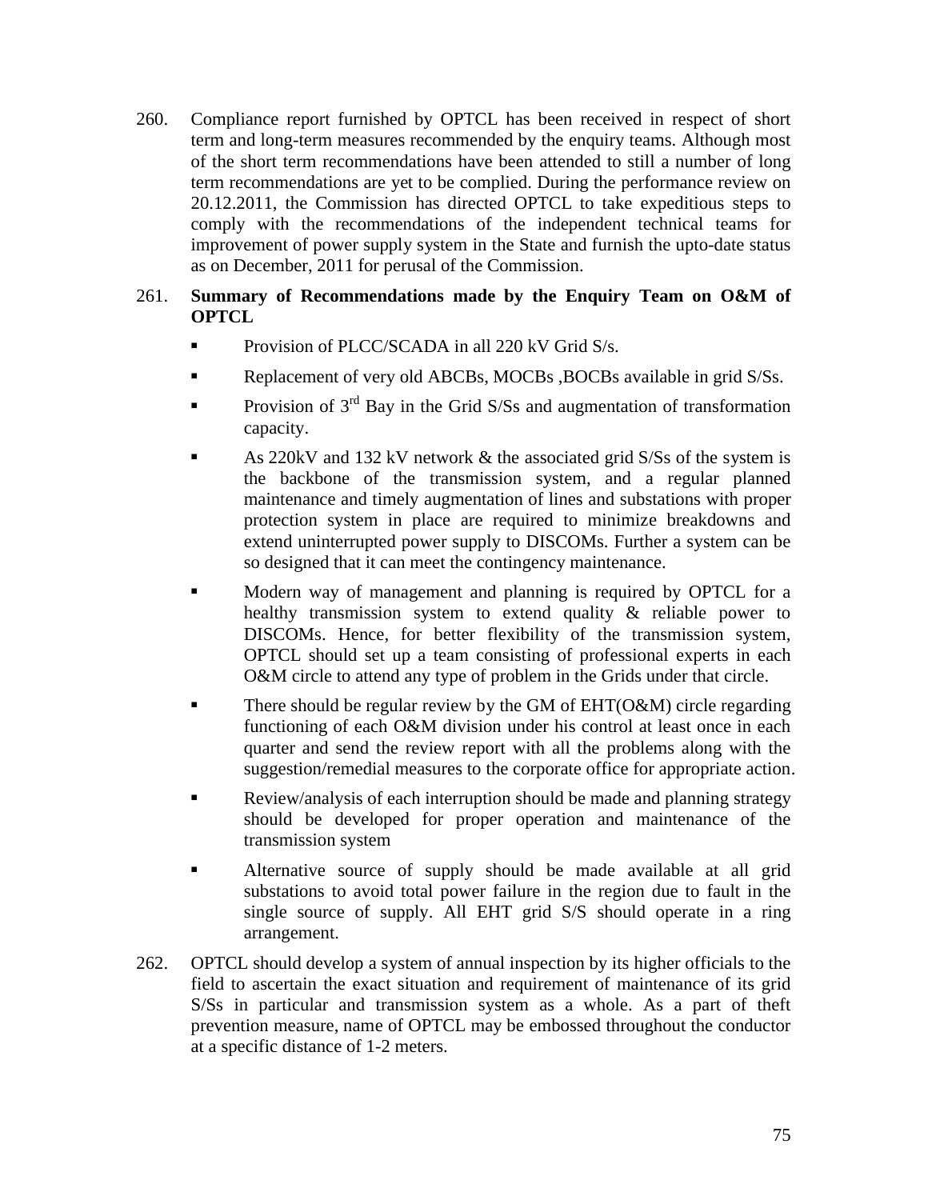260. Compliance report furnished by OPTCL has been received in respect of short term and long-term measures recommended by the enquiry teams. Although most of the short term recommendations have been attended to still a number of long term recommendations are yet to be complied. During the performance review on 20.12.2011, the Commission has directed OPTCL to take expeditious steps to comply with the recommendations of the independent technical teams for improvement of power supply system in the State and furnish the upto-date status as on December, 2011 for perusal of the Commission.

261. **Summary of Recommendations made by the Enquiry Team on O&M of OPTCL**

- Provision of PLCC/SCADA in all 220 kV Grid S/s.
- Replacement of very old ABCBs, MOCBs ,BOCBs available in grid S/Ss.
- Provision of 3rd Bay in the Grid S/Ss and augmentation of transformation capacity.
- As 220kV and 132 kV network & the associated grid S/Ss of the system is the backbone of the transmission system, and a regular planned maintenance and timely augmentation of lines and substations with proper protection system in place are required to minimize breakdowns and extend uninterrupted power supply to DISCOMs. Further a system can be so designed that it can meet the contingency maintenance.
- Modern way of management and planning is required by OPTCL for a healthy transmission system to extend quality & reliable power to DISCOMs. Hence, for better flexibility of the transmission system, OPTCL should set up a team consisting of professional experts in each O&M circle to attend any type of problem in the Grids under that circle.
- There should be regular review by the GM of EHT(O&M) circle regarding functioning of each O&M division under his control at least once in each quarter and send the review report with all the problems along with the suggestion/remedial measures to the corporate office for appropriate action.
- Review/analysis of each interruption should be made and planning strategy should be developed for proper operation and maintenance of the transmission system
- Alternative source of supply should be made available at all grid substations to avoid total power failure in the region due to fault in the single source of supply. All EHT grid S/S should operate in a ring arrangement.

262. OPTCL should develop a system of annual inspection by its higher officials to the field to ascertain the exact situation and requirement of maintenance of its grid S/Ss in particular and transmission system as a whole. As a part of theft prevention measure, name of OPTCL may be embossed throughout the conductor at a specific distance of 1-2 meters.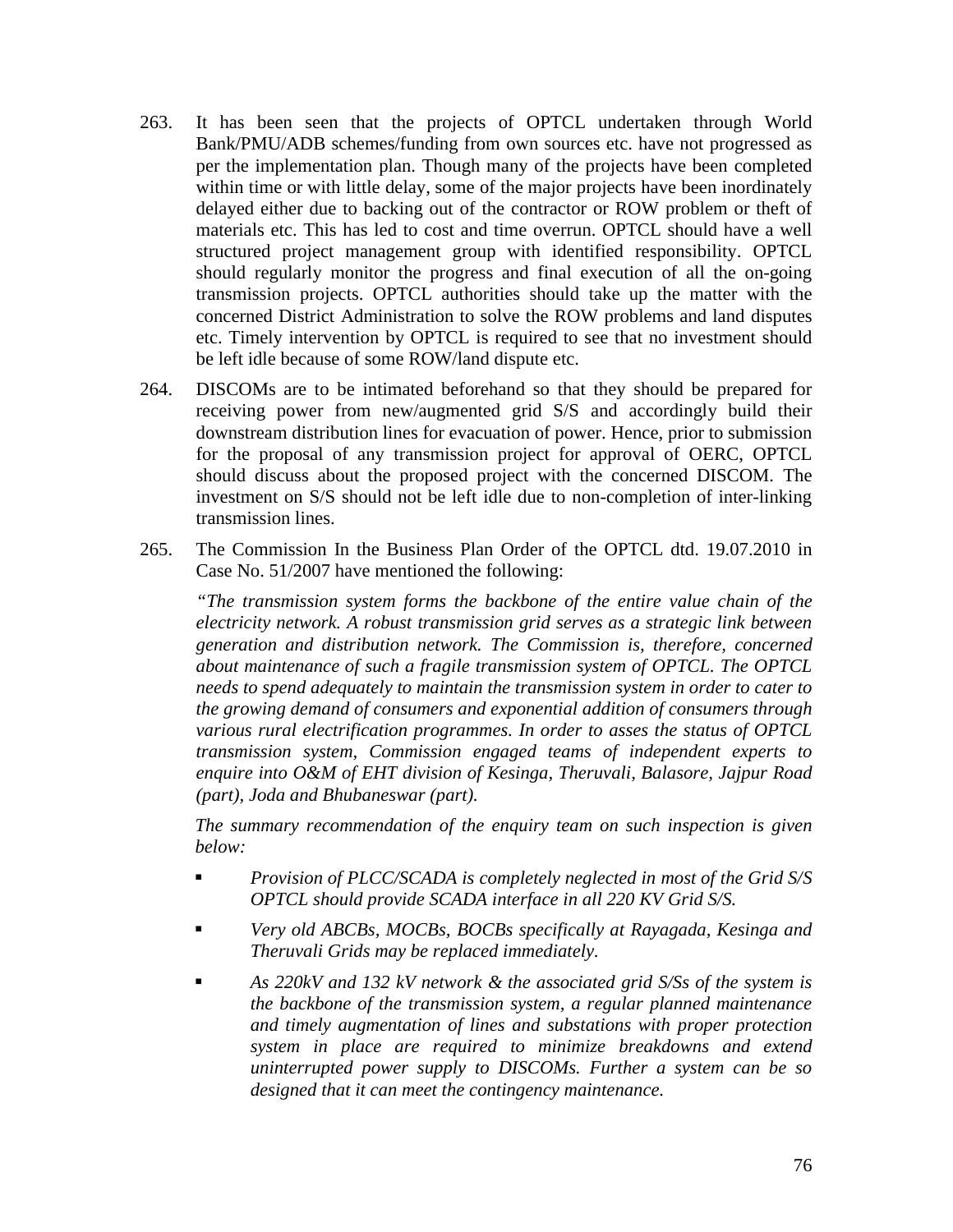263. It has been seen that the projects of OPTCL undertaken through World Bank/PMU/ADB schemes/funding from own sources etc. have not progressed as per the implementation plan. Though many of the projects have been completed within time or with little delay, some of the major projects have been inordinately delayed either due to backing out of the contractor or ROW problem or theft of materials etc. This has led to cost and time overrun. OPTCL should have a well structured project management group with identified responsibility. OPTCL should regularly monitor the progress and final execution of all the on-going transmission projects. OPTCL authorities should take up the matter with the concerned District Administration to solve the ROW problems and land disputes etc. Timely intervention by OPTCL is required to see that no investment should be left idle because of some ROW/land dispute etc.

264. DISCOMs are to be intimated beforehand so that they should be prepared for receiving power from new/augmented grid S/S and accordingly build their downstream distribution lines for evacuation of power. Hence, prior to submission for the proposal of any transmission project for approval of OERC, OPTCL should discuss about the proposed project with the concerned DISCOM. The investment on S/S should not be left idle due to non-completion of inter-linking transmission lines.

265. The Commission In the Business Plan Order of the OPTCL dtd. 19.07.2010 in Case No. 51/2007 have mentioned the following:

*"The transmission system forms the backbone of the entire value chain of the electricity network. A robust transmission grid serves as a strategic link between generation and distribution network. The Commission is, therefore, concerned about maintenance of such a fragile transmission system of OPTCL. The OPTCL needs to spend adequately to maintain the transmission system in order to cater to the growing demand of consumers and exponential addition of consumers through various rural electrification programmes. In order to asses the status of OPTCL transmission system, Commission engaged teams of independent experts to enquire into O&M of EHT division of Kesinga, Theruvali, Balasore, Jajpur Road (part), Joda and Bhubaneswar (part).*

*The summary recommendation of the enquiry team on such inspection is given below:*

- *Provision of PLCC/SCADA is completely neglected in most of the Grid S/S OPTCL should provide SCADA interface in all 220 KV Grid S/S.*
- *Very old ABCBs, MOCBs, BOCBs specifically at Rayagada, Kesinga and Theruvali Grids may be replaced immediately.*
- *As 220kV and 132 kV network & the associated grid S/Ss of the system is the backbone of the transmission system, a regular planned maintenance and timely augmentation of lines and substations with proper protection system in place are required to minimize breakdowns and extend uninterrupted power supply to DISCOMs. Further a system can be so designed that it can meet the contingency maintenance.*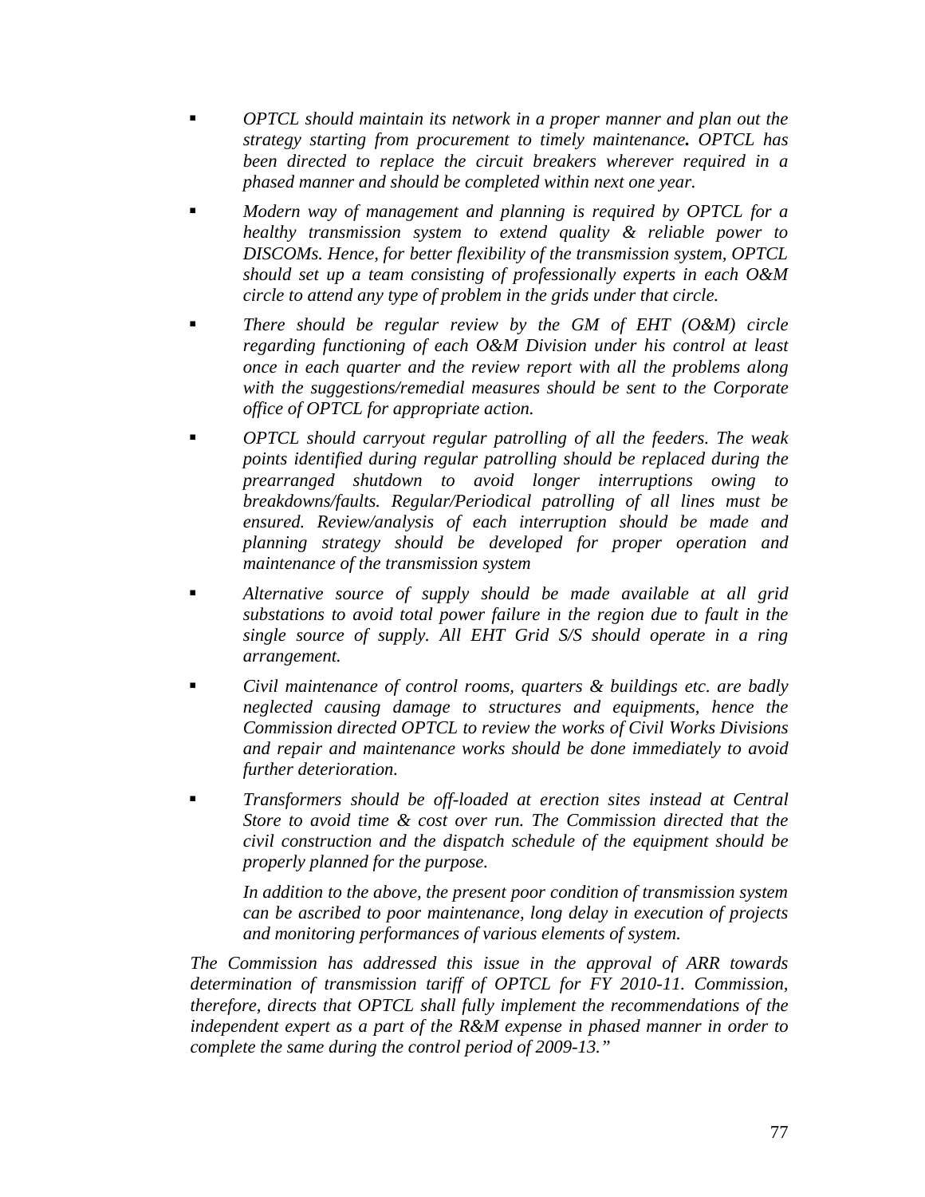- *OPTCL should maintain its network in a proper manner and plan out the strategy starting from procurement to timely maintenance**.** OPTCL has been directed to replace the circuit breakers wherever required in a phased manner and should be completed within next one year.*
- *Modern way of management and planning is required by OPTCL for a healthy transmission system to extend quality & reliable power to DISCOMs. Hence, for better flexibility of the transmission system, OPTCL should set up a team consisting of professionally experts in each O&M circle to attend any type of problem in the grids under that circle.*
- *There should be regular review by the GM of EHT (O&M) circle regarding functioning of each O&M Division under his control at least once in each quarter and the review report with all the problems along with the suggestions/remedial measures should be sent to the Corporate office of OPTCL for appropriate action.*
- *OPTCL should carryout regular patrolling of all the feeders. The weak points identified during regular patrolling should be replaced during the prearranged shutdown to avoid longer interruptions owing to breakdowns/faults. Regular/Periodical patrolling of all lines must be ensured. Review/analysis of each interruption should be made and planning strategy should be developed for proper operation and maintenance of the transmission system*
- *Alternative source of supply should be made available at all grid substations to avoid total power failure in the region due to fault in the single source of supply. All EHT Grid S/S should operate in a ring arrangement.*
- *Civil maintenance of control rooms, quarters & buildings etc. are badly neglected causing damage to structures and equipments, hence the Commission directed OPTCL to review the works of Civil Works Divisions and repair and maintenance works should be done immediately to avoid further deterioration.*
- *Transformers should be off-loaded at erection sites instead at Central Store to avoid time & cost over run. The Commission directed that the civil construction and the dispatch schedule of the equipment should be properly planned for the purpose.*

  *In addition to the above, the present poor condition of transmission system can be ascribed to poor maintenance, long delay in execution of projects and monitoring performances of various elements of system.*

*The Commission has addressed this issue in the approval of ARR towards determination of transmission tariff of OPTCL for FY 2010-11. Commission, therefore, directs that OPTCL shall fully implement the recommendations of the independent expert as a part of the R&M expense in phased manner in order to complete the same during the control period of 2009-13."*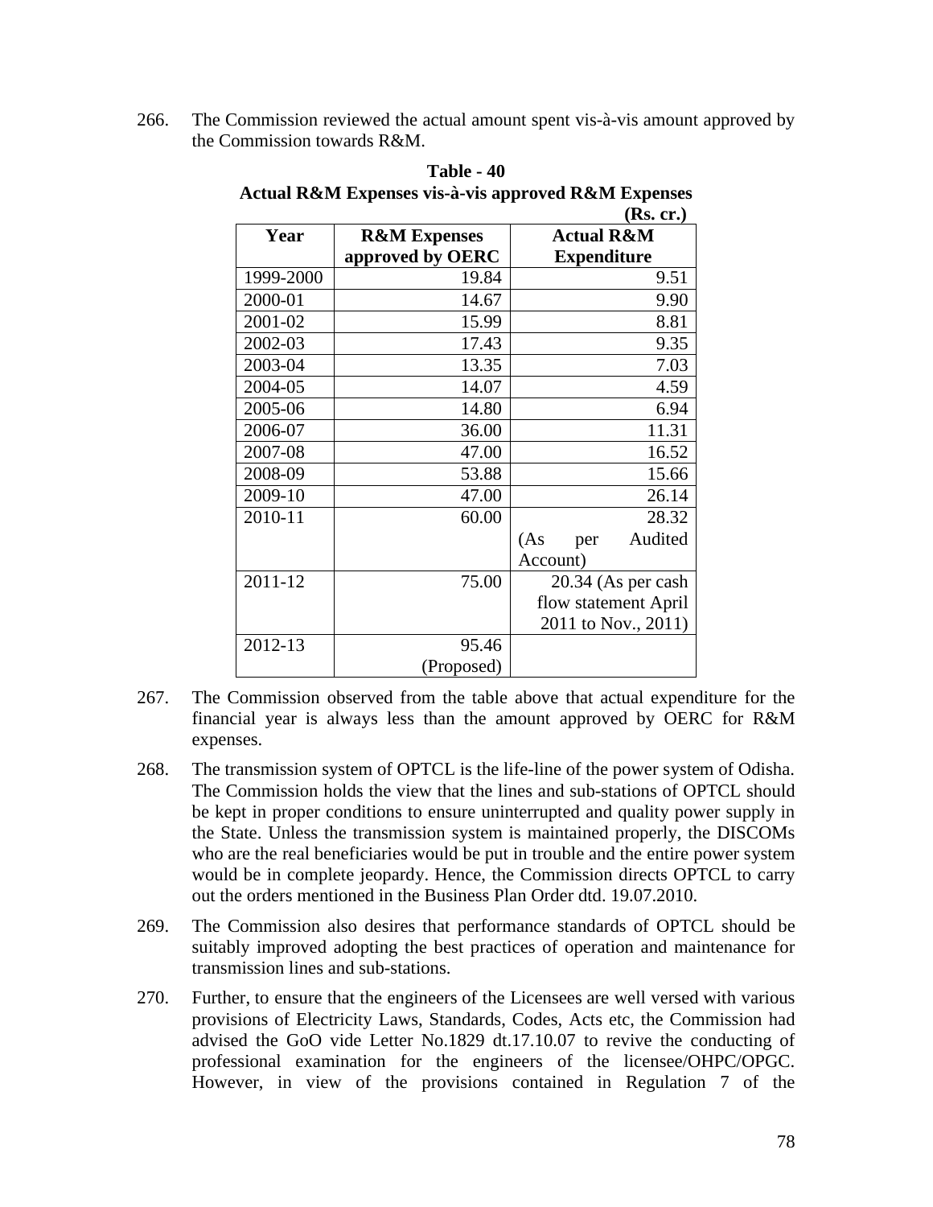266. The Commission reviewed the actual amount spent vis-à-vis amount approved by the Commission towards R&M.

**Table - 40**
**Actual R&M Expenses vis-à-vis approved R&M Expenses**
**(Rs. cr.)**

| Year | R&M Expenses approved by OERC | Actual R&M Expenditure |
|---|---|---|
| 1999-2000 | 19.84 | 9.51 |
| 2000-01 | 14.67 | 9.90 |
| 2001-02 | 15.99 | 8.81 |
| 2002-03 | 17.43 | 9.35 |
| 2003-04 | 13.35 | 7.03 |
| 2004-05 | 14.07 | 4.59 |
| 2005-06 | 14.80 | 6.94 |
| 2006-07 | 36.00 | 11.31 |
| 2007-08 | 47.00 | 16.52 |
| 2008-09 | 53.88 | 15.66 |
| 2009-10 | 47.00 | 26.14 |
| 2010-11 | 60.00 | 28.32 (As per Audited Account) |
| 2011-12 | 75.00 | 20.34 (As per cash flow statement April 2011 to Nov., 2011) |
| 2012-13 | 95.46 (Proposed) | |

267. The Commission observed from the table above that actual expenditure for the financial year is always less than the amount approved by OERC for R&M expenses.

268. The transmission system of OPTCL is the life-line of the power system of Odisha. The Commission holds the view that the lines and sub-stations of OPTCL should be kept in proper conditions to ensure uninterrupted and quality power supply in the State. Unless the transmission system is maintained properly, the DISCOMs who are the real beneficiaries would be put in trouble and the entire power system would be in complete jeopardy. Hence, the Commission directs OPTCL to carry out the orders mentioned in the Business Plan Order dtd. 19.07.2010.

269. The Commission also desires that performance standards of OPTCL should be suitably improved adopting the best practices of operation and maintenance for transmission lines and sub-stations.

270. Further, to ensure that the engineers of the Licensees are well versed with various provisions of Electricity Laws, Standards, Codes, Acts etc, the Commission had advised the GoO vide Letter No.1829 dt.17.10.07 to revive the conducting of professional examination for the engineers of the licensee/OHPC/OPGC. However, in view of the provisions contained in Regulation 7 of the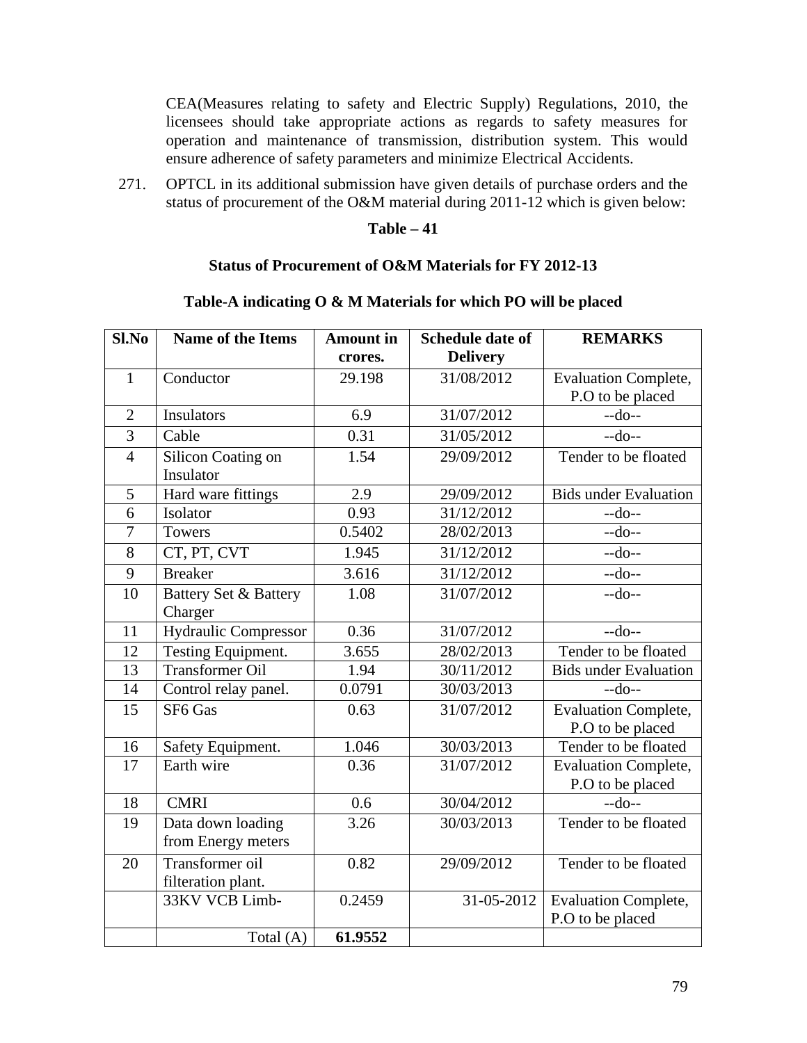CEA(Measures relating to safety and Electric Supply) Regulations, 2010, the licensees should take appropriate actions as regards to safety measures for operation and maintenance of transmission, distribution system. This would ensure adherence of safety parameters and minimize Electrical Accidents.

271. OPTCL in its additional submission have given details of purchase orders and the status of procurement of the O&M material during 2011-12 which is given below:

**Table – 41**

**Status of Procurement of O&M Materials for FY 2012-13**

**Table-A indicating O & M Materials for which PO will be placed**

| Sl.No | Name of the Items | Amount in crores. | Schedule date of Delivery | REMARKS |
|---|---|---|---|---|
| 1 | Conductor | 29.198 | 31/08/2012 | Evaluation Complete, P.O to be placed |
| 2 | Insulators | 6.9 | 31/07/2012 | --do-- |
| 3 | Cable | 0.31 | 31/05/2012 | --do-- |
| 4 | Silicon Coating on Insulator | 1.54 | 29/09/2012 | Tender to be floated |
| 5 | Hard ware fittings | 2.9 | 29/09/2012 | Bids under Evaluation |
| 6 | Isolator | 0.93 | 31/12/2012 | --do-- |
| 7 | Towers | 0.5402 | 28/02/2013 | --do-- |
| 8 | CT, PT, CVT | 1.945 | 31/12/2012 | --do-- |
| 9 | Breaker | 3.616 | 31/12/2012 | --do-- |
| 10 | Battery Set & Battery Charger | 1.08 | 31/07/2012 | --do-- |
| 11 | Hydraulic Compressor | 0.36 | 31/07/2012 | --do-- |
| 12 | Testing Equipment. | 3.655 | 28/02/2013 | Tender to be floated |
| 13 | Transformer Oil | 1.94 | 30/11/2012 | Bids under Evaluation |
| 14 | Control relay panel. | 0.0791 | 30/03/2013 | --do-- |
| 15 | SF6 Gas | 0.63 | 31/07/2012 | Evaluation Complete, P.O to be placed |
| 16 | Safety Equipment. | 1.046 | 30/03/2013 | Tender to be floated |
| 17 | Earth wire | 0.36 | 31/07/2012 | Evaluation Complete, P.O to be placed |
| 18 | CMRI | 0.6 | 30/04/2012 | --do-- |
| 19 | Data down loading from Energy meters | 3.26 | 30/03/2013 | Tender to be floated |
| 20 | Transformer oil filteration plant. | 0.82 | 29/09/2012 | Tender to be floated |
| | 33KV VCB Limb- | 0.2459 | 31-05-2012 | Evaluation Complete, P.O to be placed |
| | Total (A) | **61.9552** | | |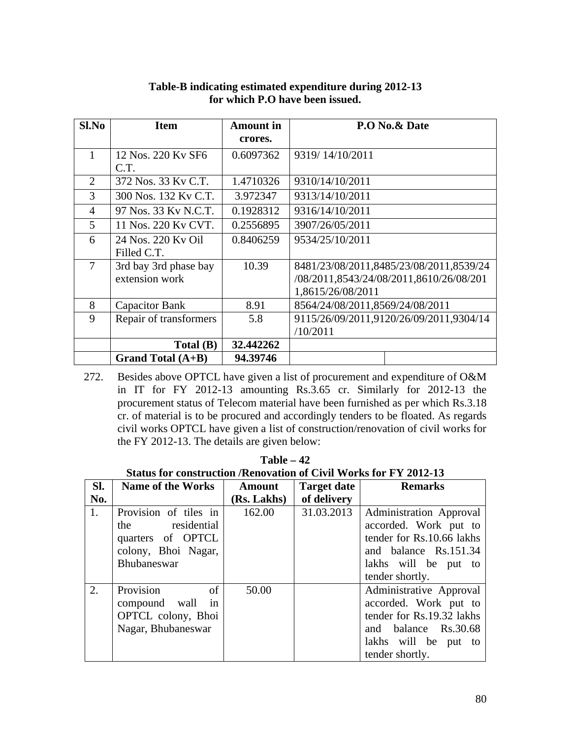**Table-B indicating estimated expenditure during 2012-13 for which P.O have been issued.**

| Sl.No | Item | Amount in crores. | P.O No.& Date |
|---|---|---|---|
| 1 | 12 Nos. 220 Kv SF6 C.T. | 0.6097362 | 9319/ 14/10/2011 |
| 2 | 372 Nos. 33 Kv C.T. | 1.4710326 | 9310/14/10/2011 |
| 3 | 300 Nos. 132 Kv C.T. | 3.972347 | 9313/14/10/2011 |
| 4 | 97 Nos. 33 Kv N.C.T. | 0.1928312 | 9316/14/10/2011 |
| 5 | 11 Nos. 220 Kv CVT. | 0.2556895 | 3907/26/05/2011 |
| 6 | 24 Nos. 220 Kv Oil Filled C.T. | 0.8406259 | 9534/25/10/2011 |
| 7 | 3rd bay 3rd phase bay extension work | 10.39 | 8481/23/08/2011,8485/23/08/2011,8539/24/08/2011,8543/24/08/2011,8610/26/08/2011,8615/26/08/2011 |
| 8 | Capacitor Bank | 8.91 | 8564/24/08/2011,8569/24/08/2011 |
| 9 | Repair of transformers | 5.8 | 9115/26/09/2011,9120/26/09/2011,9304/14/10/2011 |
| | **Total (B)** | **32.442262** | |
| | **Grand Total (A+B)** | **94.39746** | |

272. Besides above OPTCL have given a list of procurement and expenditure of O&M in IT for FY 2012-13 amounting Rs.3.65 cr. Similarly for 2012-13 the procurement status of Telecom material have been furnished as per which Rs.3.18 cr. of material is to be procured and accordingly tenders to be floated. As regards civil works OPTCL have given a list of construction/renovation of civil works for the FY 2012-13. The details are given below:

**Table – 42**
**Status for construction /Renovation of Civil Works for FY 2012-13**

| Sl. No. | Name of the Works | Amount (Rs. Lakhs) | Target date of delivery | Remarks |
|---|---|---|---|---|
| 1. | Provision of tiles in the residential quarters of OPTCL colony, Bhoi Nagar, Bhubaneswar | 162.00 | 31.03.2013 | Administration Approval accorded. Work put to tender for Rs.10.66 lakhs and balance Rs.151.34 lakhs will be put to tender shortly. |
| 2. | Provision of compound wall in OPTCL colony, Bhoi Nagar, Bhubaneswar | 50.00 | | Administrative Approval accorded. Work put to tender for Rs.19.32 lakhs and balance Rs.30.68 lakhs will be put to tender shortly. |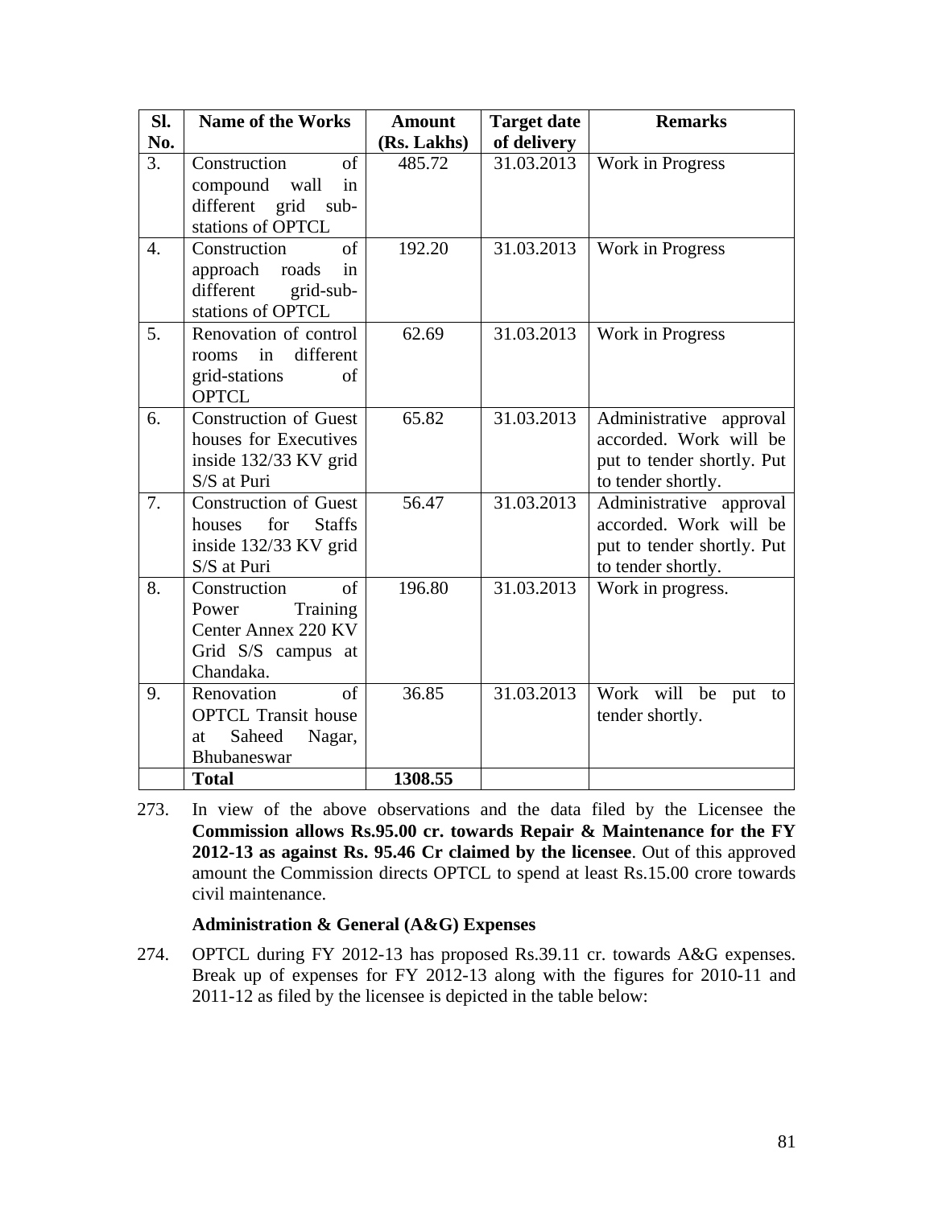| Sl. No. | Name of the Works | Amount (Rs. Lakhs) | Target date of delivery | Remarks |
|---|---|---|---|---|
| 3. | Construction of compound wall in different grid sub-stations of OPTCL | 485.72 | 31.03.2013 | Work in Progress |
| 4. | Construction of approach roads in different grid-sub-stations of OPTCL | 192.20 | 31.03.2013 | Work in Progress |
| 5. | Renovation of control rooms in different grid-stations of OPTCL | 62.69 | 31.03.2013 | Work in Progress |
| 6. | Construction of Guest houses for Executives inside 132/33 KV grid S/S at Puri | 65.82 | 31.03.2013 | Administrative approval accorded. Work will be put to tender shortly. Put to tender shortly. |
| 7. | Construction of Guest houses for Staffs inside 132/33 KV grid S/S at Puri | 56.47 | 31.03.2013 | Administrative approval accorded. Work will be put to tender shortly. Put to tender shortly. |
| 8. | Construction of Power Training Center Annex 220 KV Grid S/S campus at Chandaka. | 196.80 | 31.03.2013 | Work in progress. |
| 9. | Renovation of OPTCL Transit house at Saheed Nagar, Bhubaneswar | 36.85 | 31.03.2013 | Work will be put to tender shortly. |
| | **Total** | **1308.55** | | |

273. In view of the above observations and the data filed by the Licensee the **Commission allows Rs.95.00 cr. towards Repair & Maintenance for the FY 2012-13 as against Rs. 95.46 Cr claimed by the licensee**. Out of this approved amount the Commission directs OPTCL to spend at least Rs.15.00 crore towards civil maintenance.

**Administration & General (A&G) Expenses**

274. OPTCL during FY 2012-13 has proposed Rs.39.11 cr. towards A&G expenses. Break up of expenses for FY 2012-13 along with the figures for 2010-11 and 2011-12 as filed by the licensee is depicted in the table below: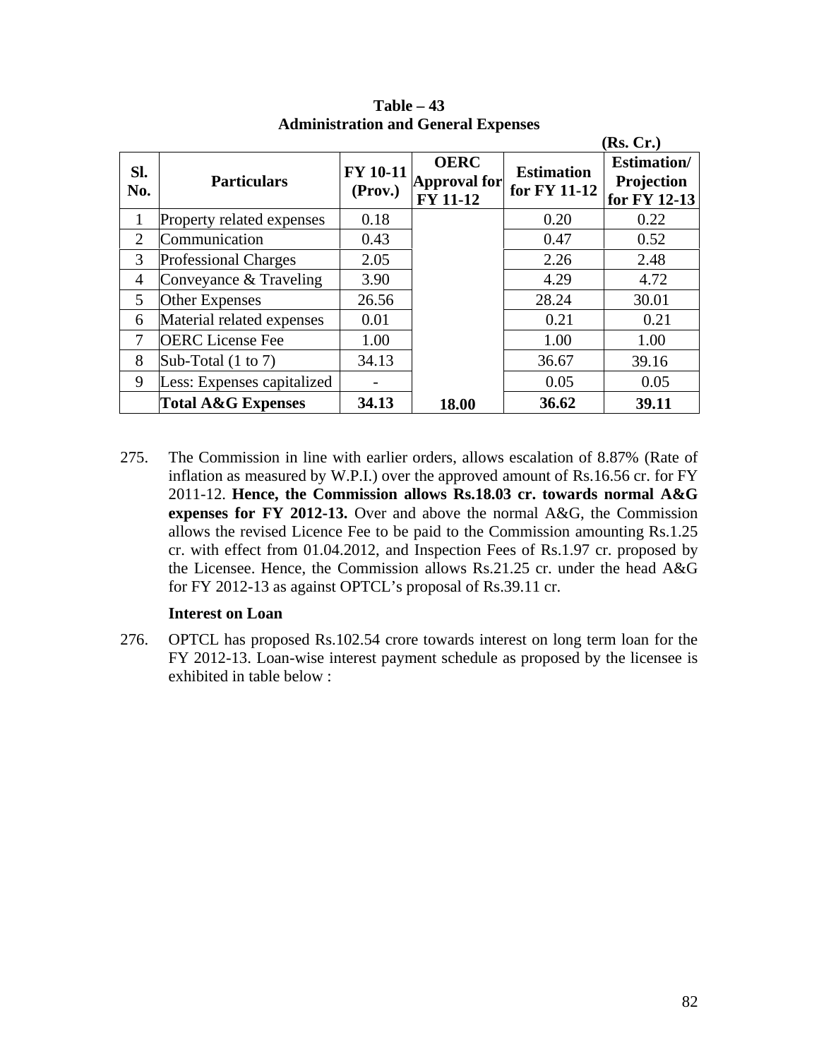**Table – 43**
**Administration and General Expenses**

(Rs. Cr.)

| Sl. No. | Particulars | FY 10-11 (Prov.) | OERC Approval for FY 11-12 | Estimation for FY 11-12 | Estimation/ Projection for FY 12-13 |
|---|---|---|---|---|---|
| 1 | Property related expenses | 0.18 | | 0.20 | 0.22 |
| 2 | Communication | 0.43 | | 0.47 | 0.52 |
| 3 | Professional Charges | 2.05 | | 2.26 | 2.48 |
| 4 | Conveyance & Traveling | 3.90 | | 4.29 | 4.72 |
| 5 | Other Expenses | 26.56 | | 28.24 | 30.01 |
| 6 | Material related expenses | 0.01 | | 0.21 | 0.21 |
| 7 | OERC License Fee | 1.00 | | 1.00 | 1.00 |
| 8 | Sub-Total (1 to 7) | 34.13 | | 36.67 | 39.16 |
| 9 | Less: Expenses capitalized | - | | 0.05 | 0.05 |
| | **Total A&G Expenses** | **34.13** | **18.00** | **36.62** | **39.11** |

275. The Commission in line with earlier orders, allows escalation of 8.87% (Rate of inflation as measured by W.P.I.) over the approved amount of Rs.16.56 cr. for FY 2011-12. **Hence, the Commission allows Rs.18.03 cr. towards normal A&G expenses for FY 2012-13.** Over and above the normal A&G, the Commission allows the revised Licence Fee to be paid to the Commission amounting Rs.1.25 cr. with effect from 01.04.2012, and Inspection Fees of Rs.1.97 cr. proposed by the Licensee. Hence, the Commission allows Rs.21.25 cr. under the head A&G for FY 2012-13 as against OPTCL's proposal of Rs.39.11 cr.

**Interest on Loan**

276. OPTCL has proposed Rs.102.54 crore towards interest on long term loan for the FY 2012-13. Loan-wise interest payment schedule as proposed by the licensee is exhibited in table below :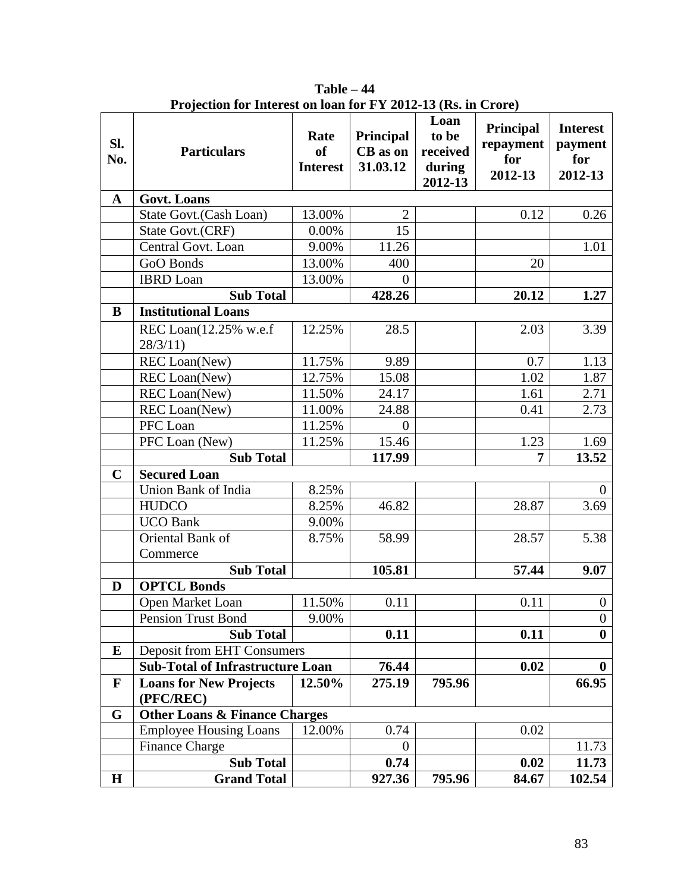**Table – 44**

**Projection for Interest on loan for FY 2012-13 (Rs. in Crore)**

| Sl. No. | Particulars | Rate of Interest | Principal CB as on 31.03.12 | Loan to be received during 2012-13 | Principal repayment for 2012-13 | Interest payment for 2012-13 |
|---|---|---|---|---|---|---|
| **A** | **Govt. Loans** | | | | | |
| | State Govt.(Cash Loan) | 13.00% | 2 | | 0.12 | 0.26 |
| | State Govt.(CRF) | 0.00% | 15 | | | |
| | Central Govt. Loan | 9.00% | 11.26 | | | 1.01 |
| | GoO Bonds | 13.00% | 400 | | 20 | |
| | IBRD Loan | 13.00% | 0 | | | |
| | **Sub Total** | | **428.26** | | **20.12** | **1.27** |
| **B** | **Institutional Loans** | | | | | |
| | REC Loan(12.25% w.e.f 28/3/11) | 12.25% | 28.5 | | 2.03 | 3.39 |
| | REC Loan(New) | 11.75% | 9.89 | | 0.7 | 1.13 |
| | REC Loan(New) | 12.75% | 15.08 | | 1.02 | 1.87 |
| | REC Loan(New) | 11.50% | 24.17 | | 1.61 | 2.71 |
| | REC Loan(New) | 11.00% | 24.88 | | 0.41 | 2.73 |
| | PFC Loan | 11.25% | 0 | | | |
| | PFC Loan (New) | 11.25% | 15.46 | | 1.23 | 1.69 |
| | **Sub Total** | | **117.99** | | **7** | **13.52** |
| **C** | **Secured Loan** | | | | | |
| | Union Bank of India | 8.25% | | | | 0 |
| | HUDCO | 8.25% | 46.82 | | 28.87 | 3.69 |
| | UCO Bank | 9.00% | | | | |
| | Oriental Bank of Commerce | 8.75% | 58.99 | | 28.57 | 5.38 |
| | **Sub Total** | | **105.81** | | **57.44** | **9.07** |
| **D** | **OPTCL Bonds** | | | | | |
| | Open Market Loan | 11.50% | 0.11 | | 0.11 | 0 |
| | Pension Trust Bond | 9.00% | | | | 0 |
| | **Sub Total** | | **0.11** | | **0.11** | **0** |
| **E** | Deposit from EHT Consumers | | | | | |
| | **Sub-Total of Infrastructure Loan** | | **76.44** | | **0.02** | **0** |
| **F** | **Loans for New Projects (PFC/REC)** | **12.50%** | **275.19** | **795.96** | | **66.95** |
| **G** | **Other Loans & Finance Charges** | | | | | |
| | Employee Housing Loans | 12.00% | 0.74 | | 0.02 | |
| | Finance Charge | | 0 | | | 11.73 |
| | **Sub Total** | | **0.74** | | **0.02** | **11.73** |
| **H** | **Grand Total** | | **927.36** | **795.96** | **84.67** | **102.54** |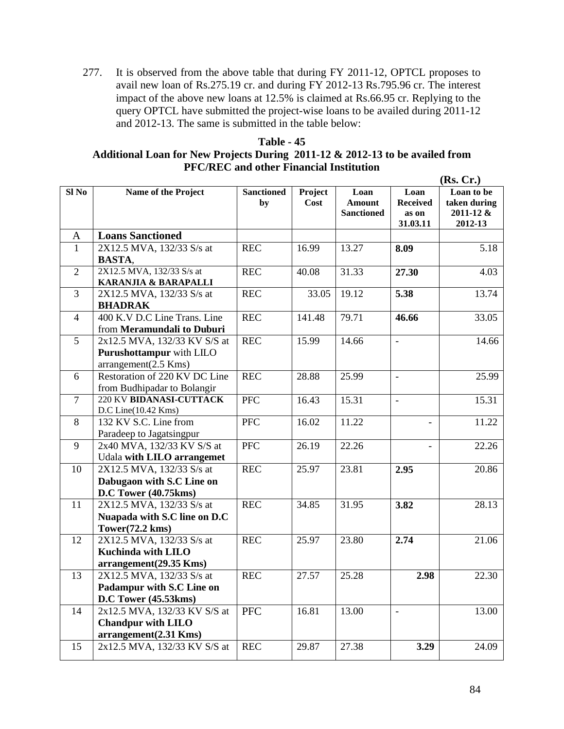277. It is observed from the above table that during FY 2011-12, OPTCL proposes to avail new loan of Rs.275.19 cr. and during FY 2012-13 Rs.795.96 cr. The interest impact of the above new loans at 12.5% is claimed at Rs.66.95 cr. Replying to the query OPTCL have submitted the project-wise loans to be availed during 2011-12 and 2012-13. The same is submitted in the table below:

**Table - 45**
**Additional Loan for New Projects During 2011-12 & 2012-13 to be availed from PFC/REC and other Financial Institution**

**(Rs. Cr.)**

| Sl No | Name of the Project | Sanctioned by | Project Cost | Loan Amount Sanctioned | Loan Received as on 31.03.11 | Loan to be taken during 2011-12 & 2012-13 |
|---|---|---|---|---|---|---|
| A | **Loans Sanctioned** | | | | | |
| 1 | 2X12.5 MVA, 132/33 S/s at **BASTA**, | REC | 16.99 | 13.27 | **8.09** | 5.18 |
| 2 | 2X12.5 MVA, 132/33 S/s at **KARANJIA & BARAPALLI** | REC | 40.08 | 31.33 | **27.30** | 4.03 |
| 3 | 2X12.5 MVA, 132/33 S/s at **BHADRAK** | REC | 33.05 | 19.12 | **5.38** | 13.74 |
| 4 | 400 K.V D.C Line Trans. Line from **Meramundali to Duburi** | REC | 141.48 | 79.71 | **46.66** | 33.05 |
| 5 | 2x12.5 MVA, 132/33 KV S/S at **Purushottampur** with LILO arrangement(2.5 Kms) | REC | 15.99 | 14.66 | - | 14.66 |
| 6 | Restoration of 220 KV DC Line from Budhipadar to Bolangir | REC | 28.88 | 25.99 | - | 25.99 |
| 7 | 220 KV **BIDANASI-CUTTACK** D.C Line(10.42 Kms) | PFC | 16.43 | 15.31 | - | 15.31 |
| 8 | 132 KV S.C. Line from Paradeep to Jagatsingpur | PFC | 16.02 | 11.22 | - | 11.22 |
| 9 | 2x40 MVA, 132/33 KV S/S at Udala **with LILO arrangemet** | PFC | 26.19 | 22.26 | - | 22.26 |
| 10 | 2X12.5 MVA, 132/33 S/s at **Dabugaon with S.C Line on D.C Tower (40.75kms)** | REC | 25.97 | 23.81 | **2.95** | 20.86 |
| 11 | 2X12.5 MVA, 132/33 S/s at **Nuapada with S.C line on D.C Tower(72.2 kms)** | REC | 34.85 | 31.95 | **3.82** | 28.13 |
| 12 | 2X12.5 MVA, 132/33 S/s at **Kuchinda with LILO arrangement(29.35 Kms)** | REC | 25.97 | 23.80 | **2.74** | 21.06 |
| 13 | 2X12.5 MVA, 132/33 S/s at **Padampur with S.C Line on D.C Tower (45.53kms)** | REC | 27.57 | 25.28 | **2.98** | 22.30 |
| 14 | 2x12.5 MVA, 132/33 KV S/S at **Chandpur with LILO arrangement(2.31 Kms)** | PFC | 16.81 | 13.00 | - | 13.00 |
| 15 | 2x12.5 MVA, 132/33 KV S/S at | REC | 29.87 | 27.38 | **3.29** | 24.09 |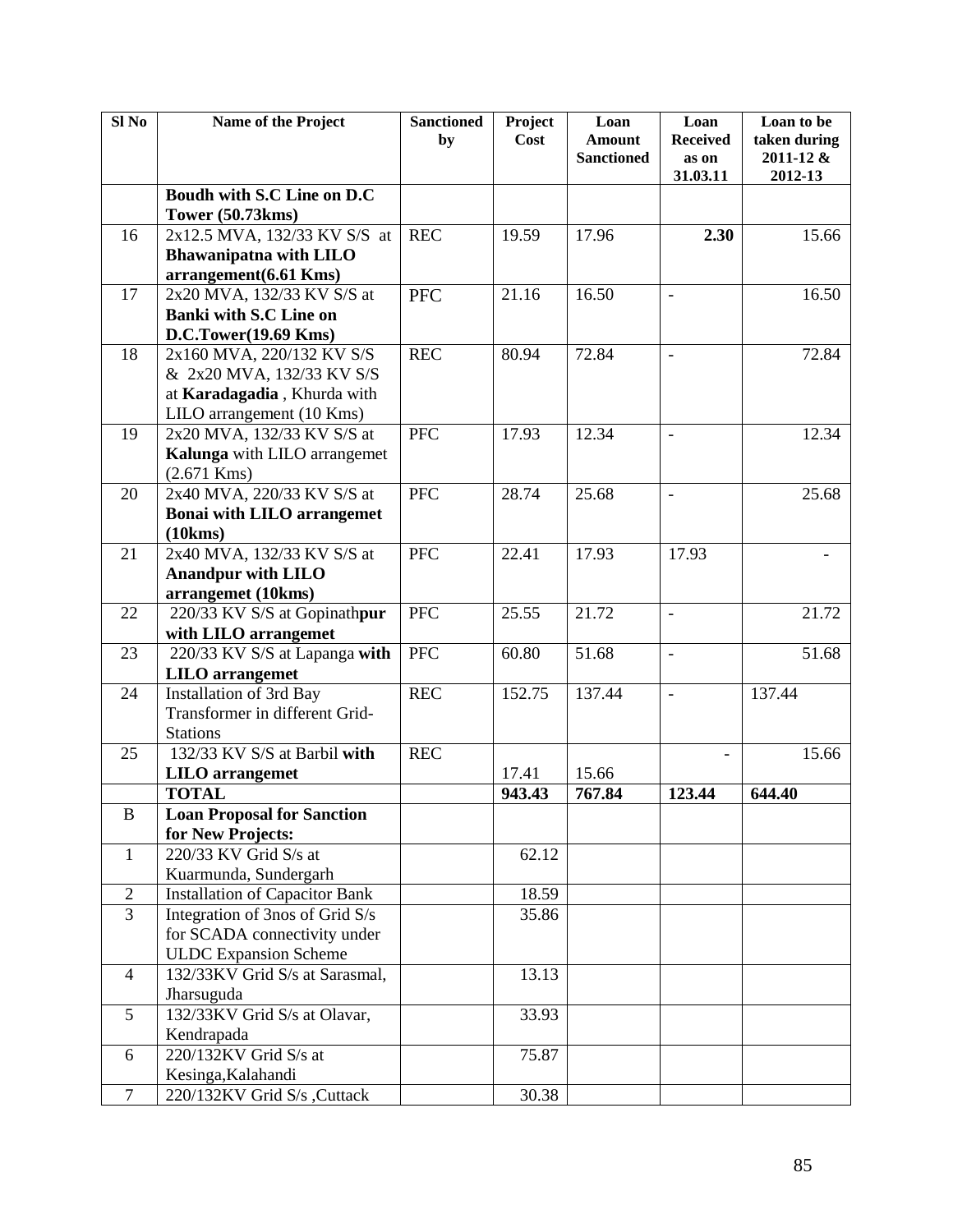| Sl No | Name of the Project | Sanctioned by | Project Cost | Loan Amount Sanctioned | Loan Received as on 31.03.11 | Loan to be taken during 2011-12 & 2012-13 |
|---|---|---|---|---|---|---|
| | **Boudh with S.C Line on D.C Tower (50.73kms)** | | | | | |
| 16 | 2x12.5 MVA, 132/33 KV S/S at **Bhawanipatna with LILO arrangement(6.61 Kms)** | REC | 19.59 | 17.96 | **2.30** | 15.66 |
| 17 | 2x20 MVA, 132/33 KV S/S at **Banki with S.C Line on D.C.Tower(19.69 Kms)** | PFC | 21.16 | 16.50 | - | 16.50 |
| 18 | 2x160 MVA, 220/132 KV S/S & 2x20 MVA, 132/33 KV S/S at **Karadagadia** , Khurda with LILO arrangement (10 Kms) | REC | 80.94 | 72.84 | - | 72.84 |
| 19 | 2x20 MVA, 132/33 KV S/S at **Kalunga** with LILO arrangemet (2.671 Kms) | PFC | 17.93 | 12.34 | - | 12.34 |
| 20 | 2x40 MVA, 220/33 KV S/S at **Bonai with LILO arrangemet (10kms)** | PFC | 28.74 | 25.68 | - | 25.68 |
| 21 | 2x40 MVA, 132/33 KV S/S at **Anandpur with LILO arrangemet (10kms)** | PFC | 22.41 | 17.93 | 17.93 | - |
| 22 | 220/33 KV S/S at Gopinath**pur with LILO arrangemet** | PFC | 25.55 | 21.72 | - | 21.72 |
| 23 | 220/33 KV S/S at Lapanga **with LILO arrangemet** | PFC | 60.80 | 51.68 | - | 51.68 |
| 24 | Installation of 3rd Bay Transformer in different Grid-Stations | REC | 152.75 | 137.44 | - | 137.44 |
| 25 | 132/33 KV S/S at Barbil **with LILO arrangemet** | REC | 17.41 | 15.66 | - | 15.66 |
| | **TOTAL** | | **943.43** | **767.84** | **123.44** | **644.40** |
| B | **Loan Proposal for Sanction for New Projects:** | | | | | |
| 1 | 220/33 KV Grid S/s at Kuarmunda, Sundergarh | | 62.12 | | | |
| 2 | Installation of Capacitor Bank | | 18.59 | | | |
| 3 | Integration of 3nos of Grid S/s for SCADA connectivity under ULDC Expansion Scheme | | 35.86 | | | |
| 4 | 132/33KV Grid S/s at Sarasmal, Jharsuguda | | 13.13 | | | |
| 5 | 132/33KV Grid S/s at Olavar, Kendrapada | | 33.93 | | | |
| 6 | 220/132KV Grid S/s at Kesinga,Kalahandi | | 75.87 | | | |
| 7 | 220/132KV Grid S/s ,Cuttack | | 30.38 | | | |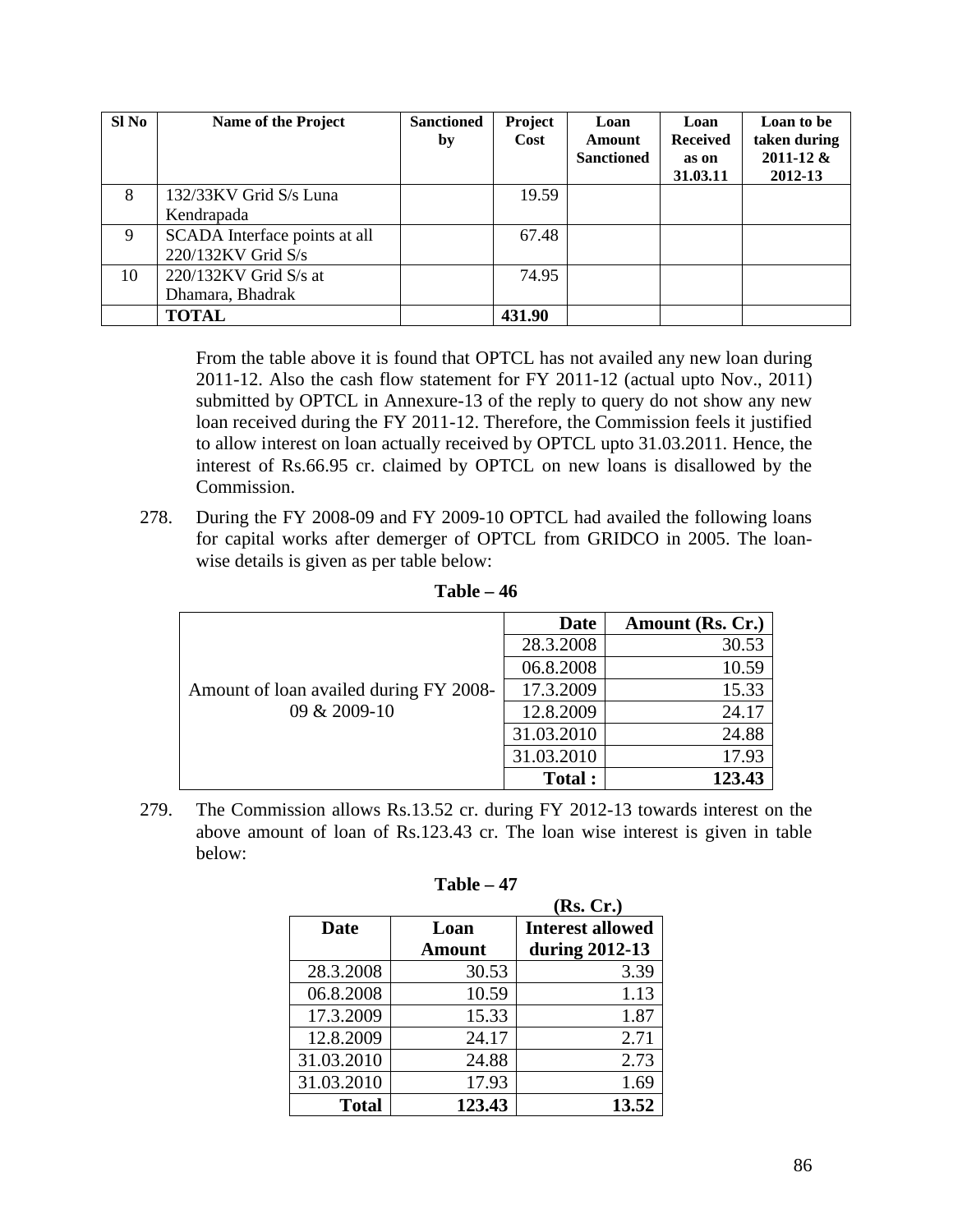| Sl No | Name of the Project | Sanctioned by | Project Cost | Loan Amount Sanctioned | Loan Received as on 31.03.11 | Loan to be taken during 2011-12 & 2012-13 |
|---|---|---|---|---|---|---|
| 8 | 132/33KV Grid S/s Luna Kendrapada | | 19.59 | | | |
| 9 | SCADA Interface points at all 220/132KV Grid S/s | | 67.48 | | | |
| 10 | 220/132KV Grid S/s at Dhamara, Bhadrak | | 74.95 | | | |
| | **TOTAL** | | **431.90** | | | |

From the table above it is found that OPTCL has not availed any new loan during 2011-12. Also the cash flow statement for FY 2011-12 (actual upto Nov., 2011) submitted by OPTCL in Annexure-13 of the reply to query do not show any new loan received during the FY 2011-12. Therefore, the Commission feels it justified to allow interest on loan actually received by OPTCL upto 31.03.2011. Hence, the interest of Rs.66.95 cr. claimed by OPTCL on new loans is disallowed by the Commission.

278. During the FY 2008-09 and FY 2009-10 OPTCL had availed the following loans for capital works after demerger of OPTCL from GRIDCO in 2005. The loan-wise details is given as per table below:

**Table – 46**

| | Date | Amount (Rs. Cr.) |
|---|---|---|
| Amount of loan availed during FY 2008-09 & 2009-10 | 28.3.2008 | 30.53 |
| | 06.8.2008 | 10.59 |
| | 17.3.2009 | 15.33 |
| | 12.8.2009 | 24.17 |
| | 31.03.2010 | 24.88 |
| | 31.03.2010 | 17.93 |
| | **Total :** | **123.43** |

279. The Commission allows Rs.13.52 cr. during FY 2012-13 towards interest on the above amount of loan of Rs.123.43 cr. The loan wise interest is given in table below:

**Table – 47**

**(Rs. Cr.)**

| Date | Loan Amount | Interest allowed during 2012-13 |
|---|---|---|
| 28.3.2008 | 30.53 | 3.39 |
| 06.8.2008 | 10.59 | 1.13 |
| 17.3.2009 | 15.33 | 1.87 |
| 12.8.2009 | 24.17 | 2.71 |
| 31.03.2010 | 24.88 | 2.73 |
| 31.03.2010 | 17.93 | 1.69 |
| **Total** | **123.43** | **13.52** |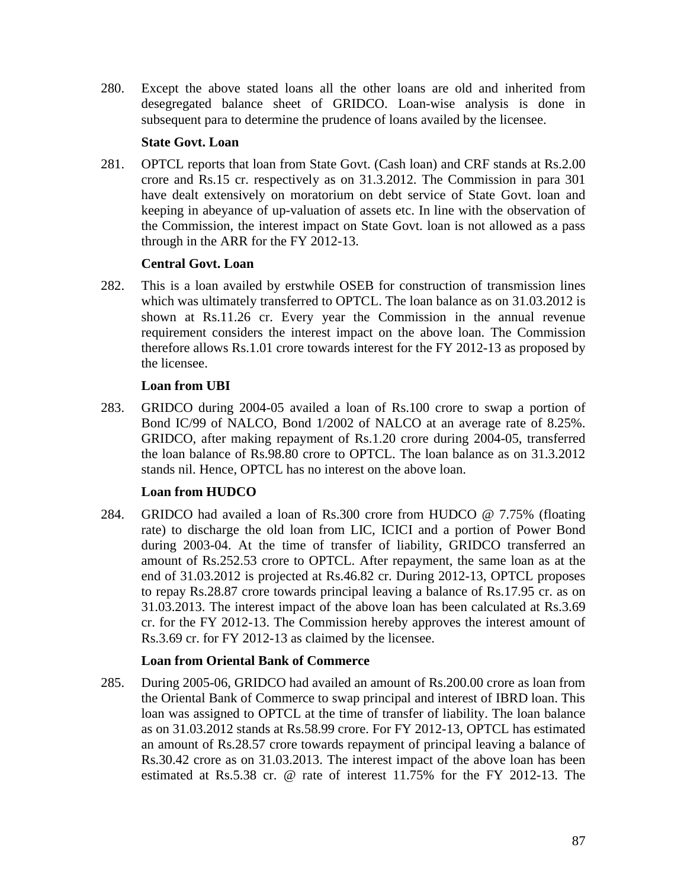280. Except the above stated loans all the other loans are old and inherited from desegregated balance sheet of GRIDCO. Loan-wise analysis is done in subsequent para to determine the prudence of loans availed by the licensee.

**State Govt. Loan**

281. OPTCL reports that loan from State Govt. (Cash loan) and CRF stands at Rs.2.00 crore and Rs.15 cr. respectively as on 31.3.2012. The Commission in para 301 have dealt extensively on moratorium on debt service of State Govt. loan and keeping in abeyance of up-valuation of assets etc. In line with the observation of the Commission, the interest impact on State Govt. loan is not allowed as a pass through in the ARR for the FY 2012-13.

**Central Govt. Loan**

282. This is a loan availed by erstwhile OSEB for construction of transmission lines which was ultimately transferred to OPTCL. The loan balance as on 31.03.2012 is shown at Rs.11.26 cr. Every year the Commission in the annual revenue requirement considers the interest impact on the above loan. The Commission therefore allows Rs.1.01 crore towards interest for the FY 2012-13 as proposed by the licensee.

**Loan from UBI**

283. GRIDCO during 2004-05 availed a loan of Rs.100 crore to swap a portion of Bond IC/99 of NALCO, Bond 1/2002 of NALCO at an average rate of 8.25%. GRIDCO, after making repayment of Rs.1.20 crore during 2004-05, transferred the loan balance of Rs.98.80 crore to OPTCL. The loan balance as on 31.3.2012 stands nil. Hence, OPTCL has no interest on the above loan.

**Loan from HUDCO**

284. GRIDCO had availed a loan of Rs.300 crore from HUDCO @ 7.75% (floating rate) to discharge the old loan from LIC, ICICI and a portion of Power Bond during 2003-04. At the time of transfer of liability, GRIDCO transferred an amount of Rs.252.53 crore to OPTCL. After repayment, the same loan as at the end of 31.03.2012 is projected at Rs.46.82 cr. During 2012-13, OPTCL proposes to repay Rs.28.87 crore towards principal leaving a balance of Rs.17.95 cr. as on 31.03.2013. The interest impact of the above loan has been calculated at Rs.3.69 cr. for the FY 2012-13. The Commission hereby approves the interest amount of Rs.3.69 cr. for FY 2012-13 as claimed by the licensee.

**Loan from Oriental Bank of Commerce**

285. During 2005-06, GRIDCO had availed an amount of Rs.200.00 crore as loan from the Oriental Bank of Commerce to swap principal and interest of IBRD loan. This loan was assigned to OPTCL at the time of transfer of liability. The loan balance as on 31.03.2012 stands at Rs.58.99 crore. For FY 2012-13, OPTCL has estimated an amount of Rs.28.57 crore towards repayment of principal leaving a balance of Rs.30.42 crore as on 31.03.2013. The interest impact of the above loan has been estimated at Rs.5.38 cr. @ rate of interest 11.75% for the FY 2012-13. The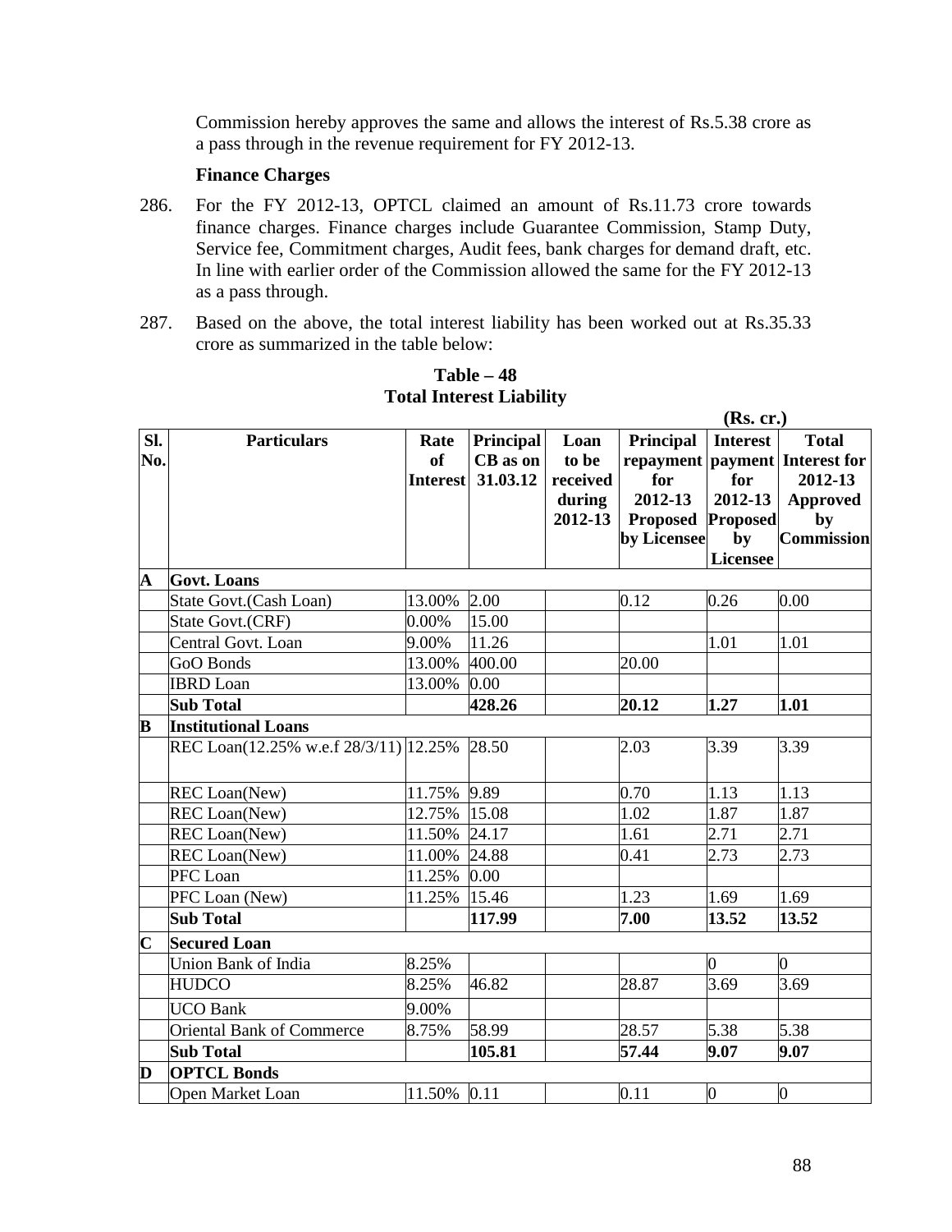Commission hereby approves the same and allows the interest of Rs.5.38 crore as a pass through in the revenue requirement for FY 2012-13.

**Finance Charges**

286. For the FY 2012-13, OPTCL claimed an amount of Rs.11.73 crore towards finance charges. Finance charges include Guarantee Commission, Stamp Duty, Service fee, Commitment charges, Audit fees, bank charges for demand draft, etc. In line with earlier order of the Commission allowed the same for the FY 2012-13 as a pass through.

287. Based on the above, the total interest liability has been worked out at Rs.35.33 crore as summarized in the table below:

**Table – 48**
**Total Interest Liability**

(Rs. cr.)

| Sl. No. | Particulars | Rate of Interest | Principal CB as on 31.03.12 | Loan to be received during 2012-13 | Principal repayment for 2012-13 Proposed by Licensee | Interest payment for 2012-13 Proposed by Licensee | Total Interest for 2012-13 Approved by Commission |
|---|---|---|---|---|---|---|---|
| **A** | **Govt. Loans** | | | | | | |
| | State Govt.(Cash Loan) | 13.00% | 2.00 | | 0.12 | 0.26 | 0.00 |
| | State Govt.(CRF) | 0.00% | 15.00 | | | | |
| | Central Govt. Loan | 9.00% | 11.26 | | | 1.01 | 1.01 |
| | GoO Bonds | 13.00% | 400.00 | | 20.00 | | |
| | IBRD Loan | 13.00% | 0.00 | | | | |
| | **Sub Total** | | **428.26** | | **20.12** | **1.27** | **1.01** |
| **B** | **Institutional Loans** | | | | | | |
| | REC Loan(12.25% w.e.f 28/3/11) | 12.25% | 28.50 | | 2.03 | 3.39 | 3.39 |
| | REC Loan(New) | 11.75% | 9.89 | | 0.70 | 1.13 | 1.13 |
| | REC Loan(New) | 12.75% | 15.08 | | 1.02 | 1.87 | 1.87 |
| | REC Loan(New) | 11.50% | 24.17 | | 1.61 | 2.71 | 2.71 |
| | REC Loan(New) | 11.00% | 24.88 | | 0.41 | 2.73 | 2.73 |
| | PFC Loan | 11.25% | 0.00 | | | | |
| | PFC Loan (New) | 11.25% | 15.46 | | 1.23 | 1.69 | 1.69 |
| | **Sub Total** | | **117.99** | | **7.00** | **13.52** | **13.52** |
| **C** | **Secured Loan** | | | | | | |
| | Union Bank of India | 8.25% | | | | 0 | 0 |
| | HUDCO | 8.25% | 46.82 | | 28.87 | 3.69 | 3.69 |
| | UCO Bank | 9.00% | | | | | |
| | Oriental Bank of Commerce | 8.75% | 58.99 | | 28.57 | 5.38 | 5.38 |
| | **Sub Total** | | **105.81** | | **57.44** | **9.07** | **9.07** |
| **D** | **OPTCL Bonds** | | | | | | |
| | Open Market Loan | 11.50% | 0.11 | | 0.11 | 0 | 0 |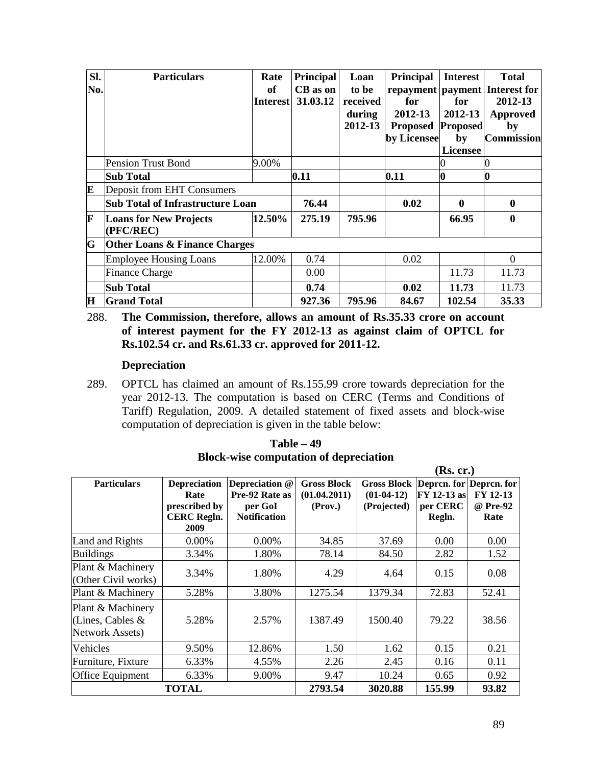| Sl. No. | Particulars | Rate of Interest | Principal CB as on 31.03.12 | Loan to be received during 2012-13 | Principal repayment for 2012-13 Proposed by Licensee | Interest payment for 2012-13 Proposed by Licensee | Total Interest for 2012-13 Approved by Commission |
|---|---|---|---|---|---|---|---|
| | Pension Trust Bond | 9.00% | | | | 0 | 0 |
| | **Sub Total** | | **0.11** | | **0.11** | **0** | **0** |
| **E** | Deposit from EHT Consumers | | | | | | |
| | **Sub Total of Infrastructure Loan** | | **76.44** | | **0.02** | **0** | **0** |
| **F** | **Loans for New Projects (PFC/REC)** | **12.50%** | **275.19** | **795.96** | | **66.95** | **0** |
| **G** | **Other Loans & Finance Charges** | | | | | | |
| | Employee Housing Loans | 12.00% | 0.74 | | 0.02 | | 0 |
| | Finance Charge | | 0.00 | | | 11.73 | 11.73 |
| | **Sub Total** | | **0.74** | | **0.02** | **11.73** | 11.73 |
| **H** | **Grand Total** | | **927.36** | **795.96** | **84.67** | **102.54** | **35.33** |

288. **The Commission, therefore, allows an amount of Rs.35.33 crore on account of interest payment for the FY 2012-13 as against claim of OPTCL for Rs.102.54 cr. and Rs.61.33 cr. approved for 2011-12.**

### Depreciation

289. OPTCL has claimed an amount of Rs.155.99 crore towards depreciation for the year 2012-13. The computation is based on CERC (Terms and Conditions of Tariff) Regulation, 2009. A detailed statement of fixed assets and block-wise computation of depreciation is given in the table below:

**Table – 49**
**Block-wise computation of depreciation**

(Rs. cr.)

| Particulars | Depreciation Rate prescribed by CERC Regln. 2009 | Depreciation @ Pre-92 Rate as per GoI Notification | Gross Block (01.04.2011) (Prov.) | Gross Block (01-04-12) (Projected) | Deprcn. for FY 12-13 as per CERC Regln. | Deprcn. for FY 12-13 @ Pre-92 Rate |
|---|---|---|---|---|---|---|
| Land and Rights | 0.00% | 0.00% | 34.85 | 37.69 | 0.00 | 0.00 |
| Buildings | 3.34% | 1.80% | 78.14 | 84.50 | 2.82 | 1.52 |
| Plant & Machinery (Other Civil works) | 3.34% | 1.80% | 4.29 | 4.64 | 0.15 | 0.08 |
| Plant & Machinery | 5.28% | 3.80% | 1275.54 | 1379.34 | 72.83 | 52.41 |
| Plant & Machinery (Lines, Cables & Network Assets) | 5.28% | 2.57% | 1387.49 | 1500.40 | 79.22 | 38.56 |
| Vehicles | 9.50% | 12.86% | 1.50 | 1.62 | 0.15 | 0.21 |
| Furniture, Fixture | 6.33% | 4.55% | 2.26 | 2.45 | 0.16 | 0.11 |
| Office Equipment | 6.33% | 9.00% | 9.47 | 10.24 | 0.65 | 0.92 |
| **TOTAL** | | | **2793.54** | **3020.88** | **155.99** | **93.82** |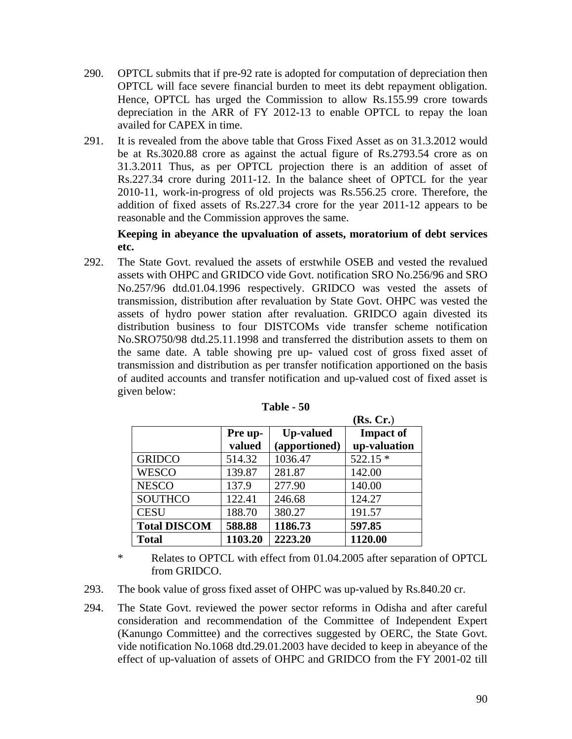290. OPTCL submits that if pre-92 rate is adopted for computation of depreciation then OPTCL will face severe financial burden to meet its debt repayment obligation. Hence, OPTCL has urged the Commission to allow Rs.155.99 crore towards depreciation in the ARR of FY 2012-13 to enable OPTCL to repay the loan availed for CAPEX in time.

291. It is revealed from the above table that Gross Fixed Asset as on 31.3.2012 would be at Rs.3020.88 crore as against the actual figure of Rs.2793.54 crore as on 31.3.2011 Thus, as per OPTCL projection there is an addition of asset of Rs.227.34 crore during 2011-12. In the balance sheet of OPTCL for the year 2010-11, work-in-progress of old projects was Rs.556.25 crore. Therefore, the addition of fixed assets of Rs.227.34 crore for the year 2011-12 appears to be reasonable and the Commission approves the same.

**Keeping in abeyance the upvaluation of assets, moratorium of debt services etc.**

292. The State Govt. revalued the assets of erstwhile OSEB and vested the revalued assets with OHPC and GRIDCO vide Govt. notification SRO No.256/96 and SRO No.257/96 dtd.01.04.1996 respectively. GRIDCO was vested the assets of transmission, distribution after revaluation by State Govt. OHPC was vested the assets of hydro power station after revaluation. GRIDCO again divested its distribution business to four DISTCOMs vide transfer scheme notification No.SRO750/98 dtd.25.11.1998 and transferred the distribution assets to them on the same date. A table showing pre up- valued cost of gross fixed asset of transmission and distribution as per transfer notification apportioned on the basis of audited accounts and transfer notification and up-valued cost of fixed asset is given below:

**Table - 50**

**(Rs. Cr.)**

| | **Pre up-valued** | **Up-valued (apportioned)** | **Impact of up-valuation** |
|---|---|---|---|
| GRIDCO | 514.32 | 1036.47 | 522.15 * |
| WESCO | 139.87 | 281.87 | 142.00 |
| NESCO | 137.9 | 277.90 | 140.00 |
| SOUTHCO | 122.41 | 246.68 | 124.27 |
| CESU | 188.70 | 380.27 | 191.57 |
| **Total DISCOM** | **588.88** | **1186.73** | **597.85** |
| **Total** | **1103.20** | **2223.20** | **1120.00** |

\* Relates to OPTCL with effect from 01.04.2005 after separation of OPTCL from GRIDCO.

293. The book value of gross fixed asset of OHPC was up-valued by Rs.840.20 cr.

294. The State Govt. reviewed the power sector reforms in Odisha and after careful consideration and recommendation of the Committee of Independent Expert (Kanungo Committee) and the correctives suggested by OERC, the State Govt. vide notification No.1068 dtd.29.01.2003 have decided to keep in abeyance of the effect of up-valuation of assets of OHPC and GRIDCO from the FY 2001-02 till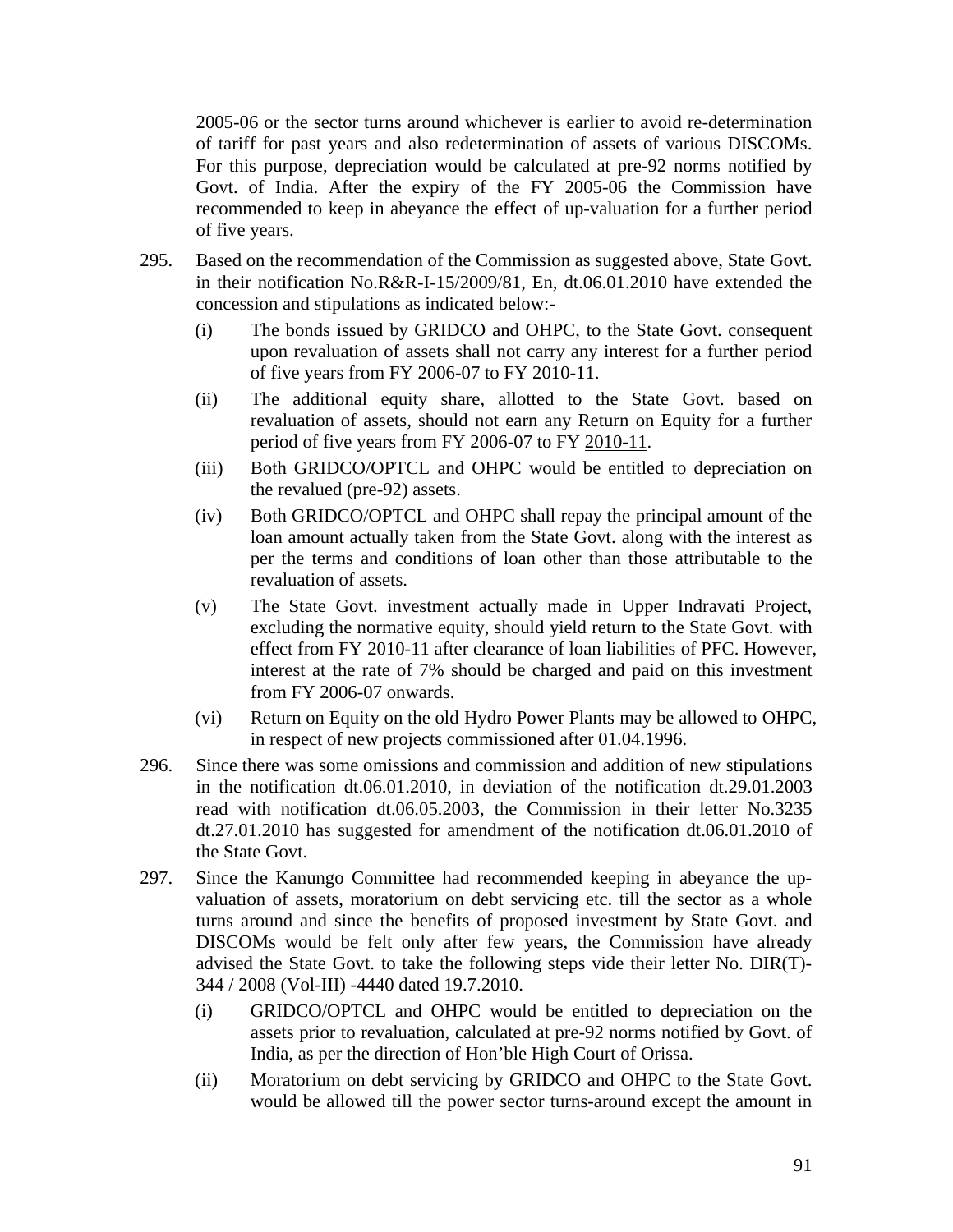2005-06 or the sector turns around whichever is earlier to avoid re-determination of tariff for past years and also redetermination of assets of various DISCOMs. For this purpose, depreciation would be calculated at pre-92 norms notified by Govt. of India. After the expiry of the FY 2005-06 the Commission have recommended to keep in abeyance the effect of up-valuation for a further period of five years.

295. Based on the recommendation of the Commission as suggested above, State Govt. in their notification No.R&R-I-15/2009/81, En, dt.06.01.2010 have extended the concession and stipulations as indicated below:-

   (i) The bonds issued by GRIDCO and OHPC, to the State Govt. consequent upon revaluation of assets shall not carry any interest for a further period of five years from FY 2006-07 to FY 2010-11.

   (ii) The additional equity share, allotted to the State Govt. based on revaluation of assets, should not earn any Return on Equity for a further period of five years from FY 2006-07 to FY 2010-11.

   (iii) Both GRIDCO/OPTCL and OHPC would be entitled to depreciation on the revalued (pre-92) assets.

   (iv) Both GRIDCO/OPTCL and OHPC shall repay the principal amount of the loan amount actually taken from the State Govt. along with the interest as per the terms and conditions of loan other than those attributable to the revaluation of assets.

   (v) The State Govt. investment actually made in Upper Indravati Project, excluding the normative equity, should yield return to the State Govt. with effect from FY 2010-11 after clearance of loan liabilities of PFC. However, interest at the rate of 7% should be charged and paid on this investment from FY 2006-07 onwards.

   (vi) Return on Equity on the old Hydro Power Plants may be allowed to OHPC, in respect of new projects commissioned after 01.04.1996.

296. Since there was some omissions and commission and addition of new stipulations in the notification dt.06.01.2010, in deviation of the notification dt.29.01.2003 read with notification dt.06.05.2003, the Commission in their letter No.3235 dt.27.01.2010 has suggested for amendment of the notification dt.06.01.2010 of the State Govt.

297. Since the Kanungo Committee had recommended keeping in abeyance the up-valuation of assets, moratorium on debt servicing etc. till the sector as a whole turns around and since the benefits of proposed investment by State Govt. and DISCOMs would be felt only after few years, the Commission have already advised the State Govt. to take the following steps vide their letter No. DIR(T)-344 / 2008 (Vol-III) -4440 dated 19.7.2010.

   (i) GRIDCO/OPTCL and OHPC would be entitled to depreciation on the assets prior to revaluation, calculated at pre-92 norms notified by Govt. of India, as per the direction of Hon'ble High Court of Orissa.

   (ii) Moratorium on debt servicing by GRIDCO and OHPC to the State Govt. would be allowed till the power sector turns-around except the amount in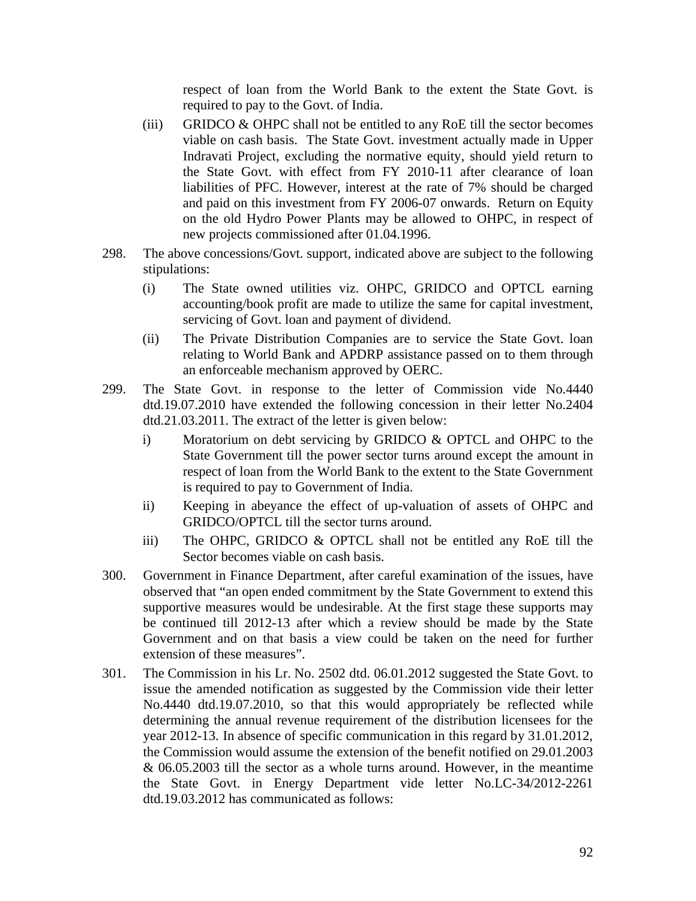respect of loan from the World Bank to the extent the State Govt. is required to pay to the Govt. of India.

(iii) GRIDCO & OHPC shall not be entitled to any RoE till the sector becomes viable on cash basis. The State Govt. investment actually made in Upper Indravati Project, excluding the normative equity, should yield return to the State Govt. with effect from FY 2010-11 after clearance of loan liabilities of PFC. However, interest at the rate of 7% should be charged and paid on this investment from FY 2006-07 onwards. Return on Equity on the old Hydro Power Plants may be allowed to OHPC, in respect of new projects commissioned after 01.04.1996.

298. The above concessions/Govt. support, indicated above are subject to the following stipulations:

(i) The State owned utilities viz. OHPC, GRIDCO and OPTCL earning accounting/book profit are made to utilize the same for capital investment, servicing of Govt. loan and payment of dividend.

(ii) The Private Distribution Companies are to service the State Govt. loan relating to World Bank and APDRP assistance passed on to them through an enforceable mechanism approved by OERC.

299. The State Govt. in response to the letter of Commission vide No.4440 dtd.19.07.2010 have extended the following concession in their letter No.2404 dtd.21.03.2011. The extract of the letter is given below:

i) Moratorium on debt servicing by GRIDCO & OPTCL and OHPC to the State Government till the power sector turns around except the amount in respect of loan from the World Bank to the extent to the State Government is required to pay to Government of India.

ii) Keeping in abeyance the effect of up-valuation of assets of OHPC and GRIDCO/OPTCL till the sector turns around.

iii) The OHPC, GRIDCO & OPTCL shall not be entitled any RoE till the Sector becomes viable on cash basis.

300. Government in Finance Department, after careful examination of the issues, have observed that "an open ended commitment by the State Government to extend this supportive measures would be undesirable. At the first stage these supports may be continued till 2012-13 after which a review should be made by the State Government and on that basis a view could be taken on the need for further extension of these measures".

301. The Commission in his Lr. No. 2502 dtd. 06.01.2012 suggested the State Govt. to issue the amended notification as suggested by the Commission vide their letter No.4440 dtd.19.07.2010, so that this would appropriately be reflected while determining the annual revenue requirement of the distribution licensees for the year 2012-13. In absence of specific communication in this regard by 31.01.2012, the Commission would assume the extension of the benefit notified on 29.01.2003 & 06.05.2003 till the sector as a whole turns around. However, in the meantime the State Govt. in Energy Department vide letter No.LC-34/2012-2261 dtd.19.03.2012 has communicated as follows: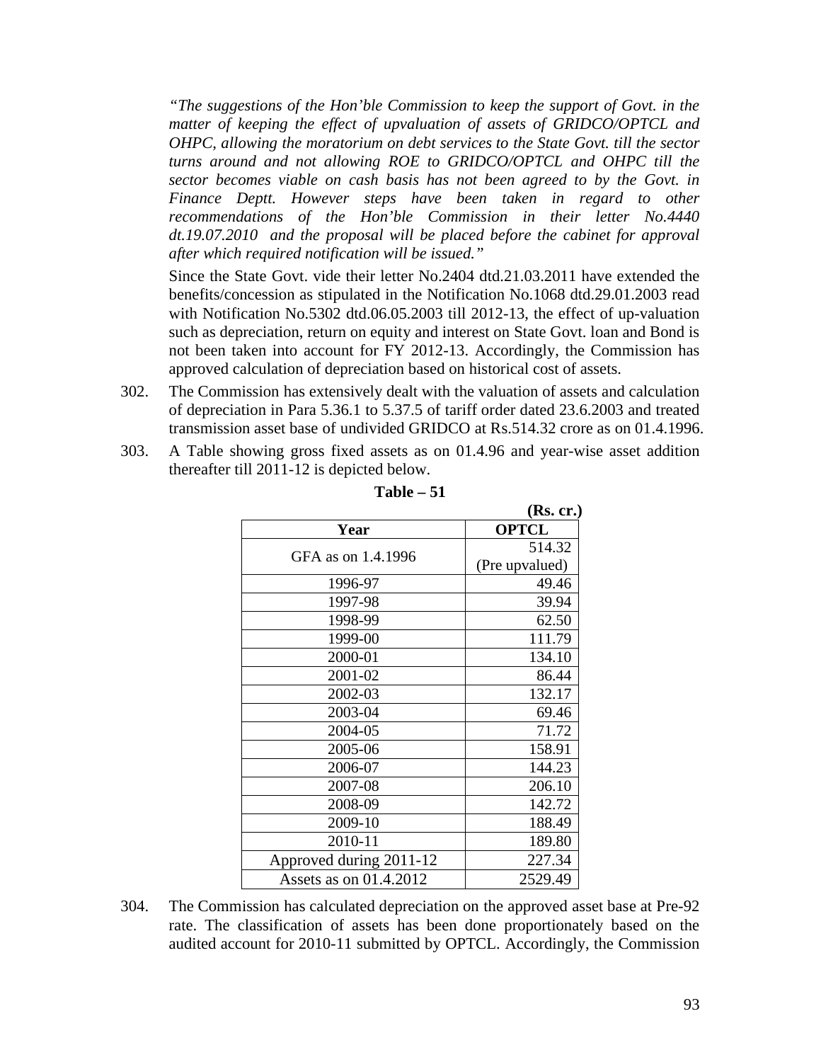*"The suggestions of the Hon'ble Commission to keep the support of Govt. in the matter of keeping the effect of upvaluation of assets of GRIDCO/OPTCL and OHPC, allowing the moratorium on debt services to the State Govt. till the sector turns around and not allowing ROE to GRIDCO/OPTCL and OHPC till the sector becomes viable on cash basis has not been agreed to by the Govt. in Finance Deptt. However steps have been taken in regard to other recommendations of the Hon'ble Commission in their letter No.4440 dt.19.07.2010 and the proposal will be placed before the cabinet for approval after which required notification will be issued."*

Since the State Govt. vide their letter No.2404 dtd.21.03.2011 have extended the benefits/concession as stipulated in the Notification No.1068 dtd.29.01.2003 read with Notification No.5302 dtd.06.05.2003 till 2012-13, the effect of up-valuation such as depreciation, return on equity and interest on State Govt. loan and Bond is not been taken into account for FY 2012-13. Accordingly, the Commission has approved calculation of depreciation based on historical cost of assets.

302. The Commission has extensively dealt with the valuation of assets and calculation of depreciation in Para 5.36.1 to 5.37.5 of tariff order dated 23.6.2003 and treated transmission asset base of undivided GRIDCO at Rs.514.32 crore as on 01.4.1996.

303. A Table showing gross fixed assets as on 01.4.96 and year-wise asset addition thereafter till 2011-12 is depicted below.

**Table – 51**

**(Rs. cr.)**

| Year | OPTCL |
|---|---|
| GFA as on 1.4.1996 | 514.32 (Pre upvalued) |
| 1996-97 | 49.46 |
| 1997-98 | 39.94 |
| 1998-99 | 62.50 |
| 1999-00 | 111.79 |
| 2000-01 | 134.10 |
| 2001-02 | 86.44 |
| 2002-03 | 132.17 |
| 2003-04 | 69.46 |
| 2004-05 | 71.72 |
| 2005-06 | 158.91 |
| 2006-07 | 144.23 |
| 2007-08 | 206.10 |
| 2008-09 | 142.72 |
| 2009-10 | 188.49 |
| 2010-11 | 189.80 |
| Approved during 2011-12 | 227.34 |
| Assets as on 01.4.2012 | 2529.49 |

304. The Commission has calculated depreciation on the approved asset base at Pre-92 rate. The classification of assets has been done proportionately based on the audited account for 2010-11 submitted by OPTCL. Accordingly, the Commission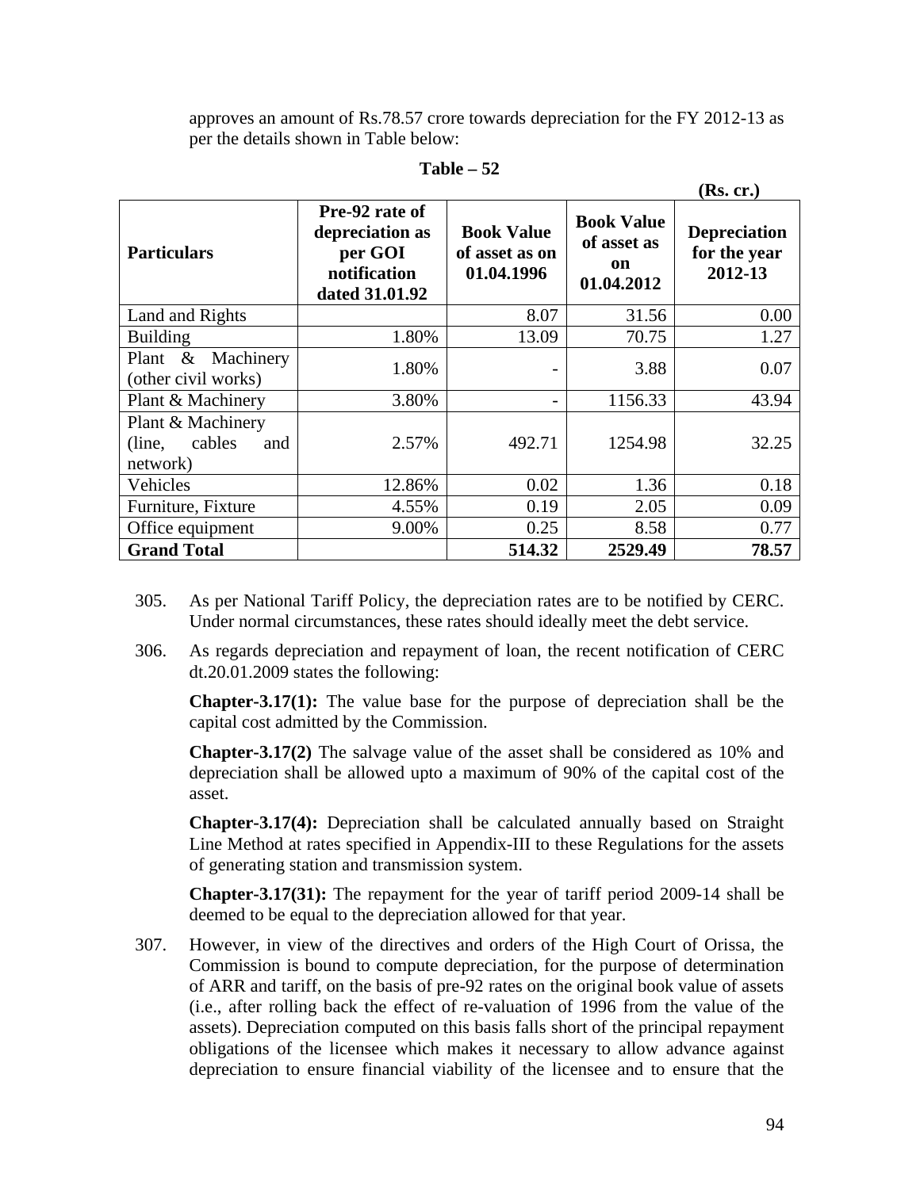approves an amount of Rs.78.57 crore towards depreciation for the FY 2012-13 as per the details shown in Table below:

**Table – 52**

**(Rs. cr.)**

| **Particulars** | **Pre-92 rate of depreciation as per GOI notification dated 31.01.92** | **Book Value of asset as on 01.04.1996** | **Book Value of asset as on 01.04.2012** | **Depreciation for the year 2012-13** |
|---|---|---|---|---|
| Land and Rights | | 8.07 | 31.56 | 0.00 |
| Building | 1.80% | 13.09 | 70.75 | 1.27 |
| Plant & Machinery (other civil works) | 1.80% | - | 3.88 | 0.07 |
| Plant & Machinery | 3.80% | - | 1156.33 | 43.94 |
| Plant & Machinery (line, cables and network) | 2.57% | 492.71 | 1254.98 | 32.25 |
| Vehicles | 12.86% | 0.02 | 1.36 | 0.18 |
| Furniture, Fixture | 4.55% | 0.19 | 2.05 | 0.09 |
| Office equipment | 9.00% | 0.25 | 8.58 | 0.77 |
| **Grand Total** | | **514.32** | **2529.49** | **78.57** |

305. As per National Tariff Policy, the depreciation rates are to be notified by CERC. Under normal circumstances, these rates should ideally meet the debt service.

306. As regards depreciation and repayment of loan, the recent notification of CERC dt.20.01.2009 states the following:

**Chapter-3.17(1):** The value base for the purpose of depreciation shall be the capital cost admitted by the Commission.

**Chapter-3.17(2)** The salvage value of the asset shall be considered as 10% and depreciation shall be allowed upto a maximum of 90% of the capital cost of the asset.

**Chapter-3.17(4):** Depreciation shall be calculated annually based on Straight Line Method at rates specified in Appendix-III to these Regulations for the assets of generating station and transmission system.

**Chapter-3.17(31):** The repayment for the year of tariff period 2009-14 shall be deemed to be equal to the depreciation allowed for that year.

307. However, in view of the directives and orders of the High Court of Orissa, the Commission is bound to compute depreciation, for the purpose of determination of ARR and tariff, on the basis of pre-92 rates on the original book value of assets (i.e., after rolling back the effect of re-valuation of 1996 from the value of the assets). Depreciation computed on this basis falls short of the principal repayment obligations of the licensee which makes it necessary to allow advance against depreciation to ensure financial viability of the licensee and to ensure that the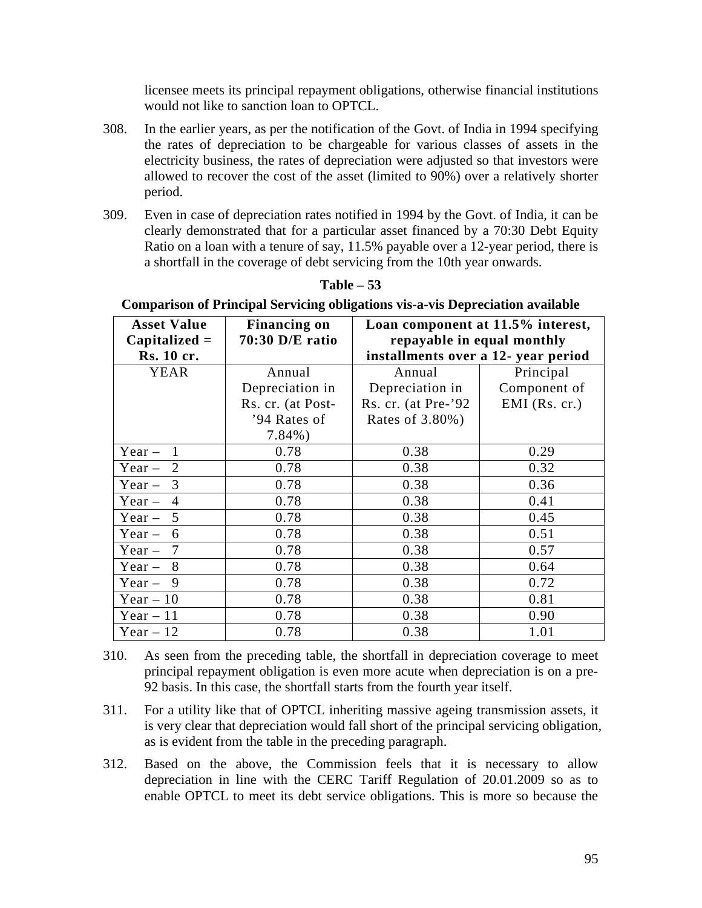licensee meets its principal repayment obligations, otherwise financial institutions would not like to sanction loan to OPTCL.

308. In the earlier years, as per the notification of the Govt. of India in 1994 specifying the rates of depreciation to be chargeable for various classes of assets in the electricity business, the rates of depreciation were adjusted so that investors were allowed to recover the cost of the asset (limited to 90%) over a relatively shorter period.

309. Even in case of depreciation rates notified in 1994 by the Govt. of India, it can be clearly demonstrated that for a particular asset financed by a 70:30 Debt Equity Ratio on a loan with a tenure of say, 11.5% payable over a 12-year period, there is a shortfall in the coverage of debt servicing from the 10th year onwards.

**Table – 53**

**Comparison of Principal Servicing obligations vis-a-vis Depreciation available**

| **Asset Value Capitalized = Rs. 10 cr.** | **Financing on 70:30 D/E ratio** | **Loan component at 11.5% interest, repayable in equal monthly installments over a 12- year period** | |
|---|---|---|---|
| YEAR | Annual Depreciation in Rs. cr. (at Post-'94 Rates of 7.84%) | Annual Depreciation in Rs. cr. (at Pre-'92 Rates of 3.80%) | Principal Component of EMI (Rs. cr.) |
| Year – 1 | 0.78 | 0.38 | 0.29 |
| Year – 2 | 0.78 | 0.38 | 0.32 |
| Year – 3 | 0.78 | 0.38 | 0.36 |
| Year – 4 | 0.78 | 0.38 | 0.41 |
| Year – 5 | 0.78 | 0.38 | 0.45 |
| Year – 6 | 0.78 | 0.38 | 0.51 |
| Year – 7 | 0.78 | 0.38 | 0.57 |
| Year – 8 | 0.78 | 0.38 | 0.64 |
| Year – 9 | 0.78 | 0.38 | 0.72 |
| Year – 10 | 0.78 | 0.38 | 0.81 |
| Year – 11 | 0.78 | 0.38 | 0.90 |
| Year – 12 | 0.78 | 0.38 | 1.01 |

310. As seen from the preceding table, the shortfall in depreciation coverage to meet principal repayment obligation is even more acute when depreciation is on a pre-92 basis. In this case, the shortfall starts from the fourth year itself.

311. For a utility like that of OPTCL inheriting massive ageing transmission assets, it is very clear that depreciation would fall short of the principal servicing obligation, as is evident from the table in the preceding paragraph.

312. Based on the above, the Commission feels that it is necessary to allow depreciation in line with the CERC Tariff Regulation of 20.01.2009 so as to enable OPTCL to meet its debt service obligations. This is more so because the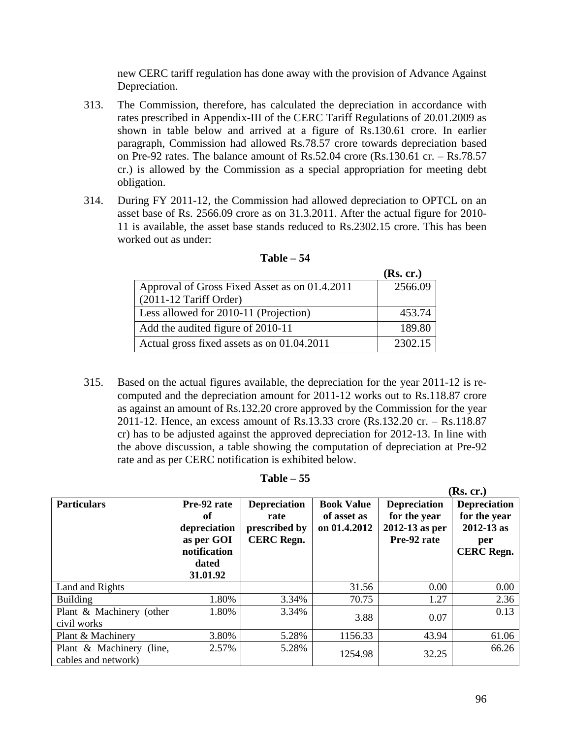new CERC tariff regulation has done away with the provision of Advance Against Depreciation.

313. The Commission, therefore, has calculated the depreciation in accordance with rates prescribed in Appendix-III of the CERC Tariff Regulations of 20.01.2009 as shown in table below and arrived at a figure of Rs.130.61 crore. In earlier paragraph, Commission had allowed Rs.78.57 crore towards depreciation based on Pre-92 rates. The balance amount of Rs.52.04 crore (Rs.130.61 cr. – Rs.78.57 cr.) is allowed by the Commission as a special appropriation for meeting debt obligation.

314. During FY 2011-12, the Commission had allowed depreciation to OPTCL on an asset base of Rs. 2566.09 crore as on 31.3.2011. After the actual figure for 2010-11 is available, the asset base stands reduced to Rs.2302.15 crore. This has been worked out as under:

**Table – 54**

| | (Rs. cr.) |
|---|---|
| Approval of Gross Fixed Asset as on 01.4.2011 (2011-12 Tariff Order) | 2566.09 |
| Less allowed for 2010-11 (Projection) | 453.74 |
| Add the audited figure of 2010-11 | 189.80 |
| Actual gross fixed assets as on 01.04.2011 | 2302.15 |

315. Based on the actual figures available, the depreciation for the year 2011-12 is re-computed and the depreciation amount for 2011-12 works out to Rs.118.87 crore as against an amount of Rs.132.20 crore approved by the Commission for the year 2011-12. Hence, an excess amount of Rs.13.33 crore (Rs.132.20 cr. – Rs.118.87 cr) has to be adjusted against the approved depreciation for 2012-13. In line with the above discussion, a table showing the computation of depreciation at Pre-92 rate and as per CERC notification is exhibited below.

**Table – 55**

(Rs. cr.)

| Particulars | Pre-92 rate of depreciation as per GOI notification dated 31.01.92 | Depreciation rate prescribed by CERC Regn. | Book Value of asset as on 01.4.2012 | Depreciation for the year 2012-13 as per Pre-92 rate | Depreciation for the year 2012-13 as per CERC Regn. |
|---|---|---|---|---|---|
| Land and Rights | | | 31.56 | 0.00 | 0.00 |
| Building | 1.80% | 3.34% | 70.75 | 1.27 | 2.36 |
| Plant & Machinery (other civil works | 1.80% | 3.34% | 3.88 | 0.07 | 0.13 |
| Plant & Machinery | 3.80% | 5.28% | 1156.33 | 43.94 | 61.06 |
| Plant & Machinery (line, cables and network) | 2.57% | 5.28% | 1254.98 | 32.25 | 66.26 |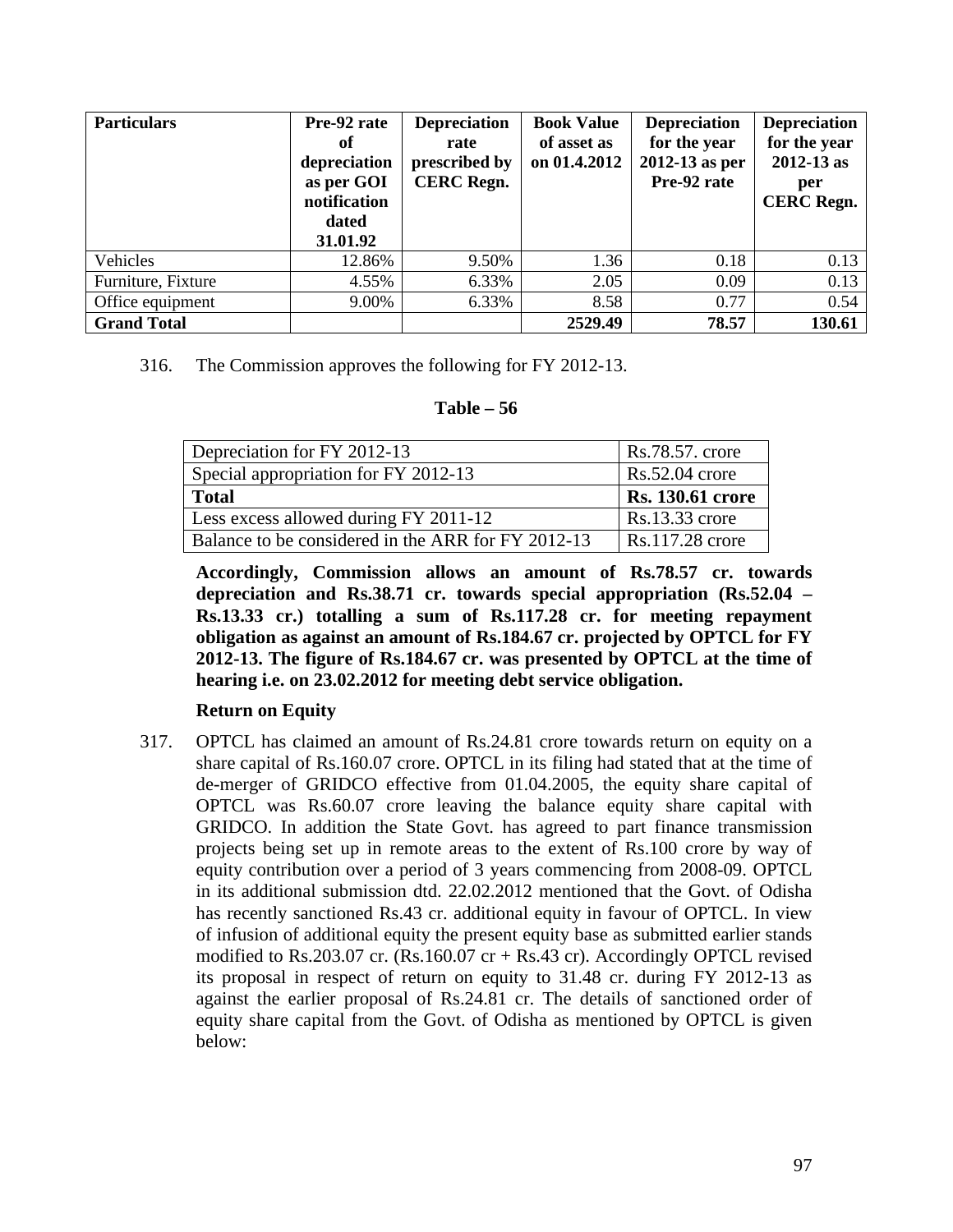| Particulars | Pre-92 rate of depreciation as per GOI notification dated 31.01.92 | Depreciation rate prescribed by CERC Regn. | Book Value of asset as on 01.4.2012 | Depreciation for the year 2012-13 as per Pre-92 rate | Depreciation for the year 2012-13 as per CERC Regn. |
|---|---|---|---|---|---|
| Vehicles | 12.86% | 9.50% | 1.36 | 0.18 | 0.13 |
| Furniture, Fixture | 4.55% | 6.33% | 2.05 | 0.09 | 0.13 |
| Office equipment | 9.00% | 6.33% | 8.58 | 0.77 | 0.54 |
| **Grand Total** | | | **2529.49** | **78.57** | **130.61** |

316. The Commission approves the following for FY 2012-13.

**Table – 56**

| Depreciation for FY 2012-13 | Rs.78.57. crore |
|---|---|
| Special appropriation for FY 2012-13 | Rs.52.04 crore |
| **Total** | **Rs. 130.61 crore** |
| Less excess allowed during FY 2011-12 | Rs.13.33 crore |
| Balance to be considered in the ARR for FY 2012-13 | Rs.117.28 crore |

**Accordingly, Commission allows an amount of Rs.78.57 cr. towards depreciation and Rs.38.71 cr. towards special appropriation (Rs.52.04 – Rs.13.33 cr.) totalling a sum of Rs.117.28 cr. for meeting repayment obligation as against an amount of Rs.184.67 cr. projected by OPTCL for FY 2012-13. The figure of Rs.184.67 cr. was presented by OPTCL at the time of hearing i.e. on 23.02.2012 for meeting debt service obligation.**

**Return on Equity**

317. OPTCL has claimed an amount of Rs.24.81 crore towards return on equity on a share capital of Rs.160.07 crore. OPTCL in its filing had stated that at the time of de-merger of GRIDCO effective from 01.04.2005, the equity share capital of OPTCL was Rs.60.07 crore leaving the balance equity share capital with GRIDCO. In addition the State Govt. has agreed to part finance transmission projects being set up in remote areas to the extent of Rs.100 crore by way of equity contribution over a period of 3 years commencing from 2008-09. OPTCL in its additional submission dtd. 22.02.2012 mentioned that the Govt. of Odisha has recently sanctioned Rs.43 cr. additional equity in favour of OPTCL. In view of infusion of additional equity the present equity base as submitted earlier stands modified to Rs.203.07 cr. (Rs.160.07 cr + Rs.43 cr). Accordingly OPTCL revised its proposal in respect of return on equity to 31.48 cr. during FY 2012-13 as against the earlier proposal of Rs.24.81 cr. The details of sanctioned order of equity share capital from the Govt. of Odisha as mentioned by OPTCL is given below: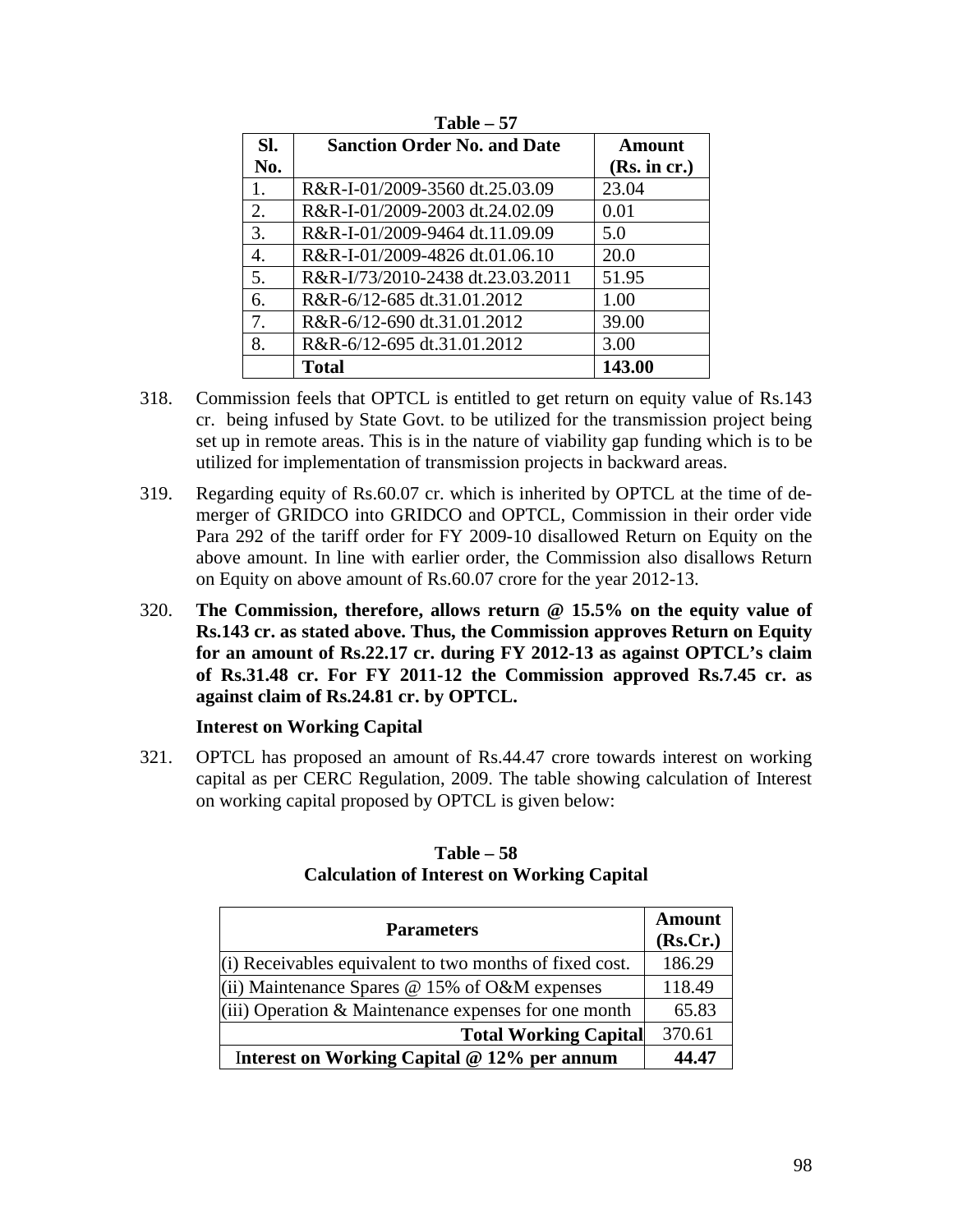**Table – 57**

| Sl. No. | Sanction Order No. and Date | Amount (Rs. in cr.) |
|---|---|---|
| 1. | R&R-I-01/2009-3560 dt.25.03.09 | 23.04 |
| 2. | R&R-I-01/2009-2003 dt.24.02.09 | 0.01 |
| 3. | R&R-I-01/2009-9464 dt.11.09.09 | 5.0 |
| 4. | R&R-I-01/2009-4826 dt.01.06.10 | 20.0 |
| 5. | R&R-I/73/2010-2438 dt.23.03.2011 | 51.95 |
| 6. | R&R-6/12-685 dt.31.01.2012 | 1.00 |
| 7. | R&R-6/12-690 dt.31.01.2012 | 39.00 |
| 8. | R&R-6/12-695 dt.31.01.2012 | 3.00 |
| | **Total** | **143.00** |

318. Commission feels that OPTCL is entitled to get return on equity value of Rs.143 cr. being infused by State Govt. to be utilized for the transmission project being set up in remote areas. This is in the nature of viability gap funding which is to be utilized for implementation of transmission projects in backward areas.

319. Regarding equity of Rs.60.07 cr. which is inherited by OPTCL at the time of de-merger of GRIDCO into GRIDCO and OPTCL, Commission in their order vide Para 292 of the tariff order for FY 2009-10 disallowed Return on Equity on the above amount. In line with earlier order, the Commission also disallows Return on Equity on above amount of Rs.60.07 crore for the year 2012-13.

320. **The Commission, therefore, allows return @ 15.5% on the equity value of Rs.143 cr. as stated above. Thus, the Commission approves Return on Equity for an amount of Rs.22.17 cr. during FY 2012-13 as against OPTCL's claim of Rs.31.48 cr. For FY 2011-12 the Commission approved Rs.7.45 cr. as against claim of Rs.24.81 cr. by OPTCL.**

**Interest on Working Capital**

321. OPTCL has proposed an amount of Rs.44.47 crore towards interest on working capital as per CERC Regulation, 2009. The table showing calculation of Interest on working capital proposed by OPTCL is given below:

**Table – 58**
**Calculation of Interest on Working Capital**

| Parameters | Amount (Rs.Cr.) |
|---|---|
| (i) Receivables equivalent to two months of fixed cost. | 186.29 |
| (ii) Maintenance Spares @ 15% of O&M expenses | 118.49 |
| (iii) Operation & Maintenance expenses for one month | 65.83 |
| **Total Working Capital** | 370.61 |
| **Interest on Working Capital @ 12% per annum** | **44.47** |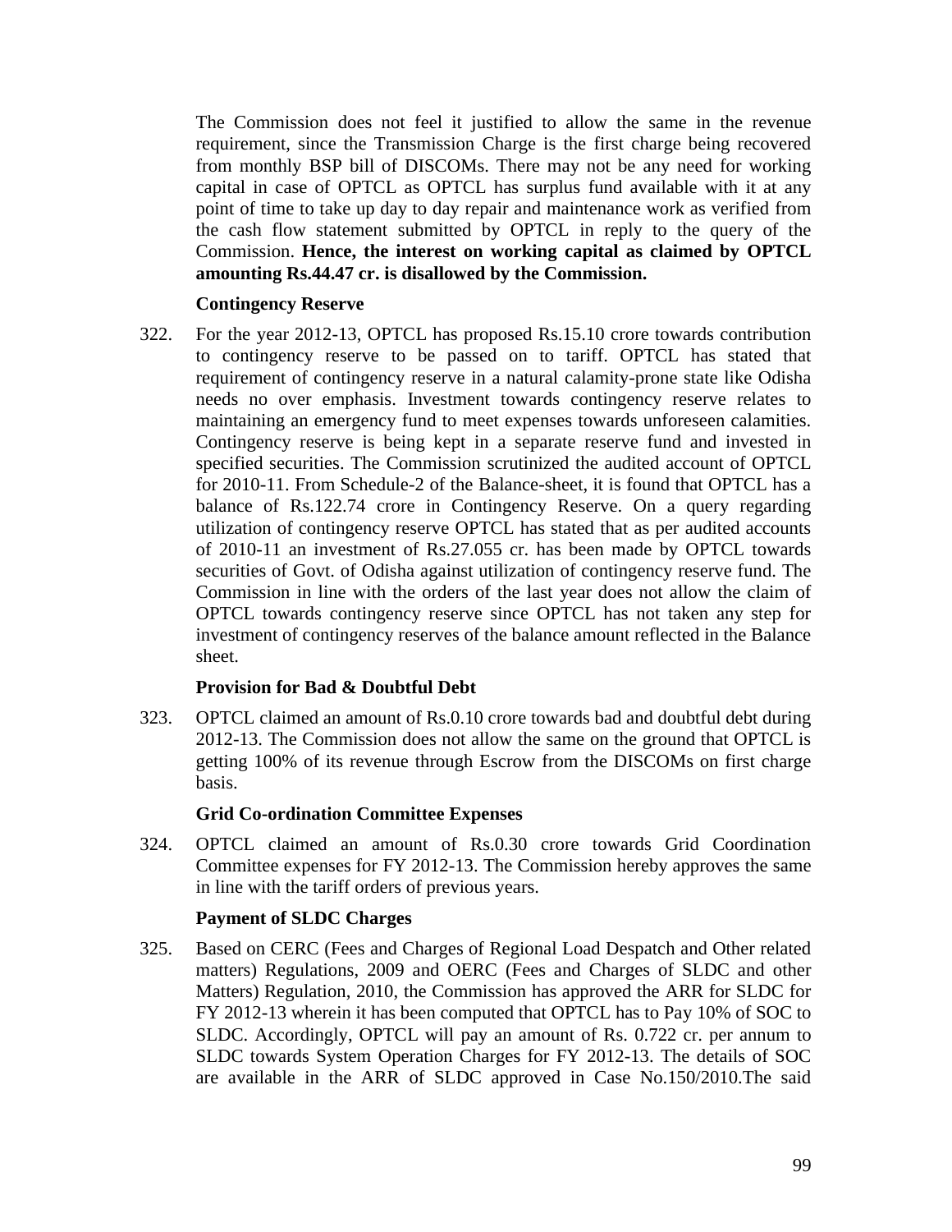The Commission does not feel it justified to allow the same in the revenue requirement, since the Transmission Charge is the first charge being recovered from monthly BSP bill of DISCOMs. There may not be any need for working capital in case of OPTCL as OPTCL has surplus fund available with it at any point of time to take up day to day repair and maintenance work as verified from the cash flow statement submitted by OPTCL in reply to the query of the Commission. **Hence, the interest on working capital as claimed by OPTCL amounting Rs.44.47 cr. is disallowed by the Commission.**

**Contingency Reserve**

322. For the year 2012-13, OPTCL has proposed Rs.15.10 crore towards contribution to contingency reserve to be passed on to tariff. OPTCL has stated that requirement of contingency reserve in a natural calamity-prone state like Odisha needs no over emphasis. Investment towards contingency reserve relates to maintaining an emergency fund to meet expenses towards unforeseen calamities. Contingency reserve is being kept in a separate reserve fund and invested in specified securities. The Commission scrutinized the audited account of OPTCL for 2010-11. From Schedule-2 of the Balance-sheet, it is found that OPTCL has a balance of Rs.122.74 crore in Contingency Reserve. On a query regarding utilization of contingency reserve OPTCL has stated that as per audited accounts of 2010-11 an investment of Rs.27.055 cr. has been made by OPTCL towards securities of Govt. of Odisha against utilization of contingency reserve fund. The Commission in line with the orders of the last year does not allow the claim of OPTCL towards contingency reserve since OPTCL has not taken any step for investment of contingency reserves of the balance amount reflected in the Balance sheet.

**Provision for Bad & Doubtful Debt**

323. OPTCL claimed an amount of Rs.0.10 crore towards bad and doubtful debt during 2012-13. The Commission does not allow the same on the ground that OPTCL is getting 100% of its revenue through Escrow from the DISCOMs on first charge basis.

**Grid Co-ordination Committee Expenses**

324. OPTCL claimed an amount of Rs.0.30 crore towards Grid Coordination Committee expenses for FY 2012-13. The Commission hereby approves the same in line with the tariff orders of previous years.

**Payment of SLDC Charges**

325. Based on CERC (Fees and Charges of Regional Load Despatch and Other related matters) Regulations, 2009 and OERC (Fees and Charges of SLDC and other Matters) Regulation, 2010, the Commission has approved the ARR for SLDC for FY 2012-13 wherein it has been computed that OPTCL has to Pay 10% of SOC to SLDC. Accordingly, OPTCL will pay an amount of Rs. 0.722 cr. per annum to SLDC towards System Operation Charges for FY 2012-13. The details of SOC are available in the ARR of SLDC approved in Case No.150/2010.The said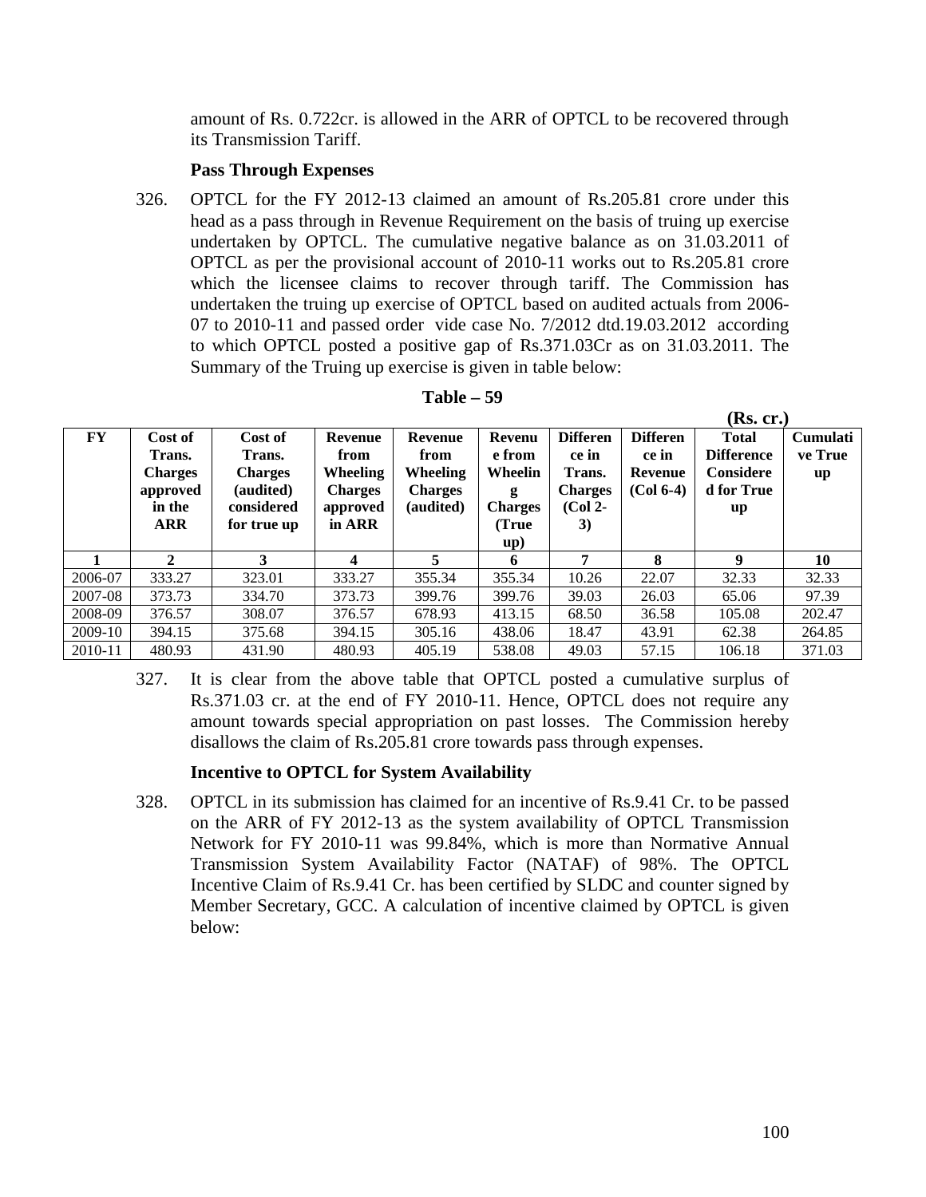amount of Rs. 0.722cr. is allowed in the ARR of OPTCL to be recovered through its Transmission Tariff.

**Pass Through Expenses**

326. OPTCL for the FY 2012-13 claimed an amount of Rs.205.81 crore under this head as a pass through in Revenue Requirement on the basis of truing up exercise undertaken by OPTCL. The cumulative negative balance as on 31.03.2011 of OPTCL as per the provisional account of 2010-11 works out to Rs.205.81 crore which the licensee claims to recover through tariff. The Commission has undertaken the truing up exercise of OPTCL based on audited actuals from 2006-07 to 2010-11 and passed order vide case No. 7/2012 dtd.19.03.2012 according to which OPTCL posted a positive gap of Rs.371.03Cr as on 31.03.2011. The Summary of the Truing up exercise is given in table below:

**Table – 59**

**(Rs. cr.)**

| FY | Cost of Trans. Charges approved in the ARR | Cost of Trans. Charges (audited) considered for true up | Revenue from Wheeling Charges approved in ARR | Revenue from Wheeling Charges (audited) | Revenue from Wheeling Charges (True up) | Difference in Trans. Charges (Col 2-3) | Difference in Revenue (Col 6-4) | Total Difference Considered for True up | Cumulative True up |
|---|---|---|---|---|---|---|---|---|---|
| 1 | 2 | 3 | 4 | 5 | 6 | 7 | 8 | 9 | 10 |
| 2006-07 | 333.27 | 323.01 | 333.27 | 355.34 | 355.34 | 10.26 | 22.07 | 32.33 | 32.33 |
| 2007-08 | 373.73 | 334.70 | 373.73 | 399.76 | 399.76 | 39.03 | 26.03 | 65.06 | 97.39 |
| 2008-09 | 376.57 | 308.07 | 376.57 | 678.93 | 413.15 | 68.50 | 36.58 | 105.08 | 202.47 |
| 2009-10 | 394.15 | 375.68 | 394.15 | 305.16 | 438.06 | 18.47 | 43.91 | 62.38 | 264.85 |
| 2010-11 | 480.93 | 431.90 | 480.93 | 405.19 | 538.08 | 49.03 | 57.15 | 106.18 | 371.03 |

327. It is clear from the above table that OPTCL posted a cumulative surplus of Rs.371.03 cr. at the end of FY 2010-11. Hence, OPTCL does not require any amount towards special appropriation on past losses. The Commission hereby disallows the claim of Rs.205.81 crore towards pass through expenses.

**Incentive to OPTCL for System Availability**

328. OPTCL in its submission has claimed for an incentive of Rs.9.41 Cr. to be passed on the ARR of FY 2012-13 as the system availability of OPTCL Transmission Network for FY 2010-11 was 99.84%, which is more than Normative Annual Transmission System Availability Factor (NATAF) of 98%. The OPTCL Incentive Claim of Rs.9.41 Cr. has been certified by SLDC and counter signed by Member Secretary, GCC. A calculation of incentive claimed by OPTCL is given below: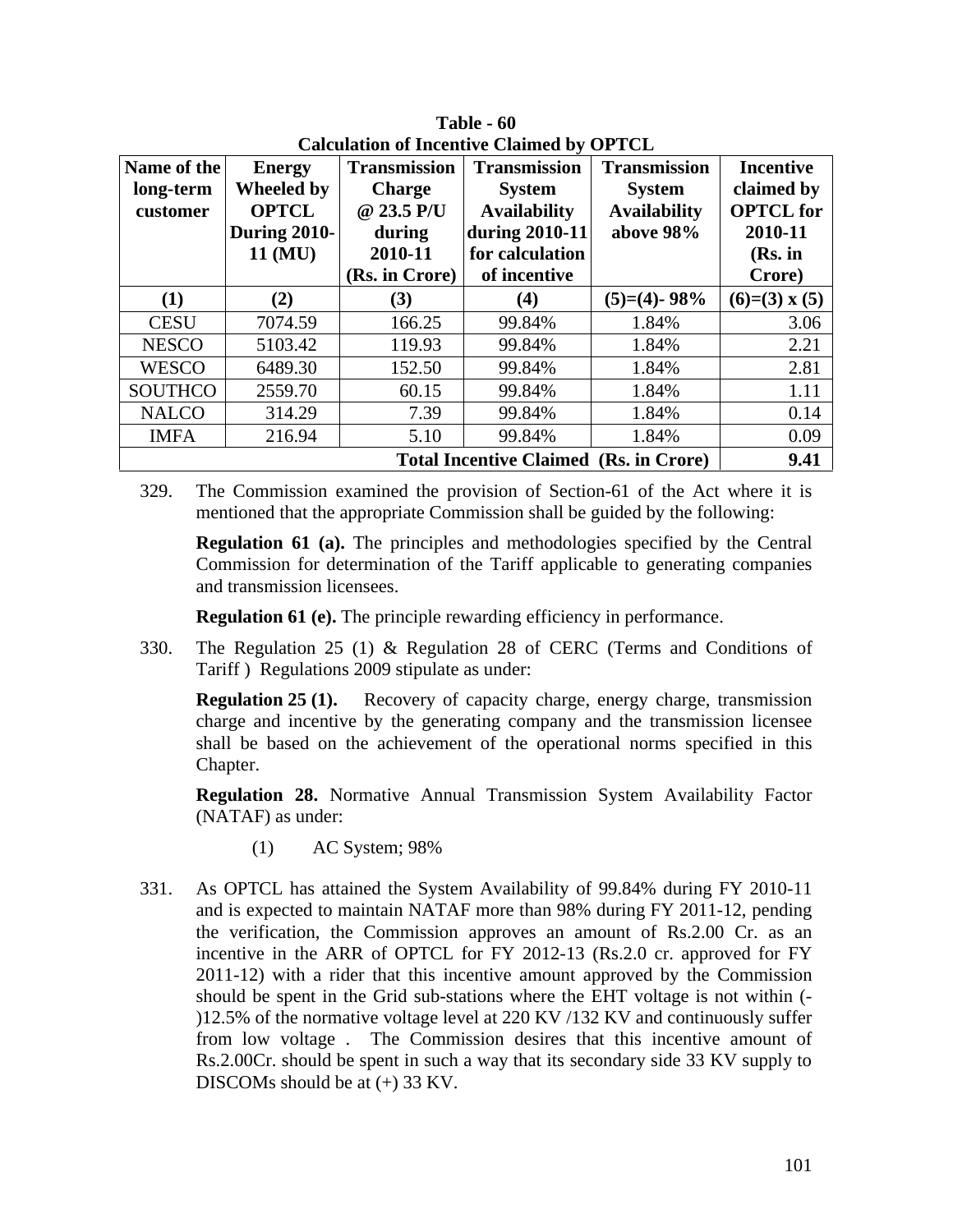**Table - 60**
**Calculation of Incentive Claimed by OPTCL**

| Name of the long-term customer | Energy Wheeled by OPTCL During 2010-11 (MU) | Transmission Charge @ 23.5 P/U during 2010-11 (Rs. in Crore) | Transmission System Availability during 2010-11 for calculation of incentive | Transmission System Availability above 98% | Incentive claimed by OPTCL for 2010-11 (Rs. in Crore) |
|---|---|---|---|---|---|
| (1) | (2) | (3) | (4) | (5)=(4)- 98% | (6)=(3) x (5) |
| CESU | 7074.59 | 166.25 | 99.84% | 1.84% | 3.06 |
| NESCO | 5103.42 | 119.93 | 99.84% | 1.84% | 2.21 |
| WESCO | 6489.30 | 152.50 | 99.84% | 1.84% | 2.81 |
| SOUTHCO | 2559.70 | 60.15 | 99.84% | 1.84% | 1.11 |
| NALCO | 314.29 | 7.39 | 99.84% | 1.84% | 0.14 |
| IMFA | 216.94 | 5.10 | 99.84% | 1.84% | 0.09 |
| **Total Incentive Claimed (Rs. in Crore)** | | | | | **9.41** |

329. The Commission examined the provision of Section-61 of the Act where it is mentioned that the appropriate Commission shall be guided by the following:

**Regulation 61 (a).** The principles and methodologies specified by the Central Commission for determination of the Tariff applicable to generating companies and transmission licensees.

**Regulation 61 (e).** The principle rewarding efficiency in performance.

330. The Regulation 25 (1) & Regulation 28 of CERC (Terms and Conditions of Tariff ) Regulations 2009 stipulate as under:

**Regulation 25 (1).** Recovery of capacity charge, energy charge, transmission charge and incentive by the generating company and the transmission licensee shall be based on the achievement of the operational norms specified in this Chapter.

**Regulation 28.** Normative Annual Transmission System Availability Factor (NATAF) as under:

(1) AC System; 98%

331. As OPTCL has attained the System Availability of 99.84% during FY 2010-11 and is expected to maintain NATAF more than 98% during FY 2011-12, pending the verification, the Commission approves an amount of Rs.2.00 Cr. as an incentive in the ARR of OPTCL for FY 2012-13 (Rs.2.0 cr. approved for FY 2011-12) with a rider that this incentive amount approved by the Commission should be spent in the Grid sub-stations where the EHT voltage is not within (-)12.5% of the normative voltage level at 220 KV /132 KV and continuously suffer from low voltage . The Commission desires that this incentive amount of Rs.2.00Cr. should be spent in such a way that its secondary side 33 KV supply to DISCOMs should be at (+) 33 KV.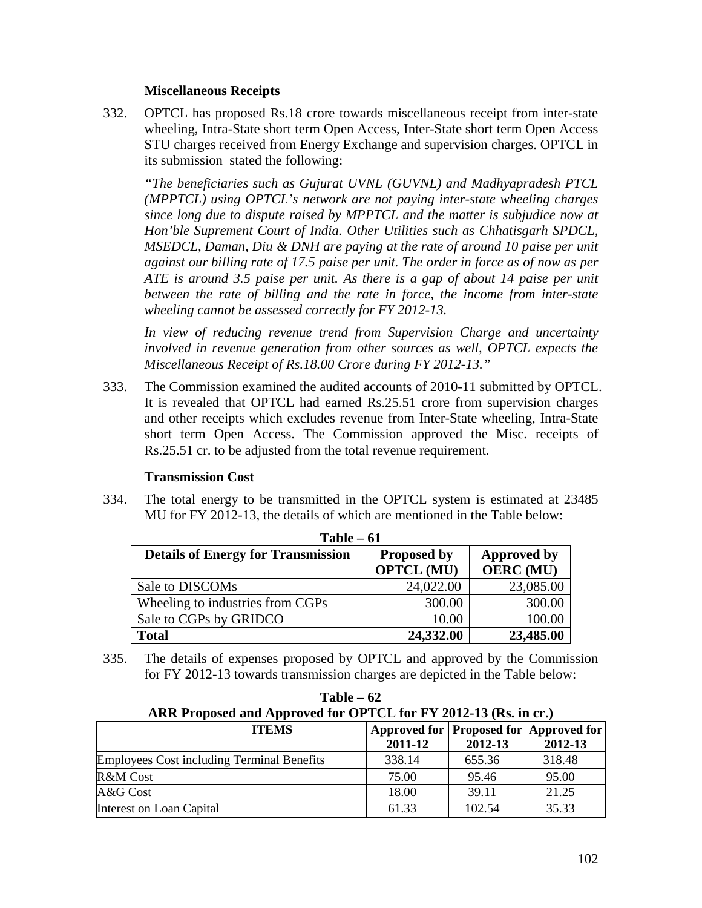**Miscellaneous Receipts**

332. OPTCL has proposed Rs.18 crore towards miscellaneous receipt from inter-state wheeling, Intra-State short term Open Access, Inter-State short term Open Access STU charges received from Energy Exchange and supervision charges. OPTCL in its submission stated the following:

*"The beneficiaries such as Gujurat UVNL (GUVNL) and Madhyapradesh PTCL (MPPTCL) using OPTCL's network are not paying inter-state wheeling charges since long due to dispute raised by MPPTCL and the matter is subjudice now at Hon'ble Supremen Court of India. Other Utilities such as Chhatisgarh SPDCL, MSEDCL, Daman, Diu & DNH are paying at the rate of around 10 paise per unit against our billing rate of 17.5 paise per unit. The order in force as of now as per ATE is around 3.5 paise per unit. As there is a gap of about 14 paise per unit between the rate of billing and the rate in force, the income from inter-state wheeling cannot be assessed correctly for FY 2012-13.*

*In view of reducing revenue trend from Supervision Charge and uncertainty involved in revenue generation from other sources as well, OPTCL expects the Miscellaneous Receipt of Rs.18.00 Crore during FY 2012-13."*

333. The Commission examined the audited accounts of 2010-11 submitted by OPTCL. It is revealed that OPTCL had earned Rs.25.51 crore from supervision charges and other receipts which excludes revenue from Inter-State wheeling, Intra-State short term Open Access. The Commission approved the Misc. receipts of Rs.25.51 cr. to be adjusted from the total revenue requirement.

**Transmission Cost**

334. The total energy to be transmitted in the OPTCL system is estimated at 23485 MU for FY 2012-13, the details of which are mentioned in the Table below:

**Table – 61**

| Details of Energy for Transmission | Proposed by OPTCL (MU) | Approved by OERC (MU) |
|---|---|---|
| Sale to DISCOMs | 24,022.00 | 23,085.00 |
| Wheeling to industries from CGPs | 300.00 | 300.00 |
| Sale to CGPs by GRIDCO | 10.00 | 100.00 |
| **Total** | **24,332.00** | **23,485.00** |

335. The details of expenses proposed by OPTCL and approved by the Commission for FY 2012-13 towards transmission charges are depicted in the Table below:

**Table – 62**
**ARR Proposed and Approved for OPTCL for FY 2012-13 (Rs. in cr.)**

| ITEMS | Approved for 2011-12 | Proposed for 2012-13 | Approved for 2012-13 |
|---|---|---|---|
| Employees Cost including Terminal Benefits | 338.14 | 655.36 | 318.48 |
| R&M Cost | 75.00 | 95.46 | 95.00 |
| A&G Cost | 18.00 | 39.11 | 21.25 |
| Interest on Loan Capital | 61.33 | 102.54 | 35.33 |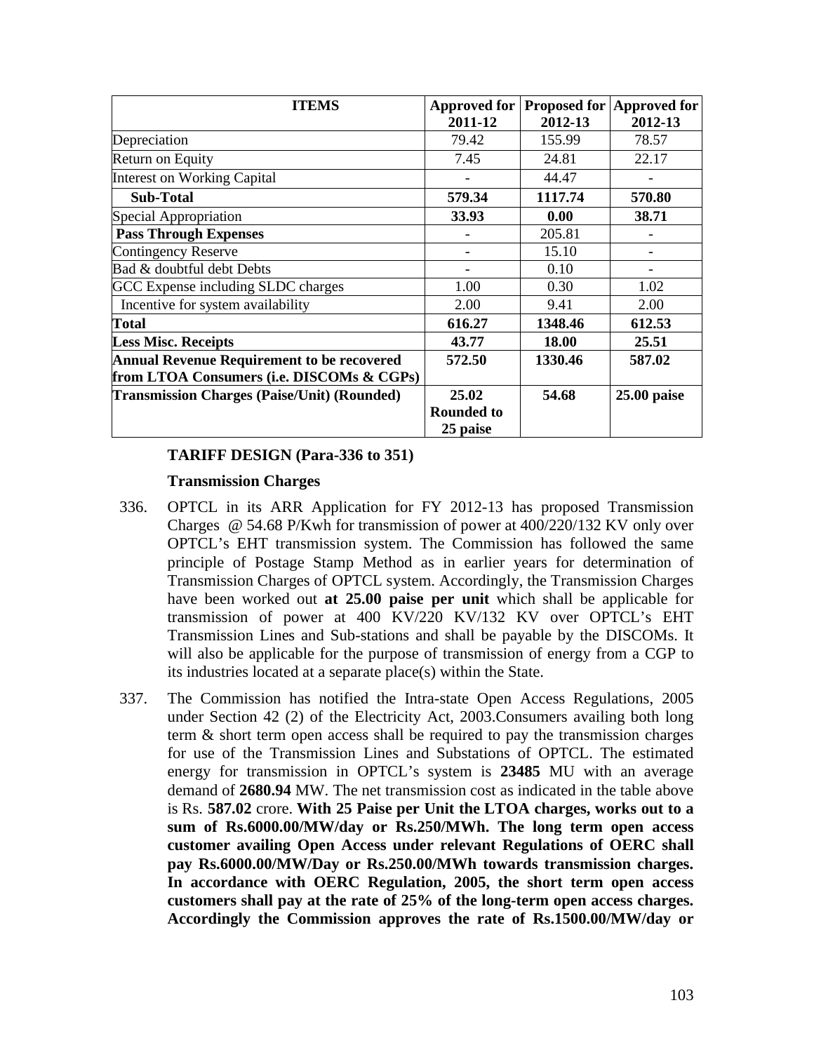| ITEMS | Approved for 2011-12 | Proposed for 2012-13 | Approved for 2012-13 |
|---|---|---|---|
| Depreciation | 79.42 | 155.99 | 78.57 |
| Return on Equity | 7.45 | 24.81 | 22.17 |
| Interest on Working Capital | - | 44.47 | - |
| **Sub-Total** | **579.34** | **1117.74** | **570.80** |
| Special Appropriation | **33.93** | **0.00** | **38.71** |
| **Pass Through Expenses** | - | 205.81 | - |
| Contingency Reserve | - | 15.10 | - |
| Bad & doubtful debt Debts | - | 0.10 | - |
| GCC Expense including SLDC charges | 1.00 | 0.30 | 1.02 |
| Incentive for system availability | 2.00 | 9.41 | 2.00 |
| **Total** | **616.27** | **1348.46** | **612.53** |
| **Less Misc. Receipts** | **43.77** | **18.00** | **25.51** |
| **Annual Revenue Requirement to be recovered from LTOA Consumers (i.e. DISCOMs & CGPs)** | **572.50** | **1330.46** | **587.02** |
| **Transmission Charges (Paise/Unit) (Rounded)** | **25.02 Rounded to 25 paise** | **54.68** | **25.00 paise** |

**TARIFF DESIGN (Para-336 to 351)**

**Transmission Charges**

336. OPTCL in its ARR Application for FY 2012-13 has proposed Transmission Charges @ 54.68 P/Kwh for transmission of power at 400/220/132 KV only over OPTCL's EHT transmission system. The Commission has followed the same principle of Postage Stamp Method as in earlier years for determination of Transmission Charges of OPTCL system. Accordingly, the Transmission Charges have been worked out **at 25.00 paise per unit** which shall be applicable for transmission of power at 400 KV/220 KV/132 KV over OPTCL's EHT Transmission Lines and Sub-stations and shall be payable by the DISCOMs. It will also be applicable for the purpose of transmission of energy from a CGP to its industries located at a separate place(s) within the State.

337. The Commission has notified the Intra-state Open Access Regulations, 2005 under Section 42 (2) of the Electricity Act, 2003.Consumers availing both long term & short term open access shall be required to pay the transmission charges for use of the Transmission Lines and Substations of OPTCL. The estimated energy for transmission in OPTCL's system is **23485** MU with an average demand of **2680.94** MW. The net transmission cost as indicated in the table above is Rs. **587.02** crore. **With 25 Paise per Unit the LTOA charges, works out to a sum of Rs.6000.00/MW/day or Rs.250/MWh. The long term open access customer availing Open Access under relevant Regulations of OERC shall pay Rs.6000.00/MW/Day or Rs.250.00/MWh towards transmission charges. In accordance with OERC Regulation, 2005, the short term open access customers shall pay at the rate of 25% of the long-term open access charges. Accordingly the Commission approves the rate of Rs.1500.00/MW/day or**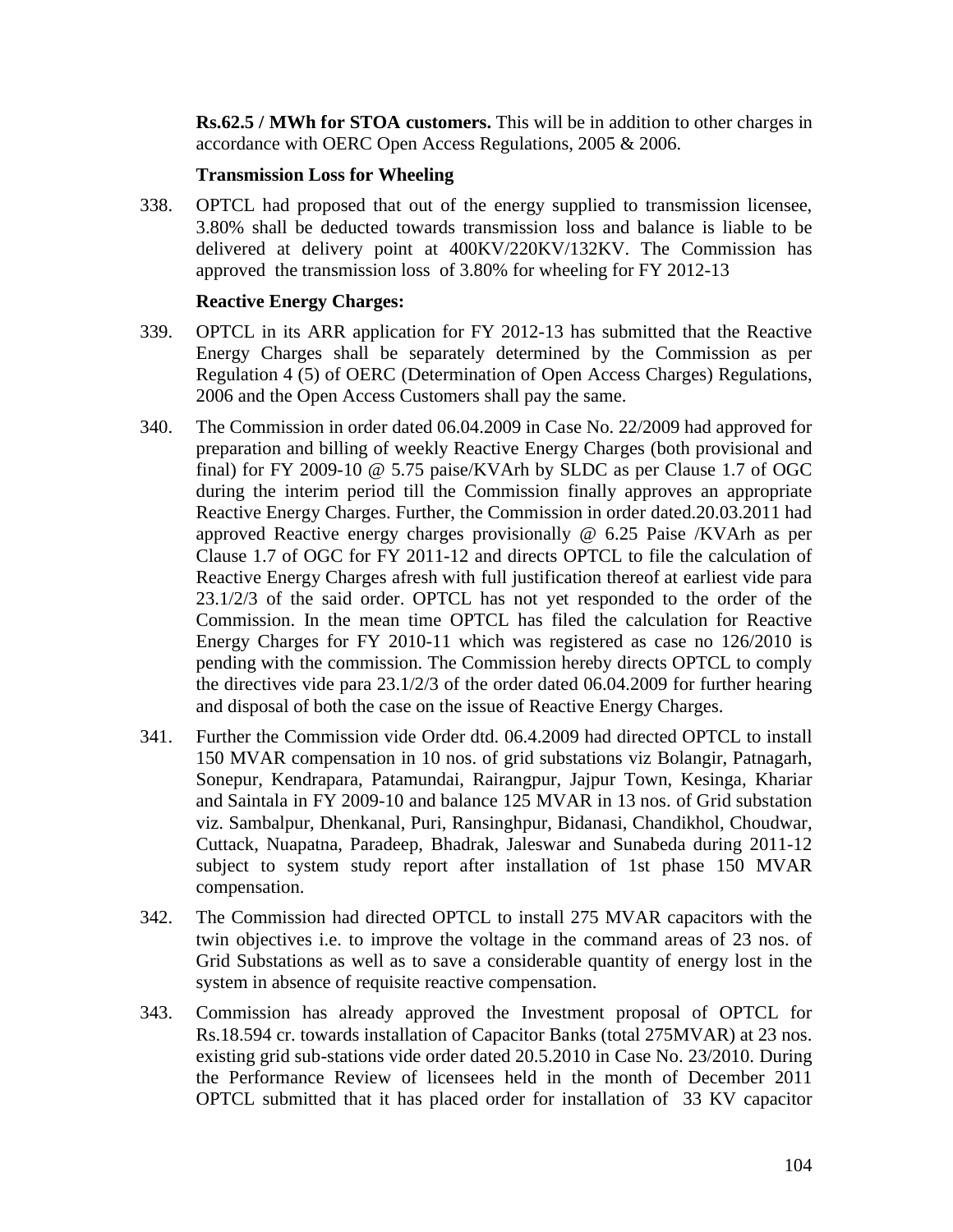**Rs.62.5 / MWh for STOA customers.** This will be in addition to other charges in accordance with OERC Open Access Regulations, 2005 & 2006.

**Transmission Loss for Wheeling**

338. OPTCL had proposed that out of the energy supplied to transmission licensee, 3.80% shall be deducted towards transmission loss and balance is liable to be delivered at delivery point at 400KV/220KV/132KV. The Commission has approved the transmission loss of 3.80% for wheeling for FY 2012-13

**Reactive Energy Charges:**

339. OPTCL in its ARR application for FY 2012-13 has submitted that the Reactive Energy Charges shall be separately determined by the Commission as per Regulation 4 (5) of OERC (Determination of Open Access Charges) Regulations, 2006 and the Open Access Customers shall pay the same.

340. The Commission in order dated 06.04.2009 in Case No. 22/2009 had approved for preparation and billing of weekly Reactive Energy Charges (both provisional and final) for FY 2009-10 @ 5.75 paise/KVArh by SLDC as per Clause 1.7 of OGC during the interim period till the Commission finally approves an appropriate Reactive Energy Charges. Further, the Commission in order dated.20.03.2011 had approved Reactive energy charges provisionally @ 6.25 Paise /KVArh as per Clause 1.7 of OGC for FY 2011-12 and directs OPTCL to file the calculation of Reactive Energy Charges afresh with full justification thereof at earliest vide para 23.1/2/3 of the said order. OPTCL has not yet responded to the order of the Commission. In the mean time OPTCL has filed the calculation for Reactive Energy Charges for FY 2010-11 which was registered as case no 126/2010 is pending with the commission. The Commission hereby directs OPTCL to comply the directives vide para 23.1/2/3 of the order dated 06.04.2009 for further hearing and disposal of both the case on the issue of Reactive Energy Charges.

341. Further the Commission vide Order dtd. 06.4.2009 had directed OPTCL to install 150 MVAR compensation in 10 nos. of grid substations viz Bolangir, Patnagarh, Sonepur, Kendrapara, Patamundai, Rairangpur, Jajpur Town, Kesinga, Khariar and Saintala in FY 2009-10 and balance 125 MVAR in 13 nos. of Grid substation viz. Sambalpur, Dhenkanal, Puri, Ransinghpur, Bidanasi, Chandikhol, Choudwar, Cuttack, Nuapatna, Paradeep, Bhadrak, Jaleswar and Sunabeda during 2011-12 subject to system study report after installation of 1st phase 150 MVAR compensation.

342. The Commission had directed OPTCL to install 275 MVAR capacitors with the twin objectives i.e. to improve the voltage in the command areas of 23 nos. of Grid Substations as well as to save a considerable quantity of energy lost in the system in absence of requisite reactive compensation.

343. Commission has already approved the Investment proposal of OPTCL for Rs.18.594 cr. towards installation of Capacitor Banks (total 275MVAR) at 23 nos. existing grid sub-stations vide order dated 20.5.2010 in Case No. 23/2010. During the Performance Review of licensees held in the month of December 2011 OPTCL submitted that it has placed order for installation of 33 KV capacitor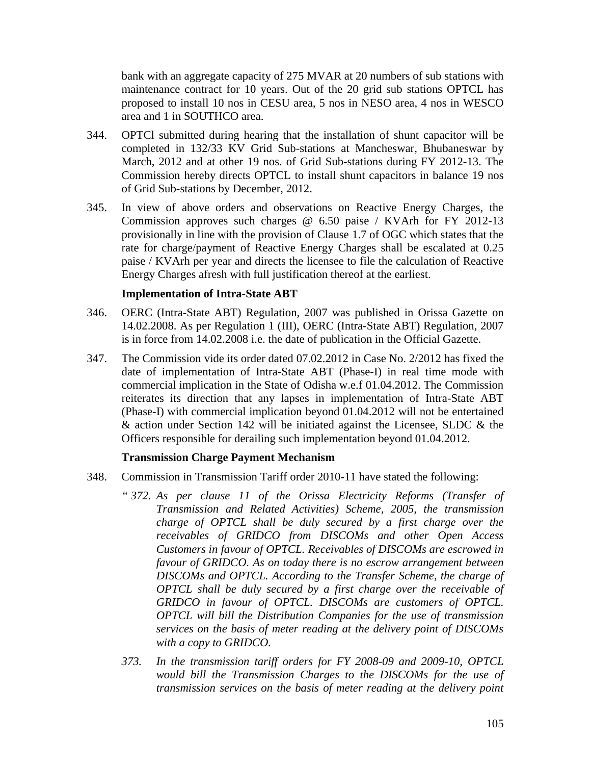bank with an aggregate capacity of 275 MVAR at 20 numbers of sub stations with maintenance contract for 10 years. Out of the 20 grid sub stations OPTCL has proposed to install 10 nos in CESU area, 5 nos in NESO area, 4 nos in WESCO area and 1 in SOUTHCO area.

344. OPTCl submitted during hearing that the installation of shunt capacitor will be completed in 132/33 KV Grid Sub-stations at Mancheswar, Bhubaneswar by March, 2012 and at other 19 nos. of Grid Sub-stations during FY 2012-13. The Commission hereby directs OPTCL to install shunt capacitors in balance 19 nos of Grid Sub-stations by December, 2012.

345. In view of above orders and observations on Reactive Energy Charges, the Commission approves such charges @ 6.50 paise / KVArh for FY 2012-13 provisionally in line with the provision of Clause 1.7 of OGC which states that the rate for charge/payment of Reactive Energy Charges shall be escalated at 0.25 paise / KVArh per year and directs the licensee to file the calculation of Reactive Energy Charges afresh with full justification thereof at the earliest.

**Implementation of Intra-State ABT**

346. OERC (Intra-State ABT) Regulation, 2007 was published in Orissa Gazette on 14.02.2008. As per Regulation 1 (III), OERC (Intra-State ABT) Regulation, 2007 is in force from 14.02.2008 i.e. the date of publication in the Official Gazette.

347. The Commission vide its order dated 07.02.2012 in Case No. 2/2012 has fixed the date of implementation of Intra-State ABT (Phase-I) in real time mode with commercial implication in the State of Odisha w.e.f 01.04.2012. The Commission reiterates its direction that any lapses in implementation of Intra-State ABT (Phase-I) with commercial implication beyond 01.04.2012 will not be entertained & action under Section 142 will be initiated against the Licensee, SLDC & the Officers responsible for derailing such implementation beyond 01.04.2012.

**Transmission Charge Payment Mechanism**

348. Commission in Transmission Tariff order 2010-11 have stated the following:

*" 372. As per clause 11 of the Orissa Electricity Reforms (Transfer of Transmission and Related Activities) Scheme, 2005, the transmission charge of OPTCL shall be duly secured by a first charge over the receivables of GRIDCO from DISCOMs and other Open Access Customers in favour of OPTCL. Receivables of DISCOMs are escrowed in favour of GRIDCO. As on today there is no escrow arrangement between DISCOMs and OPTCL. According to the Transfer Scheme, the charge of OPTCL shall be duly secured by a first charge over the receivable of GRIDCO in favour of OPTCL. DISCOMs are customers of OPTCL. OPTCL will bill the Distribution Companies for the use of transmission services on the basis of meter reading at the delivery point of DISCOMs with a copy to GRIDCO.*

*373. In the transmission tariff orders for FY 2008-09 and 2009-10, OPTCL would bill the Transmission Charges to the DISCOMs for the use of transmission services on the basis of meter reading at the delivery point*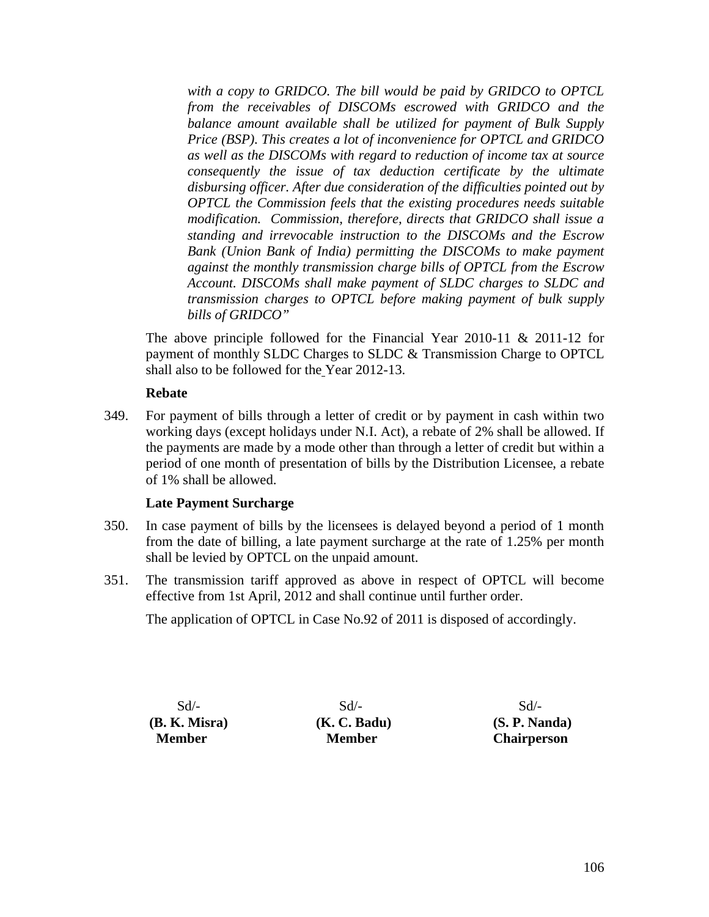*with a copy to GRIDCO. The bill would be paid by GRIDCO to OPTCL from the receivables of DISCOMs escrowed with GRIDCO and the balance amount available shall be utilized for payment of Bulk Supply Price (BSP). This creates a lot of inconvenience for OPTCL and GRIDCO as well as the DISCOMs with regard to reduction of income tax at source consequently the issue of tax deduction certificate by the ultimate disbursing officer. After due consideration of the difficulties pointed out by OPTCL the Commission feels that the existing procedures needs suitable modification. Commission, therefore, directs that GRIDCO shall issue a standing and irrevocable instruction to the DISCOMs and the Escrow Bank (Union Bank of India) permitting the DISCOMs to make payment against the monthly transmission charge bills of OPTCL from the Escrow Account. DISCOMs shall make payment of SLDC charges to SLDC and transmission charges to OPTCL before making payment of bulk supply bills of GRIDCO"*

The above principle followed for the Financial Year 2010-11 & 2011-12 for payment of monthly SLDC Charges to SLDC & Transmission Charge to OPTCL shall also to be followed for the Year 2012-13.

**Rebate**

349. For payment of bills through a letter of credit or by payment in cash within two working days (except holidays under N.I. Act), a rebate of 2% shall be allowed. If the payments are made by a mode other than through a letter of credit but within a period of one month of presentation of bills by the Distribution Licensee, a rebate of 1% shall be allowed.

**Late Payment Surcharge**

350. In case payment of bills by the licensees is delayed beyond a period of 1 month from the date of billing, a late payment surcharge at the rate of 1.25% per month shall be levied by OPTCL on the unpaid amount.

351. The transmission tariff approved as above in respect of OPTCL will become effective from 1st April, 2012 and shall continue until further order.

The application of OPTCL in Case No.92 of 2011 is disposed of accordingly.

| | | |
|---|---|---|
| Sd/- | Sd/- | Sd/- |
| **(B. K. Misra)** | **(K. C. Badu)** | **(S. P. Nanda)** |
| **Member** | **Member** | **Chairperson** |